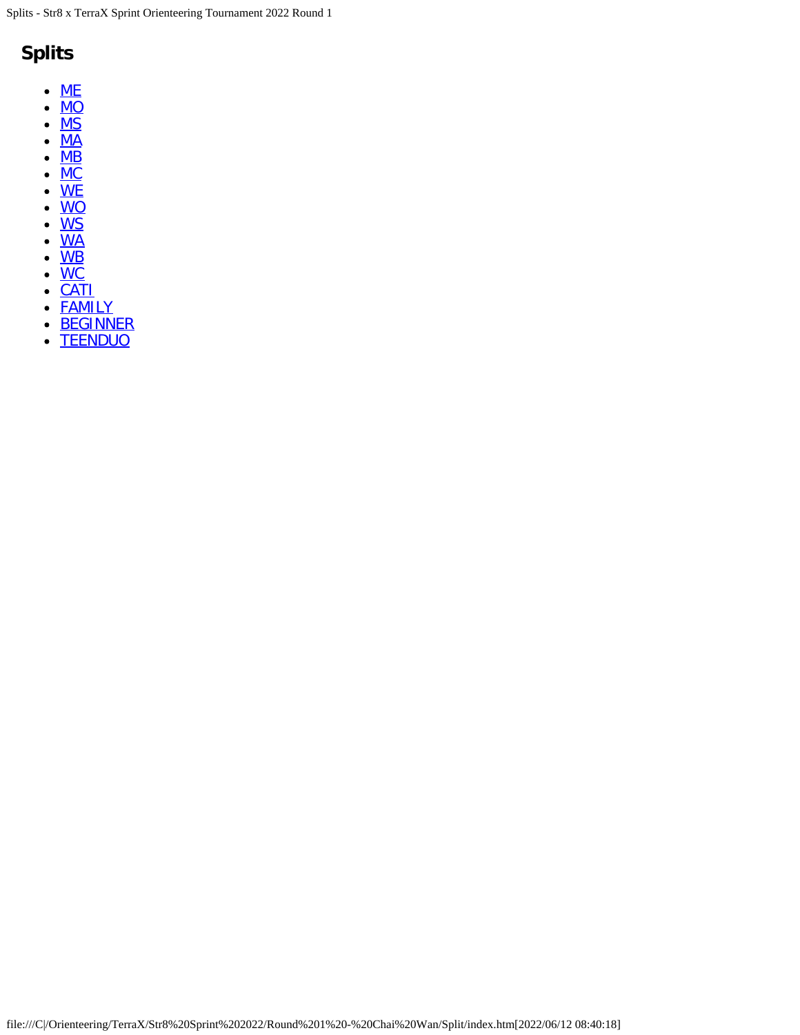# Splits

- ME
- MO
- MS
- MA
- MB
- MC
- WE
- WO
- WS
- WA
- WB
- WC
- CATI
- FAMILY
- BEGINNER
- TEENDUO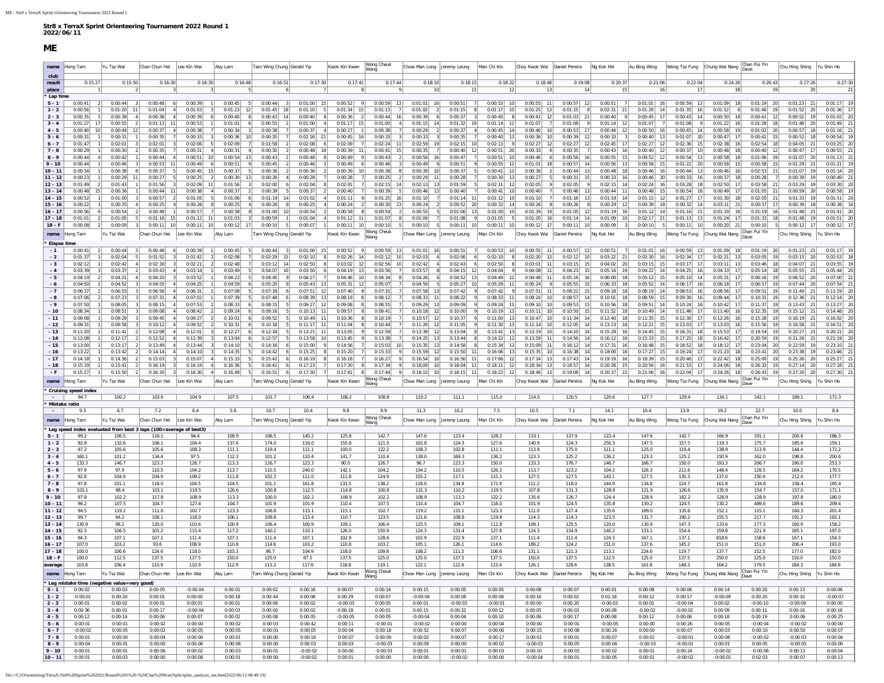**Str8 x TerraX Sprint Orienteering Tournament 2022 Round 1**
**2022/06/11**

# ME

| name | Hong Tam | Yu Tsz Wai | Chan Chun Hei | Lee Kin Wai | Aby Lam | Tam Wing Chung | Gerald Yip | Kwok Kin Kwan | Wong Cheuk Wang | Chow Man Long | Jeremy Leung | Man Chi Kin | Choy Kwok Wai | Daniel Pereira | Ng Kok Hei | Au Bing Wing | Wong Tsz Fung | Chung Wai Nang | Chan Pui Yin Dave | Chu Hing Shing | Yu Shin Ho |
|---|---|---|---|---|---|---|---|---|---|---|---|---|---|---|---|---|---|---|---|---|---|
| club | | | | | | | | | | | | | | | | | | | | | |
| result | 0:15:27 | 0:15:50 | 0:16:30 | 0:16:30 | 0:16:48 | 0:16:51 | 0:17:30 | 0:17:41 | 0:17:44 | 0:18:10 | 0:18:15 | 0:18:22 | 0:18:46 | 0:19:08 | 0:20:37 | 0:21:06 | 0:22:04 | 0:24:26 | 0:26:43 | 0:27:26 | 0:27:30 |
| place | 1 | 2 | 3 | 3 | 5 | 6 | 7 | 8 | 9 | 10 | 11 | 12 | 13 | 14 | 15 | 16 | 17 | 18 | 19 | 20 | 21 |
| * Lap time | | | | | | | | | | | | | | | | | | | | | |
| S - 1 | 0:00:41 2 | 0:00:44 3 | 0:00:48 6 | 0:00:39 1 | 0:00:45 5 | 0:00:44 3 | 0:01:00 15 | 0:00:52 9 | 0:00:59 13 | 0:01:01 16 | 0:00:51 7 | 0:00:53 10 | 0:00:55 11 | 0:00:57 12 | 0:00:51 7 | 0:01:01 16 | 0:00:59 13 | 0:01:09 18 | 0:01:19 20 | 0:01:23 21 | 0:01:17 19 |
| 1 - 2 | 0:00:56 1 | 0:01:20 11 | 0:01:04 4 | 0:01:03 3 | 0:01:23 12 | 0:01:45 18 | 0:01:10 5 | 0:01:34 15 | 0:01:13 7 | 0:01:02 2 | 0:01:15 8 | 0:01:17 10 | 0:01:25 13 | 0:01:15 8 | 0:02:31 21 | 0:01:29 14 | 0:01:35 16 | 0:01:12 6 | 0:01:46 19 | 0:01:52 20 | 0:01:36 17 |
| 2 - 3 | 0:00:35 1 | 0:00:38 4 | 0:00:38 4 | 0:00:39 6 | 0:00:40 8 | 0:00:43 14 | 0:00:40 8 | 0:00:36 2 | 0:00:44 16 | 0:00:39 6 | 0:00:37 3 | 0:00:40 8 | 0:00:41 12 | 0:00:41 12 | 0:00:40 8 | 0:00:45 17 | 0:00:43 14 | 0:00:50 18 | 0:00:41 12 | 0:00:52 19 | 0:01:02 20 |
| 3 - 4 | 0:01:27 17 | 0:00:55 2 | 0:01:13 11 | 0:00:53 1 | 0:01:01 6 | 0:00:55 2 | 0:01:00 4 | 0:01:17 15 | 0:01:00 4 | 0:01:15 14 | 0:01:32 19 | 0:01:14 12 | 0:01:07 7 | 0:01:08 9 | 0:01:14 12 | 0:01:07 7 | 0:01:08 9 | 0:01:22 16 | 0:01:28 18 | 0:01:48 20 | 0:01:49 21 |
| 4 - 5 | 0:00:40 10 | 0:00:44 12 | 0:00:37 4 | 0:00:38 7 | 0:00:34 3 | 0:00:38 7 | 0:00:37 4 | 0:00:27 1 | 0:00:38 7 | 0:00:29 2 | 0:00:37 4 | 0:00:45 14 | 0:00:40 10 | 0:00:53 17 | 0:00:44 12 | 0:00:50 16 | 0:00:45 14 | 0:00:58 19 | 0:01:02 20 | 0:00:57 18 | 0:01:16 21 |
| 5 - 6 | 0:00:31 1 | 0:00:31 1 | 0:00:35 7 | 0:00:33 3 | 0:00:36 10 | 0:00:35 7 | 0:01:16 21 | 0:00:45 16 | 0:00:33 3 | 0:00:33 3 | 0:00:35 7 | 0:00:40 13 | 0:00:36 10 | 0:00:39 12 | 0:00:33 3 | 0:00:40 13 | 0:01:07 20 | 0:00:47 17 | 0:00:41 15 | 0:00:52 18 | 0:00:54 19 |
| 6 - 7 | 0:01:47 1 | 0:02:01 3 | 0:02:01 3 | 0:02:06 5 | 0:02:09 7 | 0:01:58 2 | 0:02:08 6 | 0:02:09 7 | 0:02:24 11 | 0:02:59 19 | 0:02:15 10 | 0:02:13 9 | 0:02:27 12 | 0:02:27 12 | 0:02:45 17 | 0:02:27 12 | 0:02:36 15 | 0:02:38 16 | 0:02:54 18 | 0:04:05 21 | 0:03:25 20 |
| 7 - 8 | 0:00:29 1 | 0:00:30 2 | 0:00:35 7 | 0:00:31 4 | 0:00:31 4 | 0:00:30 2 | 0:00:48 18 | 0:00:39 11 | 0:00:41 15 | 0:00:35 7 | 0:00:40 12 | 0:00:51 20 | 0:00:33 6 | 0:00:35 7 | 0:00:43 16 | 0:00:40 12 | 0:00:37 10 | 0:00:48 18 | 0:00:40 12 | 0:00:47 17 | 0:00:55 21 |
| 8 - 9 | 0:00:44 4 | 0:00:42 1 | 0:00:44 4 | 0:00:51 10 | 0:00:54 13 | 0:00:43 2 | 0:00:48 8 | 0:00:49 9 | 0:00:43 2 | 0:00:56 16 | 0:00:47 7 | 0:00:51 10 | 0:00:46 6 | 0:00:56 16 | 0:00:55 15 | 0:00:52 12 | 0:00:54 13 | 0:00:58 18 | 0:01:06 19 | 0:01:07 20 | 0:01:13 21 |
| 9 - 10 | 0:00:44 1 | 0:00:46 3 | 0:00:53 11 | 0:00:49 6 | 0:00:51 9 | 0:00:45 2 | 0:00:46 3 | 0:00:49 6 | 0:00:46 3 | 0:00:49 6 | 0:00:51 9 | 0:00:55 12 | 0:01:01 18 | 0:00:57 14 | 0:00:56 13 | 0:00:58 15 | 0:01:22 20 | 0:00:58 15 | 0:00:58 15 | 0:01:29 21 | 0:01:21 19 |
| 10 - 11 | 0:00:34 1 | 0:00:38 8 | 0:00:37 5 | 0:00:45 15 | 0:00:37 5 | 0:00:36 2 | 0:00:36 2 | 0:00:39 10 | 0:00:38 8 | 0:00:39 10 | 0:00:37 5 | 0:00:41 12 | 0:00:36 2 | 0:00:44 13 | 0:00:48 18 | 0:00:46 16 | 0:00:44 13 | 0:00:46 16 | 0:02:53 21 | 0:01:07 19 | 0:01:14 20 |
| 11 - 12 | 0:00:23 1 | 0:00:29 11 | 0:00:27 5 | 0:00:25 2 | 0:00:30 13 | 0:00:26 4 | 0:00:28 7 | 0:00:28 7 | 0:00:25 2 | 0:00:29 11 | 0:00:28 7 | 0:00:30 13 | 0:00:27 5 | 0:00:31 15 | 0:00:33 16 | 0:00:46 20 | 0:00:33 16 | 0:00:37 18 | 0:00:28 7 | 0:00:39 19 | 0:00:49 21 |
| 12 - 13 | 0:01:49 2 | 0:01:43 1 | 0:01:56 3 | 0:02:09 11 | 0:01:56 3 | 0:02:00 6 | 0:02:04 8 | 0:02:01 7 | 0:02:15 14 | 0:02:13 13 | 0:01:59 5 | 0:02:11 12 | 0:02:05 9 | 0:02:05 9 | 0:02:15 14 | 0:02:24 16 | 0:03:28 18 | 0:02:50 17 | 0:03:58 21 | 0:03:29 19 | 0:03:30 20 |
| 13 - 14 | 0:00:48 15 | 0:00:36 1 | 0:00:44 11 | 0:00:38 4 | 0:00:37 2 | 0:00:39 5 | 0:00:37 2 | 0:00:40 7 | 0:00:39 5 | 0:00:46 13 | 0:00:40 7 | 0:00:41 10 | 0:00:40 7 | 0:00:46 13 | 0:00:44 11 | 0:00:48 15 | 0:00:54 18 | 0:00:49 17 | 0:01:05 21 | 0:00:59 20 | 0:00:58 19 |
| 14 - 15 | 0:00:52 1 | 0:01:00 3 | 0:00:57 2 | 0:01:05 5 | 0:01:06 6 | 0:01:19 14 | 0:01:02 4 | 0:01:11 9 | 0:01:25 16 | 0:01:10 7 | 0:01:14 11 | 0:01:12 10 | 0:01:10 7 | 0:01:16 13 | 0:01:19 14 | 0:01:15 12 | 0:01:27 17 | 0:01:29 18 | 0:02:05 21 | 0:01:33 19 | 0:01:51 20 |
| 15 - 16 | 0:00:22 1 | 0:00:25 4 | 0:00:25 4 | 0:00:26 8 | 0:00:25 4 | 0:00:26 8 | 0:00:25 4 | 0:00:24 2 | 0:00:30 13 | 0:00:24 2 | 0:00:52 20 | 0:00:32 14 | 0:00:26 8 | 0:00:26 8 | 0:00:29 12 | 0:00:39 18 | 0:00:32 14 | 0:03:11 21 | 0:00:37 17 | 0:00:39 18 | 0:00:36 16 |
| 16 - 17 | 0:00:56 6 | 0:00:54 2 | 0:00:49 1 | 0:00:57 7 | 0:00:58 8 | 0:01:00 10 | 0:00:54 2 | 0:00:58 8 | 0:00:54 2 | 0:00:55 5 | 0:01:06 13 | 0:01:00 10 | 0:01:39 19 | 0:01:05 12 | 0:01:19 16 | 0:01:12 14 | 0:01:16 15 | 0:01:19 16 | 0:01:19 16 | 0:01:48 21 | 0:01:41 20 |
| 17 - 18 | 0:01:01 2 | 0:01:05 5 | 0:01:16 15 | 0:01:12 11 | 0:01:03 3 | 0:00:59 1 | 0:01:04 4 | 0:01:12 11 | 0:01:07 8 | 0:01:06 7 | 0:01:08 9 | 0:01:05 5 | 0:01:20 16 | 0:01:14 14 | 0:01:09 10 | 0:02:17 21 | 0:01:13 13 | 0:01:24 17 | 0:01:33 18 | 0:01:48 19 | 0:01:51 20 |
| 18 - F | 0:00:08 2 | 0:00:09 3 | 0:00:11 10 | 0:00:11 10 | 0:00:12 17 | 0:00:10 5 | 0:00:07 1 | 0:00:11 10 | 0:00:10 5 | 0:00:10 5 | 0:00:11 10 | 0:00:11 10 | 0:00:12 17 | 0:00:11 10 | 0:00:09 3 | 0:00:10 5 | 0:00:11 10 | 0:00:20 21 | 0:00:10 5 | 0:00:12 17 | 0:00:12 17 |
| name | Hong Tam | Yu Tsz Wai | Chan Chun Hei | Lee Kin Wai | Aby Lam | Tam Wing Chung | Gerald Yip | Kwok Kin Kwan | Wong Cheuk Wang | Chow Man Long | Jeremy Leung | Man Chi Kin | Choy Kwok Wai | Daniel Pereira | Ng Kok Hei | Au Bing Wing | Wong Tsz Fung | Chung Wai Nang | Chan Pui Yin Dave | Chu Hing Shing | Yu Shin Ho |
| * Elapse time | | | | | | | | | | | | | | | | | | | | | |
| - 1 | 0:00:41 2 | 0:00:44 3 | 0:00:48 6 | 0:00:39 1 | 0:00:45 5 | 0:00:44 3 | 0:01:00 15 | 0:00:52 9 | 0:00:59 13 | 0:01:01 16 | 0:00:51 7 | 0:00:53 10 | 0:00:55 11 | 0:00:57 12 | 0:00:51 7 | 0:01:01 16 | 0:00:59 13 | 0:01:09 18 | 0:01:19 20 | 0:01:23 21 | 0:01:17 19 |
| - 2 | 0:01:37 1 | 0:02:04 5 | 0:01:52 3 | 0:01:42 2 | 0:02:08 7 | 0:02:29 15 | 0:02:10 8 | 0:02:26 14 | 0:02:12 10 | 0:02:03 4 | 0:02:06 6 | 0:02:10 8 | 0:02:20 12 | 0:02:12 10 | 0:03:22 21 | 0:02:30 16 | 0:02:34 17 | 0:02:21 13 | 0:03:05 19 | 0:03:15 20 | 0:02:53 18 |
| - 3 | 0:02:12 1 | 0:02:42 4 | 0:02:30 3 | 0:02:21 2 | 0:02:48 7 | 0:03:12 14 | 0:02:50 8 | 0:03:02 12 | 0:02:56 10 | 0:02:42 4 | 0:02:43 6 | 0:02:50 8 | 0:03:01 11 | 0:03:15 15 | 0:04:02 20 | 0:03:15 15 | 0:03:17 17 | 0:03:11 13 | 0:03:46 18 | 0:04:07 21 | 0:03:55 19 |
| - 4 | 0:03:39 3 | 0:03:37 2 | 0:03:43 4 | 0:03:14 1 | 0:03:49 5 | 0:04:07 10 | 0:03:50 6 | 0:04:19 13 | 0:03:56 7 | 0:03:57 8 | 0:04:15 12 | 0:04:04 9 | 0:04:08 11 | 0:04:23 15 | 0:05:16 19 | 0:04:22 14 | 0:04:25 16 | 0:04:33 17 | 0:05:14 18 | 0:05:55 21 | 0:05:44 20 |
| - 5 | 0:04:19 2 | 0:04:21 4 | 0:04:20 3 | 0:03:52 1 | 0:04:23 5 | 0:04:45 9 | 0:04:27 7 | 0:04:46 10 | 0:04:34 8 | 0:04:26 6 | 0:04:52 13 | 0:04:49 12 | 0:04:48 11 | 0:05:16 16 | 0:06:00 18 | 0:05:12 15 | 0:05:10 14 | 0:05:31 17 | 0:06:16 19 | 0:06:52 20 | 0:07:00 21 |
| - 6 | 0:04:50 2 | 0:04:52 3 | 0:04:55 4 | 0:04:25 1 | 0:04:59 5 | 0:05:20 8 | 0:05:43 13 | 0:05:31 12 | 0:05:07 7 | 0:04:59 5 | 0:05:27 10 | 0:05:29 11 | 0:05:24 9 | 0:05:55 15 | 0:06:33 18 | 0:05:52 14 | 0:06:17 16 | 0:06:18 17 | 0:06:57 19 | 0:07:44 20 | 0:07:54 21 |
| - 7 | 0:06:37 2 | 0:06:53 3 | 0:06:56 4 | 0:06:31 1 | 0:07:08 5 | 0:07:18 6 | 0:07:51 12 | 0:07:40 8 | 0:07:31 7 | 0:07:58 13 | 0:07:42 9 | 0:07:42 9 | 0:07:51 11 | 0:08:22 15 | 0:09:18 18 | 0:08:19 14 | 0:08:53 16 | 0:08:56 17 | 0:09:51 19 | 0:11:49 21 | 0:11:19 20 |
| - 8 | 0:07:06 2 | 0:07:23 3 | 0:07:31 4 | 0:07:02 1 | 0:07:39 5 | 0:07:48 6 | 0:08:39 13 | 0:08:19 8 | 0:08:12 7 | 0:08:33 11 | 0:08:22 9 | 0:08:33 11 | 0:08:24 10 | 0:08:57 14 | 0:10:01 18 | 0:08:59 15 | 0:09:30 16 | 0:09:44 17 | 0:10:31 19 | 0:12:36 21 | 0:12:14 20 |
| - 9 | 0:07:50 1 | 0:08:05 3 | 0:08:15 4 | 0:07:53 2 | 0:08:33 6 | 0:08:31 5 | 0:09:27 12 | 0:09:08 8 | 0:08:55 7 | 0:09:29 13 | 0:09:09 9 | 0:09:24 11 | 0:09:10 10 | 0:09:53 15 | 0:10:56 18 | 0:09:51 14 | 0:10:24 16 | 0:10:42 17 | 0:11:37 19 | 0:13:43 21 | 0:13:27 20 |
| - 10 | 0:08:34 1 | 0:08:51 3 | 0:09:08 4 | 0:08:42 2 | 0:09:24 6 | 0:09:16 5 | 0:10:13 11 | 0:09:57 8 | 0:09:41 7 | 0:10:18 12 | 0:10:00 9 | 0:10:19 13 | 0:10:11 10 | 0:10:50 15 | 0:11:52 18 | 0:10:49 14 | 0:11:46 17 | 0:11:40 16 | 0:12:35 19 | 0:15:12 21 | 0:14:48 20 |
| - 11 | 0:09:08 1 | 0:09:29 3 | 0:09:45 4 | 0:09:27 2 | 0:10:01 6 | 0:09:52 5 | 0:10:49 11 | 0:10:36 8 | 0:10:19 7 | 0:10:57 12 | 0:10:37 9 | 0:11:00 13 | 0:10:47 10 | 0:11:34 14 | 0:12:40 18 | 0:11:35 15 | 0:12:30 17 | 0:12:26 16 | 0:15:28 19 | 0:16:19 21 | 0:16:02 20 |
| - 12 | 0:09:31 1 | 0:09:58 3 | 0:10:12 4 | 0:09:52 2 | 0:10:31 6 | 0:10:18 5 | 0:11:17 11 | 0:11:04 8 | 0:10:44 7 | 0:11:26 12 | 0:11:05 9 | 0:11:30 13 | 0:11:14 10 | 0:12:05 14 | 0:13:13 18 | 0:12:21 15 | 0:13:03 17 | 0:13:03 16 | 0:15:56 19 | 0:16:58 21 | 0:16:51 20 |
| - 13 | 0:11:20 1 | 0:11:41 2 | 0:12:08 4 | 0:12:01 3 | 0:12:27 6 | 0:12:18 5 | 0:13:21 11 | 0:13:05 9 | 0:12:59 7 | 0:13:39 12 | 0:13:04 8 | 0:13:41 13 | 0:13:19 10 | 0:14:10 14 | 0:15:28 16 | 0:14:45 15 | 0:16:31 18 | 0:15:53 17 | 0:19:54 19 | 0:20:27 21 | 0:20:21 20 |
| - 14 | 0:12:08 1 | 0:12:17 2 | 0:12:52 4 | 0:12:39 3 | 0:13:04 6 | 0:12:57 5 | 0:13:58 10 | 0:13:45 9 | 0:13:38 7 | 0:14:25 13 | 0:13:44 8 | 0:14:22 12 | 0:13:59 11 | 0:14:56 14 | 0:16:12 16 | 0:15:33 15 | 0:17:25 18 | 0:16:42 17 | 0:20:59 19 | 0:21:26 21 | 0:21:19 20 |
| - 15 | 0:13:00 1 | 0:13:17 2 | 0:13:49 4 | 0:13:44 3 | 0:14:10 5 | 0:14:16 6 | 0:15:00 9 | 0:14:56 7 | 0:15:03 10 | 0:15:35 13 | 0:14:58 8 | 0:15:34 12 | 0:15:09 11 | 0:16:12 14 | 0:17:31 16 | 0:16:48 15 | 0:18:52 18 | 0:18:12 17 | 0:23:04 20 | 0:22:59 19 | 0:23:10 21 |
| - 16 | 0:13:22 1 | 0:13:42 2 | 0:14:14 4 | 0:14:10 3 | 0:14:35 5 | 0:14:42 6 | 0:15:25 8 | 0:15:20 7 | 0:15:33 9 | 0:15:59 12 | 0:15:50 11 | 0:16:06 13 | 0:15:35 10 | 0:16:38 14 | 0:18:00 16 | 0:17:27 15 | 0:19:24 17 | 0:21:23 18 | 0:23:41 20 | 0:23:38 19 | 0:23:46 21 |
| - 17 | 0:14:18 1 | 0:14:36 2 | 0:15:03 3 | 0:15:07 4 | 0:15:33 5 | 0:15:42 6 | 0:16:19 8 | 0:16:18 7 | 0:16:27 9 | 0:16:54 10 | 0:16:56 11 | 0:17:06 12 | 0:17:14 13 | 0:17:43 14 | 0:19:19 16 | 0:18:39 15 | 0:20:40 17 | 0:22:42 18 | 0:25:00 19 | 0:25:26 20 | 0:25:27 21 |
| - 18 | 0:15:19 1 | 0:15:41 2 | 0:16:19 3 | 0:16:19 3 | 0:16:36 5 | 0:16:41 6 | 0:17:23 7 | 0:17:30 8 | 0:17:34 9 | 0:18:00 10 | 0:18:04 11 | 0:18:11 12 | 0:18:34 13 | 0:18:57 14 | 0:20:28 15 | 0:20:56 16 | 0:21:53 17 | 0:24:06 18 | 0:26:33 19 | 0:27:14 20 | 0:27:18 21 |
| - F | 0:15:27 1 | 0:15:50 2 | 0:16:30 3 | 0:16:30 3 | 0:16:48 5 | 0:16:51 6 | 0:17:30 7 | 0:17:41 8 | 0:17:44 9 | 0:18:10 10 | 0:18:15 11 | 0:18:22 12 | 0:18:46 13 | 0:19:08 14 | 0:20:37 15 | 0:21:06 16 | 0:22:04 17 | 0:24:26 18 | 0:26:43 19 | 0:27:26 20 | 0:27:30 21 |
| name | Hong Tam | Yu Tsz Wai | Chan Chun Hei | Lee Kin Wai | Aby Lam | Tam Wing Chung | Gerald Yip | Kwok Kin Kwan | Wong Cheuk Wang | Chow Man Long | Jeremy Leung | Man Chi Kin | Choy Kwok Wai | Daniel Pereira | Ng Kok Hei | Au Bing Wing | Wong Tsz Fung | Chung Wai Nang | Chan Pui Yin Dave | Chu Hing Shing | Yu Shin Ho |
| * Cruising speed index | | | | | | | | | | | | | | | | | | | | | |
| - | 94.7 | 100.2 | 103.6 | 104.9 | 107.5 | 101.7 | 106.4 | 108.2 | 108.8 | 110.2 | 111.1 | 115.0 | 114.0 | 120.5 | 120.6 | 127.7 | 129.4 | 134.1 | 142.1 | 169.1 | 171.3 |
| * Mistake ratio | | | | | | | | | | | | | | | | | | | | | |
| - | 9.3 | 6.7 | 7.2 | 6.4 | 5.6 | 10.7 | 10.4 | 9.8 | 9.9 | 11.3 | 10.2 | 7.5 | 10.5 | 7.1 | 14.1 | 10.4 | 13.9 | 19.2 | 22.7 | 10.0 | 8.4 |
| name | Hong Tam | Yu Tsz Wai | Chan Chun Hei | Lee Kin Wai | Aby Lam | Tam Wing Chung | Gerald Yip | Kwok Kin Kwan | Wong Cheuk Wang | Chow Man Long | Jeremy Leung | Man Chi Kin | Choy Kwok Wai | Daniel Pereira | Ng Kok Hei | Au Bing Wing | Wong Tsz Fung | Chung Wai Nang | Chan Pui Yin Dave | Chu Hing Shing | Yu Shin Ho |
| * Leg speed index evaluated from best 3 laps (100=average of best3) | | | | | | | | | | | | | | | | | | | | | |
| S - 1 | 99.2 | 106.5 | 116.1 | 94.4 | 108.9 | 106.5 | 145.2 | 125.8 | 142.7 | 147.6 | 123.4 | 128.2 | 133.1 | 137.9 | 123.4 | 147.6 | 142.7 | 166.9 | 191.1 | 200.8 | 186.3 |
| 1 - 2 | 92.8 | 132.6 | 106.1 | 104.4 | 137.6 | 174.0 | 116.0 | 155.8 | 121.0 | 102.8 | 124.3 | 127.6 | 140.9 | 124.3 | 250.3 | 147.5 | 157.5 | 119.3 | 175.7 | 185.6 | 159.1 |
| 2 - 3 | 97.2 | 105.6 | 105.6 | 108.3 | 111.1 | 119.4 | 111.1 | 100.0 | 122.2 | 108.3 | 102.8 | 111.1 | 113.9 | 113.9 | 111.1 | 125.0 | 119.4 | 138.9 | 113.9 | 144.4 | 172.2 |
| 3 - 4 | 160.1 | 101.2 | 134.4 | 97.5 | 112.3 | 101.2 | 110.4 | 141.7 | 110.4 | 138.0 | 169.3 | 136.2 | 123.3 | 125.2 | 136.2 | 123.3 | 125.2 | 150.9 | 162.0 | 198.8 | 200.6 |
| 4 - 5 | 133.3 | 146.7 | 123.3 | 126.7 | 113.3 | 126.7 | 123.3 | 90.0 | 126.7 | 96.7 | 123.3 | 150.0 | 133.3 | 176.7 | 146.7 | 166.7 | 150.0 | 193.3 | 206.7 | 190.0 | 253.3 |
| 5 - 6 | 97.9 | 97.9 | 110.5 | 104.2 | 113.7 | 110.5 | 240.0 | 142.1 | 104.2 | 104.2 | 110.5 | 126.3 | 113.7 | 123.2 | 104.2 | 126.3 | 211.6 | 148.4 | 129.5 | 164.2 | 170.5 |
| 6 - 7 | 92.8 | 104.9 | 104.9 | 109.2 | 111.8 | 102.3 | 111.0 | 111.8 | 124.9 | 155.2 | 117.1 | 115.3 | 127.5 | 127.5 | 143.1 | 127.5 | 135.3 | 137.0 | 150.9 | 212.4 | 177.7 |
| 7 - 8 | 97.8 | 101.1 | 118.0 | 104.5 | 104.5 | 101.1 | 161.8 | 131.5 | 138.2 | 118.0 | 134.8 | 171.9 | 111.2 | 118.0 | 144.9 | 134.8 | 124.7 | 161.8 | 134.8 | 158.4 | 185.4 |
| 8 - 9 | 103.1 | 98.4 | 103.1 | 119.5 | 126.6 | 100.8 | 112.5 | 114.8 | 100.8 | 131.3 | 110.2 | 119.5 | 107.8 | 131.3 | 128.9 | 121.9 | 126.6 | 135.9 | 154.7 | 157.0 | 171.1 |
| 9 - 10 | 97.8 | 102.2 | 117.8 | 108.9 | 113.3 | 100.0 | 102.2 | 108.9 | 102.2 | 108.9 | 113.3 | 122.2 | 135.6 | 126.7 | 124.4 | 128.9 | 182.2 | 128.9 | 128.9 | 197.8 | 180.0 |
| 10 - 11 | 96.2 | 107.5 | 104.7 | 127.4 | 104.7 | 101.9 | 101.9 | 110.4 | 107.5 | 110.4 | 104.7 | 116.0 | 101.9 | 124.5 | 135.8 | 130.2 | 124.5 | 130.2 | 489.6 | 189.6 | 209.4 |
| 11 - 12 | 94.5 | 119.2 | 111.0 | 102.7 | 123.3 | 106.8 | 115.1 | 115.1 | 102.7 | 119.2 | 115.1 | 123.3 | 111.0 | 127.4 | 135.6 | 189.0 | 135.6 | 152.1 | 115.1 | 160.3 | 201.4 |
| 12 - 13 | 99.7 | 94.2 | 106.1 | 118.0 | 106.1 | 109.8 | 113.4 | 110.7 | 123.5 | 121.6 | 108.8 | 119.8 | 114.3 | 114.3 | 123.5 | 131.7 | 190.2 | 155.5 | 217.7 | 191.2 | 192.1 |
| 13 - 14 | 130.9 | 98.2 | 120.0 | 103.6 | 100.9 | 106.4 | 100.9 | 109.1 | 106.4 | 125.5 | 109.1 | 111.8 | 109.1 | 125.5 | 120.0 | 130.9 | 147.3 | 133.6 | 177.3 | 160.9 | 158.2 |
| 14 - 15 | 92.3 | 106.5 | 101.2 | 115.4 | 117.2 | 140.2 | 110.1 | 126.0 | 150.9 | 124.3 | 131.4 | 127.8 | 124.3 | 134.9 | 140.2 | 133.1 | 154.4 | 159.8 | 221.9 | 165.1 | 197.0 |
| 15 - 16 | 94.3 | 107.1 | 107.1 | 111.4 | 107.1 | 111.4 | 107.1 | 102.9 | 128.6 | 102.9 | 222.9 | 137.1 | 111.4 | 111.4 | 124.3 | 167.1 | 137.1 | 818.6 | 158.6 | 167.1 | 154.3 |
| 16 - 17 | 107.0 | 103.2 | 93.6 | 108.9 | 110.8 | 114.6 | 103.2 | 110.8 | 103.2 | 105.1 | 126.1 | 114.6 | 189.2 | 124.2 | 151.0 | 137.6 | 145.2 | 151.0 | 151.0 | 206.4 | 193.0 |
| 17 - 18 | 100.0 | 106.6 | 124.6 | 118.0 | 103.3 | 96.7 | 104.9 | 118.0 | 109.8 | 108.2 | 111.5 | 106.6 | 131.1 | 121.3 | 113.1 | 224.6 | 119.7 | 137.7 | 152.5 | 177.0 | 182.0 |
| 18 - F | 100.0 | 112.5 | 137.5 | 137.5 | 150.0 | 125.0 | 87.5 | 137.5 | 125.0 | 125.0 | 137.5 | 137.5 | 150.0 | 137.5 | 112.5 | 125.0 | 137.5 | 250.0 | 125.0 | 150.0 | 150.0 |
| average | 103.8 | 106.4 | 110.9 | 110.9 | 112.9 | 113.2 | 117.6 | 118.8 | 119.1 | 122.1 | 122.6 | 123.4 | 126.1 | 128.6 | 138.5 | 141.8 | 148.3 | 164.2 | 179.5 | 184.3 | 184.8 |
| name | Hong Tam | Yu Tsz Wai | Chan Chun Hei | Lee Kin Wai | Aby Lam | Tam Wing Chung | Gerald Yip | Kwok Kin Kwan | Wong Cheuk Wang | Chow Man Long | Jeremy Leung | Man Chi Kin | Choy Kwok Wai | Daniel Pereira | Ng Kok Hei | Au Bing Wing | Wong Tsz Fung | Chung Wai Nang | Chan Pui Yin Dave | Chu Hing Shing | Yu Shin Ho |
| * Leg mistake time (negative value=very good) | | | | | | | | | | | | | | | | | | | | | |
| S - 1 | 0:00:02 | 0:00:03 | 0:00:05 | -0:00:04 | 0:00:01 | 0:00:02 | 0:00:16 | 0:00:07 | 0:00:14 | 0:00:15 | 0:00:05 | 0:00:05 | 0:00:08 | 0:00:07 | 0:00:01 | 0:00:08 | 0:00:06 | 0:00:14 | 0:00:20 | 0:00:13 | 0:00:06 |
| 1 - 2 | -0:00:01 | 0:00:20 | 0:00:01 | 0:00:00 | 0:00:18 | 0:00:44 | 0:00:06 | 0:00:29 | 0:00:07 | -0:00:04 | 0:00:08 | 0:00:08 | 0:00:16 | 0:00:07 | 0:01:18 | 0:00:12 | 0:00:17 | -0:00:09 | 0:00:20 | 0:00:10 | -0:00:07 |
| 2 - 3 | 0:00:01 | 0:00:02 | 0:00:01 | 0:00:01 | 0:00:01 | 0:00:06 | 0:00:02 | -0:00:03 | 0:00:05 | 0:00:01 | -0:00:03 | -0:00:01 | 0:00:00 | 0:00:20 | -0:00:03 | 0:00:01 | -0:00:04 | 0:00:02 | -0:00:10 | -0:00:09 | 0:00:00 |
| 3 - 4 | 0:00:36 | 0:00:00 | 0:00:17 | -0:00:04 | 0:00:03 | 0:00:02 | 0:00:02 | 0:00:18 | 0:00:01 | 0:00:15 | 0:00:32 | 0:00:12 | 0:00:03 | 0:00:03 | 0:00:08 | -0:00:02 | -0:00:02 | 0:00:09 | 0:00:11 | 0:00:16 | 0:00:16 |
| 4 - 5 | 0:00:12 | 0:00:14 | 0:00:06 | 0:00:07 | 0:00:02 | 0:00:08 | 0:00:05 | -0:00:05 | 0:00:05 | -0:00:04 | 0:00:04 | 0:00:10 | 0:00:05 | 0:00:17 | 0:00:08 | 0:00:12 | 0:00:06 | 0:00:18 | 0:00:19 | 0:00:06 | 0:00:25 |
| 5 - 6 | 0:00:01 | 0:00:01 | 0:00:02 | 0:00:00 | 0:00:02 | 0:00:03 | 0:00:42 | 0:00:11 | -0:00:01 | -0:00:02 | 0:00:00 | 0:00:04 | 0:00:00 | 0:00:01 | -0:00:05 | 0:00:00 | 0:00:26 | 0:00:05 | -0:00:04 | -0:00:02 | 0:00:00 |
| 6 - 7 | -0:00:02 | 0:00:05 | 0:00:02 | 0:00:05 | 0:00:05 | 0:00:05 | 0:00:04 | 0:00:04 | 0:00:18 | 0:00:52 | 0:00:07 | 0:00:00 | 0:00:15 | 0:00:08 | 0:00:26 | 0:00:00 | 0:00:07 | 0:00:03 | 0:00:10 | 0:00:50 | 0:00:07 |
| 7 - 8 | 0:00:01 | 0:00:00 | 0:00:04 | 0:00:00 | 0:00:01 | 0:00:00 | 0:00:16 | 0:00:07 | 0:00:09 | 0:00:02 | 0:00:07 | 0:00:17 | 0:00:01 | 0:00:01 | 0:00:07 | 0:00:02 | -0:00:01 | 0:00:08 | -0:00:02 | -0:00:03 | 0:00:04 |
| 8 - 9 | 0:00:04 | 0:00:01 | 0:00:00 | 0:00:06 | 0:00:08 | 0:00:00 | 0:00:03 | 0:00:03 | -0:00:03 | 0:00:09 | 0:00:00 | 0:00:02 | -0:00:03 | 0:00:05 | 0:00:00 | -0:00:03 | -0:00:01 | 0:00:01 | 0:00:05 | -0:00:05 | 0:00:00 |
| 9 - 10 | 0:00:00 | 0:00:01 | 0:00:06 | 0:00:02 | 0:00:03 | 0:00:01 | -0:00:02 | 0:00:00 | -0:00:03 | 0:00:01 | 0:00:01 | 0:00:03 | 0:00:10 | 0:00:03 | 0:00:02 | 0:00:01 | 0:00:24 | -0:00:02 | -0:00:06 | 0:00:13 | 0:00:04 |
| 10 - 11 | 0:00:01 | 0:00:03 | 0:00:08 | 0:00:01 | 0:00:00 | -0:00:02 | 0:00:01 | 0:00:01 | 0:00:00 | -0:00:02 | 0:00:00 | -0:00:04 | 0:00:01 | 0:00:05 | 0:00:01 | -0:00:02 | 0:00:01 | -0:00:01 | 0:02:03 | 0:00:07 | 0:00:13 |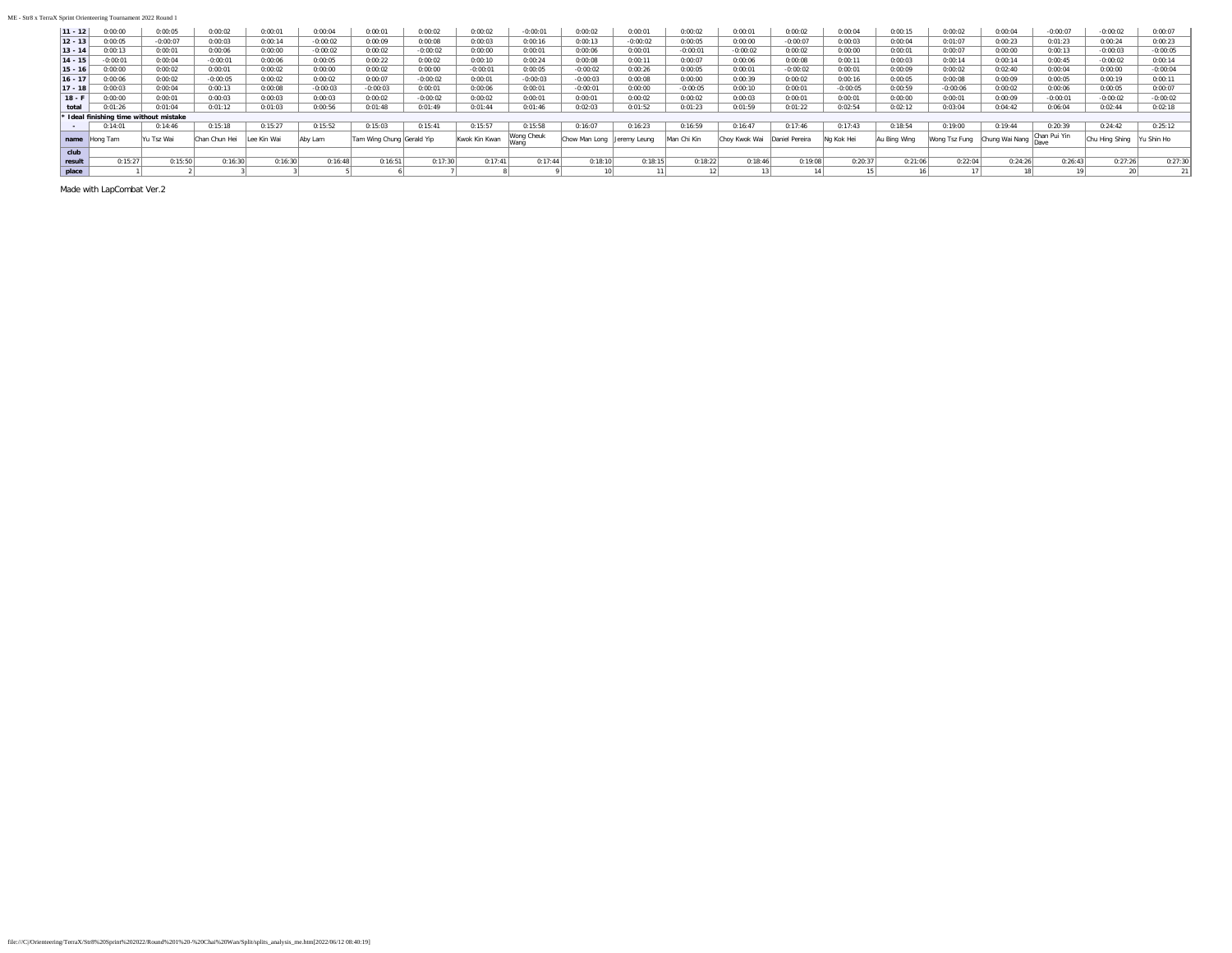| 11 - 12 | 0:00:00 | 0:00:05 | 0:00:02 | 0:00:01 | 0:00:04 | 0:00:01 | 0:00:02 | 0:00:02 | -0:00:01 | 0:00:02 | 0:00:01 | 0:00:02 | 0:00:01 | 0:00:02 | 0:00:04 | 0:00:15 | 0:00:02 | 0:00:04 | -0:00:07 | -0:00:02 | 0:00:07 |
|---|---|---|---|---|---|---|---|---|---|---|---|---|---|---|---|---|---|---|---|---|---|
| 12 - 13 | 0:00:05 | -0:00:07 | 0:00:03 | 0:00:14 | -0:00:02 | 0:00:09 | 0:00:08 | 0:00:03 | 0:00:16 | 0:00:13 | -0:00:02 | 0:00:05 | 0:00:00 | -0:00:07 | 0:00:03 | 0:00:04 | 0:01:07 | 0:00:23 | 0:01:23 | 0:00:24 | 0:00:23 |
| 13 - 14 | 0:00:13 | 0:00:01 | 0:00:06 | 0:00:00 | -0:00:02 | 0:00:02 | -0:00:02 | 0:00:00 | 0:00:01 | 0:00:06 | 0:00:01 | -0:00:01 | -0:00:02 | 0:00:02 | 0:00:00 | 0:00:01 | 0:00:07 | 0:00:00 | 0:00:13 | -0:00:03 | -0:00:05 |
| 14 - 15 | -0:00:01 | 0:00:04 | -0:00:01 | 0:00:06 | 0:00:05 | 0:00:22 | 0:00:02 | 0:00:10 | 0:00:24 | 0:00:08 | 0:00:11 | 0:00:07 | 0:00:06 | 0:00:08 | 0:00:11 | 0:00:03 | 0:00:14 | 0:00:14 | 0:00:45 | -0:00:02 | 0:00:14 |
| 15 - 16 | 0:00:00 | 0:00:02 | 0:00:01 | 0:00:02 | 0:00:00 | 0:00:02 | 0:00:00 | -0:00:01 | 0:00:05 | -0:00:02 | 0:00:26 | 0:00:05 | 0:00:01 | -0:00:02 | 0:00:01 | 0:00:09 | 0:00:02 | 0:02:40 | 0:00:04 | 0:00:00 | -0:00:04 |
| 16 - 17 | 0:00:06 | 0:00:02 | -0:00:05 | 0:00:02 | 0:00:02 | 0:00:07 | -0:00:02 | 0:00:01 | -0:00:03 | -0:00:03 | 0:00:08 | 0:00:00 | 0:00:39 | 0:00:02 | 0:00:16 | 0:00:05 | 0:00:08 | 0:00:09 | 0:00:05 | 0:00:19 | 0:00:11 |
| 17 - 18 | 0:00:03 | 0:00:04 | 0:00:13 | 0:00:08 | -0:00:03 | -0:00:03 | 0:00:01 | 0:00:06 | 0:00:01 | -0:00:01 | 0:00:00 | -0:00:05 | 0:00:10 | 0:00:01 | -0:00:05 | 0:00:59 | -0:00:06 | 0:00:02 | 0:00:06 | 0:00:05 | 0:00:07 |
| 18 - F | 0:00:00 | 0:00:01 | 0:00:03 | 0:00:03 | 0:00:03 | 0:00:02 | -0:00:02 | 0:00:02 | 0:00:01 | 0:00:01 | 0:00:02 | 0:00:02 | 0:00:03 | 0:00:01 | 0:00:01 | 0:00:00 | 0:00:01 | 0:00:09 | -0:00:01 | -0:00:02 | -0:00:02 |
| total | 0:01:26 | 0:01:04 | 0:01:12 | 0:01:03 | 0:00:56 | 0:01:48 | 0:01:49 | 0:01:44 | 0:01:46 | 0:02:03 | 0:01:52 | 0:01:23 | 0:01:59 | 0:01:22 | 0:02:54 | 0:02:12 | 0:03:04 | 0:04:42 | 0:06:04 | 0:02:44 | 0:02:18 |
| * Ideal finishing time without mistake | | | | | | | | | | | | | | | | | | | | | |
| - | 0:14:01 | 0:14:46 | 0:15:18 | 0:15:27 | 0:15:52 | 0:15:03 | 0:15:41 | 0:15:57 | 0:15:58 | 0:16:07 | 0:16:23 | 0:16:59 | 0:16:47 | 0:17:46 | 0:17:43 | 0:18:54 | 0:19:00 | 0:19:44 | 0:20:39 | 0:24:42 | 0:25:12 |
| name | Hong Tam | Yu Tsz Wai | Chan Chun Hei | Lee Kin Wai | Aby Lam | Tam Wing Chung | Gerald Yip | Kwok Kin Kwan | Wong Cheuk Wang | Chow Man Long | Jeremy Leung | Man Chi Kin | Choy Kwok Wai | Daniel Pereira | Ng Kok Hei | Au Bing Wing | Wong Tsz Fung | Chung Wai Nang | Chan Pui Yin Dave | Chu Hing Shing | Yu Shin Ho |
| club | | | | | | | | | | | | | | | | | | | | | |
| result | 0:15:27 | 0:15:50 | 0:16:30 | 0:16:30 | 0:16:48 | 0:16:51 | 0:17:30 | 0:17:41 | 0:17:44 | 0:18:10 | 0:18:15 | 0:18:22 | 0:18:46 | 0:19:08 | 0:20:37 | 0:21:06 | 0:22:04 | 0:24:26 | 0:26:43 | 0:27:26 | 0:27:30 |
| place | 1 | 2 | 3 | 3 | 5 | 6 | 7 | 8 | 9 | 10 | 11 | 12 | 13 | 14 | 15 | 16 | 17 | 18 | 19 | 20 | 21 |

Made with LapCombat Ver.2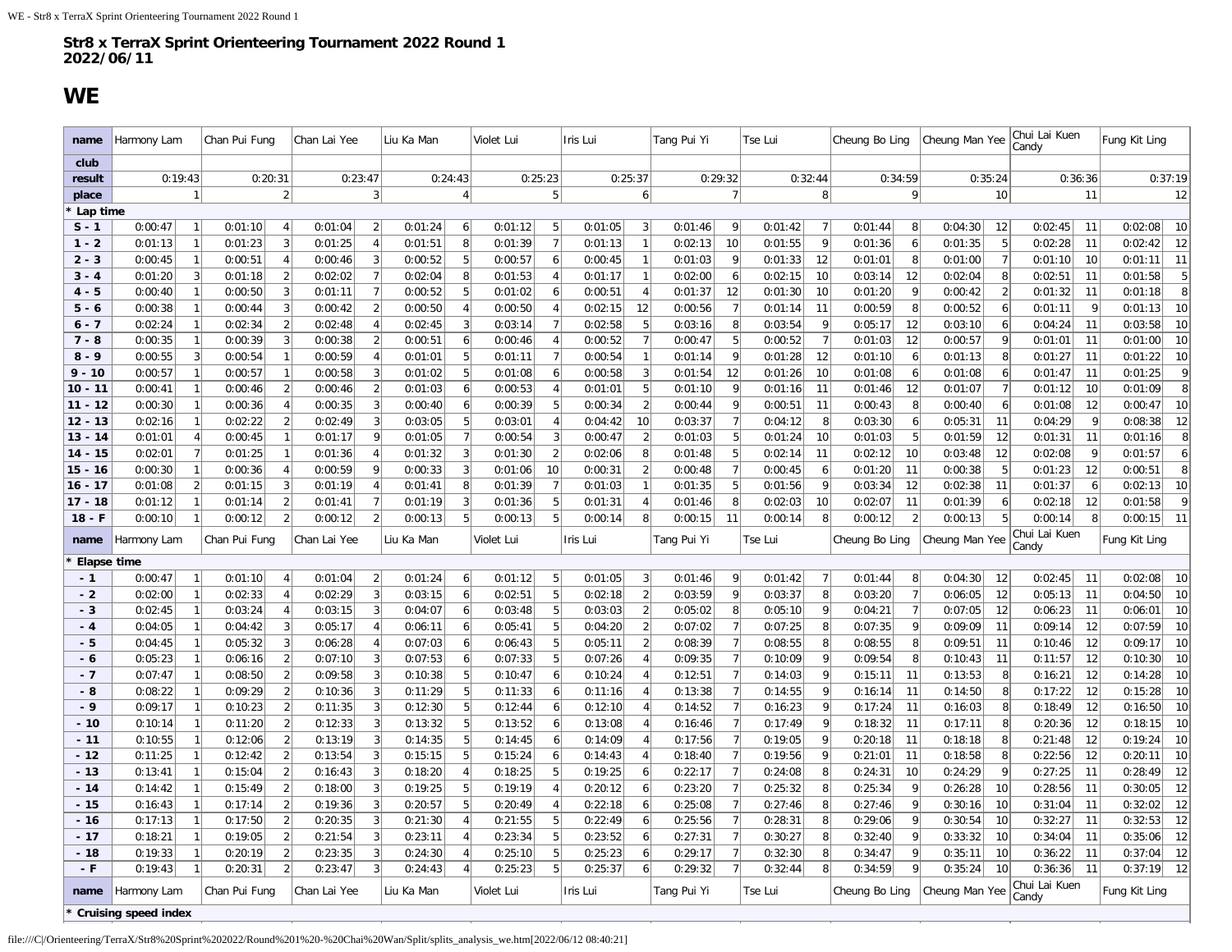**Str8 x TerraX Sprint Orienteering Tournament 2022 Round 1**
**2022/06/11**

# WE

| name | Harmony Lam | | Chan Pui Fung | | Chan Lai Yee | | Liu Ka Man | | Violet Lui | | Iris Lui | | Tang Pui Yi | | Tse Lui | | Cheung Bo Ling | | Cheung Man Yee | | Chui Lai Kuen Candy | | Fung Kit Ling | |
|---|---|---|---|---|---|---|---|---|---|---|---|---|---|---|---|---|---|---|---|---|---|---|---|---|
| club | | | | | | | | | | | | | | | | | | | | | | | | |
| result | 0:19:43 | | 0:20:31 | | 0:23:47 | | 0:24:43 | | 0:25:23 | | 0:25:37 | | 0:29:32 | | 0:32:44 | | 0:34:59 | | 0:35:24 | | 0:36:36 | | 0:37:19 | |
| place | 1 | | 2 | | 3 | | 4 | | 5 | | 6 | | 7 | | 8 | | 9 | | 10 | | 11 | | 12 | |
| * Lap time | | | | | | | | | | | | | | | | | | | | | | | | |
| S - 1 | 0:00:47 | 1 | 0:01:10 | 4 | 0:01:04 | 2 | 0:01:24 | 6 | 0:01:12 | 5 | 0:01:05 | 3 | 0:01:46 | 9 | 0:01:42 | 7 | 0:01:44 | 8 | 0:04:30 | 12 | 0:02:45 | 11 | 0:02:08 | 10 |
| 1 - 2 | 0:01:13 | 1 | 0:01:23 | 3 | 0:01:25 | 4 | 0:01:51 | 8 | 0:01:39 | 7 | 0:01:13 | 1 | 0:02:13 | 10 | 0:01:55 | 9 | 0:01:36 | 6 | 0:01:35 | 5 | 0:02:28 | 11 | 0:02:42 | 12 |
| 2 - 3 | 0:00:45 | 1 | 0:00:51 | 4 | 0:00:46 | 3 | 0:00:52 | 5 | 0:00:57 | 6 | 0:00:45 | 1 | 0:01:03 | 9 | 0:01:33 | 12 | 0:01:01 | 8 | 0:01:00 | 7 | 0:01:10 | 10 | 0:01:11 | 11 |
| 3 - 4 | 0:01:20 | 3 | 0:01:18 | 2 | 0:02:02 | 7 | 0:02:04 | 8 | 0:01:53 | 4 | 0:01:17 | 1 | 0:02:00 | 6 | 0:02:15 | 10 | 0:03:14 | 12 | 0:02:04 | 8 | 0:02:51 | 11 | 0:01:58 | 5 |
| 4 - 5 | 0:00:40 | 1 | 0:00:50 | 3 | 0:01:11 | 7 | 0:00:52 | 5 | 0:01:02 | 6 | 0:00:51 | 4 | 0:01:37 | 12 | 0:01:30 | 10 | 0:01:20 | 9 | 0:00:42 | 2 | 0:01:32 | 11 | 0:01:18 | 8 |
| 5 - 6 | 0:00:38 | 1 | 0:00:44 | 3 | 0:00:42 | 2 | 0:00:50 | 4 | 0:00:50 | 4 | 0:02:15 | 12 | 0:00:56 | 7 | 0:01:14 | 11 | 0:00:59 | 8 | 0:00:52 | 6 | 0:01:11 | 9 | 0:01:13 | 10 |
| 6 - 7 | 0:02:24 | 1 | 0:02:34 | 2 | 0:02:48 | 4 | 0:02:45 | 3 | 0:03:14 | 7 | 0:02:58 | 5 | 0:03:16 | 8 | 0:03:54 | 9 | 0:05:17 | 12 | 0:03:10 | 6 | 0:04:24 | 11 | 0:03:58 | 10 |
| 7 - 8 | 0:00:35 | 1 | 0:00:39 | 3 | 0:00:38 | 2 | 0:00:51 | 6 | 0:00:46 | 4 | 0:00:52 | 7 | 0:00:47 | 5 | 0:00:52 | 7 | 0:01:03 | 12 | 0:00:57 | 9 | 0:01:01 | 11 | 0:01:00 | 10 |
| 8 - 9 | 0:00:55 | 3 | 0:00:54 | 1 | 0:00:59 | 4 | 0:01:01 | 5 | 0:01:11 | 7 | 0:00:54 | 1 | 0:01:14 | 9 | 0:01:28 | 12 | 0:01:10 | 6 | 0:01:13 | 8 | 0:01:27 | 11 | 0:01:22 | 10 |
| 9 - 10 | 0:00:57 | 1 | 0:00:57 | 1 | 0:00:58 | 3 | 0:01:02 | 5 | 0:01:08 | 6 | 0:00:58 | 3 | 0:01:54 | 12 | 0:01:26 | 10 | 0:01:08 | 6 | 0:01:08 | 6 | 0:01:47 | 11 | 0:01:25 | 9 |
| 10 - 11 | 0:00:41 | 1 | 0:00:46 | 2 | 0:00:46 | 2 | 0:01:03 | 6 | 0:00:53 | 4 | 0:01:01 | 5 | 0:01:10 | 9 | 0:01:16 | 11 | 0:01:46 | 12 | 0:01:07 | 7 | 0:01:12 | 10 | 0:01:09 | 8 |
| 11 - 12 | 0:00:30 | 1 | 0:00:36 | 4 | 0:00:35 | 3 | 0:00:40 | 6 | 0:00:39 | 5 | 0:00:34 | 2 | 0:00:44 | 9 | 0:00:51 | 11 | 0:00:43 | 8 | 0:00:40 | 6 | 0:01:08 | 12 | 0:00:47 | 10 |
| 12 - 13 | 0:02:16 | 1 | 0:02:22 | 2 | 0:02:49 | 3 | 0:03:05 | 5 | 0:03:01 | 4 | 0:04:42 | 10 | 0:03:37 | 7 | 0:04:12 | 8 | 0:03:30 | 6 | 0:05:31 | 11 | 0:04:29 | 9 | 0:08:38 | 12 |
| 13 - 14 | 0:01:01 | 4 | 0:00:45 | 1 | 0:01:17 | 9 | 0:01:05 | 7 | 0:00:54 | 3 | 0:00:47 | 2 | 0:01:03 | 5 | 0:01:24 | 10 | 0:01:03 | 5 | 0:01:59 | 12 | 0:01:31 | 11 | 0:01:16 | 8 |
| 14 - 15 | 0:02:01 | 7 | 0:01:25 | 1 | 0:01:36 | 4 | 0:01:32 | 3 | 0:01:30 | 2 | 0:02:06 | 8 | 0:01:48 | 5 | 0:02:14 | 11 | 0:02:12 | 10 | 0:03:48 | 12 | 0:02:08 | 9 | 0:01:57 | 6 |
| 15 - 16 | 0:00:30 | 1 | 0:00:36 | 4 | 0:00:59 | 9 | 0:00:33 | 3 | 0:01:06 | 10 | 0:00:31 | 2 | 0:00:48 | 7 | 0:00:45 | 6 | 0:01:20 | 11 | 0:00:38 | 5 | 0:01:23 | 12 | 0:00:51 | 8 |
| 16 - 17 | 0:01:08 | 2 | 0:01:15 | 3 | 0:01:19 | 4 | 0:01:41 | 8 | 0:01:39 | 7 | 0:01:03 | 1 | 0:01:35 | 5 | 0:01:56 | 9 | 0:03:34 | 12 | 0:02:38 | 11 | 0:01:37 | 6 | 0:02:13 | 10 |
| 17 - 18 | 0:01:12 | 1 | 0:01:14 | 2 | 0:01:41 | 7 | 0:01:19 | 3 | 0:01:36 | 5 | 0:01:31 | 4 | 0:01:46 | 8 | 0:02:03 | 10 | 0:02:07 | 11 | 0:01:39 | 6 | 0:02:18 | 12 | 0:01:58 | 9 |
| 18 - F | 0:00:10 | 1 | 0:00:12 | 2 | 0:00:12 | 2 | 0:00:13 | 5 | 0:00:13 | 5 | 0:00:14 | 8 | 0:00:15 | 11 | 0:00:14 | 8 | 0:00:12 | 2 | 0:00:13 | 5 | 0:00:14 | 8 | 0:00:15 | 11 |
| name | Harmony Lam | | Chan Pui Fung | | Chan Lai Yee | | Liu Ka Man | | Violet Lui | | Iris Lui | | Tang Pui Yi | | Tse Lui | | Cheung Bo Ling | | Cheung Man Yee | | Chui Lai Kuen Candy | | Fung Kit Ling | |
| * Elapse time | | | | | | | | | | | | | | | | | | | | | | | | |
| - 1 | 0:00:47 | 1 | 0:01:10 | 4 | 0:01:04 | 2 | 0:01:24 | 6 | 0:01:12 | 5 | 0:01:05 | 3 | 0:01:46 | 9 | 0:01:42 | 7 | 0:01:44 | 8 | 0:04:30 | 12 | 0:02:45 | 11 | 0:02:08 | 10 |
| - 2 | 0:02:00 | 1 | 0:02:33 | 4 | 0:02:29 | 3 | 0:03:15 | 6 | 0:02:51 | 5 | 0:02:18 | 2 | 0:03:59 | 9 | 0:03:37 | 8 | 0:03:20 | 7 | 0:06:05 | 12 | 0:05:13 | 11 | 0:04:50 | 10 |
| - 3 | 0:02:45 | 1 | 0:03:24 | 4 | 0:03:15 | 3 | 0:04:07 | 6 | 0:03:48 | 5 | 0:03:03 | 2 | 0:05:02 | 8 | 0:05:10 | 9 | 0:04:21 | 7 | 0:07:05 | 12 | 0:06:23 | 11 | 0:06:01 | 10 |
| - 4 | 0:04:05 | 1 | 0:04:42 | 3 | 0:05:17 | 4 | 0:06:11 | 6 | 0:05:41 | 5 | 0:04:20 | 2 | 0:07:02 | 7 | 0:07:25 | 8 | 0:07:35 | 9 | 0:09:09 | 11 | 0:09:14 | 12 | 0:07:59 | 10 |
| - 5 | 0:04:45 | 1 | 0:05:32 | 3 | 0:06:28 | 4 | 0:07:03 | 6 | 0:06:43 | 5 | 0:05:11 | 2 | 0:08:39 | 7 | 0:08:55 | 8 | 0:08:55 | 8 | 0:09:51 | 11 | 0:10:46 | 12 | 0:09:17 | 10 |
| - 6 | 0:05:23 | 1 | 0:06:16 | 2 | 0:07:10 | 3 | 0:07:53 | 6 | 0:07:33 | 5 | 0:07:26 | 4 | 0:09:35 | 7 | 0:10:09 | 9 | 0:09:54 | 8 | 0:10:43 | 11 | 0:11:57 | 12 | 0:10:30 | 10 |
| - 7 | 0:07:47 | 1 | 0:08:50 | 2 | 0:09:58 | 3 | 0:10:38 | 5 | 0:10:47 | 6 | 0:10:24 | 4 | 0:12:51 | 7 | 0:14:03 | 9 | 0:15:11 | 11 | 0:13:53 | 8 | 0:16:21 | 12 | 0:14:28 | 10 |
| - 8 | 0:08:22 | 1 | 0:09:29 | 2 | 0:10:36 | 3 | 0:11:29 | 5 | 0:11:33 | 6 | 0:11:16 | 4 | 0:13:38 | 7 | 0:14:55 | 9 | 0:16:14 | 11 | 0:14:50 | 8 | 0:17:22 | 12 | 0:15:28 | 10 |
| - 9 | 0:09:17 | 1 | 0:10:23 | 2 | 0:11:35 | 3 | 0:12:30 | 5 | 0:12:44 | 6 | 0:12:10 | 4 | 0:14:52 | 7 | 0:16:23 | 9 | 0:17:24 | 11 | 0:16:03 | 8 | 0:18:49 | 12 | 0:16:50 | 10 |
| - 10 | 0:10:14 | 1 | 0:11:20 | 2 | 0:12:33 | 3 | 0:13:32 | 5 | 0:13:52 | 6 | 0:13:08 | 4 | 0:16:46 | 7 | 0:17:49 | 9 | 0:18:32 | 11 | 0:17:11 | 8 | 0:20:36 | 12 | 0:18:15 | 10 |
| - 11 | 0:10:55 | 1 | 0:12:06 | 2 | 0:13:19 | 3 | 0:14:35 | 5 | 0:14:45 | 6 | 0:14:09 | 4 | 0:17:56 | 7 | 0:19:05 | 9 | 0:20:18 | 11 | 0:18:18 | 8 | 0:21:48 | 12 | 0:19:24 | 10 |
| - 12 | 0:11:25 | 1 | 0:12:42 | 2 | 0:13:54 | 3 | 0:15:15 | 5 | 0:15:24 | 6 | 0:14:43 | 4 | 0:18:40 | 7 | 0:19:56 | 9 | 0:21:01 | 11 | 0:18:58 | 8 | 0:22:56 | 12 | 0:20:11 | 10 |
| - 13 | 0:13:41 | 1 | 0:15:04 | 2 | 0:16:43 | 3 | 0:18:20 | 4 | 0:18:25 | 5 | 0:19:25 | 6 | 0:22:17 | 7 | 0:24:08 | 8 | 0:24:31 | 10 | 0:24:29 | 9 | 0:27:25 | 11 | 0:28:49 | 12 |
| - 14 | 0:14:42 | 1 | 0:15:49 | 2 | 0:18:00 | 3 | 0:19:25 | 5 | 0:19:19 | 4 | 0:20:12 | 6 | 0:23:20 | 7 | 0:25:32 | 8 | 0:25:34 | 9 | 0:26:28 | 10 | 0:28:56 | 11 | 0:30:05 | 12 |
| - 15 | 0:16:43 | 1 | 0:17:14 | 2 | 0:19:36 | 3 | 0:20:57 | 5 | 0:20:49 | 4 | 0:22:18 | 6 | 0:25:08 | 7 | 0:27:46 | 8 | 0:27:46 | 9 | 0:30:16 | 10 | 0:31:04 | 11 | 0:32:02 | 12 |
| - 16 | 0:17:13 | 1 | 0:17:50 | 2 | 0:20:35 | 3 | 0:21:30 | 4 | 0:21:55 | 5 | 0:22:49 | 6 | 0:25:56 | 7 | 0:28:31 | 8 | 0:29:06 | 9 | 0:30:54 | 10 | 0:32:27 | 11 | 0:32:53 | 12 |
| - 17 | 0:18:21 | 1 | 0:19:05 | 2 | 0:21:54 | 3 | 0:23:11 | 4 | 0:23:34 | 5 | 0:23:52 | 6 | 0:27:31 | 7 | 0:30:27 | 8 | 0:32:40 | 9 | 0:33:32 | 10 | 0:34:04 | 11 | 0:35:06 | 12 |
| - 18 | 0:19:33 | 1 | 0:20:19 | 2 | 0:23:35 | 3 | 0:24:30 | 4 | 0:25:10 | 5 | 0:25:23 | 6 | 0:29:17 | 7 | 0:32:30 | 8 | 0:34:47 | 9 | 0:35:11 | 10 | 0:36:22 | 11 | 0:37:04 | 12 |
| - F | 0:19:43 | 1 | 0:20:31 | 2 | 0:23:47 | 3 | 0:24:43 | 4 | 0:25:23 | 5 | 0:25:37 | 6 | 0:29:32 | 7 | 0:32:44 | 8 | 0:34:59 | 9 | 0:35:24 | 10 | 0:36:36 | 11 | 0:37:19 | 12 |
| name | Harmony Lam | | Chan Pui Fung | | Chan Lai Yee | | Liu Ka Man | | Violet Lui | | Iris Lui | | Tang Pui Yi | | Tse Lui | | Cheung Bo Ling | | Cheung Man Yee | | Chui Lai Kuen Candy | | Fung Kit Ling | |
| * Cruising speed index | | | | | | | | | | | | | | | | | | | | | | | | |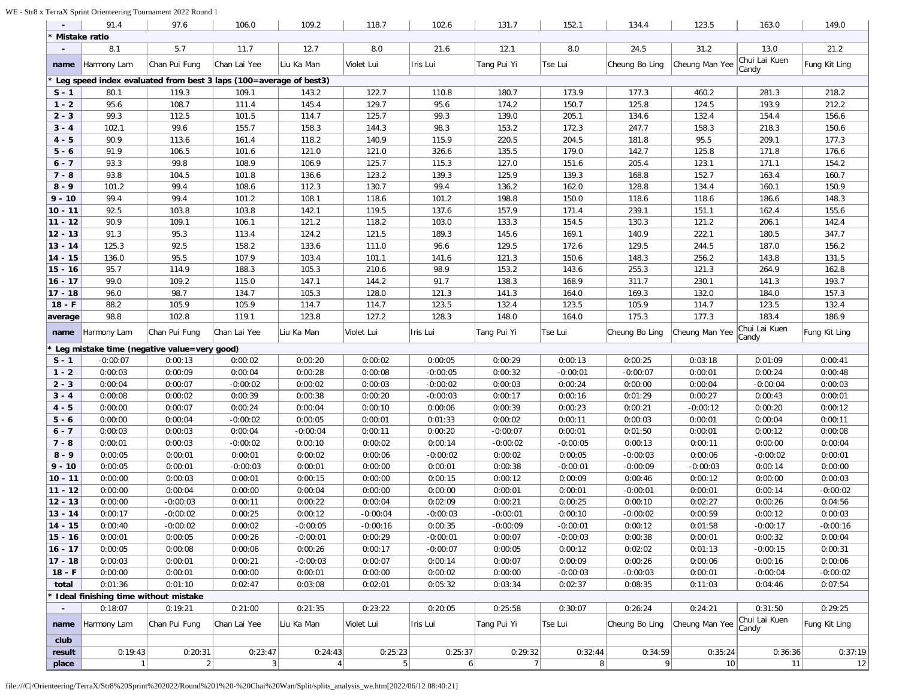| - | 91.4 | 97.6 | 106.0 | 109.2 | 118.7 | 102.6 | 131.7 | 152.1 | 134.4 | 123.5 | 163.0 | 149.0 |
|---|---|---|---|---|---|---|---|---|---|---|---|---|
| **\* Mistake ratio** | | | | | | | | | | | | |
| - | 8.1 | 5.7 | 11.7 | 12.7 | 8.0 | 21.6 | 12.1 | 8.0 | 24.5 | 31.2 | 13.0 | 21.2 |
| **name** | Harmony Lam | Chan Pui Fung | Chan Lai Yee | Liu Ka Man | Violet Lui | Iris Lui | Tang Pui Yi | Tse Lui | Cheung Bo Ling | Cheung Man Yee | Chui Lai Kuen Candy | Fung Kit Ling |
| **\* Leg speed index evaluated from best 3 laps (100=average of best3)** | | | | | | | | | | | | |
| **S - 1** | 80.1 | 119.3 | 109.1 | 143.2 | 122.7 | 110.8 | 180.7 | 173.9 | 177.3 | 460.2 | 281.3 | 218.2 |
| **1 - 2** | 95.6 | 108.7 | 111.4 | 145.4 | 129.7 | 95.6 | 174.2 | 150.7 | 125.8 | 124.5 | 193.9 | 212.2 |
| **2 - 3** | 99.3 | 112.5 | 101.5 | 114.7 | 125.7 | 99.3 | 139.0 | 205.1 | 134.6 | 132.4 | 154.4 | 156.6 |
| **3 - 4** | 102.1 | 99.6 | 155.7 | 158.3 | 144.3 | 98.3 | 153.2 | 172.3 | 247.7 | 158.3 | 218.3 | 150.6 |
| **4 - 5** | 90.9 | 113.6 | 161.4 | 118.2 | 140.9 | 115.9 | 220.5 | 204.5 | 181.8 | 95.5 | 209.1 | 177.3 |
| **5 - 6** | 91.9 | 106.5 | 101.6 | 121.0 | 121.0 | 326.6 | 135.5 | 179.0 | 142.7 | 125.8 | 171.8 | 176.6 |
| **6 - 7** | 93.3 | 99.8 | 108.9 | 106.9 | 125.7 | 115.3 | 127.0 | 151.6 | 205.4 | 123.1 | 171.1 | 154.2 |
| **7 - 8** | 93.8 | 104.5 | 101.8 | 136.6 | 123.2 | 139.3 | 125.9 | 139.3 | 168.8 | 152.7 | 163.4 | 160.7 |
| **8 - 9** | 101.2 | 99.4 | 108.6 | 112.3 | 130.7 | 99.4 | 136.2 | 162.0 | 128.8 | 134.4 | 160.1 | 150.9 |
| **9 - 10** | 99.4 | 99.4 | 101.2 | 108.1 | 118.6 | 101.2 | 198.8 | 150.0 | 118.6 | 118.6 | 186.6 | 148.3 |
| **10 - 11** | 92.5 | 103.8 | 103.8 | 142.1 | 119.5 | 137.6 | 157.9 | 171.4 | 239.1 | 151.1 | 162.4 | 155.6 |
| **11 - 12** | 90.9 | 109.1 | 106.1 | 121.2 | 118.2 | 103.0 | 133.3 | 154.5 | 130.3 | 121.2 | 206.1 | 142.4 |
| **12 - 13** | 91.3 | 95.3 | 113.4 | 124.2 | 121.5 | 189.3 | 145.6 | 169.1 | 140.9 | 222.1 | 180.5 | 347.7 |
| **13 - 14** | 125.3 | 92.5 | 158.2 | 133.6 | 111.0 | 96.6 | 129.5 | 172.6 | 129.5 | 244.5 | 187.0 | 156.2 |
| **14 - 15** | 136.0 | 95.5 | 107.9 | 103.4 | 101.1 | 141.6 | 121.3 | 150.6 | 148.3 | 256.2 | 143.8 | 131.5 |
| **15 - 16** | 95.7 | 114.9 | 188.3 | 105.3 | 210.6 | 98.9 | 153.2 | 143.6 | 255.3 | 121.3 | 264.9 | 162.8 |
| **16 - 17** | 99.0 | 109.2 | 115.0 | 147.1 | 144.2 | 91.7 | 138.3 | 168.9 | 311.7 | 230.1 | 141.3 | 193.7 |
| **17 - 18** | 96.0 | 98.7 | 134.7 | 105.3 | 128.0 | 121.3 | 141.3 | 164.0 | 169.3 | 132.0 | 184.0 | 157.3 |
| **18 - F** | 88.2 | 105.9 | 105.9 | 114.7 | 114.7 | 123.5 | 132.4 | 123.5 | 105.9 | 114.7 | 123.5 | 132.4 |
| **average** | 98.8 | 102.8 | 119.1 | 123.8 | 127.2 | 128.3 | 148.0 | 164.0 | 175.3 | 177.3 | 183.4 | 186.9 |
| **name** | Harmony Lam | Chan Pui Fung | Chan Lai Yee | Liu Ka Man | Violet Lui | Iris Lui | Tang Pui Yi | Tse Lui | Cheung Bo Ling | Cheung Man Yee | Chui Lai Kuen Candy | Fung Kit Ling |
| **\* Leg mistake time (negative value=very good)** | | | | | | | | | | | | |
| **S - 1** | -0:00:07 | 0:00:13 | 0:00:02 | 0:00:20 | 0:00:02 | 0:00:05 | 0:00:29 | 0:00:13 | 0:00:25 | 0:03:18 | 0:01:09 | 0:00:41 |
| **1 - 2** | 0:00:03 | 0:00:09 | 0:00:04 | 0:00:28 | 0:00:08 | -0:00:05 | 0:00:32 | -0:00:01 | -0:00:07 | 0:00:01 | 0:00:24 | 0:00:48 |
| **2 - 3** | 0:00:04 | 0:00:07 | -0:00:02 | 0:00:02 | 0:00:03 | -0:00:02 | 0:00:03 | 0:00:24 | 0:00:00 | 0:00:04 | -0:00:04 | 0:00:03 |
| **3 - 4** | 0:00:08 | 0:00:02 | 0:00:39 | 0:00:38 | 0:00:20 | -0:00:03 | 0:00:17 | 0:00:16 | 0:01:29 | 0:00:27 | 0:00:43 | 0:00:01 |
| **4 - 5** | 0:00:00 | 0:00:07 | 0:00:24 | 0:00:04 | 0:00:10 | 0:00:06 | 0:00:39 | 0:00:23 | 0:00:21 | -0:00:12 | 0:00:20 | 0:00:12 |
| **5 - 6** | 0:00:00 | 0:00:04 | -0:00:02 | 0:00:05 | 0:00:01 | 0:01:33 | 0:00:02 | 0:00:11 | 0:00:03 | 0:00:01 | 0:00:04 | 0:00:11 |
| **6 - 7** | 0:00:03 | 0:00:03 | 0:00:04 | -0:00:04 | 0:00:11 | 0:00:20 | -0:00:07 | 0:00:01 | 0:01:50 | 0:00:01 | 0:00:12 | 0:00:08 |
| **7 - 8** | 0:00:01 | 0:00:03 | -0:00:02 | 0:00:10 | 0:00:02 | 0:00:14 | -0:00:02 | -0:00:05 | 0:00:13 | 0:00:11 | 0:00:00 | 0:00:04 |
| **8 - 9** | 0:00:05 | 0:00:01 | 0:00:01 | 0:00:02 | 0:00:06 | -0:00:02 | 0:00:02 | 0:00:05 | -0:00:03 | 0:00:06 | -0:00:02 | 0:00:01 |
| **9 - 10** | 0:00:05 | 0:00:01 | -0:00:03 | 0:00:01 | 0:00:00 | 0:00:01 | 0:00:38 | -0:00:01 | -0:00:09 | -0:00:03 | 0:00:14 | 0:00:00 |
| **10 - 11** | 0:00:00 | 0:00:03 | 0:00:01 | 0:00:15 | 0:00:00 | 0:00:15 | 0:00:12 | 0:00:09 | 0:00:46 | 0:00:12 | 0:00:00 | 0:00:03 |
| **11 - 12** | 0:00:00 | 0:00:04 | 0:00:00 | 0:00:04 | 0:00:00 | 0:00:00 | 0:00:01 | 0:00:01 | -0:00:01 | 0:00:01 | 0:00:14 | -0:00:02 |
| **12 - 13** | 0:00:00 | -0:00:03 | 0:00:11 | 0:00:22 | 0:00:04 | 0:02:09 | 0:00:21 | 0:00:25 | 0:00:10 | 0:02:27 | 0:00:26 | 0:04:56 |
| **13 - 14** | 0:00:17 | -0:00:02 | 0:00:25 | 0:00:12 | -0:00:04 | -0:00:03 | -0:00:01 | 0:00:10 | -0:00:02 | 0:00:59 | 0:00:12 | 0:00:03 |
| **14 - 15** | 0:00:40 | -0:00:02 | 0:00:02 | -0:00:05 | -0:00:16 | 0:00:35 | -0:00:09 | -0:00:01 | 0:00:12 | 0:01:58 | -0:00:17 | -0:00:16 |
| **15 - 16** | 0:00:01 | 0:00:05 | 0:00:26 | -0:00:01 | 0:00:29 | -0:00:01 | 0:00:07 | -0:00:03 | 0:00:38 | 0:00:01 | 0:00:32 | 0:00:04 |
| **16 - 17** | 0:00:05 | 0:00:08 | 0:00:06 | 0:00:26 | 0:00:17 | -0:00:07 | 0:00:05 | 0:00:12 | 0:02:02 | 0:01:13 | -0:00:15 | 0:00:31 |
| **17 - 18** | 0:00:03 | 0:00:01 | 0:00:21 | -0:00:03 | 0:00:07 | 0:00:14 | 0:00:07 | 0:00:09 | 0:00:26 | 0:00:06 | 0:00:16 | 0:00:06 |
| **18 - F** | 0:00:00 | 0:00:01 | 0:00:00 | 0:00:01 | 0:00:00 | 0:00:02 | 0:00:00 | -0:00:03 | -0:00:03 | 0:00:01 | -0:00:04 | -0:00:02 |
| **total** | 0:01:36 | 0:01:10 | 0:02:47 | 0:03:08 | 0:02:01 | 0:05:32 | 0:03:34 | 0:02:37 | 0:08:35 | 0:11:03 | 0:04:46 | 0:07:54 |
| **\* Ideal finishing time without mistake** | | | | | | | | | | | | |
| - | 0:18:07 | 0:19:21 | 0:21:00 | 0:21:35 | 0:23:22 | 0:20:05 | 0:25:58 | 0:30:07 | 0:26:24 | 0:24:21 | 0:31:50 | 0:29:25 |
| **name** | Harmony Lam | Chan Pui Fung | Chan Lai Yee | Liu Ka Man | Violet Lui | Iris Lui | Tang Pui Yi | Tse Lui | Cheung Bo Ling | Cheung Man Yee | Chui Lai Kuen Candy | Fung Kit Ling |
| **club** | | | | | | | | | | | | |
| **result** | 0:19:43 | 0:20:31 | 0:23:47 | 0:24:43 | 0:25:23 | 0:25:37 | 0:29:32 | 0:32:44 | 0:34:59 | 0:35:24 | 0:36:36 | 0:37:19 |
| **place** | 1 | 2 | 3 | 4 | 5 | 6 | 7 | 8 | 9 | 10 | 11 | 12 |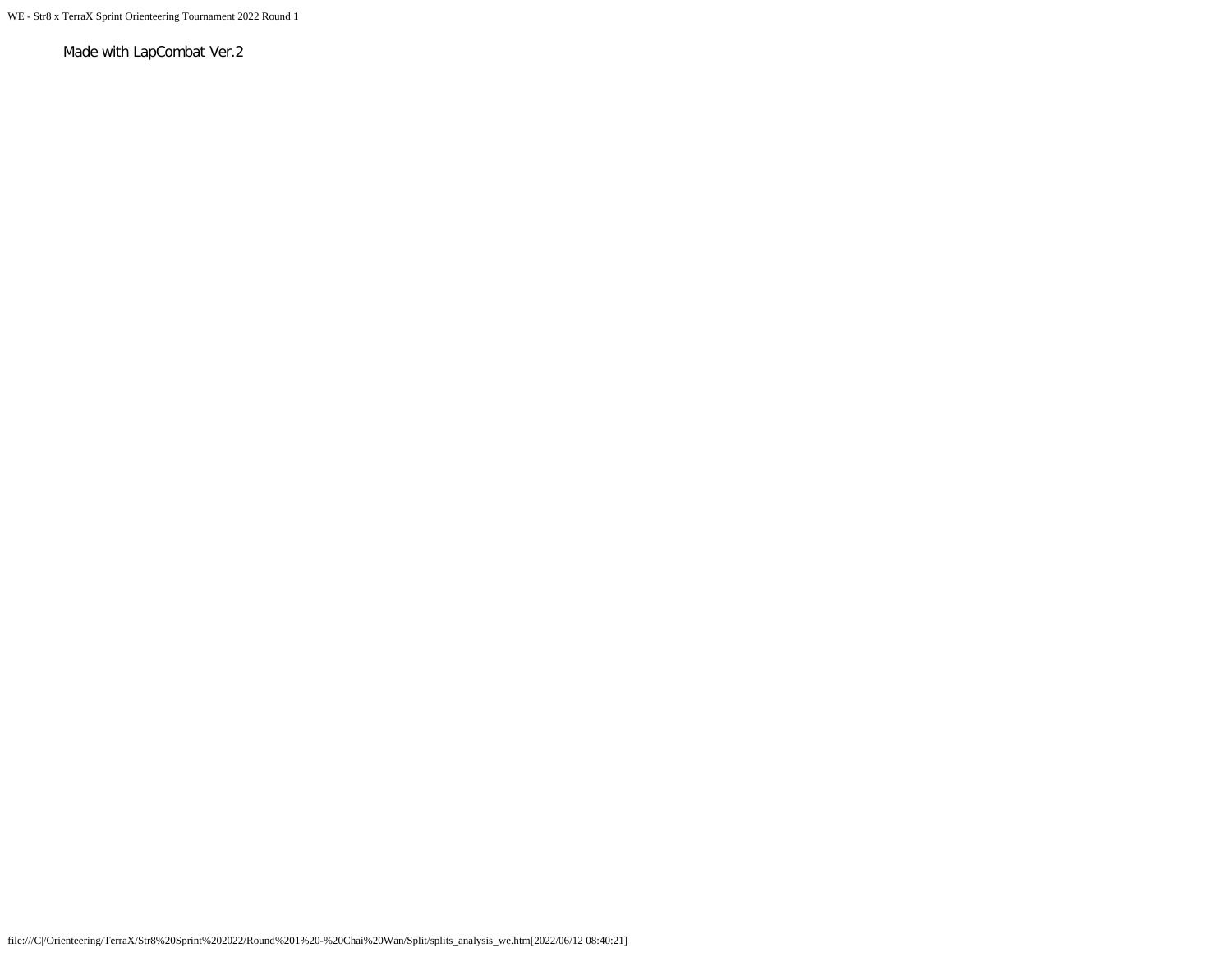Made with LapCombat Ver.2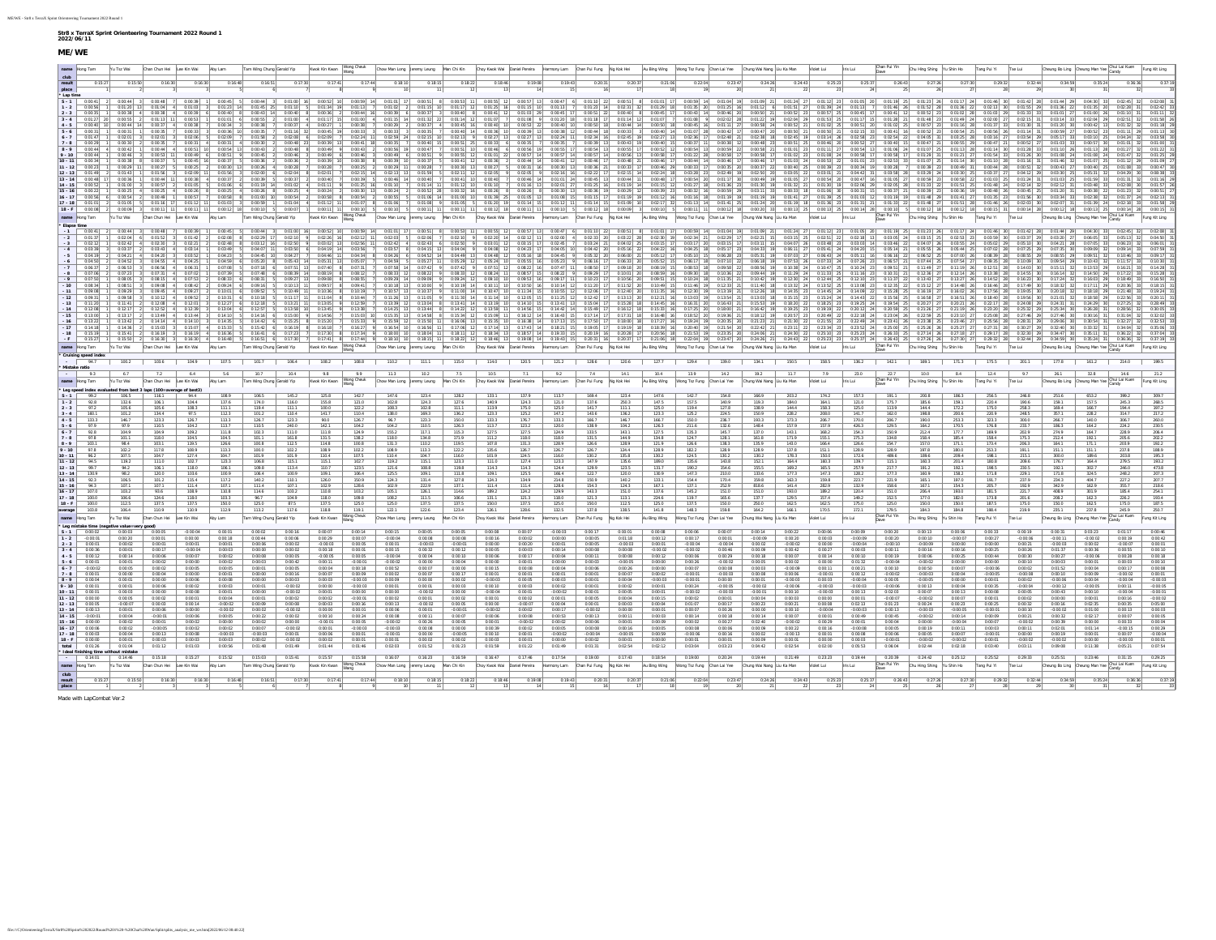# Str8 x TerraX Sprint Orienteering Tournament 2022 Round 1

2022/06/11

## ME/WE

| name | result | place |
|---|---|---|
| Hong Tam | 0:15:27 | 1 |
| Yu Tsz Wai | 0:15:50 | 2 |
| Chan Chun Hei | 0:16:30 | 3 |
| Lee Kin Wai | 0:16:30 | 4 |
| Aby Lam | 0:16:48 | 5 |
| Tam Wing Chung | 0:16:51 | 6 |
| Gerald Yip | 0:17:30 | 7 |
| Kwok Kin Kwan | 0:17:41 | 8 |
| Wong Cheuk Wang | 0:17:44 | 9 |
| Chow Man Long | 0:18:10 | 10 |
| Jeremy Leung | 0:18:15 | 11 |
| Man Chi Kin | 0:18:22 | 12 |
| Choy Kwok Wai | 0:18:46 | 13 |
| Daniel Pereira | 0:19:08 | 14 |
| Harmony Lam | 0:19:43 | 15 |
| Chan Pui Fung | 0:20:31 | 16 |
| Ng Kok Hei | 0:20:37 | 17 |
| Au Bing Wing | 0:21:06 | 18 |
| Wong Tsz Fung | 0:22:04 | 19 |
| Chan Lai Yan | 0:23:47 | 20 |
| Chung Wai Nang | 0:24:26 | 21 |
| Liu Ka Man | 0:24:43 | 22 |
| Violet Lai | 0:25:23 | 23 |
| Iris Lui | 0:25:37 | 24 |
| Chan Pui Yin Dave | 0:26:43 | 25 |
| Chu Hing Shing | 0:27:26 | 26 |
| Yu Shin Ho | 0:27:30 | 27 |
| Tang Pui Yi | 0:29:32 | 28 |
| Tse Lui | 0:32:44 | 29 |
| Cheung Bo Ling | 0:34:59 | 30 |
| Cheung Man Yee | 0:35:24 | 31 |
| Chui Lai Kuen Candy | 0:36:36 | 32 |
| Fung Kit Ling | 0:37:19 | 33 |

Place made with LapCombat Ver.2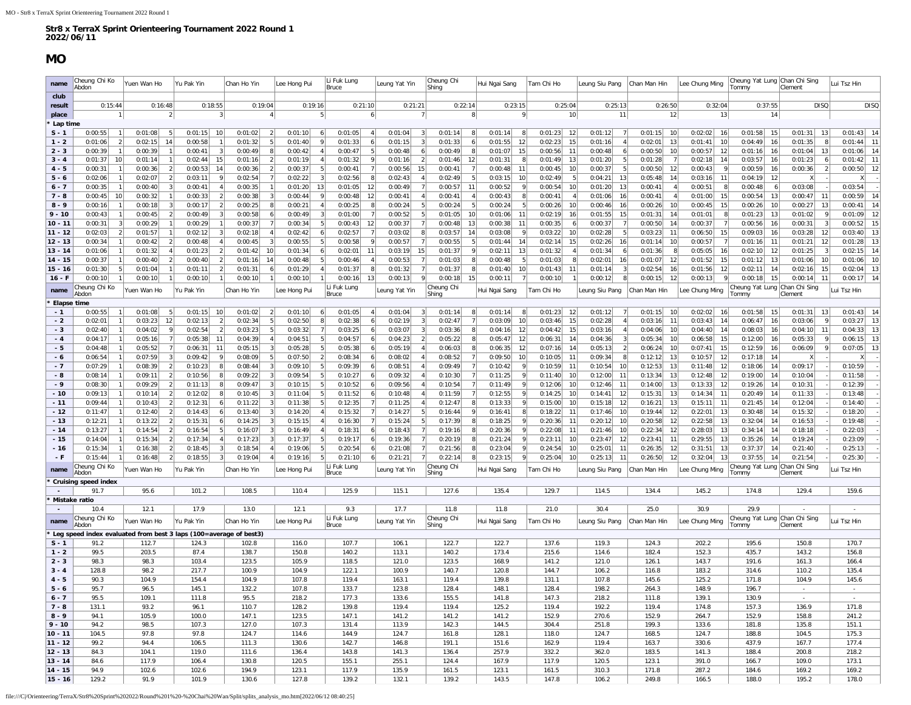# Str8 x TerraX Sprint Orienteering Tournament 2022 Round 1
2022/06/11

## MO

| name | Cheung Chi Ko Abdon | | Yuen Wan Ho | | Yu Pak Yin | | Chan Ho Yin | | Lee Hong Pui | | Li Fuk Lung Bruce | | Leung Yat Yin | | Cheung Chi Shing | | Hui Ngai Sang | | Tam Chi Ho | | Leung Siu Pang | | Chan Man Hin | | Lee Chung Ming | | Cheung Yat Lung Tommy | | Chan Chi Sing Clement | | Lui Tsz Hin | |
|---|---|---|---|---|---|---|---|---|---|---|---|---|---|---|---|---|---|---|---|---|---|---|---|---|---|---|---|---|---|---|---|---|
| club | | | | | | | | | | | | | | | | | | | | | | | | | | | | | | | | |
| result | 0:15:44 | | 0:16:48 | | 0:18:55 | | 0:19:04 | | 0:19:16 | | 0:21:10 | | 0:21:21 | | 0:22:14 | | 0:23:15 | | 0:25:04 | | 0:25:13 | | 0:26:50 | | 0:32:04 | | 0:37:55 | | DISQ | | DISQ | |
| place | 1 | | 2 | | 3 | | 4 | | 5 | | 6 | | 7 | | 8 | | 9 | | 10 | | 11 | | 12 | | 13 | | 14 | | | | | |
| * Lap time | | | | | | | | | | | | | | | | | | | | | | | | | | | | | | | | |
| S - 1 | 0:00:55 | 1 | 0:01:08 | 5 | 0:01:15 | 10 | 0:01:02 | 2 | 0:01:10 | 6 | 0:01:05 | 4 | 0:01:04 | 3 | 0:01:14 | 8 | 0:01:14 | 8 | 0:01:23 | 12 | 0:01:12 | 7 | 0:01:15 | 10 | 0:02:02 | 16 | 0:01:58 | 15 | 0:01:31 | 13 | 0:01:43 | 14 |
| 1 - 2 | 0:01:06 | 2 | 0:02:15 | 14 | 0:00:58 | 1 | 0:01:32 | 5 | 0:01:40 | 9 | 0:01:33 | 6 | 0:01:15 | 3 | 0:01:33 | 6 | 0:01:55 | 12 | 0:02:23 | 15 | 0:01:16 | 4 | 0:02:01 | 13 | 0:01:41 | 10 | 0:04:49 | 16 | 0:01:35 | 8 | 0:01:44 | 11 |
| 2 - 3 | 0:00:39 | 1 | 0:00:39 | 1 | 0:00:41 | 3 | 0:00:49 | 8 | 0:00:42 | 4 | 0:00:47 | 5 | 0:00:48 | 6 | 0:00:49 | 8 | 0:01:07 | 15 | 0:00:56 | 11 | 0:00:48 | 6 | 0:00:50 | 10 | 0:00:57 | 12 | 0:01:16 | 16 | 0:01:04 | 13 | 0:01:06 | 14 |
| 3 - 4 | 0:01:37 | 10 | 0:01:14 | 1 | 0:02:44 | 15 | 0:01:16 | 2 | 0:01:19 | 4 | 0:01:32 | 9 | 0:01:16 | 2 | 0:01:46 | 12 | 0:01:31 | 8 | 0:01:49 | 13 | 0:01:20 | 5 | 0:01:28 | 7 | 0:02:18 | 14 | 0:03:57 | 16 | 0:01:23 | 6 | 0:01:42 | 11 |
| 4 - 5 | 0:00:31 | 1 | 0:00:36 | 2 | 0:00:53 | 14 | 0:00:36 | 2 | 0:00:37 | 5 | 0:00:41 | 7 | 0:00:56 | 15 | 0:00:41 | 7 | 0:00:48 | 11 | 0:00:45 | 10 | 0:00:37 | 5 | 0:00:50 | 12 | 0:00:43 | 9 | 0:00:59 | 16 | 0:00:36 | 2 | 0:00:50 | 12 |
| 5 - 6 | 0:02:06 | 1 | 0:02:07 | 2 | 0:03:11 | 9 | 0:02:54 | 7 | 0:02:22 | 3 | 0:02:56 | 8 | 0:02:43 | 4 | 0:02:49 | 5 | 0:03:15 | 10 | 0:02:49 | 5 | 0:04:21 | 13 | 0:05:48 | 14 | 0:03:16 | 11 | 0:04:19 | 12 | X | - | X | - |
| 6 - 7 | 0:00:35 | 1 | 0:00:40 | 3 | 0:00:41 | 4 | 0:00:35 | 1 | 0:01:20 | 13 | 0:01:05 | 12 | 0:00:49 | 7 | 0:00:57 | 11 | 0:00:52 | 9 | 0:00:54 | 10 | 0:01:20 | 13 | 0:00:41 | 4 | 0:00:51 | 8 | 0:00:48 | 6 | 0:03:08 | - | 0:03:54 | - |
| 7 - 8 | 0:00:45 | 10 | 0:00:32 | 1 | 0:00:33 | 2 | 0:00:38 | 3 | 0:00:44 | 9 | 0:00:48 | 12 | 0:00:41 | 4 | 0:00:41 | 4 | 0:00:43 | 8 | 0:00:41 | 4 | 0:01:06 | 16 | 0:00:41 | 4 | 0:01:00 | 15 | 0:00:54 | 13 | 0:00:47 | 11 | 0:00:59 | 14 |
| 8 - 9 | 0:00:16 | 1 | 0:00:18 | 3 | 0:00:17 | 2 | 0:00:25 | 8 | 0:00:21 | 4 | 0:00:25 | 8 | 0:00:24 | 5 | 0:00:24 | 5 | 0:00:24 | 5 | 0:00:26 | 10 | 0:00:46 | 16 | 0:00:26 | 10 | 0:00:45 | 15 | 0:00:26 | 10 | 0:00:27 | 13 | 0:00:41 | 14 |
| 9 - 10 | 0:00:43 | 1 | 0:00:45 | 2 | 0:00:49 | 3 | 0:00:58 | 6 | 0:00:49 | 3 | 0:01:00 | 7 | 0:00:52 | 5 | 0:01:05 | 10 | 0:01:06 | 11 | 0:02:19 | 16 | 0:01:55 | 15 | 0:01:31 | 14 | 0:01:01 | 8 | 0:01:23 | 13 | 0:01:02 | 9 | 0:01:09 | 12 |
| 10 - 11 | 0:00:31 | 3 | 0:00:29 | 1 | 0:00:29 | 1 | 0:00:37 | 7 | 0:00:34 | 5 | 0:00:43 | 12 | 0:00:37 | 7 | 0:00:48 | 13 | 0:00:38 | 11 | 0:00:35 | 6 | 0:00:37 | 7 | 0:00:50 | 14 | 0:00:37 | 7 | 0:00:56 | 16 | 0:00:31 | 3 | 0:00:52 | 15 |
| 11 - 12 | 0:02:03 | 2 | 0:01:57 | 1 | 0:02:12 | 3 | 0:02:18 | 4 | 0:02:42 | 6 | 0:02:57 | 7 | 0:03:02 | 8 | 0:03:57 | 14 | 0:03:08 | 9 | 0:03:22 | 10 | 0:02:28 | 5 | 0:03:23 | 11 | 0:06:50 | 15 | 0:09:03 | 16 | 0:03:28 | 12 | 0:03:40 | 13 |
| 12 - 13 | 0:00:34 | 1 | 0:00:42 | 2 | 0:00:48 | 4 | 0:00:45 | 3 | 0:00:55 | 5 | 0:00:58 | 9 | 0:00:57 | 7 | 0:00:55 | 5 | 0:01:44 | 14 | 0:02:14 | 15 | 0:02:26 | 16 | 0:01:14 | 10 | 0:00:57 | 7 | 0:01:16 | 11 | 0:01:21 | 12 | 0:01:28 | 13 |
| 13 - 14 | 0:01:06 | 1 | 0:01:32 | 4 | 0:01:23 | 2 | 0:01:42 | 10 | 0:01:34 | 6 | 0:02:01 | 11 | 0:03:19 | 15 | 0:01:37 | 9 | 0:02:11 | 13 | 0:01:32 | 4 | 0:01:34 | 6 | 0:01:36 | 8 | 0:05:05 | 16 | 0:02:10 | 12 | 0:01:25 | 3 | 0:02:15 | 14 |
| 14 - 15 | 0:00:37 | 1 | 0:00:40 | 2 | 0:00:40 | 2 | 0:01:16 | 14 | 0:00:48 | 5 | 0:00:46 | 4 | 0:00:53 | 7 | 0:01:03 | 8 | 0:00:48 | 5 | 0:01:03 | 8 | 0:02:01 | 16 | 0:01:07 | 12 | 0:01:52 | 15 | 0:01:12 | 13 | 0:01:06 | 10 | 0:01:06 | 10 |
| 15 - 16 | 0:01:30 | 5 | 0:01:04 | 1 | 0:01:11 | 2 | 0:01:31 | 6 | 0:01:29 | 4 | 0:01:37 | 8 | 0:01:32 | 7 | 0:01:37 | 8 | 0:01:40 | 10 | 0:01:43 | 11 | 0:01:14 | 3 | 0:02:54 | 16 | 0:01:56 | 12 | 0:02:11 | 14 | 0:02:16 | 15 | 0:02:04 | 13 |
| 16 - F | 0:00:10 | 1 | 0:00:10 | 1 | 0:00:10 | 1 | 0:00:10 | 1 | 0:00:10 | 1 | 0:00:16 | 13 | 0:00:13 | 9 | 0:00:18 | 15 | 0:00:11 | 7 | 0:00:10 | 1 | 0:00:12 | 8 | 0:00:15 | 12 | 0:00:13 | 9 | 0:00:18 | 15 | 0:00:14 | 11 | 0:00:17 | 14 |
| name | Cheung Chi Ko Abdon | | Yuen Wan Ho | | Yu Pak Yin | | Chan Ho Yin | | Lee Hong Pui | | Li Fuk Lung Bruce | | Leung Yat Yin | | Cheung Chi Shing | | Hui Ngai Sang | | Tam Chi Ho | | Leung Siu Pang | | Chan Man Hin | | Lee Chung Ming | | Cheung Yat Lung Tommy | | Chan Chi Sing Clement | | Lui Tsz Hin | |
| * Elapse time | | | | | | | | | | | | | | | | | | | | | | | | | | | | | | | | |
| - 1 | 0:00:55 | 1 | 0:01:08 | 5 | 0:01:15 | 10 | 0:01:02 | 2 | 0:01:10 | 6 | 0:01:05 | 4 | 0:01:04 | 3 | 0:01:14 | 8 | 0:01:14 | 8 | 0:01:23 | 12 | 0:01:12 | 7 | 0:01:15 | 10 | 0:02:02 | 16 | 0:01:58 | 15 | 0:01:31 | 13 | 0:01:43 | 14 |
| - 2 | 0:02:01 | 1 | 0:03:23 | 12 | 0:02:13 | 2 | 0:02:34 | 5 | 0:02:50 | 8 | 0:02:38 | 6 | 0:02:19 | 3 | 0:02:47 | 7 | 0:03:09 | 10 | 0:03:46 | 15 | 0:02:28 | 4 | 0:03:16 | 11 | 0:03:43 | 14 | 0:06:47 | 16 | 0:03:06 | 9 | 0:03:27 | 13 |
| - 3 | 0:02:40 | 1 | 0:04:02 | 9 | 0:02:54 | 2 | 0:03:23 | 5 | 0:03:32 | 7 | 0:03:25 | 6 | 0:03:07 | 3 | 0:03:36 | 8 | 0:04:16 | 12 | 0:04:42 | 15 | 0:03:16 | 4 | 0:04:06 | 10 | 0:04:40 | 14 | 0:08:03 | 16 | 0:04:10 | 11 | 0:04:33 | 13 |
| - 4 | 0:04:17 | 1 | 0:05:16 | 7 | 0:05:38 | 11 | 0:04:39 | 4 | 0:04:51 | 5 | 0:04:57 | 6 | 0:04:23 | 2 | 0:05:22 | 8 | 0:05:47 | 12 | 0:06:31 | 14 | 0:04:36 | 3 | 0:05:34 | 10 | 0:06:58 | 15 | 0:12:00 | 16 | 0:05:33 | 9 | 0:06:15 | 13 |
| - 5 | 0:04:48 | 1 | 0:05:52 | 7 | 0:06:31 | 11 | 0:05:15 | 3 | 0:05:28 | 5 | 0:05:38 | 6 | 0:05:19 | 4 | 0:06:03 | 8 | 0:06:35 | 12 | 0:07:16 | 14 | 0:05:13 | 2 | 0:06:24 | 10 | 0:07:41 | 15 | 0:12:59 | 16 | 0:06:09 | 9 | 0:07:05 | 13 |
| - 6 | 0:06:54 | 1 | 0:07:59 | 3 | 0:09:42 | 9 | 0:08:09 | 5 | 0:07:50 | 2 | 0:08:34 | 6 | 0:08:02 | 4 | 0:08:52 | 7 | 0:09:50 | 10 | 0:10:05 | 11 | 0:09:34 | 8 | 0:12:12 | 13 | 0:10:57 | 12 | 0:17:18 | 14 | X | - | X | - |
| - 7 | 0:07:29 | 1 | 0:08:39 | 2 | 0:10:23 | 8 | 0:08:44 | 3 | 0:09:10 | 5 | 0:09:39 | 6 | 0:08:51 | 4 | 0:09:49 | 7 | 0:10:42 | 9 | 0:10:59 | 11 | 0:10:54 | 10 | 0:12:53 | 13 | 0:11:48 | 12 | 0:18:06 | 14 | 0:09:17 | - | 0:10:59 | - |
| - 8 | 0:08:14 | 1 | 0:09:11 | 2 | 0:10:56 | 8 | 0:09:22 | 3 | 0:09:54 | 5 | 0:10:27 | 6 | 0:09:32 | 4 | 0:10:30 | 7 | 0:11:25 | 9 | 0:11:40 | 10 | 0:12:00 | 11 | 0:13:34 | 13 | 0:12:48 | 12 | 0:19:00 | 14 | 0:10:04 | - | 0:11:58 | - |
| - 9 | 0:08:30 | 1 | 0:09:29 | 2 | 0:11:13 | 8 | 0:09:47 | 3 | 0:10:15 | 5 | 0:10:52 | 6 | 0:09:56 | 4 | 0:10:54 | 7 | 0:11:49 | 9 | 0:12:06 | 10 | 0:12:46 | 11 | 0:14:00 | 13 | 0:13:33 | 12 | 0:19:26 | 14 | 0:10:31 | - | 0:12:39 | - |
| - 10 | 0:09:13 | 1 | 0:10:14 | 2 | 0:12:02 | 8 | 0:10:45 | 3 | 0:11:04 | 5 | 0:11:52 | 6 | 0:10:48 | 4 | 0:11:59 | 7 | 0:12:55 | 9 | 0:14:25 | 10 | 0:14:41 | 12 | 0:15:31 | 13 | 0:14:34 | 11 | 0:20:49 | 14 | 0:11:33 | - | 0:13:48 | - |
| - 11 | 0:09:44 | 1 | 0:10:43 | 2 | 0:12:31 | 6 | 0:11:22 | 3 | 0:11:38 | 5 | 0:12:35 | 7 | 0:11:25 | 4 | 0:12:47 | 8 | 0:13:33 | 9 | 0:15:00 | 10 | 0:15:18 | 12 | 0:16:21 | 13 | 0:15:11 | 11 | 0:21:45 | 14 | 0:12:04 | - | 0:14:40 | - |
| - 12 | 0:11:47 | 1 | 0:12:40 | 2 | 0:14:43 | 6 | 0:13:40 | 3 | 0:14:20 | 4 | 0:15:32 | 7 | 0:14:27 | 5 | 0:16:44 | 9 | 0:16:41 | 8 | 0:18:22 | 11 | 0:17:46 | 10 | 0:19:44 | 12 | 0:22:01 | 13 | 0:30:48 | 14 | 0:15:32 | - | 0:18:20 | - |
| - 13 | 0:12:21 | 1 | 0:13:22 | 2 | 0:15:31 | 6 | 0:14:25 | 3 | 0:15:15 | 4 | 0:16:30 | 7 | 0:15:24 | 5 | 0:17:39 | 8 | 0:18:25 | 9 | 0:20:36 | 11 | 0:20:12 | 10 | 0:20:58 | 12 | 0:22:58 | 13 | 0:32:04 | 14 | 0:16:53 | - | 0:19:48 | - |
| - 14 | 0:13:27 | 1 | 0:14:54 | 2 | 0:16:54 | 5 | 0:16:07 | 3 | 0:16:49 | 4 | 0:18:31 | 6 | 0:18:43 | 7 | 0:19:16 | 8 | 0:20:36 | 9 | 0:22:08 | 11 | 0:21:46 | 10 | 0:22:34 | 12 | 0:28:03 | 13 | 0:34:14 | 14 | 0:18:18 | - | 0:22:03 | - |
| - 15 | 0:14:04 | 1 | 0:15:34 | 2 | 0:17:34 | 4 | 0:17:23 | 3 | 0:17:37 | 5 | 0:19:17 | 6 | 0:19:36 | 7 | 0:20:19 | 8 | 0:21:24 | 9 | 0:23:11 | 10 | 0:23:47 | 12 | 0:23:41 | 11 | 0:29:55 | 13 | 0:35:26 | 14 | 0:19:24 | - | 0:23:09 | - |
| - 16 | 0:15:34 | 1 | 0:16:38 | 2 | 0:18:45 | 3 | 0:18:54 | 4 | 0:19:06 | 5 | 0:20:54 | 6 | 0:21:08 | 7 | 0:21:56 | 8 | 0:23:04 | 9 | 0:24:54 | 10 | 0:25:01 | 11 | 0:26:35 | 12 | 0:31:51 | 13 | 0:37:37 | 14 | 0:21:40 | - | 0:25:13 | - |
| - F | 0:15:44 | 1 | 0:16:48 | 2 | 0:18:55 | 3 | 0:19:04 | 4 | 0:19:16 | 5 | 0:21:10 | 6 | 0:21:21 | 7 | 0:22:14 | 8 | 0:23:15 | 9 | 0:25:04 | 10 | 0:25:13 | 11 | 0:26:50 | 12 | 0:32:04 | 13 | 0:37:55 | 14 | 0:21:54 | - | 0:25:30 | - |
| name | Cheung Chi Ko Abdon | | Yuen Wan Ho | | Yu Pak Yin | | Chan Ho Yin | | Lee Hong Pui | | Li Fuk Lung Bruce | | Leung Yat Yin | | Cheung Chi Shing | | Hui Ngai Sang | | Tam Chi Ho | | Leung Siu Pang | | Chan Man Hin | | Lee Chung Ming | | Cheung Yat Lung Tommy | | Chan Chi Sing Clement | | Lui Tsz Hin | |
| * Cruising speed index | | | | | | | | | | | | | | | | | | | | | | | | | | | | | | | | |
| - | 91.7 | | 95.6 | | 101.2 | | 108.5 | | 110.4 | | 125.9 | | 115.1 | | 127.6 | | 135.4 | | 129.7 | | 114.5 | | 134.4 | | 145.2 | | 174.8 | | 129.4 | | 159.6 | |
| * Mistake ratio | | | | | | | | | | | | | | | | | | | | | | | | | | | | | | | | |
| - | 10.4 | | 12.1 | | 17.9 | | 13.0 | | 12.1 | | 9.3 | | 17.7 | | 11.8 | | 11.8 | | 21.0 | | 30.4 | | 25.0 | | 30.9 | | 29.9 | | - | | - | |
| name | Cheung Chi Ko Abdon | | Yuen Wan Ho | | Yu Pak Yin | | Chan Ho Yin | | Lee Hong Pui | | Li Fuk Lung Bruce | | Leung Yat Yin | | Cheung Chi Shing | | Hui Ngai Sang | | Tam Chi Ho | | Leung Siu Pang | | Chan Man Hin | | Lee Chung Ming | | Cheung Yat Lung Tommy | | Chan Chi Sing Clement | | Lui Tsz Hin | |
| * Leg speed index evaluated from best 3 laps (100=average of best3) | | | | | | | | | | | | | | | | | | | | | | | | | | | | | | | | |
| S - 1 | 91.2 | | 112.7 | | 124.3 | | 102.8 | | 116.0 | | 107.7 | | 106.1 | | 122.7 | | 122.7 | | 137.6 | | 119.3 | | 124.3 | | 202.2 | | 195.6 | | 150.8 | | 170.7 | |
| 1 - 2 | 99.5 | | 203.5 | | 87.4 | | 138.7 | | 150.8 | | 140.2 | | 113.1 | | 140.2 | | 173.4 | | 215.6 | | 114.6 | | 182.4 | | 152.3 | | 435.7 | | 143.2 | | 156.8 | |
| 2 - 3 | 98.3 | | 98.3 | | 103.4 | | 123.5 | | 105.9 | | 118.5 | | 121.0 | | 123.5 | | 168.9 | | 141.2 | | 121.0 | | 126.1 | | 143.7 | | 191.6 | | 161.3 | | 166.4 | |
| 3 - 4 | 128.8 | | 98.2 | | 217.7 | | 100.9 | | 104.9 | | 122.1 | | 100.9 | | 140.7 | | 120.8 | | 144.7 | | 106.2 | | 116.8 | | 183.2 | | 314.6 | | 110.2 | | 135.4 | |
| 4 - 5 | 90.3 | | 104.9 | | 154.4 | | 104.9 | | 107.8 | | 119.4 | | 163.1 | | 119.4 | | 139.8 | | 131.1 | | 107.8 | | 145.6 | | 125.2 | | 171.8 | | 104.9 | | 145.6 | |
| 5 - 6 | 95.7 | | 96.5 | | 145.1 | | 132.2 | | 107.8 | | 133.7 | | 123.8 | | 128.4 | | 148.1 | | 128.4 | | 198.2 | | 264.3 | | 148.9 | | 196.7 | | - | | - | |
| 6 - 7 | 95.5 | | 109.1 | | 111.8 | | 95.5 | | 218.2 | | 177.3 | | 133.6 | | 155.5 | | 141.8 | | 147.3 | | 218.2 | | 111.8 | | 139.1 | | 130.9 | | - | | - | |
| 7 - 8 | 131.1 | | 93.2 | | 96.1 | | 110.7 | | 128.2 | | 139.8 | | 119.4 | | 119.4 | | 125.2 | | 119.4 | | 192.2 | | 119.4 | | 174.8 | | 157.3 | | 136.9 | | 171.8 | |
| 8 - 9 | 94.1 | | 105.9 | | 100.0 | | 147.1 | | 123.5 | | 147.1 | | 141.2 | | 141.2 | | 141.2 | | 152.9 | | 270.6 | | 152.9 | | 264.7 | | 152.9 | | 158.8 | | 241.2 | |
| 9 - 10 | 94.2 | | 98.5 | | 107.3 | | 127.0 | | 107.3 | | 131.4 | | 113.9 | | 142.3 | | 144.5 | | 304.4 | | 251.8 | | 199.3 | | 133.6 | | 181.8 | | 135.8 | | 151.1 | |
| 10 - 11 | 104.5 | | 97.8 | | 97.8 | | 124.7 | | 114.6 | | 144.9 | | 124.7 | | 161.8 | | 128.1 | | 118.0 | | 124.7 | | 168.5 | | 124.7 | | 188.8 | | 104.5 | | 175.3 | |
| 11 - 12 | 99.2 | | 94.4 | | 106.5 | | 111.3 | | 130.6 | | 142.7 | | 146.8 | | 191.1 | | 151.6 | | 162.9 | | 119.4 | | 163.7 | | 330.6 | | 437.9 | | 167.7 | | 177.4 | |
| 12 - 13 | 84.3 | | 104.1 | | 119.0 | | 111.6 | | 136.4 | | 143.8 | | 141.3 | | 136.4 | | 257.9 | | 332.2 | | 362.0 | | 183.5 | | 141.3 | | 188.4 | | 200.8 | | 218.2 | |
| 13 - 14 | 84.6 | | 117.9 | | 106.4 | | 130.8 | | 120.5 | | 155.1 | | 255.1 | | 124.4 | | 167.9 | | 117.9 | | 120.5 | | 123.1 | | 391.0 | | 166.7 | | 109.0 | | 173.1 | |
| 14 - 15 | 94.9 | | 102.6 | | 102.6 | | 194.9 | | 123.1 | | 117.9 | | 135.9 | | 161.5 | | 123.1 | | 161.5 | | 310.3 | | 171.8 | | 287.2 | | 184.6 | | 169.2 | | 169.2 | |
| 15 - 16 | 129.2 | | 91.9 | | 101.9 | | 130.6 | | 127.8 | | 139.2 | | 132.1 | | 139.2 | | 143.5 | | 147.8 | | 106.2 | | 249.8 | | 166.5 | | 188.0 | | 195.2 | | 178.0 | |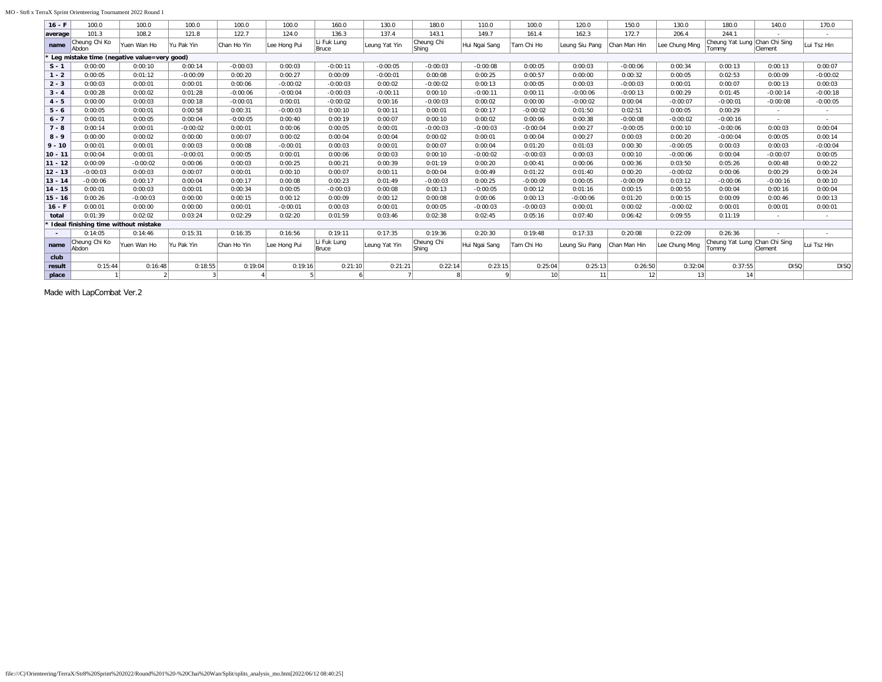MO - Str8 x TerraX Sprint Orienteering Tournament 2022 Round 1

| 16 - F | 100.0 | 100.0 | 100.0 | 100.0 | 100.0 | 160.0 | 130.0 | 180.0 | 110.0 | 100.0 | 120.0 | 150.0 | 130.0 | 180.0 | 140.0 | 170.0 |
|---|---|---|---|---|---|---|---|---|---|---|---|---|---|---|---|---|
| average | 101.3 | 108.2 | 121.8 | 122.7 | 124.0 | 136.3 | 137.4 | 143.1 | 149.7 | 161.4 | 162.3 | 172.7 | 206.4 | 244.1 | - | - |
| name | Cheung Chi Ko Abdon | Yuen Wan Ho | Yu Pak Yin | Chan Ho Yin | Lee Hong Pui | Li Fuk Lung Bruce | Leung Yat Yin | Cheung Chi Shing | Hui Ngai Sang | Tam Chi Ho | Leung Siu Pang | Chan Man Hin | Lee Chung Ming | Cheung Yat Lung Tommy | Chan Chi Sing Clement | Lui Tsz Hin |
| * Leg mistake time (negative value=very good) | | | | | | | | | | | | | | | | |
| S - 1 | 0:00:00 | 0:00:10 | 0:00:14 | -0:00:03 | 0:00:03 | -0:00:11 | -0:00:05 | -0:00:03 | -0:00:08 | 0:00:05 | 0:00:03 | -0:00:06 | 0:00:34 | 0:00:13 | 0:00:13 | 0:00:07 |
| 1 - 2 | 0:00:05 | 0:01:12 | -0:00:09 | 0:00:20 | 0:00:27 | 0:00:09 | -0:00:01 | 0:00:08 | 0:00:25 | 0:00:57 | 0:00:00 | 0:00:32 | 0:00:05 | 0:02:53 | 0:00:09 | -0:00:02 |
| 2 - 3 | 0:00:03 | 0:00:01 | 0:00:01 | 0:00:06 | -0:00:02 | -0:00:03 | 0:00:02 | -0:00:02 | 0:00:13 | 0:00:05 | 0:00:03 | -0:00:03 | 0:00:01 | 0:00:07 | 0:00:13 | 0:00:03 |
| 3 - 4 | 0:00:28 | 0:00:02 | 0:01:28 | -0:00:06 | -0:00:04 | -0:00:03 | -0:00:11 | 0:00:10 | -0:00:11 | 0:00:11 | -0:00:06 | -0:00:13 | 0:00:29 | 0:01:45 | -0:00:14 | -0:00:18 |
| 4 - 5 | 0:00:00 | 0:00:03 | 0:00:18 | -0:00:01 | 0:00:01 | -0:00:02 | 0:00:16 | -0:00:03 | 0:00:02 | 0:00:00 | -0:00:02 | 0:00:04 | -0:00:07 | -0:00:01 | -0:00:08 | -0:00:05 |
| 5 - 6 | 0:00:05 | 0:00:01 | 0:00:58 | 0:00:31 | -0:00:03 | 0:00:10 | 0:00:11 | 0:00:01 | 0:00:17 | -0:00:02 | 0:01:50 | 0:02:51 | 0:00:05 | 0:00:29 | - | - |
| 6 - 7 | 0:00:01 | 0:00:05 | 0:00:04 | -0:00:05 | 0:00:40 | 0:00:19 | 0:00:07 | 0:00:10 | 0:00:02 | 0:00:06 | 0:00:38 | -0:00:08 | -0:00:02 | -0:00:16 | - | - |
| 7 - 8 | 0:00:14 | 0:00:01 | -0:00:02 | 0:00:01 | 0:00:06 | 0:00:05 | 0:00:01 | -0:00:03 | -0:00:03 | -0:00:04 | 0:00:27 | -0:00:05 | 0:00:10 | -0:00:06 | 0:00:03 | 0:00:04 |
| 8 - 9 | 0:00:00 | 0:00:02 | 0:00:00 | 0:00:07 | 0:00:02 | 0:00:04 | 0:00:04 | 0:00:02 | 0:00:01 | 0:00:04 | 0:00:27 | 0:00:03 | 0:00:20 | -0:00:04 | 0:00:05 | 0:00:14 |
| 9 - 10 | 0:00:01 | 0:00:01 | 0:00:03 | 0:00:08 | -0:00:01 | 0:00:03 | 0:00:01 | 0:00:07 | 0:00:04 | 0:01:20 | 0:01:03 | 0:00:30 | -0:00:05 | 0:00:03 | 0:00:03 | -0:00:04 |
| 10 - 11 | 0:00:04 | 0:00:01 | -0:00:01 | 0:00:05 | 0:00:01 | 0:00:06 | 0:00:03 | 0:00:10 | -0:00:02 | -0:00:03 | 0:00:03 | 0:00:10 | -0:00:06 | 0:00:04 | -0:00:07 | 0:00:05 |
| 11 - 12 | 0:00:09 | -0:00:02 | 0:00:06 | 0:00:03 | 0:00:25 | 0:00:21 | 0:00:39 | 0:01:19 | 0:00:20 | 0:00:41 | 0:00:06 | 0:00:36 | 0:03:50 | 0:05:26 | 0:00:48 | 0:00:22 |
| 12 - 13 | -0:00:03 | 0:00:03 | 0:00:07 | 0:00:01 | 0:00:10 | 0:00:07 | 0:00:11 | 0:00:04 | 0:00:49 | 0:01:22 | 0:01:40 | 0:00:20 | -0:00:02 | 0:00:06 | 0:00:29 | 0:00:24 |
| 13 - 14 | -0:00:06 | 0:00:17 | 0:00:04 | 0:00:17 | 0:00:08 | 0:00:23 | 0:01:49 | -0:00:03 | 0:00:25 | -0:00:09 | 0:00:05 | -0:00:09 | 0:03:12 | -0:00:06 | -0:00:16 | 0:00:10 |
| 14 - 15 | 0:00:01 | 0:00:03 | 0:00:01 | 0:00:34 | 0:00:05 | -0:00:03 | 0:00:08 | 0:00:13 | -0:00:05 | 0:00:12 | 0:01:16 | 0:00:15 | 0:00:55 | 0:00:04 | 0:00:16 | 0:00:04 |
| 15 - 16 | 0:00:26 | -0:00:03 | 0:00:00 | 0:00:15 | 0:00:12 | 0:00:09 | 0:00:12 | 0:00:08 | 0:00:06 | 0:00:13 | -0:00:06 | 0:01:20 | 0:00:15 | 0:00:09 | 0:00:46 | 0:00:13 |
| 16 - F | 0:00:01 | 0:00:00 | 0:00:00 | 0:00:01 | -0:00:01 | 0:00:03 | 0:00:01 | 0:00:05 | -0:00:03 | -0:00:03 | 0:00:01 | 0:00:02 | -0:00:02 | 0:00:01 | 0:00:01 | 0:00:01 |
| total | 0:01:39 | 0:02:02 | 0:03:24 | 0:02:29 | 0:02:20 | 0:01:59 | 0:03:46 | 0:02:38 | 0:02:45 | 0:05:16 | 0:07:40 | 0:06:42 | 0:09:55 | 0:11:19 | - | - |
| * Ideal finishing time without mistake | | | | | | | | | | | | | | | | |
| - | 0:14:05 | 0:14:46 | 0:15:31 | 0:16:35 | 0:16:56 | 0:19:11 | 0:17:35 | 0:19:36 | 0:20:30 | 0:19:48 | 0:17:33 | 0:20:08 | 0:22:09 | 0:26:36 | - | - |
| name | Cheung Chi Ko Abdon | Yuen Wan Ho | Yu Pak Yin | Chan Ho Yin | Lee Hong Pui | Li Fuk Lung Bruce | Leung Yat Yin | Cheung Chi Shing | Hui Ngai Sang | Tam Chi Ho | Leung Siu Pang | Chan Man Hin | Lee Chung Ming | Cheung Yat Lung Tommy | Chan Chi Sing Clement | Lui Tsz Hin |
| club | | | | | | | | | | | | | | | | |
| result | 0:15:44 | 0:16:48 | 0:18:55 | 0:19:04 | 0:19:16 | 0:21:10 | 0:21:21 | 0:22:14 | 0:23:15 | 0:25:04 | 0:25:13 | 0:26:50 | 0:32:04 | 0:37:55 | DISQ | DISQ |
| place | 1 | 2 | 3 | 4 | 5 | 6 | 7 | 8 | 9 | 10 | 11 | 12 | 13 | 14 | | |

Made with LapCombat Ver.2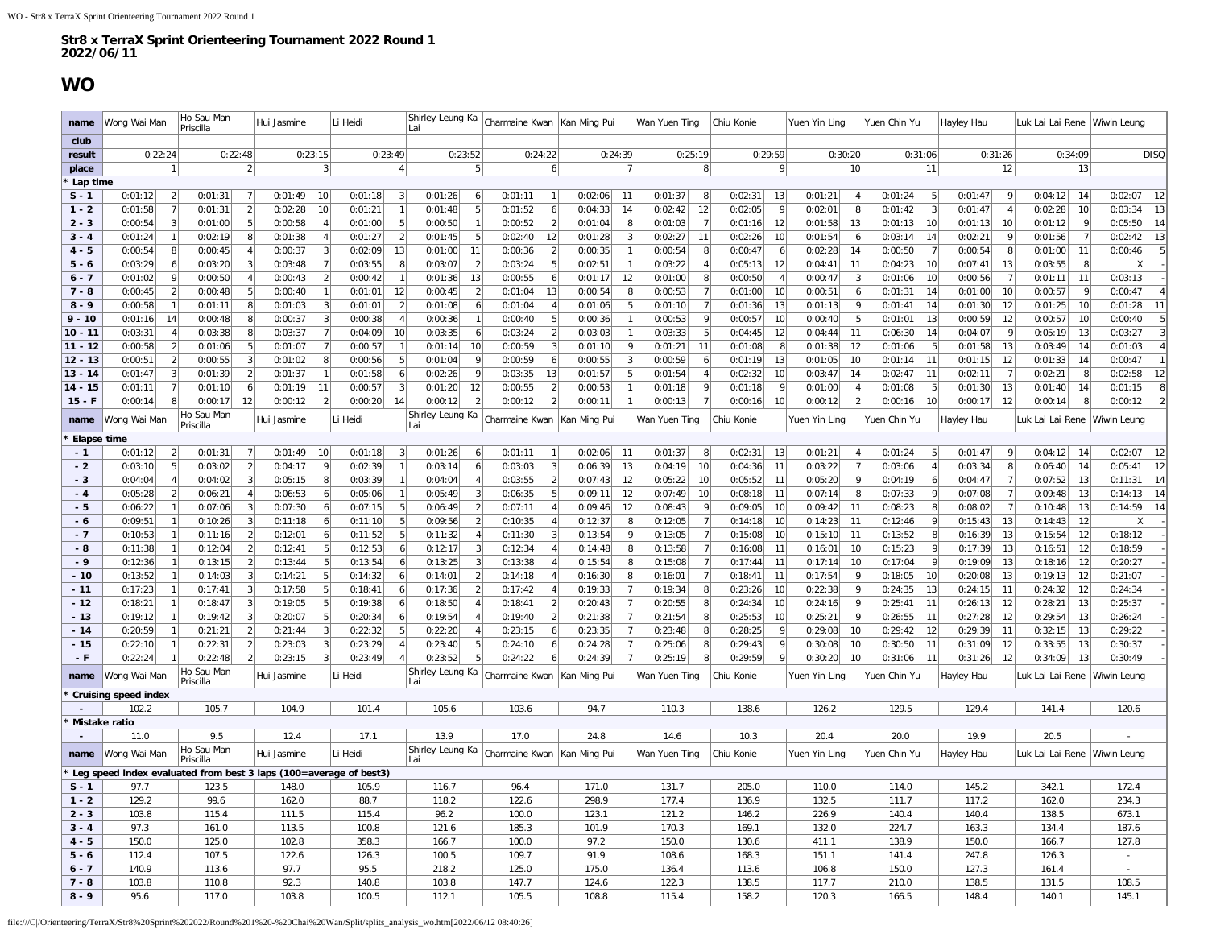**Str8 x TerraX Sprint Orienteering Tournament 2022 Round 1**
**2022/06/11**

# WO

| name | Wong Wai Man | | Ho Sau Man Priscilla | | Hui Jasmine | | Li Heidi | | Shirley Leung Ka Lai | | Charmaine Kwan | | Kan Ming Pui | | Wan Yuen Ting | | Chiu Konie | | Yuen Yin Ling | | Yuen Chin Yu | | Hayley Hau | | Luk Lai Lai Rene | | Wiwin Leung | |
|---|---|---|---|---|---|---|---|---|---|---|---|---|---|---|---|---|---|---|---|---|---|---|---|---|---|---|---|---|
| club | | | | | | | | | | | | | | | | | | | | | | | | | | | | |
| result | 0:22:24 | | 0:22:48 | | 0:23:15 | | 0:23:49 | | 0:23:52 | | 0:24:22 | | 0:24:39 | | 0:25:19 | | 0:29:59 | | 0:30:20 | | 0:31:06 | | 0:31:26 | | 0:34:09 | | DISQ | |
| place | 1 | | 2 | | 3 | | 4 | | 5 | | 6 | | 7 | | 8 | | 9 | | 10 | | 11 | | 12 | | 13 | | | |
| * Lap time | | | | | | | | | | | | | | | | | | | | | | | | | | | | |
| S - 1 | 0:01:12 | 2 | 0:01:31 | 7 | 0:01:49 | 10 | 0:01:18 | 3 | 0:01:26 | 6 | 0:01:11 | 1 | 0:02:06 | 11 | 0:01:37 | 8 | 0:02:31 | 13 | 0:01:21 | 4 | 0:01:24 | 5 | 0:01:47 | 9 | 0:04:12 | 14 | 0:02:07 | 12 |
| 1 - 2 | 0:01:58 | 7 | 0:01:31 | 2 | 0:02:28 | 10 | 0:01:21 | 1 | 0:01:48 | 5 | 0:01:52 | 6 | 0:04:33 | 14 | 0:02:42 | 12 | 0:02:05 | 9 | 0:02:01 | 8 | 0:01:42 | 3 | 0:01:47 | 4 | 0:02:28 | 10 | 0:03:34 | 13 |
| 2 - 3 | 0:00:54 | 3 | 0:01:00 | 5 | 0:00:58 | 4 | 0:01:00 | 5 | 0:00:50 | 1 | 0:00:52 | 2 | 0:01:04 | 8 | 0:01:03 | 7 | 0:01:16 | 12 | 0:01:58 | 13 | 0:01:13 | 10 | 0:01:13 | 10 | 0:01:12 | 9 | 0:05:50 | 14 |
| 3 - 4 | 0:01:24 | 1 | 0:02:19 | 8 | 0:01:38 | 4 | 0:01:27 | 2 | 0:01:45 | 5 | 0:02:40 | 12 | 0:01:28 | 3 | 0:02:27 | 11 | 0:02:26 | 10 | 0:01:54 | 6 | 0:03:14 | 14 | 0:02:21 | 9 | 0:01:56 | 7 | 0:02:42 | 13 |
| 4 - 5 | 0:00:54 | 8 | 0:00:45 | 4 | 0:00:37 | 3 | 0:02:09 | 13 | 0:01:00 | 11 | 0:00:36 | 2 | 0:00:35 | 1 | 0:00:54 | 8 | 0:00:47 | 6 | 0:02:28 | 14 | 0:00:50 | 7 | 0:00:54 | 8 | 0:01:00 | 11 | 0:00:46 | 5 |
| 5 - 6 | 0:03:29 | 6 | 0:03:20 | 3 | 0:03:48 | 7 | 0:03:55 | 8 | 0:03:07 | 2 | 0:03:24 | 5 | 0:02:51 | 1 | 0:03:22 | 4 | 0:05:13 | 12 | 0:04:41 | 11 | 0:04:23 | 10 | 0:07:41 | 13 | 0:03:55 | 8 | X | |
| 6 - 7 | 0:01:02 | 9 | 0:00:50 | 4 | 0:00:43 | 2 | 0:00:42 | 1 | 0:01:36 | 13 | 0:00:55 | 6 | 0:01:17 | 12 | 0:01:00 | 8 | 0:00:50 | 4 | 0:00:47 | 3 | 0:01:06 | 10 | 0:00:56 | 7 | 0:01:11 | 11 | 0:03:13 | - |
| 7 - 8 | 0:00:45 | 2 | 0:00:48 | 5 | 0:00:40 | 1 | 0:01:01 | 12 | 0:00:45 | 2 | 0:01:04 | 13 | 0:00:54 | 8 | 0:00:53 | 7 | 0:01:00 | 10 | 0:00:51 | 6 | 0:01:31 | 14 | 0:01:00 | 10 | 0:00:57 | 9 | 0:00:47 | 4 |
| 8 - 9 | 0:00:58 | 1 | 0:01:11 | 8 | 0:01:03 | 3 | 0:01:01 | 2 | 0:01:08 | 6 | 0:01:04 | 4 | 0:01:06 | 5 | 0:01:10 | 7 | 0:01:36 | 13 | 0:01:13 | 9 | 0:01:41 | 14 | 0:01:30 | 12 | 0:01:25 | 10 | 0:01:28 | 11 |
| 9 - 10 | 0:01:16 | 14 | 0:00:48 | 8 | 0:00:37 | 3 | 0:00:38 | 4 | 0:00:36 | 1 | 0:00:40 | 5 | 0:00:36 | 1 | 0:00:53 | 9 | 0:00:57 | 10 | 0:00:40 | 5 | 0:01:01 | 13 | 0:00:59 | 12 | 0:00:57 | 10 | 0:00:40 | 5 |
| 10 - 11 | 0:03:31 | 4 | 0:03:38 | 8 | 0:03:37 | 7 | 0:04:09 | 10 | 0:03:35 | 6 | 0:03:24 | 2 | 0:03:03 | 1 | 0:03:33 | 5 | 0:04:45 | 12 | 0:04:44 | 11 | 0:06:30 | 14 | 0:04:07 | 9 | 0:05:19 | 13 | 0:03:27 | 3 |
| 11 - 12 | 0:00:58 | 2 | 0:01:06 | 5 | 0:01:07 | 7 | 0:00:57 | 1 | 0:01:14 | 10 | 0:00:59 | 3 | 0:01:10 | 9 | 0:01:21 | 11 | 0:01:08 | 8 | 0:01:38 | 12 | 0:01:06 | 5 | 0:01:58 | 13 | 0:03:49 | 14 | 0:01:03 | 4 |
| 12 - 13 | 0:00:51 | 2 | 0:00:55 | 3 | 0:01:02 | 8 | 0:00:56 | 5 | 0:01:04 | 9 | 0:00:59 | 6 | 0:00:55 | 3 | 0:00:59 | 6 | 0:01:19 | 13 | 0:01:05 | 10 | 0:01:14 | 11 | 0:01:15 | 12 | 0:01:33 | 14 | 0:00:47 | 1 |
| 13 - 14 | 0:01:47 | 3 | 0:01:39 | 2 | 0:01:37 | 1 | 0:01:58 | 6 | 0:02:26 | 9 | 0:03:35 | 13 | 0:01:57 | 5 | 0:01:54 | 4 | 0:02:32 | 10 | 0:03:47 | 14 | 0:02:47 | 11 | 0:02:11 | 7 | 0:02:21 | 8 | 0:02:58 | 12 |
| 14 - 15 | 0:01:11 | 7 | 0:01:10 | 6 | 0:01:19 | 11 | 0:00:57 | 3 | 0:01:20 | 12 | 0:00:55 | 2 | 0:00:53 | 1 | 0:01:18 | 9 | 0:01:18 | 9 | 0:01:00 | 4 | 0:01:08 | 5 | 0:01:30 | 13 | 0:01:40 | 14 | 0:01:15 | 8 |
| 15 - F | 0:00:14 | 8 | 0:00:17 | 12 | 0:00:12 | 2 | 0:00:20 | 14 | 0:00:12 | 2 | 0:00:12 | 2 | 0:00:11 | 1 | 0:00:13 | 7 | 0:00:16 | 10 | 0:00:12 | 2 | 0:00:16 | 10 | 0:00:17 | 12 | 0:00:14 | 8 | 0:00:12 | 2 |
| name | Wong Wai Man | | Ho Sau Man Priscilla | | Hui Jasmine | | Li Heidi | | Shirley Leung Ka Lai | | Charmaine Kwan | | Kan Ming Pui | | Wan Yuen Ting | | Chiu Konie | | Yuen Yin Ling | | Yuen Chin Yu | | Hayley Hau | | Luk Lai Lai Rene | | Wiwin Leung | |
| * Elapse time | | | | | | | | | | | | | | | | | | | | | | | | | | | | |
| - 1 | 0:01:12 | 2 | 0:01:31 | 7 | 0:01:49 | 10 | 0:01:18 | 3 | 0:01:26 | 6 | 0:01:11 | 1 | 0:02:06 | 11 | 0:01:37 | 8 | 0:02:31 | 13 | 0:01:21 | 4 | 0:01:24 | 5 | 0:01:47 | 9 | 0:04:12 | 14 | 0:02:07 | 12 |
| - 2 | 0:03:10 | 5 | 0:03:02 | 2 | 0:04:17 | 9 | 0:02:39 | 1 | 0:03:14 | 6 | 0:03:03 | 3 | 0:06:39 | 13 | 0:04:19 | 10 | 0:04:36 | 11 | 0:03:22 | 7 | 0:03:06 | 4 | 0:03:34 | 8 | 0:06:40 | 14 | 0:05:41 | 12 |
| - 3 | 0:04:04 | 4 | 0:04:02 | 3 | 0:05:15 | 8 | 0:03:39 | 1 | 0:04:04 | 4 | 0:03:55 | 2 | 0:07:43 | 12 | 0:05:22 | 10 | 0:05:52 | 11 | 0:05:20 | 9 | 0:04:19 | 6 | 0:04:47 | 7 | 0:07:52 | 13 | 0:11:31 | 14 |
| - 4 | 0:05:28 | 2 | 0:06:21 | 4 | 0:06:53 | 6 | 0:05:06 | 1 | 0:05:49 | 3 | 0:06:35 | 5 | 0:09:11 | 12 | 0:07:49 | 10 | 0:08:18 | 11 | 0:07:14 | 8 | 0:07:33 | 9 | 0:07:08 | 7 | 0:09:48 | 13 | 0:14:13 | 14 |
| - 5 | 0:06:22 | 1 | 0:07:06 | 3 | 0:07:30 | 6 | 0:07:15 | 5 | 0:06:49 | 2 | 0:07:11 | 4 | 0:09:46 | 12 | 0:08:43 | 9 | 0:09:05 | 10 | 0:09:42 | 11 | 0:08:23 | 8 | 0:08:02 | 7 | 0:10:48 | 13 | 0:14:59 | 14 |
| - 6 | 0:09:51 | 1 | 0:10:26 | 3 | 0:11:18 | 6 | 0:11:10 | 5 | 0:09:56 | 2 | 0:10:35 | 4 | 0:12:37 | 8 | 0:12:05 | 7 | 0:14:18 | 10 | 0:14:23 | 11 | 0:12:46 | 9 | 0:15:43 | 13 | 0:14:43 | 12 | X | |
| - 7 | 0:10:53 | 1 | 0:11:16 | 2 | 0:12:01 | 6 | 0:11:52 | 5 | 0:11:32 | 4 | 0:11:30 | 3 | 0:13:54 | 9 | 0:13:05 | 7 | 0:15:08 | 10 | 0:15:10 | 11 | 0:13:52 | 8 | 0:16:39 | 13 | 0:15:54 | 12 | 0:18:12 | - |
| - 8 | 0:11:38 | 1 | 0:12:04 | 2 | 0:12:41 | 5 | 0:12:53 | 6 | 0:12:17 | 3 | 0:12:34 | 4 | 0:14:48 | 8 | 0:13:58 | 7 | 0:16:08 | 11 | 0:16:01 | 10 | 0:15:23 | 9 | 0:17:39 | 13 | 0:16:51 | 12 | 0:18:59 | - |
| - 9 | 0:12:36 | 1 | 0:13:15 | 2 | 0:13:44 | 5 | 0:13:54 | 6 | 0:13:25 | 3 | 0:13:38 | 4 | 0:15:54 | 8 | 0:15:08 | 7 | 0:17:44 | 11 | 0:17:14 | 10 | 0:17:04 | 9 | 0:19:09 | 13 | 0:18:16 | 12 | 0:20:27 | - |
| - 10 | 0:13:52 | 1 | 0:14:03 | 3 | 0:14:21 | 5 | 0:14:32 | 6 | 0:14:01 | 2 | 0:14:18 | 4 | 0:16:30 | 8 | 0:16:01 | 7 | 0:18:41 | 11 | 0:17:54 | 9 | 0:18:05 | 10 | 0:20:08 | 13 | 0:19:13 | 12 | 0:21:07 | - |
| - 11 | 0:17:23 | 1 | 0:17:41 | 3 | 0:17:58 | 5 | 0:18:41 | 6 | 0:17:36 | 2 | 0:17:42 | 4 | 0:19:33 | 7 | 0:19:34 | 8 | 0:23:26 | 10 | 0:22:38 | 9 | 0:24:35 | 13 | 0:24:15 | 11 | 0:24:32 | 12 | 0:24:34 | - |
| - 12 | 0:18:21 | 1 | 0:18:47 | 3 | 0:19:05 | 5 | 0:19:38 | 6 | 0:18:50 | 4 | 0:18:41 | 2 | 0:20:43 | 7 | 0:20:55 | 8 | 0:24:34 | 10 | 0:24:16 | 9 | 0:25:41 | 11 | 0:26:13 | 12 | 0:28:21 | 13 | 0:25:37 | - |
| - 13 | 0:19:12 | 1 | 0:19:42 | 3 | 0:20:07 | 5 | 0:20:34 | 6 | 0:19:54 | 4 | 0:19:40 | 2 | 0:21:38 | 7 | 0:21:54 | 8 | 0:25:53 | 10 | 0:25:21 | 9 | 0:26:55 | 11 | 0:27:28 | 12 | 0:29:54 | 13 | 0:26:24 | - |
| - 14 | 0:20:59 | 1 | 0:21:21 | 2 | 0:21:44 | 3 | 0:22:32 | 5 | 0:22:20 | 4 | 0:23:15 | 6 | 0:23:35 | 7 | 0:23:48 | 8 | 0:28:25 | 9 | 0:29:08 | 10 | 0:29:42 | 12 | 0:29:39 | 11 | 0:32:15 | 13 | 0:29:22 | - |
| - 15 | 0:22:10 | 1 | 0:22:31 | 2 | 0:23:03 | 3 | 0:23:29 | 4 | 0:23:40 | 5 | 0:24:10 | 6 | 0:24:28 | 7 | 0:25:06 | 8 | 0:29:43 | 9 | 0:30:08 | 10 | 0:30:50 | 11 | 0:31:09 | 12 | 0:33:55 | 13 | 0:30:37 | - |
| - F | 0:22:24 | 1 | 0:22:48 | 2 | 0:23:15 | 3 | 0:23:49 | 4 | 0:23:52 | 5 | 0:24:22 | 6 | 0:24:39 | 7 | 0:25:19 | 8 | 0:29:59 | 9 | 0:30:20 | 10 | 0:31:06 | 11 | 0:31:26 | 12 | 0:34:09 | 13 | 0:30:49 | - |
| name | Wong Wai Man | | Ho Sau Man Priscilla | | Hui Jasmine | | Li Heidi | | Shirley Leung Ka Lai | | Charmaine Kwan | | Kan Ming Pui | | Wan Yuen Ting | | Chiu Konie | | Yuen Yin Ling | | Yuen Chin Yu | | Hayley Hau | | Luk Lai Lai Rene | | Wiwin Leung | |
| * Cruising speed index | | | | | | | | | | | | | | | | | | | | | | | | | | | | |
| - | 102.2 | | 105.7 | | 104.9 | | 101.4 | | 105.6 | | 103.6 | | 94.7 | | 110.3 | | 138.6 | | 126.2 | | 129.5 | | 129.4 | | 141.4 | | 120.6 | |
| * Mistake ratio | | | | | | | | | | | | | | | | | | | | | | | | | | | | |
| - | 11.0 | | 9.5 | | 12.4 | | 17.1 | | 13.9 | | 17.0 | | 24.8 | | 14.6 | | 10.3 | | 20.4 | | 20.0 | | 19.9 | | 20.5 | | - | |
| name | Wong Wai Man | | Ho Sau Man Priscilla | | Hui Jasmine | | Li Heidi | | Shirley Leung Ka Lai | | Charmaine Kwan | | Kan Ming Pui | | Wan Yuen Ting | | Chiu Konie | | Yuen Yin Ling | | Yuen Chin Yu | | Hayley Hau | | Luk Lai Lai Rene | | Wiwin Leung | |
| * Leg speed index evaluated from best 3 laps (100=average of best3) | | | | | | | | | | | | | | | | | | | | | | | | | | | | |
| S - 1 | 97.7 | | 123.5 | | 148.0 | | 105.9 | | 116.7 | | 96.4 | | 171.0 | | 131.7 | | 205.0 | | 110.0 | | 114.0 | | 145.2 | | 342.1 | | 172.4 | |
| 1 - 2 | 129.2 | | 99.6 | | 162.0 | | 88.7 | | 118.2 | | 122.6 | | 298.9 | | 177.4 | | 136.9 | | 132.5 | | 111.7 | | 117.2 | | 162.0 | | 234.3 | |
| 2 - 3 | 103.8 | | 115.4 | | 111.5 | | 115.4 | | 96.2 | | 100.0 | | 123.1 | | 121.2 | | 146.2 | | 226.9 | | 140.4 | | 140.4 | | 138.5 | | 673.1 | |
| 3 - 4 | 97.3 | | 161.0 | | 113.5 | | 100.8 | | 121.6 | | 185.3 | | 101.9 | | 170.3 | | 169.1 | | 132.0 | | 224.7 | | 163.3 | | 134.4 | | 187.6 | |
| 4 - 5 | 150.0 | | 125.0 | | 102.8 | | 358.3 | | 166.7 | | 100.0 | | 97.2 | | 150.0 | | 130.6 | | 411.1 | | 138.9 | | 150.0 | | 166.7 | | 127.8 | |
| 5 - 6 | 112.4 | | 107.5 | | 122.6 | | 126.3 | | 100.5 | | 109.7 | | 91.9 | | 108.6 | | 168.3 | | 151.1 | | 141.4 | | 247.8 | | 126.3 | | - | |
| 6 - 7 | 140.9 | | 113.6 | | 97.7 | | 95.5 | | 218.2 | | 125.0 | | 175.0 | | 136.4 | | 113.6 | | 106.8 | | 150.0 | | 127.3 | | 161.4 | | - | |
| 7 - 8 | 103.8 | | 110.8 | | 92.3 | | 140.8 | | 103.8 | | 147.7 | | 124.6 | | 122.3 | | 138.5 | | 117.7 | | 210.0 | | 138.5 | | 131.5 | | 108.5 | |
| 8 - 9 | 95.6 | | 117.0 | | 103.8 | | 100.5 | | 112.1 | | 105.5 | | 108.8 | | 115.4 | | 158.2 | | 120.3 | | 166.5 | | 148.4 | | 140.1 | | 145.1 | |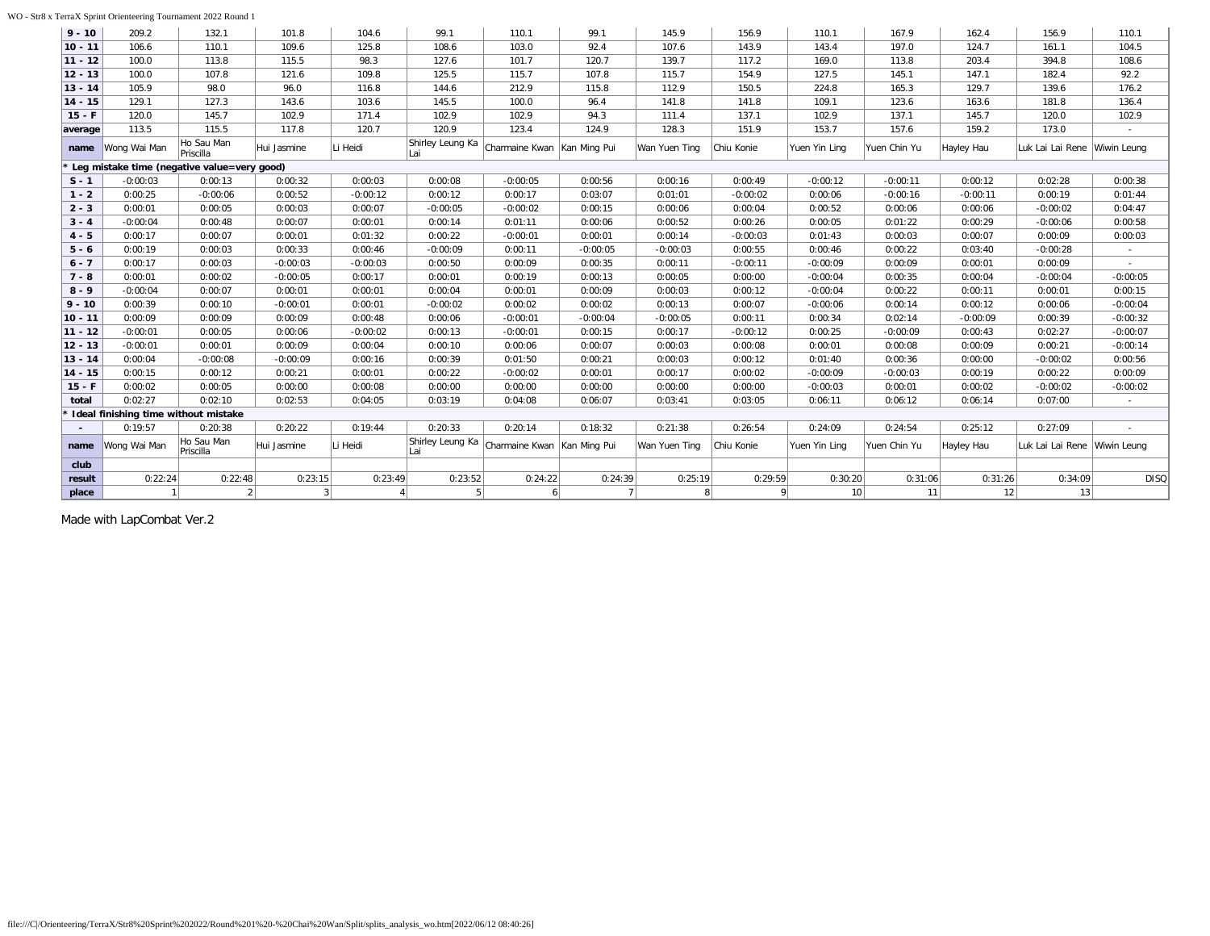| 9 - 10 | 209.2 | 132.1 | 101.8 | 104.6 | 99.1 | 110.1 | 99.1 | 145.9 | 156.9 | 110.1 | 167.9 | 162.4 | 156.9 | 110.1 |
|---|---|---|---|---|---|---|---|---|---|---|---|---|---|---|
| 10 - 11 | 106.6 | 110.1 | 109.6 | 125.8 | 108.6 | 103.0 | 92.4 | 107.6 | 143.9 | 143.4 | 197.0 | 124.7 | 161.1 | 104.5 |
| 11 - 12 | 100.0 | 113.8 | 115.5 | 98.3 | 127.6 | 101.7 | 120.7 | 139.7 | 117.2 | 169.0 | 113.8 | 203.4 | 394.8 | 108.6 |
| 12 - 13 | 100.0 | 107.8 | 121.6 | 109.8 | 125.5 | 115.7 | 107.8 | 115.7 | 154.9 | 127.5 | 145.1 | 147.1 | 182.4 | 92.2 |
| 13 - 14 | 105.9 | 98.0 | 96.0 | 116.8 | 144.6 | 212.9 | 115.8 | 112.9 | 150.5 | 224.8 | 165.3 | 129.7 | 139.6 | 176.2 |
| 14 - 15 | 129.1 | 127.3 | 143.6 | 103.6 | 145.5 | 100.0 | 96.4 | 141.8 | 141.8 | 109.1 | 123.6 | 163.6 | 181.8 | 136.4 |
| 15 - F | 120.0 | 145.7 | 102.9 | 171.4 | 102.9 | 102.9 | 94.3 | 111.4 | 137.1 | 102.9 | 137.1 | 145.7 | 120.0 | 102.9 |
| average | 113.5 | 115.5 | 117.8 | 120.7 | 120.9 | 123.4 | 124.9 | 128.3 | 151.9 | 153.7 | 157.6 | 159.2 | 173.0 | - |
| name | Wong Wai Man | Ho Sau Man Priscilla | Hui Jasmine | Li Heidi | Shirley Leung Ka Lai | Charmaine Kwan | Kan Ming Pui | Wan Yuen Ting | Chiu Konie | Yuen Yin Ling | Yuen Chin Yu | Hayley Hau | Luk Lai Lai Rene | Wiwin Leung |
| * Leg mistake time (negative value=very good) | | | | | | | | | | | | | | |
| S - 1 | -0:00:03 | 0:00:13 | 0:00:32 | 0:00:03 | 0:00:08 | -0:00:05 | 0:00:56 | 0:00:16 | 0:00:49 | -0:00:12 | -0:00:11 | 0:00:12 | 0:02:28 | 0:00:38 |
| 1 - 2 | 0:00:25 | -0:00:06 | 0:00:52 | -0:00:12 | 0:00:12 | 0:00:17 | 0:03:07 | 0:01:01 | -0:00:02 | 0:00:06 | -0:00:16 | -0:00:11 | 0:00:19 | 0:01:44 |
| 2 - 3 | 0:00:01 | 0:00:05 | 0:00:03 | 0:00:07 | -0:00:05 | -0:00:02 | 0:00:15 | 0:00:06 | 0:00:04 | 0:00:52 | 0:00:06 | 0:00:06 | -0:00:02 | 0:04:47 |
| 3 - 4 | -0:00:04 | 0:00:48 | 0:00:07 | 0:00:01 | 0:00:14 | 0:01:11 | 0:00:06 | 0:00:52 | 0:00:26 | 0:00:05 | 0:01:22 | 0:00:29 | -0:00:06 | 0:00:58 |
| 4 - 5 | 0:00:17 | 0:00:07 | 0:00:01 | 0:01:32 | 0:00:22 | -0:00:01 | 0:00:01 | 0:00:14 | -0:00:03 | 0:01:43 | 0:00:03 | 0:00:07 | 0:00:09 | 0:00:03 |
| 5 - 6 | 0:00:19 | 0:00:03 | 0:00:33 | 0:00:46 | -0:00:09 | 0:00:11 | -0:00:05 | -0:00:03 | 0:00:55 | 0:00:46 | 0:00:22 | 0:03:40 | -0:00:28 | - |
| 6 - 7 | 0:00:17 | 0:00:03 | -0:00:03 | -0:00:03 | 0:00:50 | 0:00:09 | 0:00:35 | 0:00:11 | -0:00:11 | -0:00:09 | 0:00:09 | 0:00:01 | 0:00:09 | - |
| 7 - 8 | 0:00:01 | 0:00:02 | -0:00:05 | 0:00:17 | 0:00:01 | 0:00:19 | 0:00:13 | 0:00:05 | 0:00:00 | -0:00:04 | 0:00:35 | 0:00:04 | -0:00:04 | -0:00:05 |
| 8 - 9 | -0:00:04 | 0:00:07 | 0:00:01 | 0:00:01 | 0:00:04 | 0:00:01 | 0:00:09 | 0:00:03 | 0:00:12 | -0:00:04 | 0:00:22 | 0:00:11 | 0:00:01 | 0:00:15 |
| 9 - 10 | 0:00:39 | 0:00:10 | -0:00:01 | 0:00:01 | -0:00:02 | 0:00:02 | 0:00:02 | 0:00:13 | 0:00:07 | -0:00:06 | 0:00:14 | 0:00:12 | 0:00:06 | -0:00:04 |
| 10 - 11 | 0:00:09 | 0:00:09 | 0:00:09 | 0:00:48 | 0:00:06 | -0:00:01 | -0:00:04 | -0:00:05 | 0:00:11 | 0:00:34 | 0:02:14 | -0:00:09 | 0:00:39 | -0:00:32 |
| 11 - 12 | -0:00:01 | 0:00:05 | 0:00:06 | -0:00:02 | 0:00:13 | -0:00:01 | 0:00:15 | 0:00:17 | -0:00:12 | 0:00:25 | -0:00:09 | 0:00:43 | 0:02:27 | -0:00:07 |
| 12 - 13 | -0:00:01 | 0:00:01 | 0:00:09 | 0:00:04 | 0:00:10 | 0:00:06 | 0:00:07 | 0:00:03 | 0:00:08 | 0:00:01 | 0:00:08 | 0:00:09 | 0:00:21 | -0:00:14 |
| 13 - 14 | 0:00:04 | -0:00:08 | -0:00:09 | 0:00:16 | 0:00:39 | 0:01:50 | 0:00:21 | 0:00:03 | 0:00:12 | 0:01:40 | 0:00:36 | 0:00:00 | -0:00:02 | 0:00:56 |
| 14 - 15 | 0:00:15 | 0:00:12 | 0:00:21 | 0:00:01 | 0:00:22 | -0:00:02 | 0:00:01 | 0:00:17 | 0:00:02 | -0:00:09 | -0:00:03 | 0:00:19 | 0:00:22 | 0:00:09 |
| 15 - F | 0:00:02 | 0:00:05 | 0:00:00 | 0:00:08 | 0:00:00 | 0:00:00 | 0:00:00 | 0:00:00 | 0:00:00 | -0:00:03 | 0:00:01 | 0:00:02 | -0:00:02 | -0:00:02 |
| total | 0:02:27 | 0:02:10 | 0:02:53 | 0:04:05 | 0:03:19 | 0:04:08 | 0:06:07 | 0:03:41 | 0:03:05 | 0:06:11 | 0:06:12 | 0:06:14 | 0:07:00 | - |
| * Ideal finishing time without mistake | | | | | | | | | | | | | | |
| - | 0:19:57 | 0:20:38 | 0:20:22 | 0:19:44 | 0:20:33 | 0:20:14 | 0:18:32 | 0:21:38 | 0:26:54 | 0:24:09 | 0:24:54 | 0:25:12 | 0:27:09 | - |
| name | Wong Wai Man | Ho Sau Man Priscilla | Hui Jasmine | Li Heidi | Shirley Leung Ka Lai | Charmaine Kwan | Kan Ming Pui | Wan Yuen Ting | Chiu Konie | Yuen Yin Ling | Yuen Chin Yu | Hayley Hau | Luk Lai Lai Rene | Wiwin Leung |
| club | | | | | | | | | | | | | | |
| result | 0:22:24 | 0:22:48 | 0:23:15 | 0:23:49 | 0:23:52 | 0:24:22 | 0:24:39 | 0:25:19 | 0:29:59 | 0:30:20 | 0:31:06 | 0:31:26 | 0:34:09 | DISQ |
| place | 1 | 2 | 3 | 4 | 5 | 6 | 7 | 8 | 9 | 10 | 11 | 12 | 13 | |

Made with LapCombat Ver.2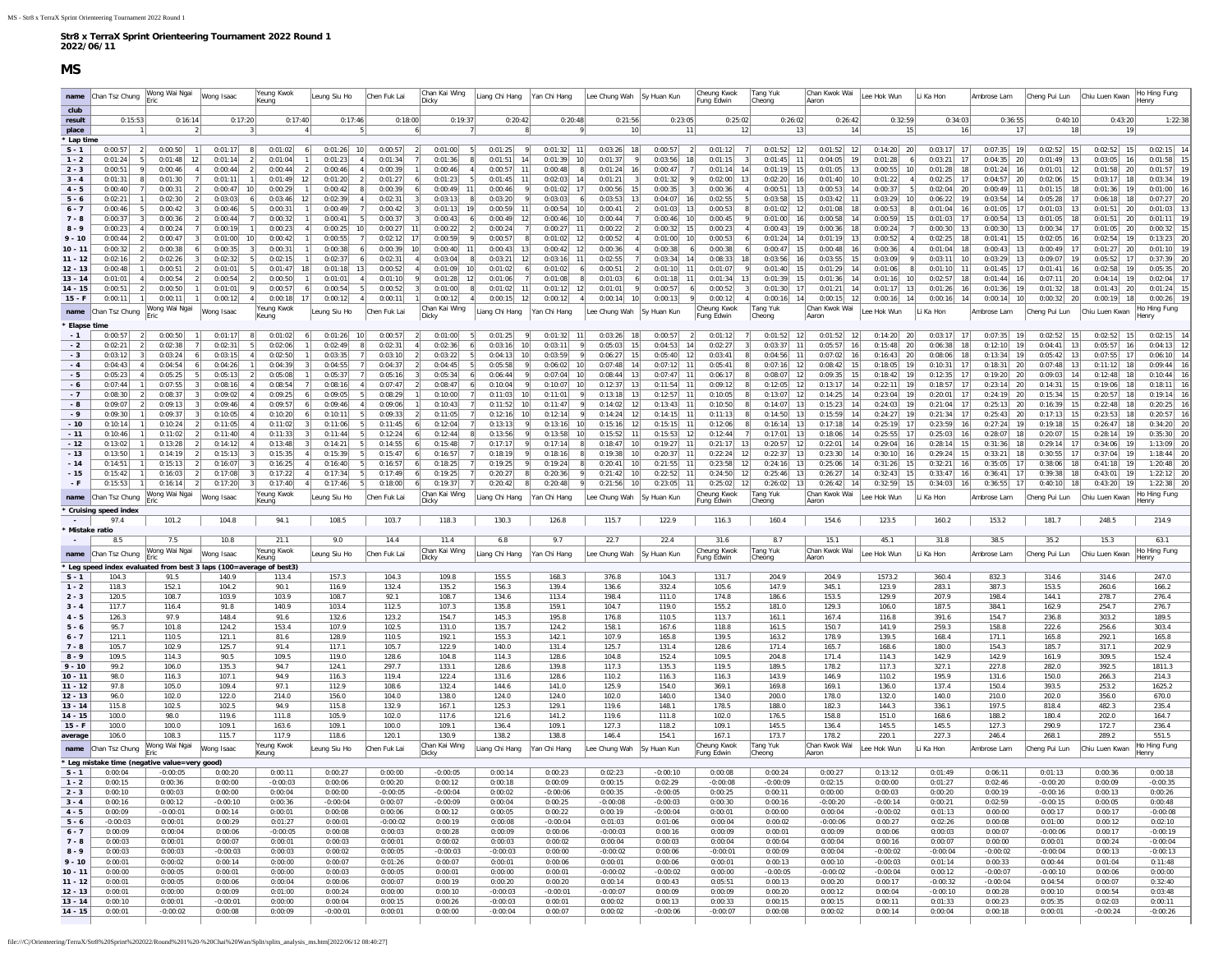**Str8 x TerraX Sprint Orienteering Tournament 2022 Round 1**
**2022/06/11**

## MS

| name | Chan Tsz Chung | Wong Wai Ngai Eric | Wong Isaac | Yeung Kwok Keung | Leung Siu Ho | Chen Fuk Lai | Chan Kai Wing Dicky | Liang Chi Hang | Yan Chi Hang | Lee Chung Wah | Sy Huan Kun | Cheung Kwok Fung Edwin | Tang Yuk Cheong | Chan Kwok Wai Aaron | Lee Hok Wun | Li Ka Hon | Ambrose Lam | Cheng Pui Lun | Chiu Luen Kwan | Ho Hing Fung Henry |
|---|---|---|---|---|---|---|---|---|---|---|---|---|---|---|---|---|---|---|---|---|
| club | | | | | | | | | | | | | | | | | | | | |
| result | 0:15:53 | 0:16:14 | 0:17:20 | 0:17:40 | 0:17:46 | 0:18:00 | 0:19:37 | 0:20:42 | 0:20:48 | 0:21:56 | 0:23:05 | 0:25:02 | 0:26:02 | 0:26:42 | 0:32:59 | 0:34:03 | 0:36:55 | 0:40:10 | 0:43:20 | 1:22:38 |
| place | 1 | 2 | 3 | 4 | 5 | 6 | 7 | 8 | 9 | 10 | 11 | 12 | 13 | 14 | 15 | 16 | 17 | 18 | 19 | |
| * Lap time | | | | | | | | | | | | | | | | | | | | |
| S - 1 | 0:00:57 2 | 0:00:50 1 | 0:01:17 8 | 0:01:02 6 | 0:01:26 10 | 0:00:57 2 | 0:01:00 5 | 0:01:25 9 | 0:01:32 11 | 0:03:26 18 | 0:00:57 2 | 0:01:12 7 | 0:01:52 12 | 0:01:52 12 | 0:14:20 20 | 0:03:17 17 | 0:07:35 19 | 0:02:52 15 | 0:02:52 15 | 0:02:15 14 |
| 1 - 2 | 0:01:24 5 | 0:01:48 12 | 0:01:14 2 | 0:01:04 1 | 0:01:23 4 | 0:01:34 7 | 0:01:36 8 | 0:01:51 14 | 0:01:39 10 | 0:01:37 9 | 0:03:56 18 | 0:01:15 3 | 0:01:45 11 | 0:04:05 19 | 0:01:28 6 | 0:03:21 17 | 0:04:35 20 | 0:01:49 13 | 0:03:05 16 | 0:01:58 15 |
| 2 - 3 | 0:00:51 9 | 0:00:46 4 | 0:00:44 2 | 0:00:44 2 | 0:00:46 4 | 0:00:39 1 | 0:00:46 4 | 0:00:57 11 | 0:00:48 8 | 0:01:24 16 | 0:00:47 7 | 0:01:14 14 | 0:01:19 15 | 0:01:05 13 | 0:00:55 10 | 0:01:28 18 | 0:01:24 16 | 0:01:01 12 | 0:01:58 20 | 0:01:57 19 |
| 3 - 4 | 0:01:31 8 | 0:01:30 7 | 0:01:11 1 | 0:01:49 12 | 0:01:20 2 | 0:01:27 6 | 0:01:23 5 | 0:01:45 11 | 0:02:03 14 | 0:01:21 3 | 0:01:32 9 | 0:02:00 13 | 0:02:20 16 | 0:01:40 10 | 0:01:22 4 | 0:02:25 17 | 0:04:57 20 | 0:02:06 15 | 0:03:17 18 | 0:03:34 19 |
| 4 - 5 | 0:00:40 7 | 0:00:31 2 | 0:00:47 10 | 0:00:29 1 | 0:00:42 8 | 0:00:39 6 | 0:00:49 11 | 0:00:46 9 | 0:01:02 17 | 0:00:56 15 | 0:00:35 3 | 0:00:36 4 | 0:00:51 13 | 0:00:53 14 | 0:00:37 5 | 0:02:04 20 | 0:00:49 11 | 0:01:15 18 | 0:01:36 19 | 0:01:00 16 |
| 5 - 6 | 0:02:21 1 | 0:02:30 2 | 0:03:03 6 | 0:03:46 12 | 0:02:39 4 | 0:02:31 3 | 0:03:13 8 | 0:03:20 9 | 0:03:03 6 | 0:03:53 13 | 0:04:07 16 | 0:02:55 5 | 0:03:58 15 | 0:03:42 11 | 0:03:29 10 | 0:06:22 19 | 0:03:54 14 | 0:05:28 17 | 0:06:18 18 | 0:07:27 20 |
| 6 - 7 | 0:00:46 5 | 0:00:42 3 | 0:00:46 5 | 0:00:31 1 | 0:00:49 7 | 0:00:42 3 | 0:01:13 19 | 0:00:59 11 | 0:00:54 10 | 0:00:41 2 | 0:01:03 13 | 0:00:53 8 | 0:01:02 12 | 0:01:08 18 | 0:00:53 8 | 0:01:04 16 | 0:01:05 17 | 0:01:03 13 | 0:01:51 20 | 0:01:03 13 |
| 7 - 8 | 0:00:37 3 | 0:00:36 2 | 0:00:44 7 | 0:00:32 1 | 0:00:41 5 | 0:00:37 3 | 0:00:43 6 | 0:00:49 12 | 0:00:46 10 | 0:00:44 7 | 0:00:46 10 | 0:00:45 9 | 0:01:00 16 | 0:00:58 14 | 0:00:59 15 | 0:01:03 17 | 0:00:54 13 | 0:01:05 18 | 0:01:51 20 | 0:01:11 19 |
| 8 - 9 | 0:00:23 4 | 0:00:24 7 | 0:00:19 1 | 0:00:23 4 | 0:00:25 10 | 0:00:27 11 | 0:00:22 2 | 0:00:24 7 | 0:00:27 11 | 0:00:22 2 | 0:00:32 15 | 0:00:23 4 | 0:00:43 19 | 0:00:36 18 | 0:00:24 7 | 0:00:30 13 | 0:00:30 13 | 0:00:34 17 | 0:01:05 20 | 0:00:32 15 |
| 9 - 10 | 0:00:44 2 | 0:00:47 3 | 0:01:00 10 | 0:00:42 1 | 0:00:55 7 | 0:02:12 17 | 0:00:59 9 | 0:00:57 8 | 0:01:02 12 | 0:00:52 4 | 0:01:00 10 | 0:00:53 6 | 0:01:24 14 | 0:01:19 13 | 0:00:52 4 | 0:02:25 18 | 0:01:41 15 | 0:02:05 16 | 0:02:54 19 | 0:13:23 20 |
| 10 - 11 | 0:00:32 2 | 0:00:38 6 | 0:00:35 3 | 0:00:31 1 | 0:00:38 6 | 0:00:39 10 | 0:00:40 11 | 0:00:43 13 | 0:00:42 12 | 0:00:36 4 | 0:00:38 6 | 0:00:38 6 | 0:00:47 15 | 0:00:48 16 | 0:00:36 4 | 0:01:04 18 | 0:00:43 13 | 0:00:49 17 | 0:01:27 20 | 0:01:10 19 |
| 11 - 12 | 0:02:16 2 | 0:02:26 3 | 0:02:32 5 | 0:02:15 1 | 0:02:37 6 | 0:02:31 4 | 0:03:04 8 | 0:03:21 12 | 0:03:16 11 | 0:02:55 7 | 0:03:34 14 | 0:08:33 18 | 0:03:56 16 | 0:03:55 15 | 0:03:09 9 | 0:03:11 10 | 0:03:29 13 | 0:09:07 19 | 0:05:52 17 | 0:37:39 20 |
| 12 - 13 | 0:00:48 1 | 0:00:51 2 | 0:01:01 5 | 0:01:47 18 | 0:01:18 13 | 0:00:52 4 | 0:01:09 10 | 0:01:02 6 | 0:01:02 6 | 0:00:51 2 | 0:01:10 11 | 0:01:07 9 | 0:01:40 15 | 0:01:29 14 | 0:01:06 8 | 0:01:10 11 | 0:01:45 17 | 0:01:41 16 | 0:02:58 19 | 0:05:35 20 |
| 13 - 14 | 0:01:01 4 | 0:00:54 2 | 0:00:54 2 | 0:00:50 1 | 0:01:01 4 | 0:01:10 9 | 0:01:28 12 | 0:01:06 7 | 0:01:08 8 | 0:01:03 6 | 0:01:18 11 | 0:01:34 13 | 0:01:39 15 | 0:01:36 14 | 0:01:16 10 | 0:02:57 18 | 0:01:44 16 | 0:07:11 20 | 0:04:14 19 | 0:02:04 17 |
| 14 - 15 | 0:00:51 2 | 0:00:50 1 | 0:01:01 9 | 0:00:57 6 | 0:00:54 5 | 0:00:52 3 | 0:01:00 8 | 0:01:02 11 | 0:01:12 12 | 0:01:01 9 | 0:00:57 6 | 0:00:52 3 | 0:01:30 17 | 0:01:21 14 | 0:01:17 13 | 0:01:26 16 | 0:01:36 19 | 0:01:31 18 | 0:01:43 20 | 0:01:24 15 |
| 15 - F | 0:00:11 1 | 0:00:11 1 | 0:00:12 4 | 0:00:18 17 | 0:00:12 4 | 0:00:11 1 | 0:00:12 4 | 0:00:15 12 | 0:00:12 4 | 0:00:14 10 | 0:00:13 9 | 0:00:12 4 | 0:00:16 14 | 0:00:15 12 | 0:00:16 14 | 0:00:16 14 | 0:00:14 10 | 0:00:32 20 | 0:00:19 18 | 0:00:26 19 |
| name | Chan Tsz Chung | Wong Wai Ngai Eric | Wong Isaac | Yeung Kwok Keung | Leung Siu Ho | Chen Fuk Lai | Chan Kai Wing Dicky | Liang Chi Hang | Yan Chi Hang | Lee Chung Wah | Sy Huan Kun | Cheung Kwok Fung Edwin | Tang Yuk Cheong | Chan Kwok Wai Aaron | Lee Hok Wun | Li Ka Hon | Ambrose Lam | Cheng Pui Lun | Chiu Luen Kwan | Ho Hing Fung Henry |
| * Elapse time | | | | | | | | | | | | | | | | | | | | |
| - 1 | 0:00:57 2 | 0:00:50 1 | 0:01:17 8 | 0:01:02 6 | 0:01:26 10 | 0:00:57 2 | 0:01:00 5 | 0:01:25 9 | 0:01:32 11 | 0:03:26 18 | 0:00:57 2 | 0:01:12 7 | 0:01:52 12 | 0:01:52 12 | 0:14:20 20 | 0:03:17 17 | 0:07:35 19 | 0:02:52 15 | 0:02:52 15 | 0:02:15 14 |
| - 2 | 0:02:21 2 | 0:02:38 7 | 0:02:31 5 | 0:02:06 1 | 0:02:49 8 | 0:02:31 4 | 0:02:36 6 | 0:03:16 10 | 0:03:11 9 | 0:05:03 15 | 0:04:53 14 | 0:02:27 3 | 0:03:37 11 | 0:05:57 16 | 0:15:48 20 | 0:06:38 18 | 0:12:10 19 | 0:04:41 13 | 0:05:57 16 | 0:04:13 12 |
| - 3 | 0:03:12 3 | 0:03:24 6 | 0:03:15 4 | 0:02:50 1 | 0:03:35 7 | 0:03:10 2 | 0:03:22 5 | 0:04:13 10 | 0:03:59 9 | 0:06:27 15 | 0:05:40 12 | 0:03:41 8 | 0:04:56 11 | 0:07:02 16 | 0:16:43 20 | 0:08:06 18 | 0:13:34 19 | 0:05:42 13 | 0:07:55 17 | 0:06:10 14 |
| - 4 | 0:04:43 4 | 0:04:54 6 | 0:04:26 1 | 0:04:39 3 | 0:04:55 7 | 0:04:37 2 | 0:04:45 5 | 0:05:58 9 | 0:06:02 10 | 0:07:48 14 | 0:07:12 11 | 0:05:41 8 | 0:07:16 12 | 0:08:42 15 | 0:18:05 19 | 0:10:31 17 | 0:18:31 20 | 0:07:48 13 | 0:11:12 18 | 0:09:44 16 |
| - 5 | 0:05:23 4 | 0:05:25 5 | 0:05:13 2 | 0:05:08 1 | 0:05:37 7 | 0:05:16 3 | 0:05:34 6 | 0:06:44 9 | 0:07:04 10 | 0:08:44 13 | 0:07:47 11 | 0:06:17 8 | 0:08:07 12 | 0:09:35 15 | 0:18:42 19 | 0:12:35 17 | 0:19:20 20 | 0:09:03 14 | 0:12:48 18 | 0:10:44 16 |
| - 6 | 0:07:44 1 | 0:07:55 3 | 0:08:16 4 | 0:08:54 7 | 0:08:16 4 | 0:07:47 2 | 0:08:47 6 | 0:10:04 9 | 0:10:07 10 | 0:12:37 13 | 0:11:54 11 | 0:09:12 8 | 0:12:05 12 | 0:13:17 14 | 0:22:11 19 | 0:18:57 17 | 0:23:14 20 | 0:14:31 15 | 0:19:06 18 | 0:18:11 16 |
| - 7 | 0:08:30 2 | 0:08:37 3 | 0:09:02 4 | 0:09:25 6 | 0:09:05 5 | 0:08:29 1 | 0:10:00 7 | 0:11:03 10 | 0:11:01 9 | 0:13:18 13 | 0:12:57 11 | 0:10:05 8 | 0:13:07 12 | 0:14:25 14 | 0:23:04 19 | 0:20:01 17 | 0:24:19 20 | 0:15:34 15 | 0:20:57 18 | 0:19:14 16 |
| - 8 | 0:09:07 2 | 0:09:13 3 | 0:09:46 4 | 0:09:57 6 | 0:09:46 4 | 0:09:06 1 | 0:10:43 7 | 0:11:52 10 | 0:11:47 9 | 0:14:02 12 | 0:13:43 11 | 0:10:50 8 | 0:14:07 13 | 0:15:23 14 | 0:24:03 19 | 0:21:04 17 | 0:25:13 20 | 0:16:39 15 | 0:22:48 18 | 0:20:25 16 |
| - 9 | 0:09:30 1 | 0:09:37 3 | 0:10:05 4 | 0:10:20 6 | 0:10:11 5 | 0:09:33 2 | 0:11:05 7 | 0:12:16 10 | 0:12:14 9 | 0:14:24 12 | 0:14:15 11 | 0:11:13 8 | 0:14:50 13 | 0:15:59 14 | 0:24:27 19 | 0:21:34 17 | 0:25:43 20 | 0:17:13 15 | 0:23:53 18 | 0:20:57 16 |
| - 10 | 0:10:14 1 | 0:10:24 2 | 0:11:05 4 | 0:11:02 3 | 0:11:06 5 | 0:11:45 6 | 0:12:04 7 | 0:13:13 9 | 0:13:16 10 | 0:15:16 12 | 0:15:15 11 | 0:12:06 8 | 0:16:14 13 | 0:17:18 14 | 0:25:19 17 | 0:23:59 16 | 0:27:24 19 | 0:19:18 15 | 0:26:47 18 | 0:34:20 20 |
| - 11 | 0:10:46 1 | 0:11:02 2 | 0:11:40 4 | 0:11:33 3 | 0:11:44 5 | 0:12:24 6 | 0:12:44 8 | 0:13:56 9 | 0:13:58 10 | 0:15:52 11 | 0:15:53 12 | 0:12:44 7 | 0:17:01 13 | 0:18:06 14 | 0:25:55 17 | 0:25:03 16 | 0:28:07 18 | 0:20:07 15 | 0:28:14 19 | 0:35:30 20 |
| - 12 | 0:13:02 1 | 0:13:28 2 | 0:14:12 4 | 0:13:48 3 | 0:14:21 5 | 0:14:55 6 | 0:15:48 7 | 0:17:17 9 | 0:17:14 8 | 0:18:47 10 | 0:19:27 11 | 0:21:17 13 | 0:20:57 12 | 0:22:01 14 | 0:29:04 16 | 0:28:14 15 | 0:31:36 18 | 0:29:14 17 | 0:34:06 19 | 1:13:09 20 |
| - 13 | 0:13:50 1 | 0:14:19 2 | 0:15:13 3 | 0:15:35 4 | 0:15:39 5 | 0:15:47 6 | 0:16:57 7 | 0:18:19 9 | 0:18:16 8 | 0:19:38 10 | 0:20:37 11 | 0:22:24 12 | 0:22:37 13 | 0:23:30 14 | 0:30:10 16 | 0:29:24 15 | 0:33:21 18 | 0:30:55 17 | 0:37:04 19 | 1:18:44 20 |
| - 14 | 0:14:51 1 | 0:15:13 2 | 0:16:07 3 | 0:16:25 4 | 0:16:40 5 | 0:16:57 6 | 0:18:25 7 | 0:19:25 9 | 0:19:24 8 | 0:20:41 10 | 0:21:55 11 | 0:23:58 12 | 0:24:16 13 | 0:25:06 14 | 0:31:26 15 | 0:32:21 16 | 0:35:05 17 | 0:38:06 18 | 0:41:18 19 | 1:20:48 20 |
| - 15 | 0:15:42 1 | 0:16:03 2 | 0:17:08 3 | 0:17:22 4 | 0:17:34 5 | 0:17:49 6 | 0:19:25 7 | 0:20:27 8 | 0:20:36 9 | 0:21:42 10 | 0:22:52 11 | 0:24:50 12 | 0:25:46 13 | 0:26:27 14 | 0:32:43 15 | 0:33:47 16 | 0:36:41 17 | 0:39:38 18 | 0:43:01 19 | 1:22:12 20 |
| - F | 0:15:53 1 | 0:16:14 2 | 0:17:20 3 | 0:17:40 4 | 0:17:46 5 | 0:18:00 6 | 0:19:37 7 | 0:20:42 8 | 0:20:48 9 | 0:21:56 10 | 0:23:05 11 | 0:25:02 12 | 0:26:02 13 | 0:26:42 14 | 0:32:59 15 | 0:34:03 16 | 0:36:55 17 | 0:40:10 18 | 0:43:20 19 | 1:22:38 20 |
| name | Chan Tsz Chung | Wong Wai Ngai Eric | Wong Isaac | Yeung Kwok Keung | Leung Siu Ho | Chen Fuk Lai | Chan Kai Wing Dicky | Liang Chi Hang | Yan Chi Hang | Lee Chung Wah | Sy Huan Kun | Cheung Kwok Fung Edwin | Tang Yuk Cheong | Chan Kwok Wai Aaron | Lee Hok Wun | Li Ka Hon | Ambrose Lam | Cheng Pui Lun | Chiu Luen Kwan | Ho Hing Fung Henry |
| * Cruising speed index | | | | | | | | | | | | | | | | | | | | |
| - | 97.4 | 101.2 | 104.8 | 94.1 | 108.5 | 103.7 | 118.3 | 130.3 | 126.8 | 115.7 | 122.9 | 116.3 | 160.4 | 154.6 | 123.5 | 160.2 | 153.2 | 181.7 | 248.5 | 214.9 |
| * Mistake ratio | | | | | | | | | | | | | | | | | | | | |
| - | 8.5 | 7.5 | 10.8 | 21.1 | 9.0 | 14.4 | 11.4 | 6.8 | 9.7 | 22.7 | 22.4 | 31.6 | 8.7 | 15.1 | 45.1 | 31.8 | 38.5 | 35.2 | 15.3 | 63.1 |
| name | Chan Tsz Chung | Wong Wai Ngai Eric | Wong Isaac | Yeung Kwok Keung | Leung Siu Ho | Chen Fuk Lai | Chan Kai Wing Dicky | Liang Chi Hang | Yan Chi Hang | Lee Chung Wah | Sy Huan Kun | Cheung Kwok Fung Edwin | Tang Yuk Cheong | Chan Kwok Wai Aaron | Lee Hok Wun | Li Ka Hon | Ambrose Lam | Cheng Pui Lun | Chiu Luen Kwan | Ho Hing Fung Henry |
| * Leg speed index evaluated from best 3 laps (100=average of best3) | | | | | | | | | | | | | | | | | | | | |
| S - 1 | 104.3 | 91.5 | 140.9 | 113.4 | 157.3 | 104.3 | 109.8 | 155.5 | 168.3 | 376.8 | 104.3 | 131.7 | 204.9 | 204.9 | 1573.2 | 360.4 | 832.3 | 314.6 | 314.6 | 247.0 |
| 1 - 2 | 118.3 | 152.1 | 104.2 | 90.1 | 116.9 | 132.4 | 135.2 | 156.3 | 139.4 | 136.6 | 332.4 | 105.6 | 147.9 | 345.1 | 123.9 | 283.1 | 387.3 | 153.5 | 260.6 | 166.2 |
| 2 - 3 | 120.5 | 108.7 | 103.9 | 103.9 | 108.7 | 92.1 | 108.7 | 134.6 | 113.4 | 198.4 | 111.0 | 174.8 | 186.6 | 153.5 | 129.9 | 207.9 | 198.4 | 144.1 | 278.7 | 276.4 |
| 3 - 4 | 117.7 | 116.4 | 91.8 | 140.9 | 103.4 | 112.5 | 107.3 | 135.8 | 159.1 | 104.7 | 119.0 | 155.2 | 181.0 | 129.3 | 106.0 | 187.5 | 384.1 | 162.9 | 254.7 | 276.7 |
| 4 - 5 | 126.3 | 97.9 | 148.4 | 91.6 | 132.6 | 123.2 | 154.7 | 145.3 | 195.8 | 176.8 | 110.5 | 113.7 | 161.1 | 167.4 | 116.8 | 391.6 | 154.7 | 236.8 | 303.2 | 189.5 |
| 5 - 6 | 95.7 | 101.8 | 124.2 | 153.4 | 107.9 | 102.5 | 131.0 | 135.7 | 124.2 | 158.1 | 167.6 | 118.8 | 161.5 | 150.7 | 141.9 | 259.3 | 158.8 | 222.6 | 256.6 | 303.4 |
| 6 - 7 | 121.1 | 110.5 | 121.1 | 81.6 | 128.9 | 110.5 | 192.1 | 155.3 | 142.1 | 107.9 | 165.8 | 139.5 | 163.2 | 178.9 | 139.5 | 168.4 | 171.1 | 165.8 | 292.1 | 165.8 |
| 7 - 8 | 105.7 | 102.9 | 125.7 | 91.4 | 117.1 | 105.7 | 122.9 | 140.0 | 131.4 | 125.7 | 131.4 | 128.6 | 171.4 | 165.7 | 168.6 | 180.0 | 154.3 | 185.7 | 317.1 | 202.9 |
| 8 - 9 | 109.5 | 114.3 | 90.5 | 109.5 | 119.0 | 128.6 | 104.8 | 114.3 | 128.6 | 104.8 | 152.4 | 109.5 | 204.8 | 171.4 | 114.3 | 142.9 | 142.9 | 161.9 | 309.5 | 152.4 |
| 9 - 10 | 99.2 | 106.0 | 135.3 | 94.7 | 124.1 | 297.7 | 133.1 | 128.6 | 139.8 | 117.3 | 135.3 | 119.5 | 189.5 | 178.2 | 117.3 | 327.1 | 227.8 | 282.0 | 392.5 | 1811.3 |
| 10 - 11 | 98.0 | 116.3 | 107.1 | 94.9 | 116.3 | 119.4 | 122.4 | 131.6 | 128.6 | 110.2 | 116.3 | 116.3 | 143.9 | 146.9 | 110.2 | 195.9 | 131.6 | 150.0 | 266.3 | 214.3 |
| 11 - 12 | 97.8 | 105.0 | 109.4 | 97.1 | 112.9 | 108.6 | 132.4 | 144.6 | 141.0 | 125.9 | 154.0 | 369.1 | 169.8 | 169.1 | 136.0 | 137.4 | 150.4 | 393.5 | 253.2 | 1625.2 |
| 12 - 13 | 96.0 | 102.0 | 122.0 | 214.0 | 156.0 | 104.0 | 138.0 | 124.0 | 124.0 | 102.0 | 140.0 | 134.0 | 200.0 | 178.0 | 132.0 | 140.0 | 210.0 | 202.0 | 356.0 | 670.0 |
| 13 - 14 | 115.8 | 102.5 | 102.5 | 94.9 | 115.8 | 132.9 | 167.1 | 125.3 | 129.1 | 119.6 | 148.1 | 178.5 | 188.0 | 182.3 | 144.3 | 336.1 | 197.5 | 818.4 | 482.3 | 235.4 |
| 14 - 15 | 100.0 | 98.0 | 119.6 | 111.8 | 105.9 | 102.0 | 117.6 | 121.6 | 141.2 | 119.6 | 111.8 | 102.0 | 176.5 | 158.8 | 151.0 | 168.6 | 188.2 | 180.4 | 202.0 | 164.7 |
| 15 - F | 100.0 | 100.0 | 109.1 | 163.6 | 109.1 | 100.0 | 109.1 | 136.4 | 109.1 | 127.3 | 118.2 | 109.1 | 145.5 | 136.4 | 145.5 | 145.5 | 127.3 | 290.9 | 172.7 | 236.4 |
| average | 106.0 | 108.3 | 115.7 | 117.9 | 118.6 | 120.1 | 130.9 | 138.2 | 138.8 | 146.4 | 154.1 | 167.1 | 173.7 | 178.2 | 220.1 | 227.3 | 246.4 | 268.1 | 289.2 | 551.5 |
| name | Chan Tsz Chung | Wong Wai Ngai Eric | Wong Isaac | Yeung Kwok Keung | Leung Siu Ho | Chen Fuk Lai | Chan Kai Wing Dicky | Liang Chi Hang | Yan Chi Hang | Lee Chung Wah | Sy Huan Kun | Cheung Kwok Fung Edwin | Tang Yuk Cheong | Chan Kwok Wai Aaron | Lee Hok Wun | Li Ka Hon | Ambrose Lam | Cheng Pui Lun | Chiu Luen Kwan | Ho Hing Fung Henry |
| * Leg mistake time (negative value=very good) | | | | | | | | | | | | | | | | | | | | |
| S - 1 | 0:00:04 | -0:00:05 | 0:00:20 | 0:00:11 | 0:00:27 | 0:00:00 | -0:00:05 | 0:00:14 | 0:00:23 | 0:02:23 | -0:00:10 | 0:00:08 | 0:00:24 | 0:00:27 | 0:13:12 | 0:01:49 | 0:06:11 | 0:01:13 | 0:00:36 | 0:00:18 |
| 1 - 2 | 0:00:15 | 0:00:36 | 0:00:00 | -0:00:03 | 0:00:06 | 0:00:20 | 0:00:12 | 0:00:18 | 0:00:09 | 0:00:15 | 0:02:29 | -0:00:08 | -0:00:09 | 0:02:15 | 0:00:00 | 0:01:27 | 0:02:46 | -0:00:20 | 0:00:09 | -0:00:35 |
| 2 - 3 | 0:00:10 | 0:00:03 | 0:00:04 | 0:00:00 | -0:00:05 | -0:00:04 | 0:00:02 | 0:00:02 | -0:00:06 | 0:00:35 | -0:00:05 | 0:00:25 | 0:00:11 | 0:00:00 | 0:00:03 | 0:00:20 | 0:00:19 | -0:00:16 | 0:00:13 | 0:00:26 |
| 3 - 4 | 0:00:16 | 0:00:12 | -0:00:10 | 0:00:36 | -0:00:04 | 0:00:07 | -0:00:09 | 0:00:04 | 0:00:25 | -0:00:08 | -0:00:03 | 0:00:30 | 0:00:16 | -0:00:20 | -0:00:14 | 0:00:21 | 0:02:59 | -0:00:15 | 0:00:05 | 0:00:48 |
| 4 - 5 | 0:00:09 | -0:00:01 | 0:00:14 | 0:00:01 | 0:00:08 | 0:00:06 | 0:00:12 | 0:00:05 | 0:00:22 | 0:00:19 | -0:00:04 | 0:00:01 | 0:00:00 | 0:00:04 | -0:00:02 | 0:01:13 | 0:00:00 | 0:00:17 | 0:00:17 | -0:00:08 |
| 5 - 6 | -0:00:03 | 0:00:01 | 0:00:29 | 0:01:27 | 0:00:01 | -0:00:02 | 0:00:19 | 0:00:08 | -0:00:04 | 0:01:03 | 0:01:06 | 0:00:04 | 0:00:02 | -0:00:06 | 0:00:27 | 0:02:26 | 0:00:08 | 0:01:00 | 0:00:12 | 0:02:10 |
| 6 - 7 | 0:00:09 | 0:00:04 | 0:00:06 | -0:00:05 | 0:00:08 | 0:00:03 | 0:00:28 | 0:00:09 | 0:00:06 | -0:00:03 | 0:00:16 | 0:00:09 | 0:00:04 | 0:00:09 | 0:00:06 | 0:00:03 | 0:00:07 | -0:00:06 | 0:00:17 | -0:00:19 |
| 7 - 8 | 0:00:03 | 0:00:01 | 0:00:07 | 0:00:01 | 0:00:03 | 0:00:01 | 0:00:02 | 0:00:03 | 0:00:02 | 0:00:04 | 0:00:03 | 0:00:04 | 0:00:04 | 0:00:04 | 0:00:16 | 0:00:07 | 0:00:00 | 0:00:01 | 0:00:24 | -0:00:04 |
| 8 - 9 | 0:00:03 | 0:00:03 | -0:00:03 | 0:00:03 | 0:00:02 | 0:00:05 | -0:00:03 | -0:00:03 | 0:00:00 | -0:00:02 | 0:00:06 | -0:00:01 | 0:00:09 | 0:00:04 | -0:00:02 | -0:00:04 | -0:00:02 | -0:00:04 | 0:00:13 | -0:00:13 |
| 9 - 10 | 0:00:01 | 0:00:02 | 0:00:14 | 0:00:00 | 0:00:07 | 0:01:26 | 0:00:07 | 0:00:01 | 0:00:06 | 0:00:01 | 0:00:06 | 0:00:01 | 0:00:13 | 0:00:10 | -0:00:03 | 0:01:14 | 0:00:33 | 0:00:44 | 0:01:04 | 0:11:48 |
| 10 - 11 | 0:00:00 | 0:00:05 | 0:00:01 | 0:00:00 | 0:00:03 | 0:00:05 | 0:00:01 | 0:00:00 | 0:00:01 | -0:00:02 | -0:00:02 | 0:00:00 | -0:00:05 | -0:00:02 | -0:00:04 | 0:00:12 | -0:00:07 | -0:00:10 | 0:00:06 | 0:00:00 |
| 11 - 12 | 0:00:01 | 0:00:05 | 0:00:06 | 0:00:04 | 0:00:06 | 0:00:07 | 0:00:19 | 0:00:20 | 0:00:20 | 0:00:14 | 0:00:43 | 0:05:51 | 0:00:13 | 0:00:20 | 0:00:17 | -0:00:32 | -0:00:04 | 0:04:54 | 0:00:07 | 0:32:40 |
| 12 - 13 | 0:00:01 | 0:00:00 | 0:00:09 | 0:01:00 | 0:00:24 | 0:00:00 | 0:00:10 | -0:00:03 | -0:00:01 | -0:00:07 | 0:00:09 | 0:00:09 | 0:00:20 | 0:00:12 | 0:00:04 | -0:00:10 | 0:00:28 | 0:00:10 | 0:00:54 | 0:03:48 |
| 13 - 14 | 0:00:10 | 0:00:01 | -0:00:01 | 0:00:00 | 0:00:04 | 0:00:15 | 0:00:26 | -0:00:03 | 0:00:01 | 0:00:02 | 0:00:13 | 0:00:33 | 0:00:15 | 0:00:15 | 0:00:11 | 0:01:33 | 0:00:23 | 0:05:35 | 0:02:03 | 0:00:11 |
| 14 - 15 | 0:00:01 | -0:00:02 | 0:00:08 | 0:00:09 | -0:00:01 | 0:00:01 | 0:00:00 | -0:00:04 | 0:00:07 | 0:00:02 | -0:00:06 | -0:00:07 | 0:00:08 | 0:00:02 | 0:00:14 | 0:00:04 | 0:00:18 | 0:00:01 | -0:00:24 | -0:00:26 |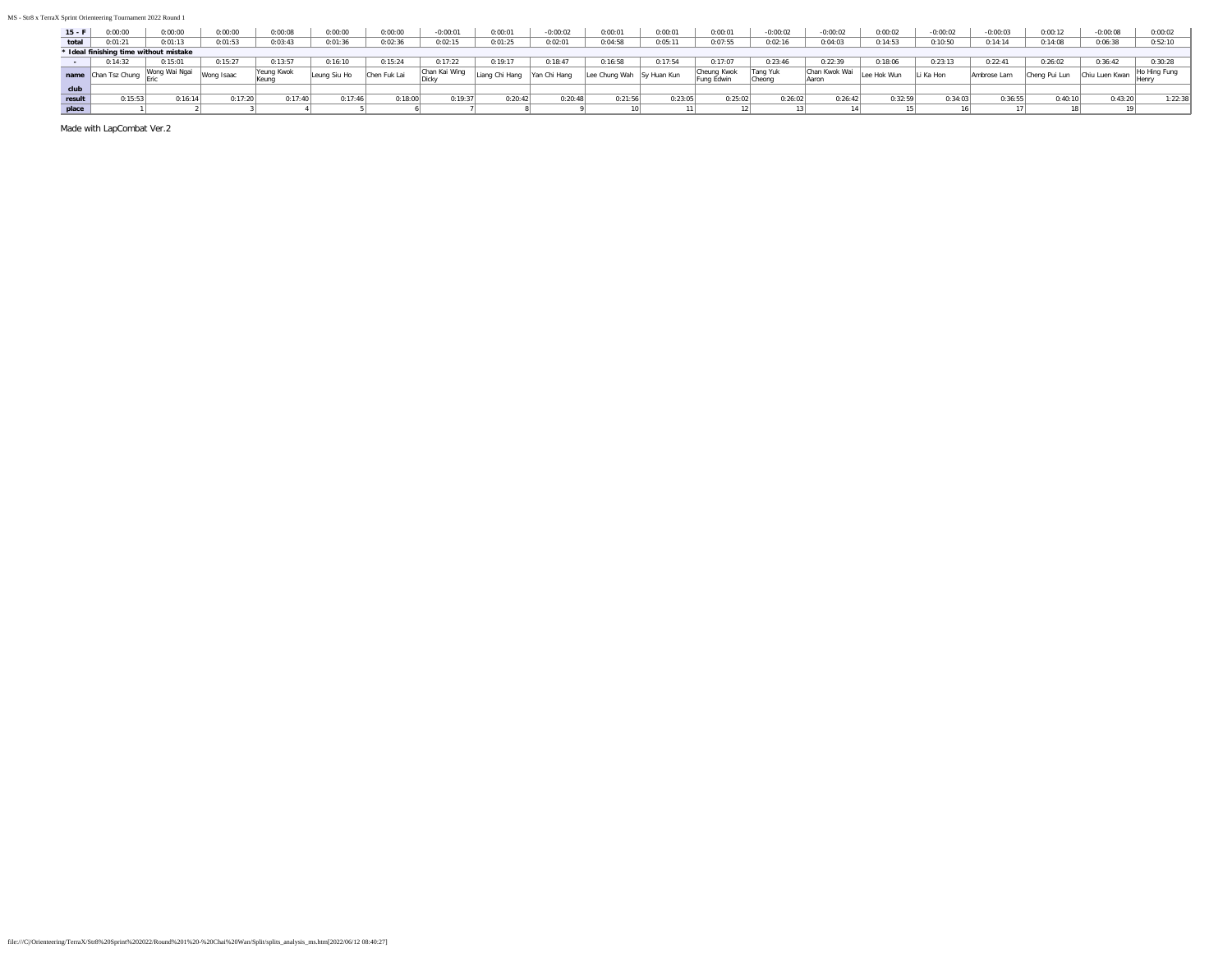| 15 - F | 0:00:00 | 0:00:00 | 0:00:00 | 0:00:08 | 0:00:00 | 0:00:00 | -0:00:01 | 0:00:01 | -0:00:02 | 0:00:01 | 0:00:01 | 0:00:01 | -0:00:02 | -0:00:02 | 0:00:02 | -0:00:02 | -0:00:03 | 0:00:12 | -0:00:08 | 0:00:02 |
|---|---|---|---|---|---|---|---|---|---|---|---|---|---|---|---|---|---|---|---|---|
| total | 0:01:21 | 0:01:13 | 0:01:53 | 0:03:43 | 0:01:36 | 0:02:36 | 0:02:15 | 0:01:25 | 0:02:01 | 0:04:58 | 0:05:11 | 0:07:55 | 0:02:16 | 0:04:03 | 0:14:53 | 0:10:50 | 0:14:14 | 0:14:08 | 0:06:38 | 0:52:10 |
| * Ideal finishing time without mistake | | | | | | | | | | | | | | | | | | | | |
| - | 0:14:32 | 0:15:01 | 0:15:27 | 0:13:57 | 0:16:10 | 0:15:24 | 0:17:22 | 0:19:17 | 0:18:47 | 0:16:58 | 0:17:54 | 0:17:07 | 0:23:46 | 0:22:39 | 0:18:06 | 0:23:13 | 0:22:41 | 0:26:02 | 0:36:42 | 0:30:28 |
| name | Chan Tsz Chung | Wong Wai Ngai Eric | Wong Isaac | Yeung Kwok Keung | Leung Siu Ho | Chen Fuk Lai | Chan Kai Wing Dicky | Liang Chi Hang | Yan Chi Hang | Lee Chung Wah | Sy Huan Kun | Cheung Kwok Fung Edwin | Tang Yuk Cheong | Chan Kwok Wai Aaron | Lee Hok Wun | Li Ka Hon | Ambrose Lam | Cheng Pui Lun | Chiu Luen Kwan | Ho Hing Fung Henry |
| club | | | | | | | | | | | | | | | | | | | | |
| result | 0:15:53 | 0:16:14 | 0:17:20 | 0:17:40 | 0:17:46 | 0:18:00 | 0:19:37 | 0:20:42 | 0:20:48 | 0:21:56 | 0:23:05 | 0:25:02 | 0:26:02 | 0:26:42 | 0:32:59 | 0:34:03 | 0:36:55 | 0:40:10 | 0:43:20 | 1:22:38 |
| place | 1 | 2 | 3 | 4 | 5 | 6 | 7 | 8 | 9 | 10 | 11 | 12 | 13 | 14 | 15 | 16 | 17 | 18 | 19 | |

Made with LapCombat Ver.2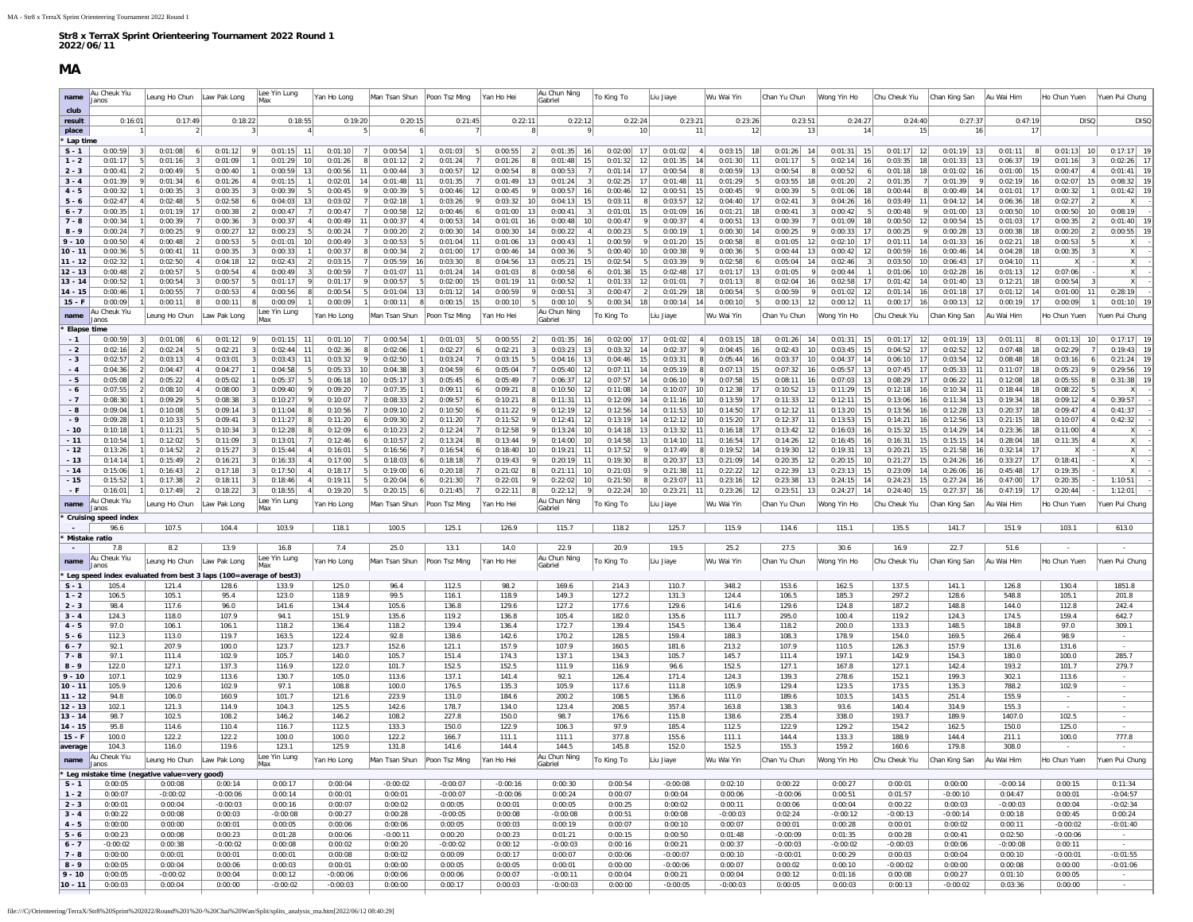**Str8 x TerraX Sprint Orienteering Tournament 2022 Round 1**
**2022/06/11**

## MA

| name | Au Cheuk Yiu Janos | Leung Ho Chun | Law Pak Long | Lee Yin Lung Max | Yan Ho Long | Man Tsan Shun | Poon Tsz Ming | Yan Ho Hei | Au Chun Ning Gabriel | To King To | Liu Jiaye | Wu Wai Yin | Chan Yu Chun | Wong Yin Ho | Chu Cheuk Yiu | Chan King San | Au Wai Him | Ho Chun Yuen | Yuen Pui Chung |
|---|---|---|---|---|---|---|---|---|---|---|---|---|---|---|---|---|---|---|---|
| club | | | | | | | | | | | | | | | | | | | |
| result | 0:16:01 | 0:17:49 | 0:18:22 | 0:18:55 | 0:19:20 | 0:20:15 | 0:21:45 | 0:22:11 | 0:22:12 | 0:22:24 | 0:23:21 | 0:23:26 | 0:23:51 | 0:24:27 | 0:24:40 | 0:27:37 | 0:47:19 | DISQ | DISQ |
| place | 1 | 2 | 3 | 4 | 5 | 6 | 7 | 8 | 9 | 10 | 11 | 12 | 13 | 14 | 15 | 16 | 17 | | |
| * Lap time | | | | | | | | | | | | | | | | | | | |
| S - 1 | 0:00:59 3 | 0:01:08 6 | 0:01:12 9 | 0:01:15 11 | 0:01:10 7 | 0:00:54 1 | 0:01:03 5 | 0:00:55 2 | 0:01:35 16 | 0:02:00 17 | 0:01:02 4 | 0:03:15 18 | 0:01:26 14 | 0:01:31 15 | 0:01:17 12 | 0:01:19 13 | 0:01:11 8 | 0:01:13 10 | 0:17:17 19 |
| 1 - 2 | 0:01:17 5 | 0:01:16 3 | 0:01:09 1 | 0:01:29 10 | 0:01:26 8 | 0:01:12 2 | 0:01:24 7 | 0:01:26 8 | 0:01:48 15 | 0:01:32 12 | 0:01:35 14 | 0:01:30 11 | 0:01:17 5 | 0:02:14 16 | 0:03:35 18 | 0:01:33 13 | 0:06:37 19 | 0:01:16 3 | 0:02:26 17 |
| 2 - 3 | 0:00:41 2 | 0:00:49 5 | 0:00:40 1 | 0:00:59 13 | 0:00:56 11 | 0:00:44 3 | 0:00:57 12 | 0:00:54 8 | 0:00:53 7 | 0:01:14 17 | 0:00:54 8 | 0:00:59 13 | 0:00:54 8 | 0:00:52 6 | 0:01:18 18 | 0:01:02 16 | 0:01:00 15 | 0:00:47 4 | 0:01:41 19 |
| 3 - 4 | 0:01:39 9 | 0:01:34 6 | 0:01:26 4 | 0:01:15 1 | 0:02:01 14 | 0:01:48 11 | 0:01:35 7 | 0:01:49 13 | 0:01:24 3 | 0:02:25 17 | 0:01:48 11 | 0:01:29 5 | 0:03:55 18 | 0:01:20 2 | 0:01:35 7 | 0:01:39 9 | 0:02:19 16 | 0:02:07 15 | 0:08:32 19 |
| 4 - 5 | 0:00:32 1 | 0:00:35 3 | 0:00:35 3 | 0:00:39 5 | 0:00:45 9 | 0:00:39 5 | 0:00:46 12 | 0:00:45 9 | 0:00:57 16 | 0:00:46 12 | 0:00:51 15 | 0:00:45 9 | 0:00:39 5 | 0:01:06 18 | 0:00:44 8 | 0:00:49 14 | 0:01:01 17 | 0:00:32 1 | 0:01:42 19 |
| 5 - 6 | 0:02:47 4 | 0:02:48 5 | 0:02:58 6 | 0:04:03 13 | 0:03:02 7 | 0:02:18 1 | 0:03:26 9 | 0:03:32 10 | 0:04:13 15 | 0:03:11 8 | 0:03:57 12 | 0:04:40 17 | 0:02:41 3 | 0:04:26 16 | 0:03:49 11 | 0:04:12 14 | 0:06:36 18 | 0:02:27 2 | X - |
| 6 - 7 | 0:00:35 1 | 0:01:19 17 | 0:00:38 2 | 0:00:47 7 | 0:00:47 7 | 0:00:58 12 | 0:00:46 6 | 0:01:00 13 | 0:00:41 3 | 0:01:01 15 | 0:01:09 16 | 0:01:21 18 | 0:00:41 3 | 0:00:42 5 | 0:00:48 9 | 0:01:00 13 | 0:00:50 10 | 0:00:50 10 | 0:08:19 - |
| 7 - 8 | 0:00:34 1 | 0:00:39 7 | 0:00:36 3 | 0:00:37 4 | 0:00:49 11 | 0:00:37 4 | 0:00:53 14 | 0:01:01 16 | 0:00:48 10 | 0:00:47 9 | 0:00:37 4 | 0:00:51 13 | 0:00:39 7 | 0:01:09 18 | 0:00:50 12 | 0:00:54 15 | 0:01:03 17 | 0:00:35 2 | 0:01:40 19 |
| 8 - 9 | 0:00:24 7 | 0:00:25 9 | 0:00:27 12 | 0:00:23 5 | 0:00:24 7 | 0:00:20 2 | 0:00:30 14 | 0:00:30 14 | 0:00:22 4 | 0:00:23 5 | 0:00:19 1 | 0:00:30 14 | 0:00:25 9 | 0:00:33 17 | 0:00:25 9 | 0:00:28 13 | 0:00:38 18 | 0:00:20 2 | 0:00:55 19 |
| 9 - 10 | 0:00:50 4 | 0:00:48 2 | 0:00:53 5 | 0:01:01 10 | 0:00:49 3 | 0:00:53 5 | 0:01:04 11 | 0:01:06 13 | 0:00:43 1 | 0:00:59 9 | 0:01:20 15 | 0:00:58 8 | 0:01:05 12 | 0:02:10 17 | 0:01:11 14 | 0:01:33 16 | 0:02:21 18 | 0:00:53 5 | X - |
| 10 - 11 | 0:00:36 5 | 0:00:41 11 | 0:00:35 3 | 0:00:33 1 | 0:00:37 8 | 0:00:34 2 | 0:01:00 17 | 0:00:46 14 | 0:00:36 5 | 0:00:40 10 | 0:00:38 9 | 0:00:36 5 | 0:00:44 13 | 0:00:42 12 | 0:00:59 16 | 0:00:46 14 | 0:04:28 18 | 0:00:35 3 | X - |
| 11 - 12 | 0:02:32 1 | 0:02:50 4 | 0:04:18 12 | 0:02:43 2 | 0:03:15 7 | 0:05:59 16 | 0:03:30 8 | 0:04:56 13 | 0:05:21 15 | 0:02:54 5 | 0:03:39 9 | 0:02:58 6 | 0:05:04 14 | 0:02:46 3 | 0:03:50 10 | 0:06:43 17 | 0:04:10 11 | X - | X - |
| 12 - 13 | 0:00:48 2 | 0:00:57 5 | 0:00:54 4 | 0:00:49 3 | 0:00:59 7 | 0:01:07 11 | 0:01:24 14 | 0:01:03 8 | 0:00:58 6 | 0:01:38 15 | 0:02:48 17 | 0:01:17 13 | 0:01:05 9 | 0:00:44 1 | 0:01:06 10 | 0:02:28 16 | 0:01:13 12 | 0:07:06 - | X - |
| 13 - 14 | 0:00:52 1 | 0:00:54 3 | 0:00:57 5 | 0:01:17 9 | 0:01:17 9 | 0:00:57 5 | 0:02:00 15 | 0:01:19 11 | 0:00:52 1 | 0:01:33 12 | 0:01:01 7 | 0:01:13 8 | 0:02:04 16 | 0:02:58 17 | 0:01:42 14 | 0:01:40 13 | 0:12:21 18 | 0:00:54 3 | X - |
| 14 - 15 | 0:00:46 1 | 0:00:55 7 | 0:00:53 4 | 0:00:56 8 | 0:00:54 5 | 0:01:04 13 | 0:01:12 14 | 0:00:59 9 | 0:00:51 3 | 0:00:47 2 | 0:01:29 18 | 0:00:54 5 | 0:00:59 9 | 0:01:02 12 | 0:01:14 16 | 0:01:18 17 | 0:01:12 14 | 0:01:00 11 | 0:28:19 - |
| 15 - F | 0:00:09 1 | 0:00:11 8 | 0:00:11 8 | 0:00:09 1 | 0:00:09 1 | 0:00:11 8 | 0:00:15 15 | 0:00:10 5 | 0:00:10 5 | 0:00:34 18 | 0:00:14 14 | 0:00:10 5 | 0:00:13 12 | 0:00:12 11 | 0:00:17 16 | 0:00:13 12 | 0:00:19 17 | 0:00:09 1 | 0:01:10 19 |
| name | Au Cheuk Yiu Janos | Leung Ho Chun | Law Pak Long | Lee Yin Lung Max | Yan Ho Long | Man Tsan Shun | Poon Tsz Ming | Yan Ho Hei | Au Chun Ning Gabriel | To King To | Liu Jiaye | Wu Wai Yin | Chan Yu Chun | Wong Yin Ho | Chu Cheuk Yiu | Chan King San | Au Wai Him | Ho Chun Yuen | Yuen Pui Chung |
| * Elapse time | | | | | | | | | | | | | | | | | | | |
| - 1 | 0:00:59 3 | 0:01:08 6 | 0:01:12 9 | 0:01:15 11 | 0:01:10 7 | 0:00:54 1 | 0:01:03 5 | 0:00:55 2 | 0:01:35 16 | 0:02:00 17 | 0:01:02 4 | 0:03:15 18 | 0:01:26 14 | 0:01:31 15 | 0:01:17 12 | 0:01:19 13 | 0:01:11 8 | 0:01:13 10 | 0:17:17 19 |
| - 2 | 0:02:16 2 | 0:02:24 5 | 0:02:21 3 | 0:02:44 11 | 0:02:36 8 | 0:02:06 1 | 0:02:27 6 | 0:02:21 3 | 0:03:23 13 | 0:03:32 14 | 0:02:37 9 | 0:04:45 16 | 0:02:43 10 | 0:03:45 15 | 0:04:52 17 | 0:02:52 12 | 0:07:48 18 | 0:02:29 7 | 0:19:43 19 |
| - 3 | 0:02:57 2 | 0:03:13 4 | 0:03:01 3 | 0:03:43 11 | 0:03:32 9 | 0:02:50 1 | 0:03:24 7 | 0:03:15 5 | 0:04:16 13 | 0:04:46 15 | 0:03:31 8 | 0:05:44 16 | 0:03:37 10 | 0:04:37 14 | 0:06:10 17 | 0:03:54 12 | 0:08:48 18 | 0:03:16 6 | 0:21:24 19 |
| - 4 | 0:04:36 2 | 0:04:47 4 | 0:04:27 1 | 0:04:58 5 | 0:05:33 10 | 0:04:38 3 | 0:04:59 6 | 0:05:04 7 | 0:05:40 12 | 0:07:11 14 | 0:05:19 8 | 0:07:13 15 | 0:07:32 16 | 0:05:57 13 | 0:07:45 17 | 0:05:33 11 | 0:11:07 18 | 0:05:23 9 | 0:29:56 19 |
| - 5 | 0:05:08 2 | 0:05:22 4 | 0:05:02 1 | 0:05:37 5 | 0:06:18 10 | 0:05:17 3 | 0:05:45 6 | 0:05:49 7 | 0:06:37 12 | 0:07:57 14 | 0:06:10 9 | 0:07:58 15 | 0:08:11 16 | 0:07:03 13 | 0:08:29 17 | 0:06:22 11 | 0:12:08 18 | 0:05:55 8 | 0:31:38 19 |
| - 6 | 0:07:55 2 | 0:08:10 4 | 0:08:00 3 | 0:09:40 9 | 0:09:20 7 | 0:07:35 1 | 0:09:11 6 | 0:09:21 8 | 0:10:50 12 | 0:11:08 14 | 0:10:07 10 | 0:12:38 17 | 0:10:52 13 | 0:11:29 15 | 0:12:18 16 | 0:10:34 11 | 0:18:44 18 | 0:08:22 5 | X - |
| - 7 | 0:08:30 1 | 0:09:29 5 | 0:08:38 3 | 0:10:27 9 | 0:10:07 7 | 0:08:33 2 | 0:09:57 6 | 0:10:21 8 | 0:11:31 11 | 0:12:09 14 | 0:11:16 10 | 0:13:59 17 | 0:11:33 12 | 0:12:11 15 | 0:13:06 16 | 0:11:34 13 | 0:19:34 18 | 0:09:12 4 | 0:39:57 - |
| - 8 | 0:09:04 1 | 0:10:08 5 | 0:09:14 3 | 0:11:04 8 | 0:10:56 7 | 0:09:10 2 | 0:10:50 6 | 0:11:22 9 | 0:12:19 12 | 0:12:56 14 | 0:11:53 10 | 0:14:50 17 | 0:12:12 11 | 0:13:20 15 | 0:13:56 16 | 0:12:28 13 | 0:20:37 18 | 0:09:47 4 | 0:41:37 - |
| - 9 | 0:09:28 1 | 0:10:33 5 | 0:09:41 3 | 0:11:27 8 | 0:11:20 6 | 0:09:30 2 | 0:11:20 7 | 0:11:52 9 | 0:12:41 12 | 0:13:19 14 | 0:12:12 10 | 0:15:20 17 | 0:12:37 11 | 0:13:53 15 | 0:14:21 16 | 0:12:56 13 | 0:21:15 18 | 0:10:07 4 | 0:42:32 - |
| - 10 | 0:10:18 1 | 0:11:21 5 | 0:10:34 3 | 0:12:28 8 | 0:12:09 6 | 0:10:23 2 | 0:12:24 7 | 0:12:58 9 | 0:13:24 10 | 0:14:18 13 | 0:13:32 11 | 0:16:18 17 | 0:13:42 12 | 0:16:03 16 | 0:15:32 15 | 0:14:29 14 | 0:23:36 18 | 0:11:00 4 | X - |
| - 11 | 0:10:54 1 | 0:12:02 5 | 0:11:09 3 | 0:13:01 7 | 0:12:46 6 | 0:10:57 2 | 0:13:24 8 | 0:13:44 9 | 0:14:00 10 | 0:14:58 13 | 0:14:10 11 | 0:16:54 17 | 0:14:26 12 | 0:16:45 16 | 0:16:31 15 | 0:15:15 14 | 0:28:04 18 | 0:11:35 4 | X - |
| - 12 | 0:13:26 1 | 0:14:52 2 | 0:15:27 3 | 0:15:44 4 | 0:16:01 5 | 0:16:56 7 | 0:16:54 6 | 0:18:40 10 | 0:19:21 11 | 0:17:52 9 | 0:17:49 8 | 0:19:52 14 | 0:19:30 12 | 0:19:31 13 | 0:20:21 15 | 0:21:58 16 | 0:32:14 17 | X - | X - |
| - 13 | 0:14:14 1 | 0:15:49 2 | 0:16:21 3 | 0:16:33 4 | 0:17:00 5 | 0:18:03 6 | 0:18:18 7 | 0:19:43 9 | 0:20:19 11 | 0:19:30 8 | 0:20:37 13 | 0:21:09 14 | 0:20:35 12 | 0:20:15 10 | 0:21:27 15 | 0:24:26 16 | 0:33:27 17 | 0:18:41 - | X - |
| - 14 | 0:15:06 1 | 0:16:43 2 | 0:17:18 3 | 0:17:50 4 | 0:18:17 5 | 0:19:00 6 | 0:20:18 7 | 0:21:02 8 | 0:21:11 10 | 0:21:03 9 | 0:21:38 11 | 0:22:22 12 | 0:22:39 13 | 0:23:13 15 | 0:23:09 14 | 0:26:06 16 | 0:45:48 17 | 0:19:35 - | X - |
| - 15 | 0:15:52 1 | 0:17:38 2 | 0:18:11 3 | 0:18:46 4 | 0:19:11 5 | 0:20:04 6 | 0:21:30 7 | 0:22:01 9 | 0:22:02 10 | 0:21:50 8 | 0:23:07 11 | 0:23:16 12 | 0:23:38 13 | 0:24:15 14 | 0:24:23 15 | 0:27:24 16 | 0:47:00 17 | 0:20:35 - | 1:10:51 - |
| - F | 0:16:01 1 | 0:17:49 2 | 0:18:22 3 | 0:18:55 4 | 0:19:20 5 | 0:20:15 6 | 0:21:45 7 | 0:22:11 8 | 0:22:12 9 | 0:22:24 10 | 0:23:21 11 | 0:23:26 12 | 0:23:51 13 | 0:24:27 14 | 0:24:40 15 | 0:27:37 16 | 0:47:19 17 | 0:20:44 - | 1:12:01 - |
| name | Au Cheuk Yiu Janos | Leung Ho Chun | Law Pak Long | Lee Yin Lung Max | Yan Ho Long | Man Tsan Shun | Poon Tsz Ming | Yan Ho Hei | Au Chun Ning Gabriel | To King To | Liu Jiaye | Wu Wai Yin | Chan Yu Chun | Wong Yin Ho | Chu Cheuk Yiu | Chan King San | Au Wai Him | Ho Chun Yuen | Yuen Pui Chung |
| * Cruising speed index | | | | | | | | | | | | | | | | | | | |
| - | 96.6 | 107.5 | 104.4 | 103.9 | 118.1 | 100.5 | 125.1 | 126.9 | 115.7 | 118.2 | 125.7 | 115.9 | 114.6 | 115.1 | 135.5 | 141.7 | 151.9 | 103.1 | 613.0 |
| * Mistake ratio | | | | | | | | | | | | | | | | | | | |
| - | 7.8 | 8.2 | 13.9 | 16.8 | 7.4 | 25.0 | 13.1 | 14.0 | 22.9 | 20.9 | 19.5 | 25.2 | 27.5 | 30.6 | 16.9 | 22.7 | 51.6 | - | - |
| name | Au Cheuk Yiu Janos | Leung Ho Chun | Law Pak Long | Lee Yin Lung Max | Yan Ho Long | Man Tsan Shun | Poon Tsz Ming | Yan Ho Hei | Au Chun Ning Gabriel | To King To | Liu Jiaye | Wu Wai Yin | Chan Yu Chun | Wong Yin Ho | Chu Cheuk Yiu | Chan King San | Au Wai Him | Ho Chun Yuen | Yuen Pui Chung |
| * Leg speed index evaluated from best 3 laps (100=average of best3) | | | | | | | | | | | | | | | | | | | |
| S - 1 | 105.4 | 121.4 | 128.6 | 133.9 | 125.0 | 96.4 | 112.5 | 98.2 | 169.6 | 214.3 | 110.7 | 348.2 | 153.6 | 162.5 | 137.5 | 141.1 | 126.8 | 130.4 | 1851.8 |
| 1 - 2 | 106.5 | 105.1 | 95.4 | 123.0 | 118.9 | 99.5 | 116.1 | 118.9 | 149.3 | 127.2 | 131.3 | 124.4 | 106.5 | 185.3 | 297.2 | 128.6 | 548.8 | 105.1 | 201.8 |
| 2 - 3 | 98.4 | 117.6 | 96.0 | 141.6 | 134.4 | 105.6 | 136.8 | 129.6 | 127.2 | 177.6 | 129.6 | 141.6 | 129.6 | 124.8 | 187.2 | 148.8 | 144.0 | 112.8 | 242.4 |
| 3 - 4 | 124.3 | 118.0 | 107.9 | 94.1 | 151.9 | 135.6 | 119.2 | 136.8 | 105.4 | 182.0 | 135.6 | 111.7 | 295.0 | 100.4 | 119.2 | 124.3 | 174.5 | 159.4 | 642.7 |
| 4 - 5 | 97.0 | 106.1 | 106.1 | 118.2 | 136.4 | 118.2 | 139.4 | 136.4 | 172.7 | 139.4 | 154.5 | 136.4 | 118.2 | 200.0 | 133.3 | 148.5 | 184.8 | 97.0 | 309.1 |
| 5 - 6 | 112.3 | 113.0 | 119.7 | 163.5 | 122.4 | 92.8 | 138.6 | 142.6 | 170.2 | 128.5 | 159.4 | 188.3 | 108.3 | 178.9 | 154.0 | 169.5 | 266.4 | 98.9 | - |
| 6 - 7 | 92.1 | 207.9 | 100.0 | 123.7 | 123.7 | 152.6 | 121.1 | 157.9 | 107.9 | 160.5 | 181.6 | 213.2 | 107.9 | 110.5 | 126.3 | 157.9 | 131.6 | 131.6 | - |
| 7 - 8 | 97.1 | 111.4 | 102.9 | 105.7 | 140.0 | 105.7 | 151.4 | 174.3 | 137.1 | 134.3 | 105.7 | 145.7 | 111.4 | 197.1 | 142.9 | 154.3 | 180.0 | 100.0 | 285.7 |
| 8 - 9 | 122.0 | 127.1 | 137.3 | 116.9 | 122.0 | 101.7 | 152.5 | 152.5 | 111.9 | 116.9 | 96.6 | 152.5 | 127.1 | 167.8 | 127.1 | 142.4 | 193.2 | 101.7 | 279.7 |
| 9 - 10 | 107.1 | 102.9 | 113.6 | 130.7 | 105.0 | 113.6 | 137.1 | 141.4 | 92.1 | 126.4 | 171.4 | 124.3 | 139.3 | 278.6 | 152.1 | 199.3 | 302.1 | 113.6 | - |
| 10 - 11 | 105.9 | 120.6 | 102.9 | 97.1 | 108.8 | 100.0 | 176.5 | 135.3 | 105.9 | 117.6 | 111.8 | 105.9 | 129.4 | 123.5 | 173.5 | 135.3 | 788.2 | 102.9 | - |
| 11 - 12 | 94.8 | 106.0 | 160.9 | 101.7 | 121.6 | 223.9 | 131.0 | 184.6 | 200.2 | 108.5 | 136.6 | 111.0 | 189.6 | 103.5 | 143.5 | 251.4 | 155.9 | - | - |
| 12 - 13 | 102.1 | 121.3 | 114.9 | 104.3 | 125.5 | 142.6 | 178.7 | 134.0 | 123.4 | 208.5 | 357.4 | 163.8 | 138.3 | 93.6 | 140.4 | 314.9 | 155.3 | - | - |
| 13 - 14 | 98.7 | 102.5 | 108.2 | 146.2 | 146.2 | 108.2 | 227.8 | 150.0 | 98.7 | 176.6 | 115.8 | 138.6 | 235.4 | 338.0 | 193.7 | 189.9 | 1407.0 | 102.5 | - |
| 14 - 15 | 95.8 | 114.6 | 110.4 | 116.7 | 112.5 | 133.3 | 150.0 | 122.9 | 106.3 | 97.9 | 185.4 | 112.5 | 122.9 | 129.2 | 154.2 | 162.5 | 150.0 | 125.0 | - |
| 15 - F | 100.0 | 122.2 | 122.2 | 100.0 | 100.0 | 122.2 | 166.7 | 111.1 | 111.1 | 377.8 | 155.6 | 111.1 | 144.4 | 133.3 | 188.9 | 144.4 | 211.1 | 100.0 | 777.8 |
| average | 104.3 | 116.0 | 119.6 | 123.1 | 125.9 | 131.8 | 141.6 | 144.4 | 144.5 | 145.8 | 152.0 | 152.5 | 155.3 | 159.2 | 160.6 | 179.8 | 308.0 | - | - |
| name | Au Cheuk Yiu Janos | Leung Ho Chun | Law Pak Long | Lee Yin Lung Max | Yan Ho Long | Man Tsan Shun | Poon Tsz Ming | Yan Ho Hei | Au Chun Ning Gabriel | To King To | Liu Jiaye | Wu Wai Yin | Chan Yu Chun | Wong Yin Ho | Chu Cheuk Yiu | Chan King San | Au Wai Him | Ho Chun Yuen | Yuen Pui Chung |
| * Leg mistake time (negative value=very good) | | | | | | | | | | | | | | | | | | | |
| S - 1 | 0:00:05 | 0:00:08 | 0:00:14 | 0:00:17 | 0:00:04 | -0:00:02 | -0:00:07 | -0:00:16 | 0:00:30 | 0:00:54 | -0:00:08 | 0:02:10 | 0:00:22 | 0:00:27 | 0:00:01 | 0:00:00 | -0:00:14 | 0:00:15 | 0:11:34 |
| 1 - 2 | 0:00:07 | -0:00:02 | -0:00:06 | 0:00:14 | 0:00:01 | 0:00:01 | -0:00:07 | -0:00:06 | 0:00:24 | 0:00:07 | 0:00:04 | 0:00:06 | -0:00:06 | 0:00:51 | 0:01:57 | -0:00:10 | 0:04:47 | 0:00:01 | -0:04:57 |
| 2 - 3 | 0:00:01 | 0:00:04 | -0:00:03 | 0:00:16 | 0:00:07 | 0:00:02 | 0:00:05 | 0:00:01 | 0:00:05 | 0:00:25 | 0:00:02 | 0:00:11 | 0:00:06 | 0:00:04 | 0:00:22 | 0:00:03 | -0:00:03 | 0:00:04 | -0:02:34 |
| 3 - 4 | 0:00:22 | 0:00:08 | 0:00:03 | -0:00:08 | 0:00:27 | 0:00:28 | -0:00:05 | 0:00:08 | -0:00:08 | 0:00:51 | 0:00:08 | -0:00:03 | 0:02:24 | -0:00:12 | -0:00:13 | -0:00:14 | 0:00:18 | 0:00:45 | 0:00:24 |
| 4 - 5 | 0:00:00 | 0:00:00 | 0:00:01 | 0:00:05 | 0:00:06 | 0:00:06 | 0:00:05 | 0:00:03 | 0:00:19 | 0:00:07 | 0:00:10 | 0:00:07 | 0:00:01 | 0:00:28 | 0:00:01 | 0:00:02 | 0:00:11 | -0:00:02 | -0:01:40 |
| 5 - 6 | 0:00:23 | 0:00:08 | 0:00:23 | 0:01:28 | 0:00:08 | -0:00:11 | 0:00:20 | 0:00:23 | 0:01:21 | 0:00:15 | 0:00:50 | 0:01:48 | -0:00:09 | 0:01:35 | 0:00:28 | 0:00:41 | 0:02:50 | -0:00:06 | - |
| 6 - 7 | -0:00:02 | 0:00:38 | -0:00:02 | 0:00:08 | 0:00:02 | 0:00:20 | -0:00:02 | 0:00:12 | -0:00:03 | 0:00:16 | 0:00:21 | 0:00:37 | -0:00:03 | -0:00:02 | -0:00:03 | 0:00:06 | -0:00:08 | 0:00:11 | - |
| 7 - 8 | 0:00:00 | 0:00:01 | 0:00:01 | 0:00:01 | 0:00:08 | 0:00:02 | 0:00:09 | 0:00:17 | 0:00:07 | 0:00:06 | -0:00:07 | 0:00:10 | -0:00:01 | 0:00:29 | 0:00:03 | 0:00:04 | 0:00:10 | -0:00:01 | -0:01:55 |
| 8 - 9 | 0:00:05 | 0:00:04 | 0:00:06 | 0:00:03 | 0:00:01 | 0:00:00 | 0:00:05 | 0:00:05 | 0:00:01 | 0:00:00 | -0:00:06 | 0:00:07 | 0:00:02 | 0:00:10 | -0:00:02 | 0:00:00 | 0:00:08 | 0:00:00 | -0:01:06 |
| 9 - 10 | 0:00:05 | -0:00:02 | 0:00:04 | 0:00:12 | -0:00:06 | 0:00:06 | 0:00:06 | 0:00:07 | -0:00:11 | 0:00:04 | 0:00:21 | 0:00:04 | 0:00:12 | 0:01:16 | 0:00:08 | 0:00:27 | 0:01:10 | 0:00:05 | - |
| 10 - 11 | 0:00:03 | 0:00:04 | 0:00:00 | -0:00:02 | -0:00:03 | 0:00:00 | 0:00:17 | 0:00:03 | -0:00:03 | 0:00:00 | -0:00:05 | -0:00:03 | 0:00:05 | 0:00:03 | 0:00:13 | -0:00:02 | 0:03:36 | 0:00:00 | - |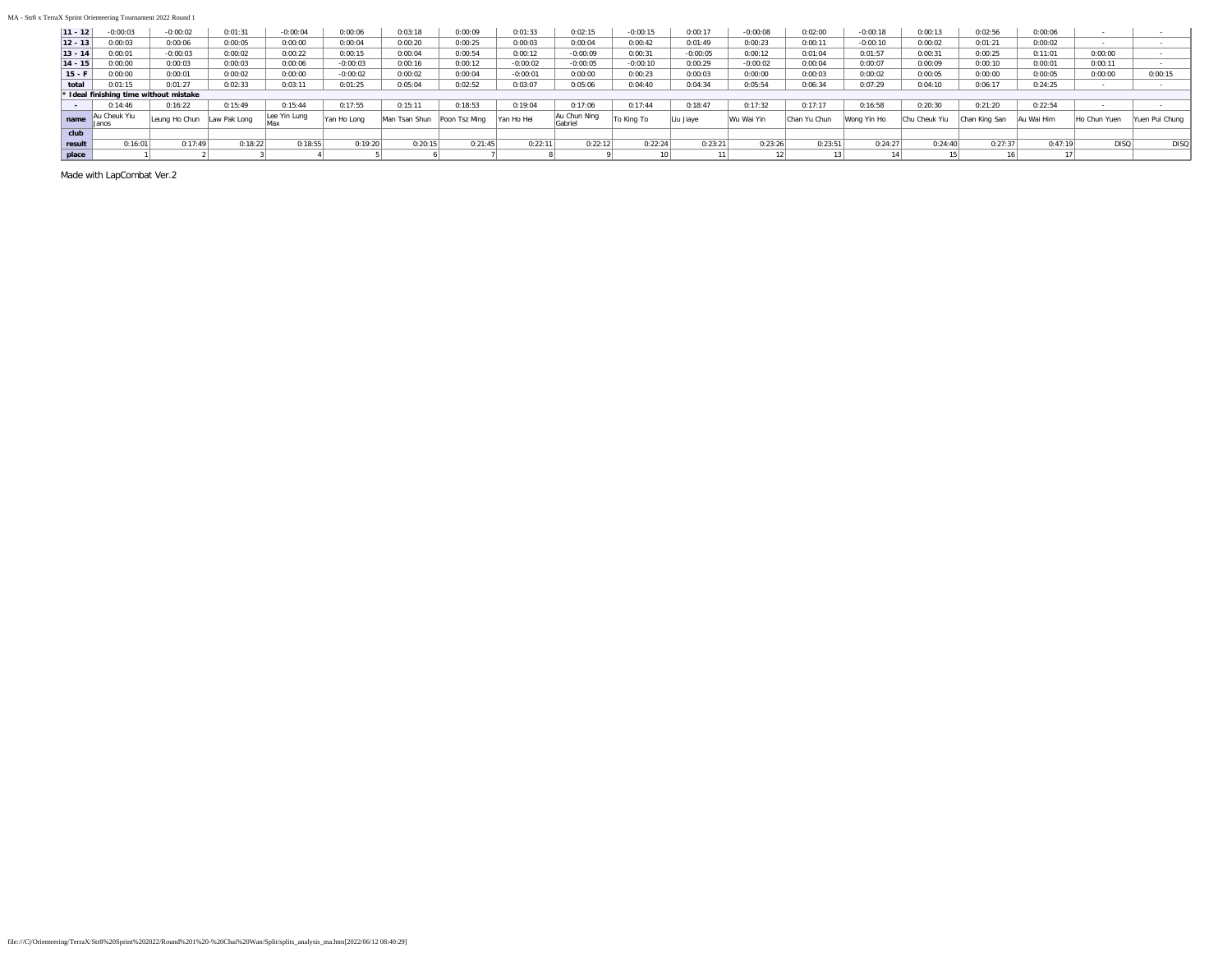| 11 - 12 | -0:00:03 | -0:00:02 | 0:01:31 | -0:00:04 | 0:00:06 | 0:03:18 | 0:00:09 | 0:01:33 | 0:02:15 | -0:00:15 | 0:00:17 | -0:00:08 | 0:02:00 | -0:00:18 | 0:00:13 | 0:02:56 | 0:00:06 | - | - |
|---|---|---|---|---|---|---|---|---|---|---|---|---|---|---|---|---|---|---|---|
| 12 - 13 | 0:00:03 | 0:00:06 | 0:00:05 | 0:00:00 | 0:00:04 | 0:00:20 | 0:00:25 | 0:00:03 | 0:00:04 | 0:00:42 | 0:01:49 | 0:00:23 | 0:00:11 | -0:00:10 | 0:00:02 | 0:01:21 | 0:00:02 | - | - |
| 13 - 14 | 0:00:01 | -0:00:03 | 0:00:02 | 0:00:22 | 0:00:15 | 0:00:04 | 0:00:54 | 0:00:12 | -0:00:09 | 0:00:31 | -0:00:05 | 0:00:12 | 0:01:04 | 0:01:57 | 0:00:31 | 0:00:25 | 0:11:01 | 0:00:00 | - |
| 14 - 15 | 0:00:00 | 0:00:03 | 0:00:03 | 0:00:06 | -0:00:03 | 0:00:16 | 0:00:12 | -0:00:02 | -0:00:05 | -0:00:10 | 0:00:29 | -0:00:02 | 0:00:04 | 0:00:07 | 0:00:09 | 0:00:10 | 0:00:01 | 0:00:11 | - |
| 15 - F | 0:00:00 | 0:00:01 | 0:00:02 | 0:00:00 | -0:00:02 | 0:00:02 | 0:00:04 | -0:00:01 | 0:00:00 | 0:00:23 | 0:00:03 | 0:00:00 | 0:00:03 | 0:00:02 | 0:00:05 | 0:00:00 | 0:00:05 | 0:00:00 | 0:00:15 |
| total | 0:01:15 | 0:01:27 | 0:02:33 | 0:03:11 | 0:01:25 | 0:05:04 | 0:02:52 | 0:03:07 | 0:05:06 | 0:04:40 | 0:04:34 | 0:05:54 | 0:06:34 | 0:07:29 | 0:04:10 | 0:06:17 | 0:24:25 | - | - |
| * Ideal finishing time without mistake | | | | | | | | | | | | | | | | | | | |
| - | 0:14:46 | 0:16:22 | 0:15:49 | 0:15:44 | 0:17:55 | 0:15:11 | 0:18:53 | 0:19:04 | 0:17:06 | 0:17:44 | 0:18:47 | 0:17:32 | 0:17:17 | 0:16:58 | 0:20:30 | 0:21:20 | 0:22:54 | - | - |
| name | Au Cheuk Yiu Janos | Leung Ho Chun | Law Pak Long | Lee Yin Lung Max | Yan Ho Long | Man Tsan Shun | Poon Tsz Ming | Yan Ho Hei | Au Chun Ning Gabriel | To King To | Liu Jiaye | Wu Wai Yin | Chan Yu Chun | Wong Yin Ho | Chu Cheuk Yiu | Chan King San | Au Wai Him | Ho Chun Yuen | Yuen Pui Chung |
| club | | | | | | | | | | | | | | | | | | | |
| result | 0:16:01 | 0:17:49 | 0:18:22 | 0:18:55 | 0:19:20 | 0:20:15 | 0:21:45 | 0:22:11 | 0:22:12 | 0:22:24 | 0:23:21 | 0:23:26 | 0:23:51 | 0:24:27 | 0:24:40 | 0:27:37 | 0:47:19 | DISQ | DISQ |
| place | 1 | 2 | 3 | 4 | 5 | 6 | 7 | 8 | 9 | 10 | 11 | 12 | 13 | 14 | 15 | 16 | 17 | | |

Made with LapCombat Ver.2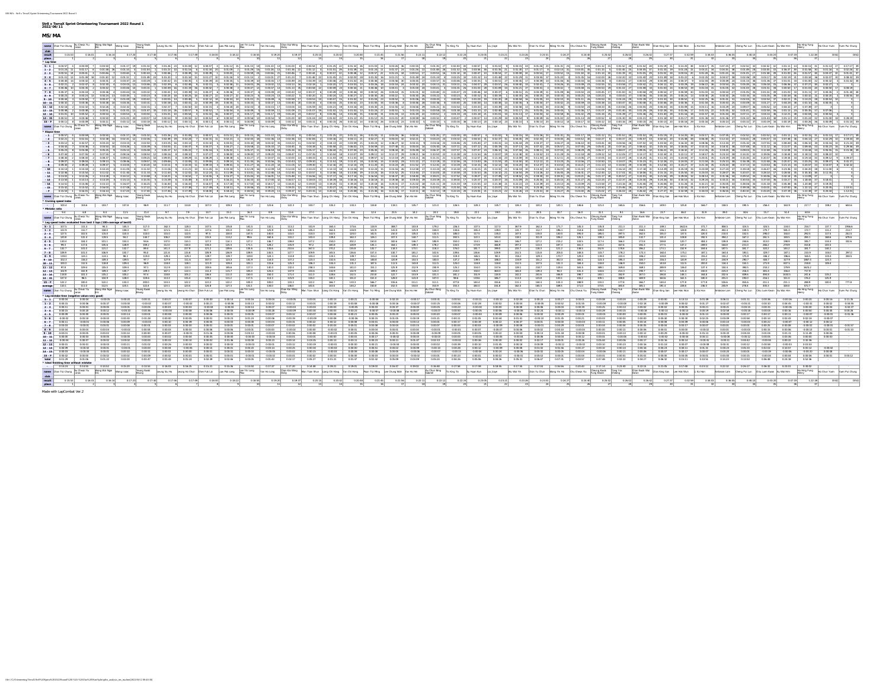# SrS x TerraX Sprint Orienteering Tournament 2022 Round 1

2022/06/11

## MS/MA

Made with LapCombat Ver.2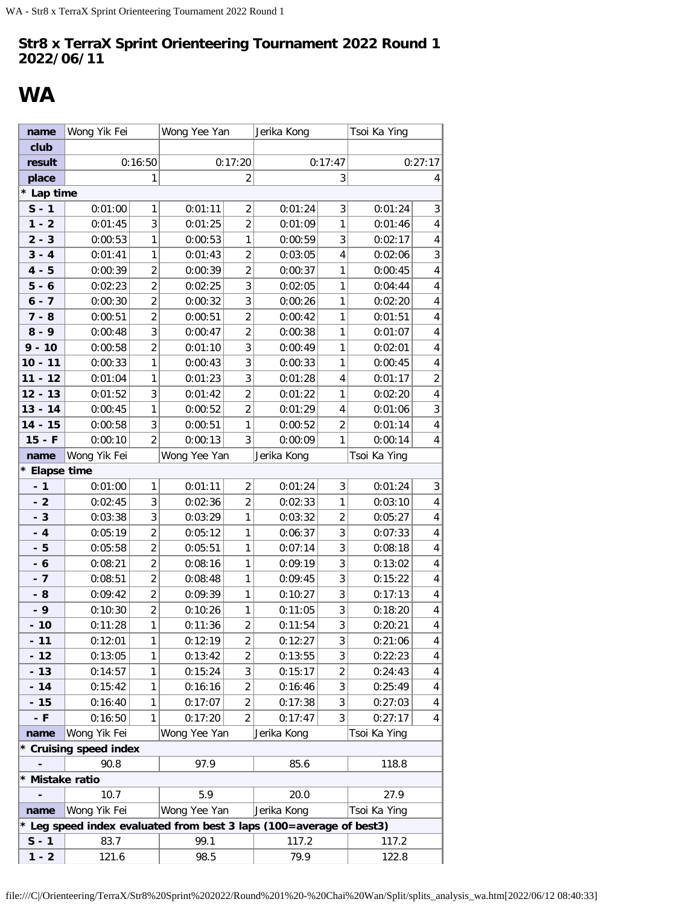# Str8 x TerraX Sprint Orienteering Tournament 2022 Round 1
## 2022/06/11

# WA

| name | Wong Yik Fei | | Wong Yee Yan | | Jerika Kong | | Tsoi Ka Ying | |
|---|---|---|---|---|---|---|---|---|
| club | | | | | | | | |
| result | 0:16:50 | | 0:17:20 | | 0:17:47 | | 0:27:17 | |
| place | 1 | | 2 | | 3 | | 4 | |
| * Lap time | | | | | | | | |
| S - 1 | 0:01:00 | 1 | 0:01:11 | 2 | 0:01:24 | 3 | 0:01:24 | 3 |
| 1 - 2 | 0:01:45 | 3 | 0:01:25 | 2 | 0:01:09 | 1 | 0:01:46 | 4 |
| 2 - 3 | 0:00:53 | 1 | 0:00:53 | 1 | 0:00:59 | 3 | 0:02:17 | 4 |
| 3 - 4 | 0:01:41 | 1 | 0:01:43 | 2 | 0:03:05 | 4 | 0:02:06 | 3 |
| 4 - 5 | 0:00:39 | 2 | 0:00:39 | 2 | 0:00:37 | 1 | 0:00:45 | 4 |
| 5 - 6 | 0:02:23 | 2 | 0:02:25 | 3 | 0:02:05 | 1 | 0:04:44 | 4 |
| 6 - 7 | 0:00:30 | 2 | 0:00:32 | 3 | 0:00:26 | 1 | 0:02:20 | 4 |
| 7 - 8 | 0:00:51 | 2 | 0:00:51 | 2 | 0:00:42 | 1 | 0:01:51 | 4 |
| 8 - 9 | 0:00:48 | 3 | 0:00:47 | 2 | 0:00:38 | 1 | 0:01:07 | 4 |
| 9 - 10 | 0:00:58 | 2 | 0:01:10 | 3 | 0:00:49 | 1 | 0:02:01 | 4 |
| 10 - 11 | 0:00:33 | 1 | 0:00:43 | 3 | 0:00:33 | 1 | 0:00:45 | 4 |
| 11 - 12 | 0:01:04 | 1 | 0:01:23 | 3 | 0:01:28 | 4 | 0:01:17 | 2 |
| 12 - 13 | 0:01:52 | 3 | 0:01:42 | 2 | 0:01:22 | 1 | 0:02:20 | 4 |
| 13 - 14 | 0:00:45 | 1 | 0:00:52 | 2 | 0:01:29 | 4 | 0:01:06 | 3 |
| 14 - 15 | 0:00:58 | 3 | 0:00:51 | 1 | 0:00:52 | 2 | 0:01:14 | 4 |
| 15 - F | 0:00:10 | 2 | 0:00:13 | 3 | 0:00:09 | 1 | 0:00:14 | 4 |
| name | Wong Yik Fei | | Wong Yee Yan | | Jerika Kong | | Tsoi Ka Ying | |
| * Elapse time | | | | | | | | |
| - 1 | 0:01:00 | 1 | 0:01:11 | 2 | 0:01:24 | 3 | 0:01:24 | 3 |
| - 2 | 0:02:45 | 3 | 0:02:36 | 2 | 0:02:33 | 1 | 0:03:10 | 4 |
| - 3 | 0:03:38 | 3 | 0:03:29 | 1 | 0:03:32 | 2 | 0:05:27 | 4 |
| - 4 | 0:05:19 | 2 | 0:05:12 | 1 | 0:06:37 | 3 | 0:07:33 | 4 |
| - 5 | 0:05:58 | 2 | 0:05:51 | 1 | 0:07:14 | 3 | 0:08:18 | 4 |
| - 6 | 0:08:21 | 2 | 0:08:16 | 1 | 0:09:19 | 3 | 0:13:02 | 4 |
| - 7 | 0:08:51 | 2 | 0:08:48 | 1 | 0:09:45 | 3 | 0:15:22 | 4 |
| - 8 | 0:09:42 | 2 | 0:09:39 | 1 | 0:10:27 | 3 | 0:17:13 | 4 |
| - 9 | 0:10:30 | 2 | 0:10:26 | 1 | 0:11:05 | 3 | 0:18:20 | 4 |
| - 10 | 0:11:28 | 1 | 0:11:36 | 2 | 0:11:54 | 3 | 0:20:21 | 4 |
| - 11 | 0:12:01 | 1 | 0:12:19 | 2 | 0:12:27 | 3 | 0:21:06 | 4 |
| - 12 | 0:13:05 | 1 | 0:13:42 | 2 | 0:13:55 | 3 | 0:22:23 | 4 |
| - 13 | 0:14:57 | 1 | 0:15:24 | 3 | 0:15:17 | 2 | 0:24:43 | 4 |
| - 14 | 0:15:42 | 1 | 0:16:16 | 2 | 0:16:46 | 3 | 0:25:49 | 4 |
| - 15 | 0:16:40 | 1 | 0:17:07 | 2 | 0:17:38 | 3 | 0:27:03 | 4 |
| - F | 0:16:50 | 1 | 0:17:20 | 2 | 0:17:47 | 3 | 0:27:17 | 4 |
| name | Wong Yik Fei | | Wong Yee Yan | | Jerika Kong | | Tsoi Ka Ying | |
| * Cruising speed index | | | | | | | | |
| - | 90.8 | | 97.9 | | 85.6 | | 118.8 | |
| * Mistake ratio | | | | | | | | |
| - | 10.7 | | 5.9 | | 20.0 | | 27.9 | |
| name | Wong Yik Fei | | Wong Yee Yan | | Jerika Kong | | Tsoi Ka Ying | |
| * Leg speed index evaluated from best 3 laps (100=average of best3) | | | | | | | | |
| S - 1 | 83.7 | | 99.1 | | 117.2 | | 117.2 | |
| 1 - 2 | 121.6 | | 98.5 | | 79.9 | | 122.8 | |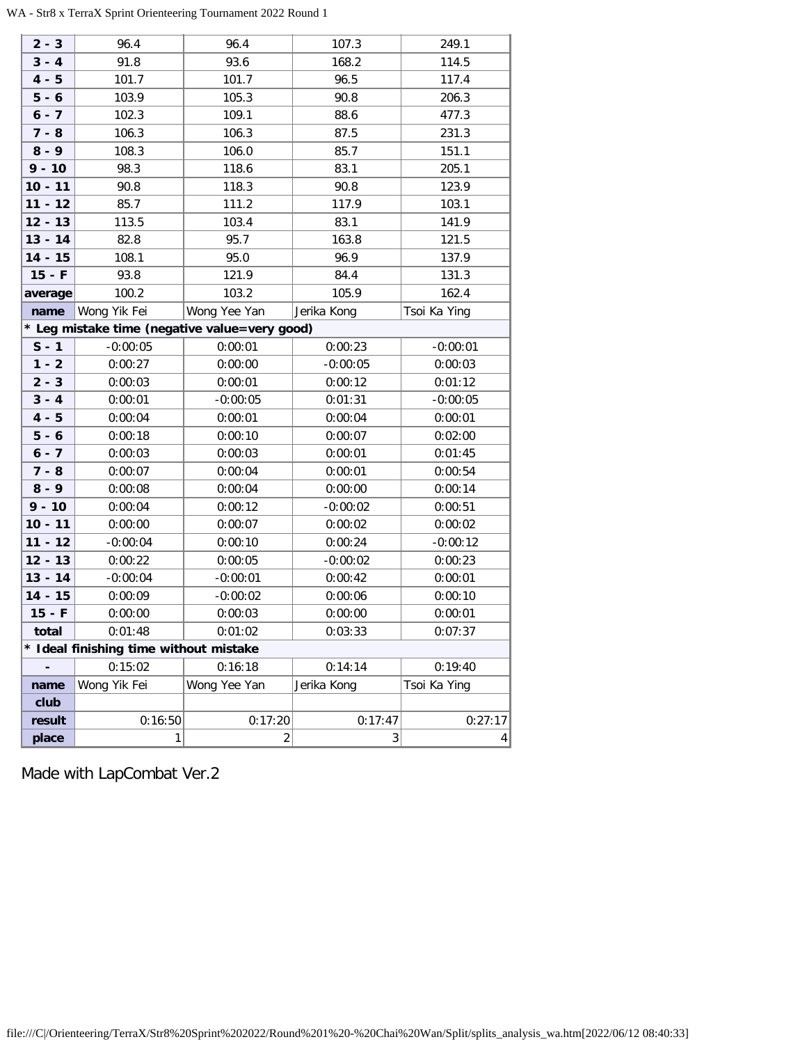| | | | | |
|---|---|---|---|---|
| 2 - 3 | 96.4 | 96.4 | 107.3 | 249.1 |
| 3 - 4 | 91.8 | 93.6 | 168.2 | 114.5 |
| 4 - 5 | 101.7 | 101.7 | 96.5 | 117.4 |
| 5 - 6 | 103.9 | 105.3 | 90.8 | 206.3 |
| 6 - 7 | 102.3 | 109.1 | 88.6 | 477.3 |
| 7 - 8 | 106.3 | 106.3 | 87.5 | 231.3 |
| 8 - 9 | 108.3 | 106.0 | 85.7 | 151.1 |
| 9 - 10 | 98.3 | 118.6 | 83.1 | 205.1 |
| 10 - 11 | 90.8 | 118.3 | 90.8 | 123.9 |
| 11 - 12 | 85.7 | 111.2 | 117.9 | 103.1 |
| 12 - 13 | 113.5 | 103.4 | 83.1 | 141.9 |
| 13 - 14 | 82.8 | 95.7 | 163.8 | 121.5 |
| 14 - 15 | 108.1 | 95.0 | 96.9 | 137.9 |
| 15 - F | 93.8 | 121.9 | 84.4 | 131.3 |
| average | 100.2 | 103.2 | 105.9 | 162.4 |
| name | Wong Yik Fei | Wong Yee Yan | Jerika Kong | Tsoi Ka Ying |
| * Leg mistake time (negative value=very good) | | | | |
| S - 1 | -0:00:05 | 0:00:01 | 0:00:23 | -0:00:01 |
| 1 - 2 | 0:00:27 | 0:00:00 | -0:00:05 | 0:00:03 |
| 2 - 3 | 0:00:03 | 0:00:01 | 0:00:12 | 0:01:12 |
| 3 - 4 | 0:00:01 | -0:00:05 | 0:01:31 | -0:00:05 |
| 4 - 5 | 0:00:04 | 0:00:01 | 0:00:04 | 0:00:01 |
| 5 - 6 | 0:00:18 | 0:00:10 | 0:00:07 | 0:02:00 |
| 6 - 7 | 0:00:03 | 0:00:03 | 0:00:01 | 0:01:45 |
| 7 - 8 | 0:00:07 | 0:00:04 | 0:00:01 | 0:00:54 |
| 8 - 9 | 0:00:08 | 0:00:04 | 0:00:00 | 0:00:14 |
| 9 - 10 | 0:00:04 | 0:00:12 | -0:00:02 | 0:00:51 |
| 10 - 11 | 0:00:00 | 0:00:07 | 0:00:02 | 0:00:02 |
| 11 - 12 | -0:00:04 | 0:00:10 | 0:00:24 | -0:00:12 |
| 12 - 13 | 0:00:22 | 0:00:05 | -0:00:02 | 0:00:23 |
| 13 - 14 | -0:00:04 | -0:00:01 | 0:00:42 | 0:00:01 |
| 14 - 15 | 0:00:09 | -0:00:02 | 0:00:06 | 0:00:10 |
| 15 - F | 0:00:00 | 0:00:03 | 0:00:00 | 0:00:01 |
| total | 0:01:48 | 0:01:02 | 0:03:33 | 0:07:37 |
| * Ideal finishing time without mistake | | | | |
| - | 0:15:02 | 0:16:18 | 0:14:14 | 0:19:40 |
| name | Wong Yik Fei | Wong Yee Yan | Jerika Kong | Tsoi Ka Ying |
| club | | | | |
| result | 0:16:50 | 0:17:20 | 0:17:47 | 0:27:17 |
| place | 1 | 2 | 3 | 4 |

Made with LapCombat Ver.2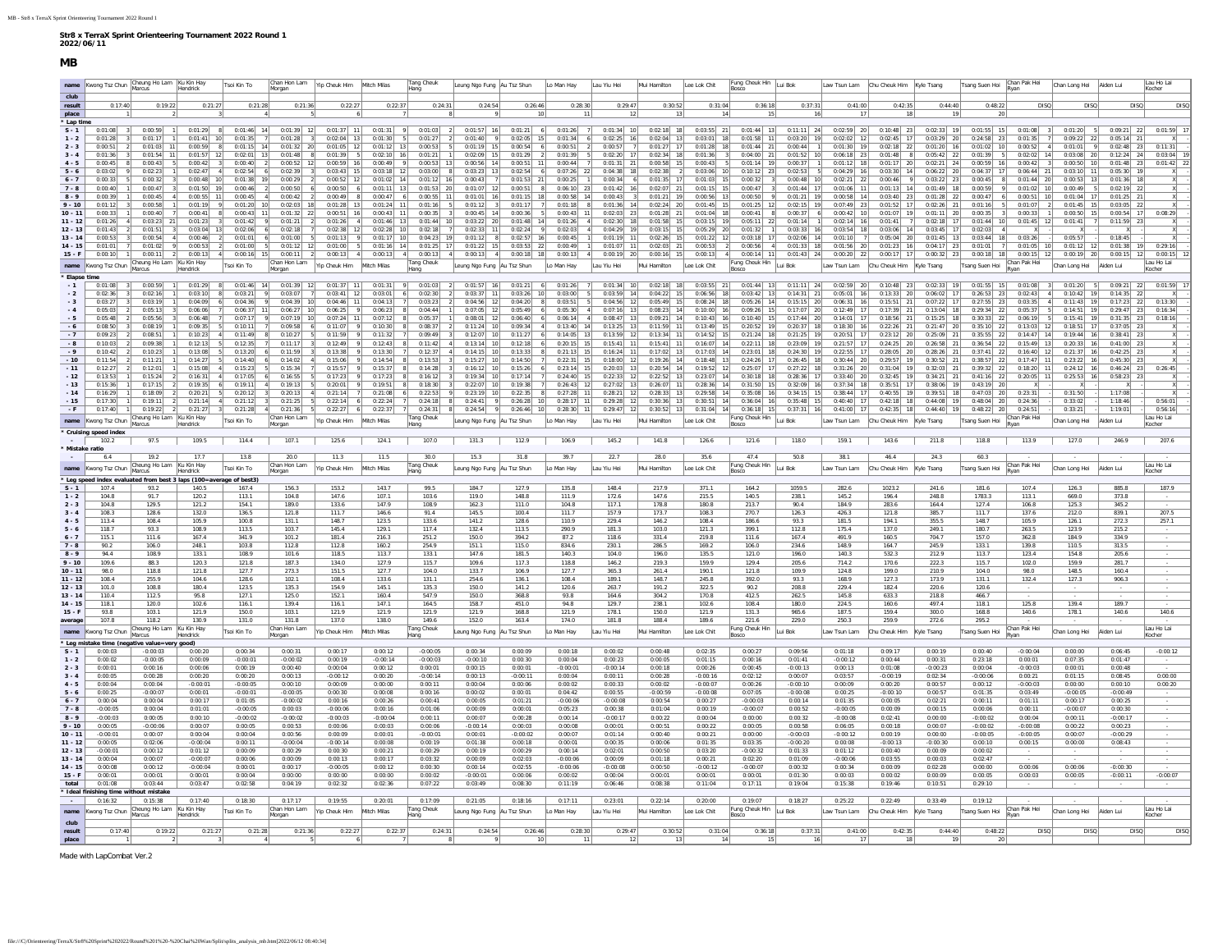# Str8 x TerraX Sprint Orienteering Tournament 2022 Round 1

2022/06/11

## MB

| name | Kwong Tsz Chun | Cheung Ho Lam Marcus | Ku Kin Hay Hendrick | Tsoi Kin To | Chan Hon Lam Morgan | Yip Cheuk Him | Mitch Milas | Tang Cheuk Hang | Leung Ngo Fung | Au Tsz Shun | Lo Man Hay | Lau Yiu Hei | Mui Hamilton | Lee Lok Chit | Fung Cheuk Hin Bosco | Lui Bok | Law Tsun Lam | Chu Cheuk Him | Kyle Tsang | Tsang Suen Hoi | Chan Pak Hei Ryan | Chan Long Hei | Aiden Lui | Lau Ho Lai Kocher |
|---|---|---|---|---|---|---|---|---|---|---|---|---|---|---|---|---|---|---|---|---|---|---|---|---|
| club | | | | | | | | | | | | | | | | | | | | | | | | |
| result | 0:17:40 | 0:19:22 | 0:21:27 | 0:21:28 | 0:21:36 | 0:22:27 | 0:22:37 | 0:24:31 | 0:24:54 | 0:26:46 | 0:28:30 | 0:29:47 | 0:30:52 | 0:31:04 | 0:36:18 | 0:37:31 | 0:41:00 | 0:42:35 | 0:44:40 | 0:48:22 | DISQ | DISQ | DISQ | DISQ |
| place | 1 | 2 | 3 | 4 | 5 | 6 | 7 | 8 | 9 | 10 | 11 | 12 | 13 | 14 | 15 | 16 | 17 | 18 | 19 | 20 | | | | |

**Elapse time – F**

| name | Kwong Tsz Chun | Cheung Ho Lam Marcus | Ku Kin Hay Hendrick | Tsoi Kin To | Chan Hon Lam Morgan | Yip Cheuk Him | Mitch Milas | Tang Cheuk Hang | Leung Ngo Fung | Au Tsz Shun | Lo Man Hay | Lau Yiu Hei | Mui Hamilton | Lee Lok Chit | Fung Cheuk Hin Bosco | Lui Bok | Law Tsun Lam | Chu Cheuk Him | Kyle Tsang | Tsang Suen Hoi | Chan Pak Hei Ryan | Chan Long Hei | Aiden Lui | Lau Ho Lai Kocher |
|---|---|---|---|---|---|---|---|---|---|---|---|---|---|---|---|---|---|---|---|---|---|---|---|---|
| - F | 0:17:40 | 0:19:22 | 0:21:27 | 0:21:28 | 0:21:36 | 0:22:27 | 0:22:37 | 0:24:31 | 0:24:54 | 0:26:46 | 0:28:30 | 0:29:47 | 0:30:52 | 0:31:04 | 0:36:18 | 0:37:31 | 0:41:00 | 0:42:35 | 0:44:40 | 0:48:22 | 0:24:51 | 0:33:21 | 1:19:01 | 0:56:16 |

**Cruising speed index / Mistake ratio / Ideal finishing time**

| name | Kwong Tsz Chun | Cheung Ho Lam Marcus | Ku Kin Hay Hendrick | Tsoi Kin To | Chan Hon Lam Morgan | Yip Cheuk Him | Mitch Milas | Tang Cheuk Hang | Leung Ngo Fung | Au Tsz Shun | Lo Man Hay | Lau Yiu Hei | Mui Hamilton | Lee Lok Chit | Fung Cheuk Hin Bosco | Lui Bok | Law Tsun Lam | Chu Cheuk Him | Kyle Tsang | Tsang Suen Hoi | Chan Pak Hei Ryan | Chan Long Hei | Aiden Lui | Lau Ho Lai Kocher |
|---|---|---|---|---|---|---|---|---|---|---|---|---|---|---|---|---|---|---|---|---|---|---|---|---|
| Cruising speed index | 102.2 | 97.5 | 109.5 | 114.4 | 107.1 | 125.6 | 124.1 | 107.0 | 131.3 | 112.9 | 106.9 | 145.2 | 141.8 | 126.6 | 121.6 | 118.0 | 159.1 | 143.6 | 211.8 | 118.8 | 113.9 | 127.0 | 246.9 | 207.6 |
| Mistake ratio | 6.4 | 19.2 | 17.7 | 13.8 | 20.0 | 11.3 | 11.5 | 30.0 | 15.3 | 31.8 | 39.7 | 22.7 | 28.0 | 35.6 | 47.4 | 50.8 | 38.1 | 46.4 | 24.3 | 60.3 | - | - | - | - |
| Leg mistake time total | 0:01:08 | 0:03:44 | 0:03:47 | 0:02:58 | 0:04:19 | 0:02:32 | 0:02:36 | 0:07:22 | 0:03:49 | 0:08:30 | 0:11:19 | 0:06:46 | 0:08:38 | 0:11:04 | 0:17:11 | 0:19:04 | 0:15:38 | 0:19:46 | 0:10:51 | 0:29:10 | - | - | - | - |
| Ideal finishing time without mistake | 0:16:32 | 0:15:38 | 0:17:40 | 0:18:30 | 0:17:17 | 0:19:55 | 0:20:01 | 0:17:09 | 0:21:05 | 0:18:16 | 0:17:11 | 0:23:01 | 0:22:14 | 0:20:00 | 0:19:07 | 0:18:27 | 0:25:22 | 0:22:49 | 0:33:49 | 0:19:12 | - | - | - | - |
| result | 0:17:40 | 0:19:22 | 0:21:27 | 0:21:28 | 0:21:36 | 0:22:27 | 0:22:37 | 0:24:31 | 0:24:54 | 0:26:46 | 0:28:30 | 0:29:47 | 0:30:52 | 0:31:04 | 0:36:18 | 0:37:31 | 0:41:00 | 0:42:35 | 0:44:40 | 0:48:22 | DISQ | DISQ | DISQ | DISQ |
| place | 1 | 2 | 3 | 4 | 5 | 6 | 7 | 8 | 9 | 10 | 11 | 12 | 13 | 14 | 15 | 16 | 17 | 18 | 19 | 20 | | | | |

Made with LapCombat Ver.2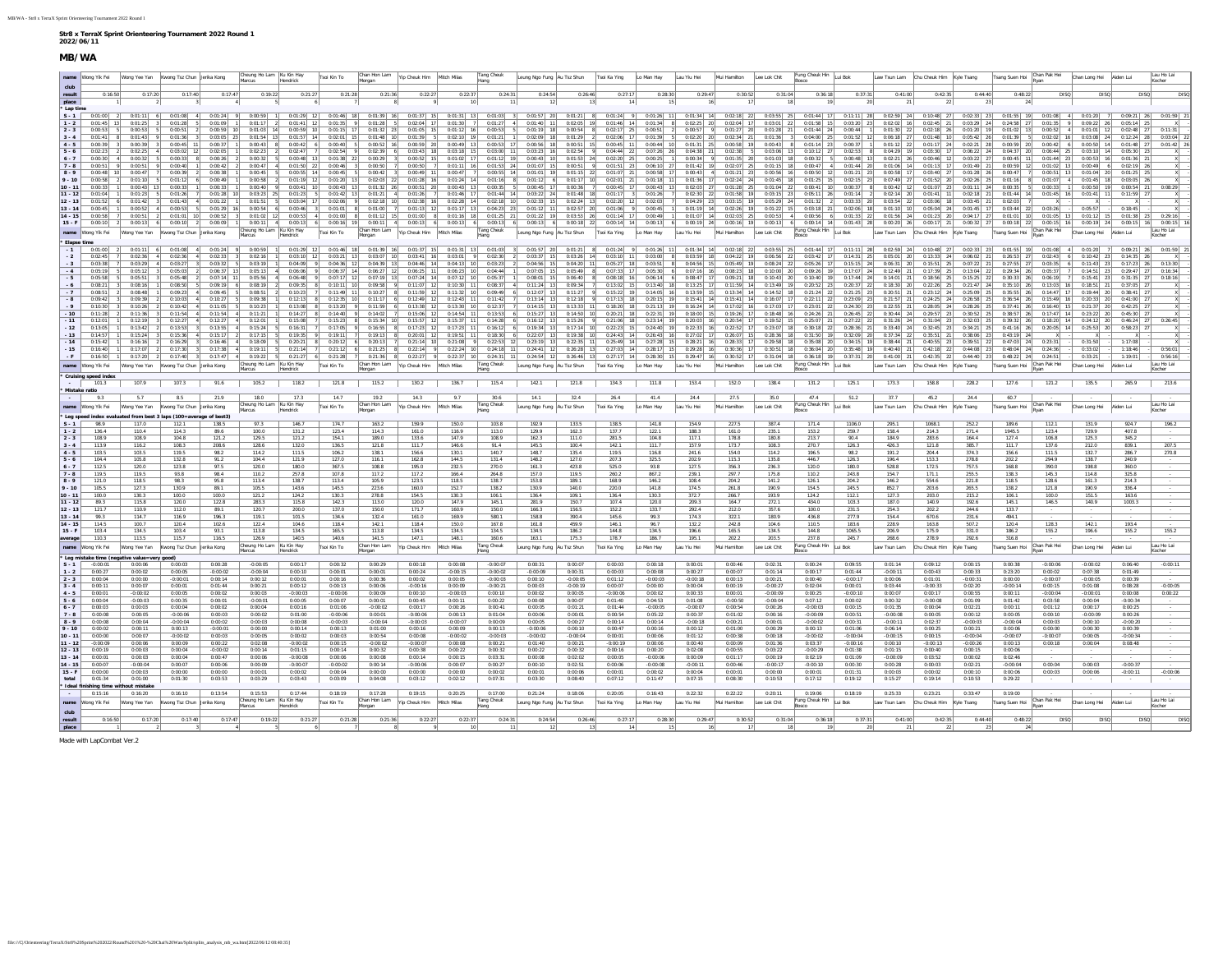MB/WA - Str8 x TerraX Sprint Orienteering Tournament 2022 Round 1

**Str8 x TerraX Sprint Orienteering Tournament 2022 Round 1**
**2022/06/11**

## MB/WA

| name | result | place | Cruising speed index | Mistake ratio | Ideal finishing time without mistake |
|---|---|---|---|---|---|
| Wong Yik Fei | 0:16:50 | 1 | 101.3 | 9.3 | 0:15:16 |
| Wong Yee Yan | 0:17:20 | 2 | 107.9 | 5.7 | 0:16:20 |
| Kwong Tsz Chun | 0:17:40 | 3 | 107.3 | 8.5 | 0:16:10 |
| Jerika Kong | 0:17:47 | 4 | 91.6 | 21.9 | 0:13:54 |
| Cheung Ho Lam Marcus | 0:19:22 | 5 | 105.2 | 18.0 | 0:15:53 |
| Ku Kin Hay Hendrick | 0:21:27 | 6 | 118.2 | 17.3 | 0:17:44 |
| Tsoi Kin To | 0:21:28 | 7 | 121.8 | 14.7 | 0:18:19 |
| Chan Hon Lam Morgan | 0:21:36 | 8 | 115.2 | 19.2 | 0:17:28 |
| Yip Cheuk Him | 0:22:27 | 9 | 130.2 | 14.3 | 0:19:15 |
| Mitch Milas | 0:22:37 | 10 | 136.7 | 9.7 | 0:20:25 |
| Tang Cheuk Hang | 0:24:31 | 11 | 115.4 | 30.6 | 0:17:00 |
| Leung Ngo Fung | 0:24:54 | 12 | 142.1 | 14.1 | 0:21:24 |
| Au Tsz Shun | 0:26:46 | 13 | 121.8 | 32.4 | 0:18:06 |
| Tsoi Ka Ying | 0:27:17 | 14 | 134.3 | 26.4 | 0:20:05 |
| Lo Man Hay | 0:28:30 | 15 | 111.8 | 41.4 | 0:16:43 |
| Lau Yiu Hei | 0:29:47 | 16 | 153.4 | 24.4 | 0:22:32 |
| Mui Hamilton | 0:30:52 | 17 | 152.0 | 27.5 | 0:22:22 |
| Lee Lok Chit | 0:31:04 | 18 | 138.4 | 35.0 | 0:20:11 |
| Fung Cheuk Hin Bosco | 0:36:18 | 19 | 131.2 | 47.4 | 0:19:06 |
| Lui Bok | 0:37:31 | 20 | 125.1 | 51.2 | 0:18:19 |
| Law Tsun Lam | 0:41:00 | 21 | 173.3 | 37.7 | 0:25:33 |
| Chu Cheuk Him | 0:42:35 | 22 | 158.8 | 45.2 | 0:23:21 |
| Kyle Tsang | 0:44:40 | 23 | 228.2 | 24.4 | 0:33:47 |
| Tsang Suen Hoi | 0:48:22 | 24 | 127.6 | 60.7 | 0:19:00 |
| Chan Pak Hei Ryan | DISQ | | 121.2 | - | - |
| Chan Long Hei | DISQ | | 135.5 | - | - |
| Aiden Lui | DISQ | | 265.9 | - | - |
| Lau Ho Lai Kocher | DISQ | | 213.6 | - | - |

Made with LapCombat Ver.2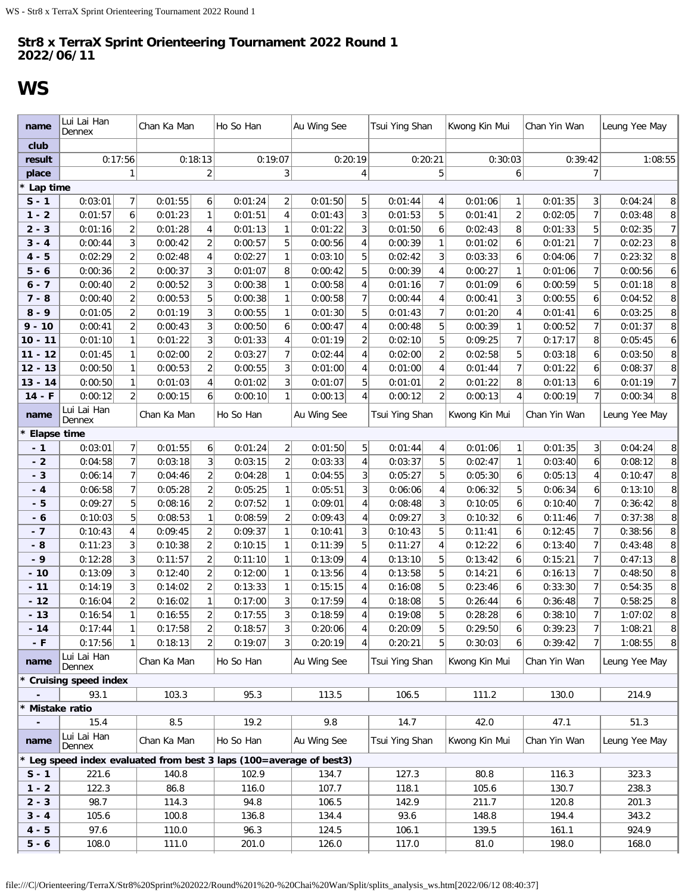# Str8 x TerraX Sprint Orienteering Tournament 2022 Round 1
## 2022/06/11

# WS

| name | Lui Lai Han Dennex | | Chan Ka Man | | Ho So Han | | Au Wing See | | Tsui Ying Shan | | Kwong Kin Mui | | Chan Yin Wan | | Leung Yee May | |
|---|---|---|---|---|---|---|---|---|---|---|---|---|---|---|---|---|
| club | | | | | | | | | | | | | | | | |
| result | 0:17:56 | | 0:18:13 | | 0:19:07 | | 0:20:19 | | 0:20:21 | | 0:30:03 | | 0:39:42 | | 1:08:55 | |
| place | 1 | | 2 | | 3 | | 4 | | 5 | | 6 | | 7 | | | |
| * Lap time | | | | | | | | | | | | | | | | |
| S - 1 | 0:03:01 | 7 | 0:01:55 | 6 | 0:01:24 | 2 | 0:01:50 | 5 | 0:01:44 | 4 | 0:01:06 | 1 | 0:01:35 | 3 | 0:04:24 | 8 |
| 1 - 2 | 0:01:57 | 6 | 0:01:23 | 1 | 0:01:51 | 4 | 0:01:43 | 3 | 0:01:53 | 5 | 0:01:41 | 2 | 0:02:05 | 7 | 0:03:48 | 8 |
| 2 - 3 | 0:01:16 | 2 | 0:01:28 | 4 | 0:01:13 | 1 | 0:01:22 | 3 | 0:01:50 | 6 | 0:02:43 | 8 | 0:01:33 | 5 | 0:02:35 | 7 |
| 3 - 4 | 0:00:44 | 3 | 0:00:42 | 2 | 0:00:57 | 5 | 0:00:56 | 4 | 0:00:39 | 1 | 0:01:02 | 6 | 0:01:21 | 7 | 0:02:23 | 8 |
| 4 - 5 | 0:02:29 | 2 | 0:02:48 | 4 | 0:02:27 | 1 | 0:03:10 | 5 | 0:02:42 | 3 | 0:03:33 | 6 | 0:04:06 | 7 | 0:23:32 | 8 |
| 5 - 6 | 0:00:36 | 2 | 0:00:37 | 3 | 0:01:07 | 8 | 0:00:42 | 5 | 0:00:39 | 4 | 0:00:27 | 1 | 0:01:06 | 7 | 0:00:56 | 6 |
| 6 - 7 | 0:00:40 | 2 | 0:00:52 | 3 | 0:00:38 | 1 | 0:00:58 | 4 | 0:01:16 | 7 | 0:01:09 | 6 | 0:00:59 | 5 | 0:01:18 | 8 |
| 7 - 8 | 0:00:40 | 2 | 0:00:53 | 5 | 0:00:38 | 1 | 0:00:58 | 7 | 0:00:44 | 4 | 0:00:41 | 3 | 0:00:55 | 6 | 0:04:52 | 8 |
| 8 - 9 | 0:01:05 | 2 | 0:01:19 | 3 | 0:00:55 | 1 | 0:01:30 | 5 | 0:01:43 | 7 | 0:01:20 | 4 | 0:01:41 | 6 | 0:03:25 | 8 |
| 9 - 10 | 0:00:41 | 2 | 0:00:43 | 3 | 0:00:50 | 6 | 0:00:47 | 4 | 0:00:48 | 5 | 0:00:39 | 1 | 0:00:52 | 7 | 0:01:37 | 8 |
| 10 - 11 | 0:01:10 | 1 | 0:01:22 | 3 | 0:01:33 | 4 | 0:01:19 | 2 | 0:02:10 | 5 | 0:09:25 | 7 | 0:17:17 | 8 | 0:05:45 | 6 |
| 11 - 12 | 0:01:45 | 1 | 0:02:00 | 2 | 0:03:27 | 7 | 0:02:44 | 4 | 0:02:00 | 2 | 0:02:58 | 5 | 0:03:18 | 6 | 0:03:50 | 8 |
| 12 - 13 | 0:00:50 | 1 | 0:00:53 | 2 | 0:00:55 | 3 | 0:01:00 | 4 | 0:01:00 | 4 | 0:01:44 | 7 | 0:01:22 | 6 | 0:08:37 | 8 |
| 13 - 14 | 0:00:50 | 1 | 0:01:03 | 4 | 0:01:02 | 3 | 0:01:07 | 5 | 0:01:01 | 2 | 0:01:22 | 8 | 0:01:13 | 6 | 0:01:19 | 7 |
| 14 - F | 0:00:12 | 2 | 0:00:15 | 6 | 0:00:10 | 1 | 0:00:13 | 4 | 0:00:12 | 2 | 0:00:13 | 4 | 0:00:19 | 7 | 0:00:34 | 8 |
| name | Lui Lai Han Dennex | | Chan Ka Man | | Ho So Han | | Au Wing See | | Tsui Ying Shan | | Kwong Kin Mui | | Chan Yin Wan | | Leung Yee May | |
| * Elapse time | | | | | | | | | | | | | | | | |
| - 1 | 0:03:01 | 7 | 0:01:55 | 6 | 0:01:24 | 2 | 0:01:50 | 5 | 0:01:44 | 4 | 0:01:06 | 1 | 0:01:35 | 3 | 0:04:24 | 8 |
| - 2 | 0:04:58 | 7 | 0:03:18 | 3 | 0:03:15 | 2 | 0:03:33 | 4 | 0:03:37 | 5 | 0:02:47 | 1 | 0:03:40 | 6 | 0:08:12 | 8 |
| - 3 | 0:06:14 | 7 | 0:04:46 | 2 | 0:04:28 | 1 | 0:04:55 | 3 | 0:05:27 | 5 | 0:05:30 | 6 | 0:05:13 | 4 | 0:10:47 | 8 |
| - 4 | 0:06:58 | 7 | 0:05:28 | 2 | 0:05:25 | 1 | 0:05:51 | 3 | 0:06:06 | 4 | 0:06:32 | 5 | 0:06:34 | 6 | 0:13:10 | 8 |
| - 5 | 0:09:27 | 5 | 0:08:16 | 2 | 0:07:52 | 1 | 0:09:01 | 4 | 0:08:48 | 3 | 0:10:05 | 6 | 0:10:40 | 7 | 0:36:42 | 8 |
| - 6 | 0:10:03 | 5 | 0:08:53 | 1 | 0:08:59 | 2 | 0:09:43 | 4 | 0:09:27 | 3 | 0:10:32 | 6 | 0:11:46 | 7 | 0:37:38 | 8 |
| - 7 | 0:10:43 | 4 | 0:09:45 | 2 | 0:09:37 | 1 | 0:10:41 | 3 | 0:10:43 | 5 | 0:11:41 | 6 | 0:12:45 | 7 | 0:38:56 | 8 |
| - 8 | 0:11:23 | 3 | 0:10:38 | 2 | 0:10:15 | 1 | 0:11:39 | 5 | 0:11:27 | 4 | 0:12:22 | 6 | 0:13:40 | 7 | 0:43:48 | 8 |
| - 9 | 0:12:28 | 3 | 0:11:57 | 2 | 0:11:10 | 1 | 0:13:09 | 4 | 0:13:10 | 5 | 0:13:42 | 6 | 0:15:21 | 7 | 0:47:13 | 8 |
| - 10 | 0:13:09 | 3 | 0:12:40 | 2 | 0:12:00 | 1 | 0:13:56 | 4 | 0:13:58 | 5 | 0:14:21 | 6 | 0:16:13 | 7 | 0:48:50 | 8 |
| - 11 | 0:14:19 | 3 | 0:14:02 | 2 | 0:13:33 | 1 | 0:15:15 | 4 | 0:16:08 | 5 | 0:23:46 | 6 | 0:33:30 | 7 | 0:54:35 | 8 |
| - 12 | 0:16:04 | 2 | 0:16:02 | 1 | 0:17:00 | 3 | 0:17:59 | 4 | 0:18:08 | 5 | 0:26:44 | 6 | 0:36:48 | 7 | 0:58:25 | 8 |
| - 13 | 0:16:54 | 1 | 0:16:55 | 2 | 0:17:55 | 3 | 0:18:59 | 4 | 0:19:08 | 5 | 0:28:28 | 6 | 0:38:10 | 7 | 1:07:02 | 8 |
| - 14 | 0:17:44 | 1 | 0:17:58 | 2 | 0:18:57 | 3 | 0:20:06 | 4 | 0:20:09 | 5 | 0:29:50 | 6 | 0:39:23 | 7 | 1:08:21 | 8 |
| - F | 0:17:56 | 1 | 0:18:13 | 2 | 0:19:07 | 3 | 0:20:19 | 4 | 0:20:21 | 5 | 0:30:03 | 6 | 0:39:42 | 7 | 1:08:55 | 8 |
| name | Lui Lai Han Dennex | | Chan Ka Man | | Ho So Han | | Au Wing See | | Tsui Ying Shan | | Kwong Kin Mui | | Chan Yin Wan | | Leung Yee May | |
| * Cruising speed index | | | | | | | | | | | | | | | | |
| - | 93.1 | | 103.3 | | 95.3 | | 113.5 | | 106.5 | | 111.2 | | 130.0 | | 214.9 | |
| * Mistake ratio | | | | | | | | | | | | | | | | |
| - | 15.4 | | 8.5 | | 19.2 | | 9.8 | | 14.7 | | 42.0 | | 47.1 | | 51.3 | |
| name | Lui Lai Han Dennex | | Chan Ka Man | | Ho So Han | | Au Wing See | | Tsui Ying Shan | | Kwong Kin Mui | | Chan Yin Wan | | Leung Yee May | |
| * Leg speed index evaluated from best 3 laps (100=average of best3) | | | | | | | | | | | | | | | | |
| S - 1 | 221.6 | | 140.8 | | 102.9 | | 134.7 | | 127.3 | | 80.8 | | 116.3 | | 323.3 | |
| 1 - 2 | 122.3 | | 86.8 | | 116.0 | | 107.7 | | 118.1 | | 105.6 | | 130.7 | | 238.3 | |
| 2 - 3 | 98.7 | | 114.3 | | 94.8 | | 106.5 | | 142.9 | | 211.7 | | 120.8 | | 201.3 | |
| 3 - 4 | 105.6 | | 100.8 | | 136.8 | | 134.4 | | 93.6 | | 148.8 | | 194.4 | | 343.2 | |
| 4 - 5 | 97.6 | | 110.0 | | 96.3 | | 124.5 | | 106.1 | | 139.5 | | 161.1 | | 924.9 | |
| 5 - 6 | 108.0 | | 111.0 | | 201.0 | | 126.0 | | 117.0 | | 81.0 | | 198.0 | | 168.0 | |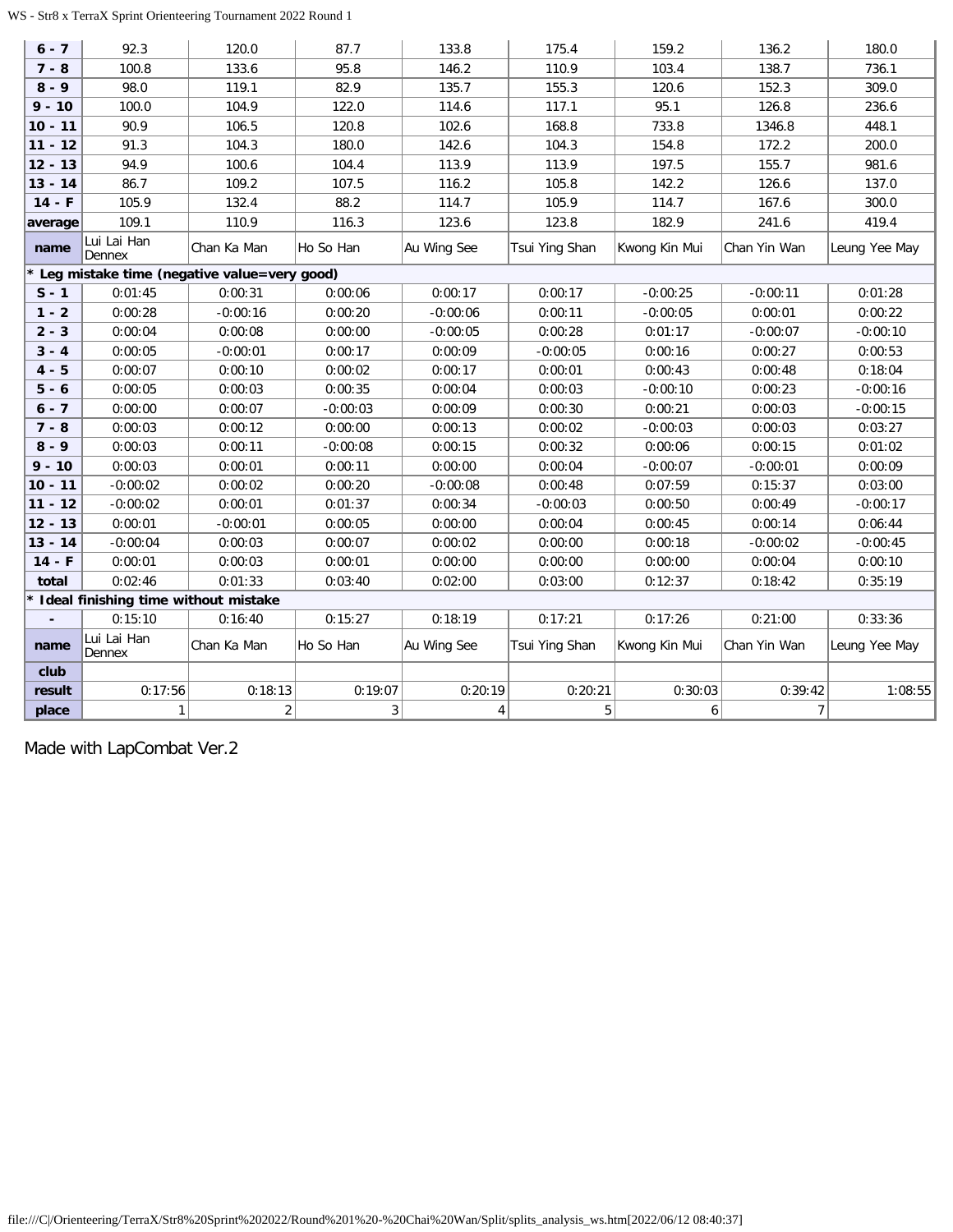| 6 - 7 | 92.3 | 120.0 | 87.7 | 133.8 | 175.4 | 159.2 | 136.2 | 180.0 |
|---|---|---|---|---|---|---|---|---|
| 7 - 8 | 100.8 | 133.6 | 95.8 | 146.2 | 110.9 | 103.4 | 138.7 | 736.1 |
| 8 - 9 | 98.0 | 119.1 | 82.9 | 135.7 | 155.3 | 120.6 | 152.3 | 309.0 |
| 9 - 10 | 100.0 | 104.9 | 122.0 | 114.6 | 117.1 | 95.1 | 126.8 | 236.6 |
| 10 - 11 | 90.9 | 106.5 | 120.8 | 102.6 | 168.8 | 733.8 | 1346.8 | 448.1 |
| 11 - 12 | 91.3 | 104.3 | 180.0 | 142.6 | 104.3 | 154.8 | 172.2 | 200.0 |
| 12 - 13 | 94.9 | 100.6 | 104.4 | 113.9 | 113.9 | 197.5 | 155.7 | 981.6 |
| 13 - 14 | 86.7 | 109.2 | 107.5 | 116.2 | 105.8 | 142.2 | 126.6 | 137.0 |
| 14 - F | 105.9 | 132.4 | 88.2 | 114.7 | 105.9 | 114.7 | 167.6 | 300.0 |
| average | 109.1 | 110.9 | 116.3 | 123.6 | 123.8 | 182.9 | 241.6 | 419.4 |
| name | Lui Lai Han Dennex | Chan Ka Man | Ho So Han | Au Wing See | Tsui Ying Shan | Kwong Kin Mui | Chan Yin Wan | Leung Yee May |
| * Leg mistake time (negative value=very good) | | | | | | | | |
| S - 1 | 0:01:45 | 0:00:31 | 0:00:06 | 0:00:17 | 0:00:17 | -0:00:25 | -0:00:11 | 0:01:28 |
| 1 - 2 | 0:00:28 | -0:00:16 | 0:00:20 | -0:00:06 | 0:00:11 | -0:00:05 | 0:00:01 | 0:00:22 |
| 2 - 3 | 0:00:04 | 0:00:08 | 0:00:00 | -0:00:05 | 0:00:28 | 0:01:17 | -0:00:07 | -0:00:10 |
| 3 - 4 | 0:00:05 | -0:00:01 | 0:00:17 | 0:00:09 | -0:00:05 | 0:00:16 | 0:00:27 | 0:00:53 |
| 4 - 5 | 0:00:07 | 0:00:10 | 0:00:02 | 0:00:17 | 0:00:01 | 0:00:43 | 0:00:48 | 0:18:04 |
| 5 - 6 | 0:00:05 | 0:00:03 | 0:00:35 | 0:00:04 | 0:00:03 | -0:00:10 | 0:00:23 | -0:00:16 |
| 6 - 7 | 0:00:00 | 0:00:07 | -0:00:03 | 0:00:09 | 0:00:30 | 0:00:21 | 0:00:03 | -0:00:15 |
| 7 - 8 | 0:00:03 | 0:00:12 | 0:00:00 | 0:00:13 | 0:00:02 | -0:00:03 | 0:00:03 | 0:03:27 |
| 8 - 9 | 0:00:03 | 0:00:11 | -0:00:08 | 0:00:15 | 0:00:32 | 0:00:06 | 0:00:15 | 0:01:02 |
| 9 - 10 | 0:00:03 | 0:00:01 | 0:00:11 | 0:00:00 | 0:00:04 | -0:00:07 | -0:00:01 | 0:00:09 |
| 10 - 11 | -0:00:02 | 0:00:02 | 0:00:20 | -0:00:08 | 0:00:48 | 0:07:59 | 0:15:37 | 0:03:00 |
| 11 - 12 | -0:00:02 | 0:00:01 | 0:01:37 | 0:00:34 | -0:00:03 | 0:00:50 | 0:00:49 | -0:00:17 |
| 12 - 13 | 0:00:01 | -0:00:01 | 0:00:05 | 0:00:00 | 0:00:04 | 0:00:45 | 0:00:14 | 0:06:44 |
| 13 - 14 | -0:00:04 | 0:00:03 | 0:00:07 | 0:00:02 | 0:00:00 | 0:00:18 | -0:00:02 | -0:00:45 |
| 14 - F | 0:00:01 | 0:00:03 | 0:00:01 | 0:00:00 | 0:00:00 | 0:00:00 | 0:00:04 | 0:00:10 |
| total | 0:02:46 | 0:01:33 | 0:03:40 | 0:02:00 | 0:03:00 | 0:12:37 | 0:18:42 | 0:35:19 |
| * Ideal finishing time without mistake | | | | | | | | |
| - | 0:15:10 | 0:16:40 | 0:15:27 | 0:18:19 | 0:17:21 | 0:17:26 | 0:21:00 | 0:33:36 |
| name | Lui Lai Han Dennex | Chan Ka Man | Ho So Han | Au Wing See | Tsui Ying Shan | Kwong Kin Mui | Chan Yin Wan | Leung Yee May |
| club | | | | | | | | |
| result | 0:17:56 | 0:18:13 | 0:19:07 | 0:20:19 | 0:20:21 | 0:30:03 | 0:39:42 | 1:08:55 |
| place | 1 | 2 | 3 | 4 | 5 | 6 | 7 | |

Made with LapCombat Ver.2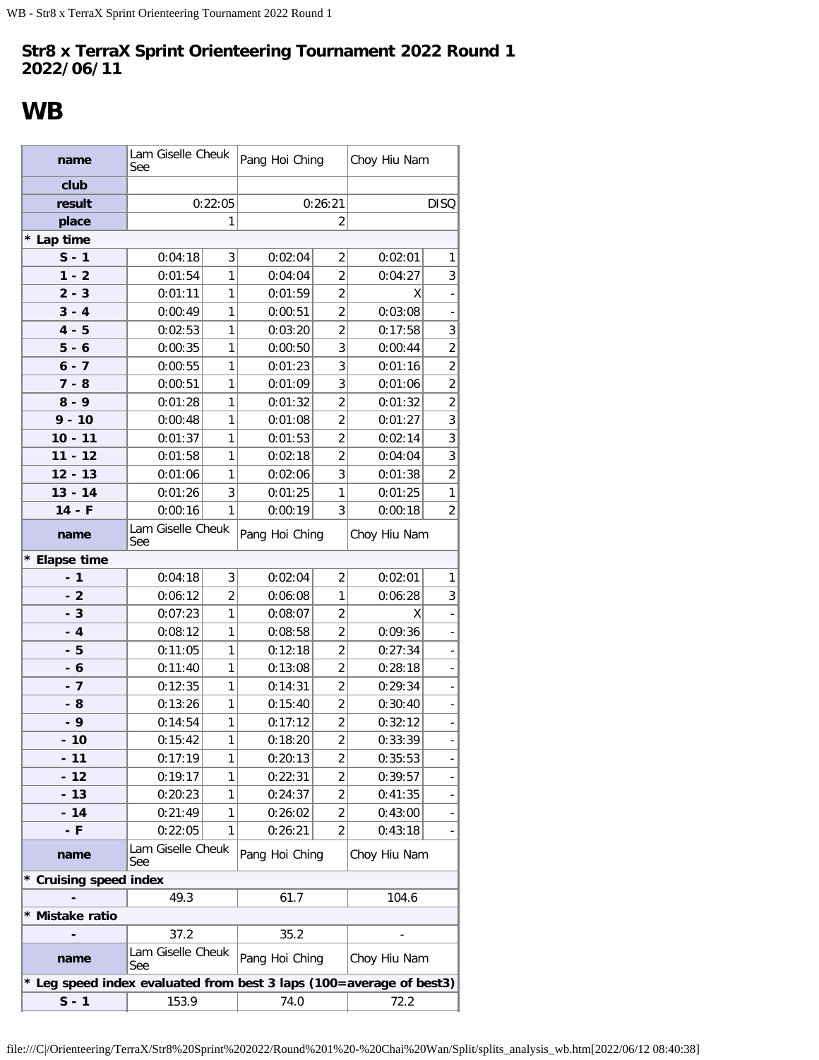## Str8 x TerraX Sprint Orienteering Tournament 2022 Round 1
## 2022/06/11

# WB

| name | Lam Giselle Cheuk See | | Pang Hoi Ching | | Choy Hiu Nam | |
|---|---|---|---|---|---|---|
| club | | | | | | |
| result | 0:22:05 | | 0:26:21 | | DISQ | |
| place | 1 | | 2 | | | |
| * Lap time | | | | | | |
| S - 1 | 0:04:18 | 3 | 0:02:04 | 2 | 0:02:01 | 1 |
| 1 - 2 | 0:01:54 | 1 | 0:04:04 | 2 | 0:04:27 | 3 |
| 2 - 3 | 0:01:11 | 1 | 0:01:59 | 2 | X | - |
| 3 - 4 | 0:00:49 | 1 | 0:00:51 | 2 | 0:03:08 | - |
| 4 - 5 | 0:02:53 | 1 | 0:03:20 | 2 | 0:17:58 | 3 |
| 5 - 6 | 0:00:35 | 1 | 0:00:50 | 3 | 0:00:44 | 2 |
| 6 - 7 | 0:00:55 | 1 | 0:01:23 | 3 | 0:01:16 | 2 |
| 7 - 8 | 0:00:51 | 1 | 0:01:09 | 3 | 0:01:06 | 2 |
| 8 - 9 | 0:01:28 | 1 | 0:01:32 | 2 | 0:01:32 | 2 |
| 9 - 10 | 0:00:48 | 1 | 0:01:08 | 2 | 0:01:27 | 3 |
| 10 - 11 | 0:01:37 | 1 | 0:01:53 | 2 | 0:02:14 | 3 |
| 11 - 12 | 0:01:58 | 1 | 0:02:18 | 2 | 0:04:04 | 3 |
| 12 - 13 | 0:01:06 | 1 | 0:02:06 | 3 | 0:01:38 | 2 |
| 13 - 14 | 0:01:26 | 3 | 0:01:25 | 1 | 0:01:25 | 1 |
| 14 - F | 0:00:16 | 1 | 0:00:19 | 3 | 0:00:18 | 2 |
| name | Lam Giselle Cheuk See | | Pang Hoi Ching | | Choy Hiu Nam | |
| * Elapse time | | | | | | |
| - 1 | 0:04:18 | 3 | 0:02:04 | 2 | 0:02:01 | 1 |
| - 2 | 0:06:12 | 2 | 0:06:08 | 1 | 0:06:28 | 3 |
| - 3 | 0:07:23 | 1 | 0:08:07 | 2 | X | - |
| - 4 | 0:08:12 | 1 | 0:08:58 | 2 | 0:09:36 | - |
| - 5 | 0:11:05 | 1 | 0:12:18 | 2 | 0:27:34 | - |
| - 6 | 0:11:40 | 1 | 0:13:08 | 2 | 0:28:18 | - |
| - 7 | 0:12:35 | 1 | 0:14:31 | 2 | 0:29:34 | - |
| - 8 | 0:13:26 | 1 | 0:15:40 | 2 | 0:30:40 | - |
| - 9 | 0:14:54 | 1 | 0:17:12 | 2 | 0:32:12 | - |
| - 10 | 0:15:42 | 1 | 0:18:20 | 2 | 0:33:39 | - |
| - 11 | 0:17:19 | 1 | 0:20:13 | 2 | 0:35:53 | - |
| - 12 | 0:19:17 | 1 | 0:22:31 | 2 | 0:39:57 | - |
| - 13 | 0:20:23 | 1 | 0:24:37 | 2 | 0:41:35 | - |
| - 14 | 0:21:49 | 1 | 0:26:02 | 2 | 0:43:00 | - |
| - F | 0:22:05 | 1 | 0:26:21 | 2 | 0:43:18 | - |
| name | Lam Giselle Cheuk See | | Pang Hoi Ching | | Choy Hiu Nam | |
| * Cruising speed index | | | | | | |
| - | 49.3 | | 61.7 | | 104.6 | |
| * Mistake ratio | | | | | | |
| - | 37.2 | | 35.2 | | - | |
| name | Lam Giselle Cheuk See | | Pang Hoi Ching | | Choy Hiu Nam | |
| * Leg speed index evaluated from best 3 laps (100=average of best3) | | | | | | |
| S - 1 | 153.9 | | 74.0 | | 72.2 | |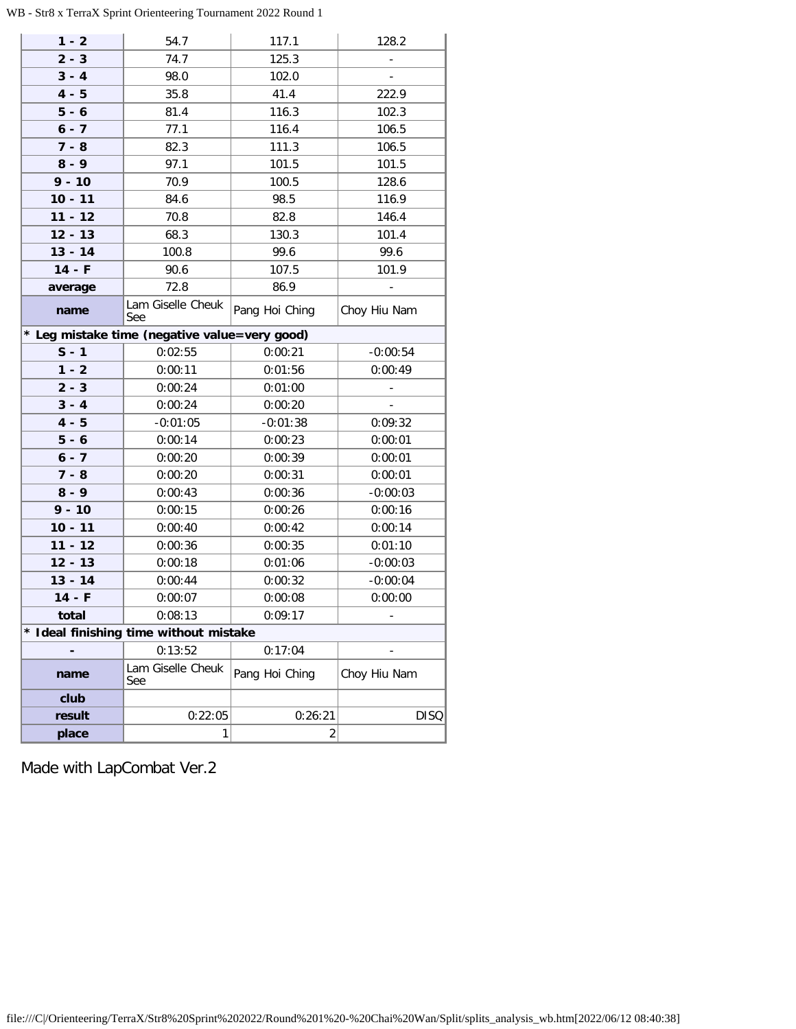| 1 - 2 | 54.7 | 117.1 | 128.2 |
|---|---|---|---|
| 2 - 3 | 74.7 | 125.3 | - |
| 3 - 4 | 98.0 | 102.0 | - |
| 4 - 5 | 35.8 | 41.4 | 222.9 |
| 5 - 6 | 81.4 | 116.3 | 102.3 |
| 6 - 7 | 77.1 | 116.4 | 106.5 |
| 7 - 8 | 82.3 | 111.3 | 106.5 |
| 8 - 9 | 97.1 | 101.5 | 101.5 |
| 9 - 10 | 70.9 | 100.5 | 128.6 |
| 10 - 11 | 84.6 | 98.5 | 116.9 |
| 11 - 12 | 70.8 | 82.8 | 146.4 |
| 12 - 13 | 68.3 | 130.3 | 101.4 |
| 13 - 14 | 100.8 | 99.6 | 99.6 |
| 14 - F | 90.6 | 107.5 | 101.9 |
| average | 72.8 | 86.9 | - |
| name | Lam Giselle Cheuk See | Pang Hoi Ching | Choy Hiu Nam |
| * Leg mistake time (negative value=very good) | | | |
| S - 1 | 0:02:55 | 0:00:21 | -0:00:54 |
| 1 - 2 | 0:00:11 | 0:01:56 | 0:00:49 |
| 2 - 3 | 0:00:24 | 0:01:00 | - |
| 3 - 4 | 0:00:24 | 0:00:20 | - |
| 4 - 5 | -0:01:05 | -0:01:38 | 0:09:32 |
| 5 - 6 | 0:00:14 | 0:00:23 | 0:00:01 |
| 6 - 7 | 0:00:20 | 0:00:39 | 0:00:01 |
| 7 - 8 | 0:00:20 | 0:00:31 | 0:00:01 |
| 8 - 9 | 0:00:43 | 0:00:36 | -0:00:03 |
| 9 - 10 | 0:00:15 | 0:00:26 | 0:00:16 |
| 10 - 11 | 0:00:40 | 0:00:42 | 0:00:14 |
| 11 - 12 | 0:00:36 | 0:00:35 | 0:01:10 |
| 12 - 13 | 0:00:18 | 0:01:06 | -0:00:03 |
| 13 - 14 | 0:00:44 | 0:00:32 | -0:00:04 |
| 14 - F | 0:00:07 | 0:00:08 | 0:00:00 |
| total | 0:08:13 | 0:09:17 | - |
| * Ideal finishing time without mistake | | | |
| - | 0:13:52 | 0:17:04 | - |
| name | Lam Giselle Cheuk See | Pang Hoi Ching | Choy Hiu Nam |
| club | | | |
| result | 0:22:05 | 0:26:21 | DISQ |
| place | 1 | 2 | |

Made with LapCombat Ver.2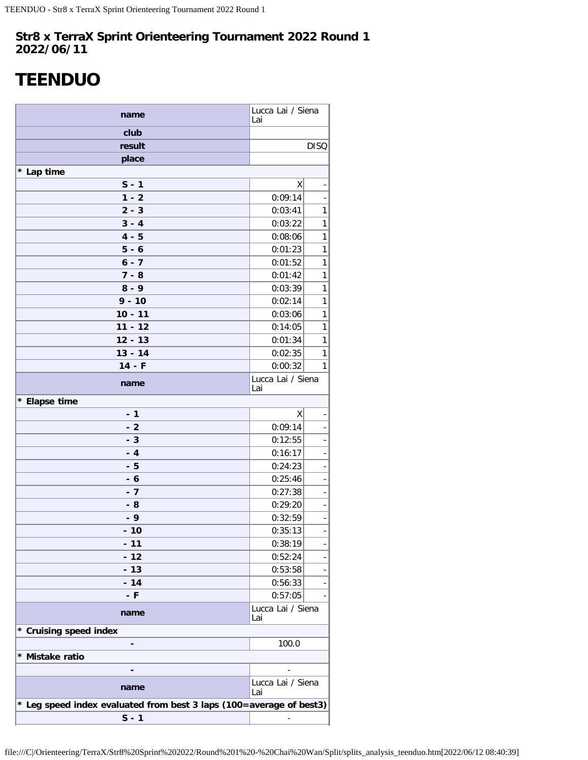**Str8 x TerraX Sprint Orienteering Tournament 2022 Round 1**
**2022/06/11**

# TEENDUO

| name | Lucca Lai / Siena Lai | |
|---|---|---|
| club | | |
| result | | DISQ |
| place | | |
| * Lap time | | |
| S - 1 | X | - |
| 1 - 2 | 0:09:14 | - |
| 2 - 3 | 0:03:41 | 1 |
| 3 - 4 | 0:03:22 | 1 |
| 4 - 5 | 0:08:06 | 1 |
| 5 - 6 | 0:01:23 | 1 |
| 6 - 7 | 0:01:52 | 1 |
| 7 - 8 | 0:01:42 | 1 |
| 8 - 9 | 0:03:39 | 1 |
| 9 - 10 | 0:02:14 | 1 |
| 10 - 11 | 0:03:06 | 1 |
| 11 - 12 | 0:14:05 | 1 |
| 12 - 13 | 0:01:34 | 1 |
| 13 - 14 | 0:02:35 | 1 |
| 14 - F | 0:00:32 | 1 |
| name | Lucca Lai / Siena Lai | |
| * Elapse time | | |
| - 1 | X | - |
| - 2 | 0:09:14 | - |
| - 3 | 0:12:55 | - |
| - 4 | 0:16:17 | - |
| - 5 | 0:24:23 | - |
| - 6 | 0:25:46 | - |
| - 7 | 0:27:38 | - |
| - 8 | 0:29:20 | - |
| - 9 | 0:32:59 | - |
| - 10 | 0:35:13 | - |
| - 11 | 0:38:19 | - |
| - 12 | 0:52:24 | - |
| - 13 | 0:53:58 | - |
| - 14 | 0:56:33 | - |
| - F | 0:57:05 | - |
| name | Lucca Lai / Siena Lai | |
| * Cruising speed index | | |
| - | 100.0 | |
| * Mistake ratio | | |
| - | - | |
| name | Lucca Lai / Siena Lai | |
| * Leg speed index evaluated from best 3 laps (100=average of best3) | | |
| S - 1 | - | |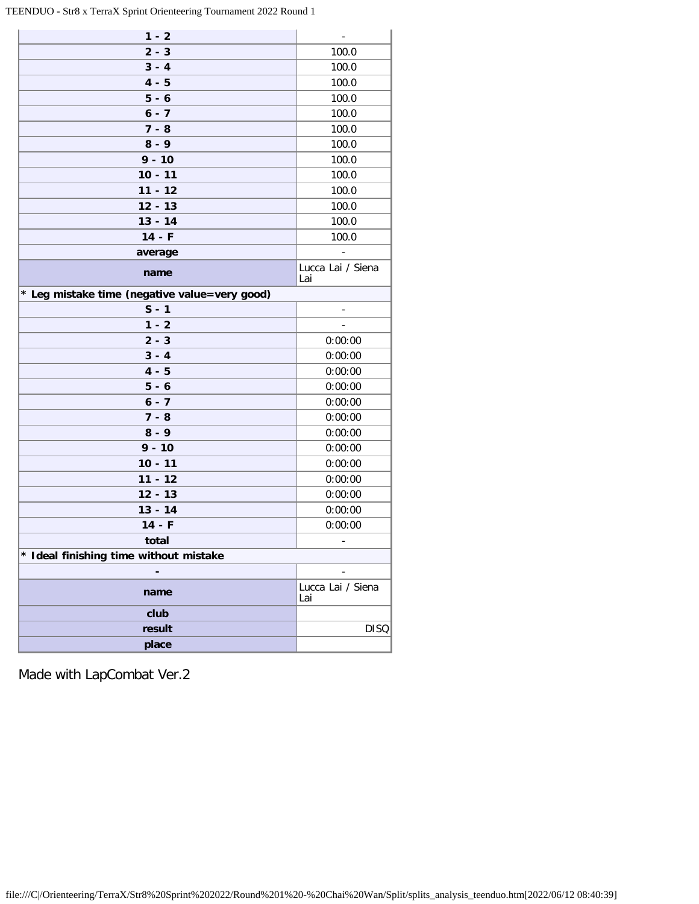| | |
|---|---|
| 1 - 2 | - |
| 2 - 3 | 100.0 |
| 3 - 4 | 100.0 |
| 4 - 5 | 100.0 |
| 5 - 6 | 100.0 |
| 6 - 7 | 100.0 |
| 7 - 8 | 100.0 |
| 8 - 9 | 100.0 |
| 9 - 10 | 100.0 |
| 10 - 11 | 100.0 |
| 11 - 12 | 100.0 |
| 12 - 13 | 100.0 |
| 13 - 14 | 100.0 |
| 14 - F | 100.0 |
| average | - |
| **name** | Lucca Lai / Siena Lai |
| **\* Leg mistake time (negative value=very good)** | |
| S - 1 | - |
| 1 - 2 | - |
| 2 - 3 | 0:00:00 |
| 3 - 4 | 0:00:00 |
| 4 - 5 | 0:00:00 |
| 5 - 6 | 0:00:00 |
| 6 - 7 | 0:00:00 |
| 7 - 8 | 0:00:00 |
| 8 - 9 | 0:00:00 |
| 9 - 10 | 0:00:00 |
| 10 - 11 | 0:00:00 |
| 11 - 12 | 0:00:00 |
| 12 - 13 | 0:00:00 |
| 13 - 14 | 0:00:00 |
| 14 - F | 0:00:00 |
| total | - |
| **\* Ideal finishing time without mistake** | |
| - | - |
| **name** | Lucca Lai / Siena Lai |
| **club** | |
| **result** | DISQ |
| **place** | |

Made with LapCombat Ver.2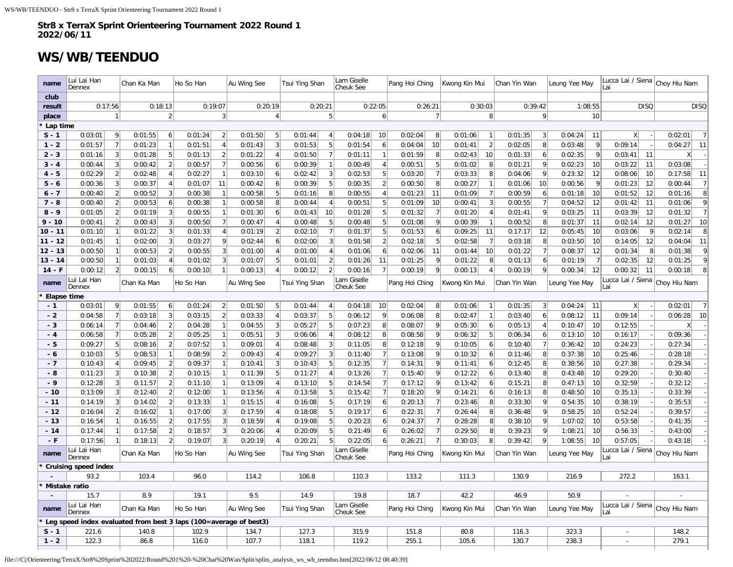**Str8 x TerraX Sprint Orienteering Tournament 2022 Round 1**
**2022/06/11**

# WS/WB/TEENDUO

| name | Lui Lai Han Dennex | | Chan Ka Man | | Ho So Han | | Au Wing See | | Tsui Ying Shan | | Lam Giselle Cheuk See | | Pang Hoi Ching | | Kwong Kin Mui | | Chan Yin Wan | | Leung Yee May | | Lucca Lai / Siena Lai | | Choy Hiu Nam | |
|---|---|---|---|---|---|---|---|---|---|---|---|---|---|---|---|---|---|---|---|---|---|---|---|---|
| **club** | | | | | | | | | | | | | | | | | | | | | | | | |
| **result** | 0:17:56 | | 0:18:13 | | 0:19:07 | | 0:20:19 | | 0:20:21 | | 0:22:05 | | 0:26:21 | | 0:30:03 | | 0:39:42 | | 1:08:55 | | DISQ | | DISQ | |
| **place** | 1 | | 2 | | 3 | | 4 | | 5 | | 6 | | 7 | | 8 | | 9 | | 10 | | | | | |
| **\* Lap time** | | | | | | | | | | | | | | | | | | | | | | | | |
| **S - 1** | 0:03:01 | 9 | 0:01:55 | 6 | 0:01:24 | 2 | 0:01:50 | 5 | 0:01:44 | 4 | 0:04:18 | 10 | 0:02:04 | 8 | 0:01:06 | 1 | 0:01:35 | 3 | 0:04:24 | 11 | X | - | 0:02:01 | 7 |
| **1 - 2** | 0:01:57 | 7 | 0:01:23 | 1 | 0:01:51 | 4 | 0:01:43 | 3 | 0:01:53 | 5 | 0:01:54 | 6 | 0:04:04 | 10 | 0:01:41 | 2 | 0:02:05 | 8 | 0:03:48 | 9 | 0:09:14 | - | 0:04:27 | 11 |
| **2 - 3** | 0:01:16 | 3 | 0:01:28 | 5 | 0:01:13 | 2 | 0:01:22 | 4 | 0:01:50 | 7 | 0:01:11 | 1 | 0:01:59 | 8 | 0:02:43 | 10 | 0:01:33 | 6 | 0:02:35 | 9 | 0:03:41 | 11 | X | - |
| **3 - 4** | 0:00:44 | 3 | 0:00:42 | 2 | 0:00:57 | 7 | 0:00:56 | 6 | 0:00:39 | 1 | 0:00:49 | 4 | 0:00:51 | 5 | 0:01:02 | 8 | 0:01:21 | 9 | 0:02:23 | 10 | 0:03:22 | 11 | 0:03:08 | - |
| **4 - 5** | 0:02:29 | 2 | 0:02:48 | 4 | 0:02:27 | 1 | 0:03:10 | 6 | 0:02:42 | 3 | 0:02:53 | 5 | 0:03:20 | 7 | 0:03:33 | 8 | 0:04:06 | 9 | 0:23:32 | 12 | 0:08:06 | 10 | 0:17:58 | 11 |
| **5 - 6** | 0:00:36 | 3 | 0:00:37 | 4 | 0:01:07 | 11 | 0:00:42 | 6 | 0:00:39 | 5 | 0:00:35 | 2 | 0:00:50 | 8 | 0:00:27 | 1 | 0:01:06 | 10 | 0:00:56 | 9 | 0:01:23 | 12 | 0:00:44 | 7 |
| **6 - 7** | 0:00:40 | 2 | 0:00:52 | 3 | 0:00:38 | 1 | 0:00:58 | 5 | 0:01:16 | 8 | 0:00:55 | 4 | 0:01:23 | 11 | 0:01:09 | 7 | 0:00:59 | 6 | 0:01:18 | 10 | 0:01:52 | 12 | 0:01:16 | 8 |
| **7 - 8** | 0:00:40 | 2 | 0:00:53 | 6 | 0:00:38 | 1 | 0:00:58 | 8 | 0:00:44 | 4 | 0:00:51 | 5 | 0:01:09 | 10 | 0:00:41 | 3 | 0:00:55 | 7 | 0:04:52 | 12 | 0:01:42 | 11 | 0:01:06 | 9 |
| **8 - 9** | 0:01:05 | 2 | 0:01:19 | 3 | 0:00:55 | 1 | 0:01:30 | 6 | 0:01:43 | 10 | 0:01:28 | 5 | 0:01:32 | 7 | 0:01:20 | 4 | 0:01:41 | 9 | 0:03:25 | 11 | 0:03:39 | 12 | 0:01:32 | 7 |
| **9 - 10** | 0:00:41 | 2 | 0:00:43 | 3 | 0:00:50 | 7 | 0:00:47 | 4 | 0:00:48 | 5 | 0:00:48 | 5 | 0:01:08 | 9 | 0:00:39 | 1 | 0:00:52 | 8 | 0:01:37 | 11 | 0:02:14 | 12 | 0:01:27 | 10 |
| **10 - 11** | 0:01:10 | 1 | 0:01:22 | 3 | 0:01:33 | 4 | 0:01:19 | 2 | 0:02:10 | 7 | 0:01:37 | 5 | 0:01:53 | 6 | 0:09:25 | 11 | 0:17:17 | 12 | 0:05:45 | 10 | 0:03:06 | 9 | 0:02:14 | 8 |
| **11 - 12** | 0:01:45 | 1 | 0:02:00 | 3 | 0:03:27 | 9 | 0:02:44 | 6 | 0:02:00 | 3 | 0:01:58 | 2 | 0:02:18 | 5 | 0:02:58 | 7 | 0:03:18 | 8 | 0:03:50 | 10 | 0:14:05 | 12 | 0:04:04 | 11 |
| **12 - 13** | 0:00:50 | 1 | 0:00:53 | 2 | 0:00:55 | 3 | 0:01:00 | 4 | 0:01:00 | 4 | 0:01:06 | 6 | 0:02:06 | 11 | 0:01:44 | 10 | 0:01:22 | 7 | 0:08:37 | 12 | 0:01:34 | 8 | 0:01:38 | 9 |
| **13 - 14** | 0:00:50 | 1 | 0:01:03 | 4 | 0:01:02 | 3 | 0:01:07 | 5 | 0:01:01 | 2 | 0:01:26 | 11 | 0:01:25 | 9 | 0:01:22 | 8 | 0:01:13 | 6 | 0:01:19 | 7 | 0:02:35 | 12 | 0:01:25 | 9 |
| **14 - F** | 0:00:12 | 2 | 0:00:15 | 6 | 0:00:10 | 1 | 0:00:13 | 4 | 0:00:12 | 2 | 0:00:16 | 7 | 0:00:19 | 9 | 0:00:13 | 4 | 0:00:19 | 9 | 0:00:34 | 12 | 0:00:32 | 11 | 0:00:18 | 8 |
| **name** | Lui Lai Han Dennex | | Chan Ka Man | | Ho So Han | | Au Wing See | | Tsui Ying Shan | | Lam Giselle Cheuk See | | Pang Hoi Ching | | Kwong Kin Mui | | Chan Yin Wan | | Leung Yee May | | Lucca Lai / Siena Lai | | Choy Hiu Nam | |
| **\* Elapse time** | | | | | | | | | | | | | | | | | | | | | | | | |
| **- 1** | 0:03:01 | 9 | 0:01:55 | 6 | 0:01:24 | 2 | 0:01:50 | 5 | 0:01:44 | 4 | 0:04:18 | 10 | 0:02:04 | 8 | 0:01:06 | 1 | 0:01:35 | 3 | 0:04:24 | 11 | X | - | 0:02:01 | 7 |
| **- 2** | 0:04:58 | 7 | 0:03:18 | 3 | 0:03:15 | 2 | 0:03:33 | 4 | 0:03:37 | 5 | 0:06:12 | 9 | 0:06:08 | 8 | 0:02:47 | 1 | 0:03:40 | 6 | 0:08:12 | 11 | 0:09:14 | - | 0:06:28 | 10 |
| **- 3** | 0:06:14 | 7 | 0:04:46 | 2 | 0:04:28 | 1 | 0:04:55 | 3 | 0:05:27 | 5 | 0:07:23 | 8 | 0:08:07 | 9 | 0:05:30 | 6 | 0:05:13 | 4 | 0:10:47 | 10 | 0:12:55 | - | X | - |
| **- 4** | 0:06:58 | 7 | 0:05:28 | 2 | 0:05:25 | 1 | 0:05:51 | 3 | 0:06:06 | 4 | 0:08:12 | 8 | 0:08:58 | 9 | 0:06:32 | 5 | 0:06:34 | 6 | 0:13:10 | 10 | 0:16:17 | - | 0:09:36 | - |
| **- 5** | 0:09:27 | 5 | 0:08:16 | 2 | 0:07:52 | 1 | 0:09:01 | 4 | 0:08:48 | 3 | 0:11:05 | 8 | 0:12:18 | 9 | 0:10:05 | 6 | 0:10:40 | 7 | 0:36:42 | 10 | 0:24:23 | - | 0:27:34 | - |
| **- 6** | 0:10:03 | 5 | 0:08:53 | 1 | 0:08:59 | 2 | 0:09:43 | 4 | 0:09:27 | 3 | 0:11:40 | 7 | 0:13:08 | 9 | 0:10:32 | 6 | 0:11:46 | 8 | 0:37:38 | 10 | 0:25:46 | - | 0:28:18 | - |
| **- 7** | 0:10:43 | 4 | 0:09:45 | 2 | 0:09:37 | 1 | 0:10:41 | 3 | 0:10:43 | 5 | 0:12:35 | 7 | 0:14:31 | 9 | 0:11:41 | 6 | 0:12:45 | 8 | 0:38:56 | 10 | 0:27:38 | - | 0:29:34 | - |
| **- 8** | 0:11:23 | 3 | 0:10:38 | 2 | 0:10:15 | 1 | 0:11:39 | 5 | 0:11:27 | 4 | 0:13:26 | 7 | 0:15:40 | 9 | 0:12:22 | 6 | 0:13:40 | 8 | 0:43:48 | 10 | 0:29:20 | - | 0:30:40 | - |
| **- 9** | 0:12:28 | 3 | 0:11:57 | 2 | 0:11:10 | 1 | 0:13:09 | 4 | 0:13:10 | 5 | 0:14:54 | 7 | 0:17:12 | 9 | 0:13:42 | 6 | 0:15:21 | 8 | 0:47:13 | 10 | 0:32:59 | - | 0:32:12 | - |
| **- 10** | 0:13:09 | 3 | 0:12:40 | 2 | 0:12:00 | 1 | 0:13:56 | 4 | 0:13:58 | 5 | 0:15:42 | 7 | 0:18:20 | 9 | 0:14:21 | 6 | 0:16:13 | 8 | 0:48:50 | 10 | 0:35:13 | - | 0:33:39 | - |
| **- 11** | 0:14:19 | 3 | 0:14:02 | 2 | 0:13:33 | 1 | 0:15:15 | 4 | 0:16:08 | 5 | 0:17:19 | 6 | 0:20:13 | 7 | 0:23:46 | 8 | 0:33:30 | 9 | 0:54:35 | 10 | 0:38:19 | - | 0:35:53 | - |
| **- 12** | 0:16:04 | 2 | 0:16:02 | 1 | 0:17:00 | 3 | 0:17:59 | 4 | 0:18:08 | 5 | 0:19:17 | 6 | 0:22:31 | 7 | 0:26:44 | 8 | 0:36:48 | 9 | 0:58:25 | 10 | 0:52:24 | - | 0:39:57 | - |
| **- 13** | 0:16:54 | 1 | 0:16:55 | 2 | 0:17:55 | 3 | 0:18:59 | 4 | 0:19:08 | 5 | 0:20:23 | 6 | 0:24:37 | 7 | 0:28:28 | 8 | 0:38:10 | 9 | 1:07:02 | 10 | 0:53:58 | - | 0:41:35 | - |
| **- 14** | 0:17:44 | 1 | 0:17:58 | 2 | 0:18:57 | 3 | 0:20:06 | 4 | 0:20:09 | 5 | 0:21:49 | 6 | 0:26:02 | 7 | 0:29:50 | 8 | 0:39:23 | 9 | 1:08:21 | 10 | 0:56:33 | - | 0:43:00 | - |
| **- F** | 0:17:56 | 1 | 0:18:13 | 2 | 0:19:07 | 3 | 0:20:19 | 4 | 0:20:21 | 5 | 0:22:05 | 6 | 0:26:21 | 7 | 0:30:03 | 8 | 0:39:42 | 9 | 1:08:55 | 10 | 0:57:05 | - | 0:43:18 | - |
| **name** | Lui Lai Han Dennex | | Chan Ka Man | | Ho So Han | | Au Wing See | | Tsui Ying Shan | | Lam Giselle Cheuk See | | Pang Hoi Ching | | Kwong Kin Mui | | Chan Yin Wan | | Leung Yee May | | Lucca Lai / Siena Lai | | Choy Hiu Nam | |
| **\* Cruising speed index** | | | | | | | | | | | | | | | | | | | | | | | | |
| **-** | 93.2 | | 103.4 | | 96.0 | | 114.2 | | 106.8 | | 110.3 | | 133.2 | | 111.3 | | 130.9 | | 216.9 | | 272.2 | | 163.1 | |
| **\* Mistake ratio** | | | | | | | | | | | | | | | | | | | | | | | | |
| **-** | 15.7 | | 8.9 | | 19.1 | | 9.5 | | 14.9 | | 19.8 | | 18.7 | | 42.2 | | 46.9 | | 50.9 | | - | | - | |
| **name** | Lui Lai Han Dennex | | Chan Ka Man | | Ho So Han | | Au Wing See | | Tsui Ying Shan | | Lam Giselle Cheuk See | | Pang Hoi Ching | | Kwong Kin Mui | | Chan Yin Wan | | Leung Yee May | | Lucca Lai / Siena Lai | | Choy Hiu Nam | |
| **\* Leg speed index evaluated from best 3 laps (100=average of best3)** | | | | | | | | | | | | | | | | | | | | | | | | |
| **S - 1** | 221.6 | | 140.8 | | 102.9 | | 134.7 | | 127.3 | | 315.9 | | 151.8 | | 80.8 | | 116.3 | | 323.3 | | - | | 148.2 | |
| **1 - 2** | 122.3 | | 86.8 | | 116.0 | | 107.7 | | 118.1 | | 119.2 | | 255.1 | | 105.6 | | 130.7 | | 238.3 | | - | | 279.1 | |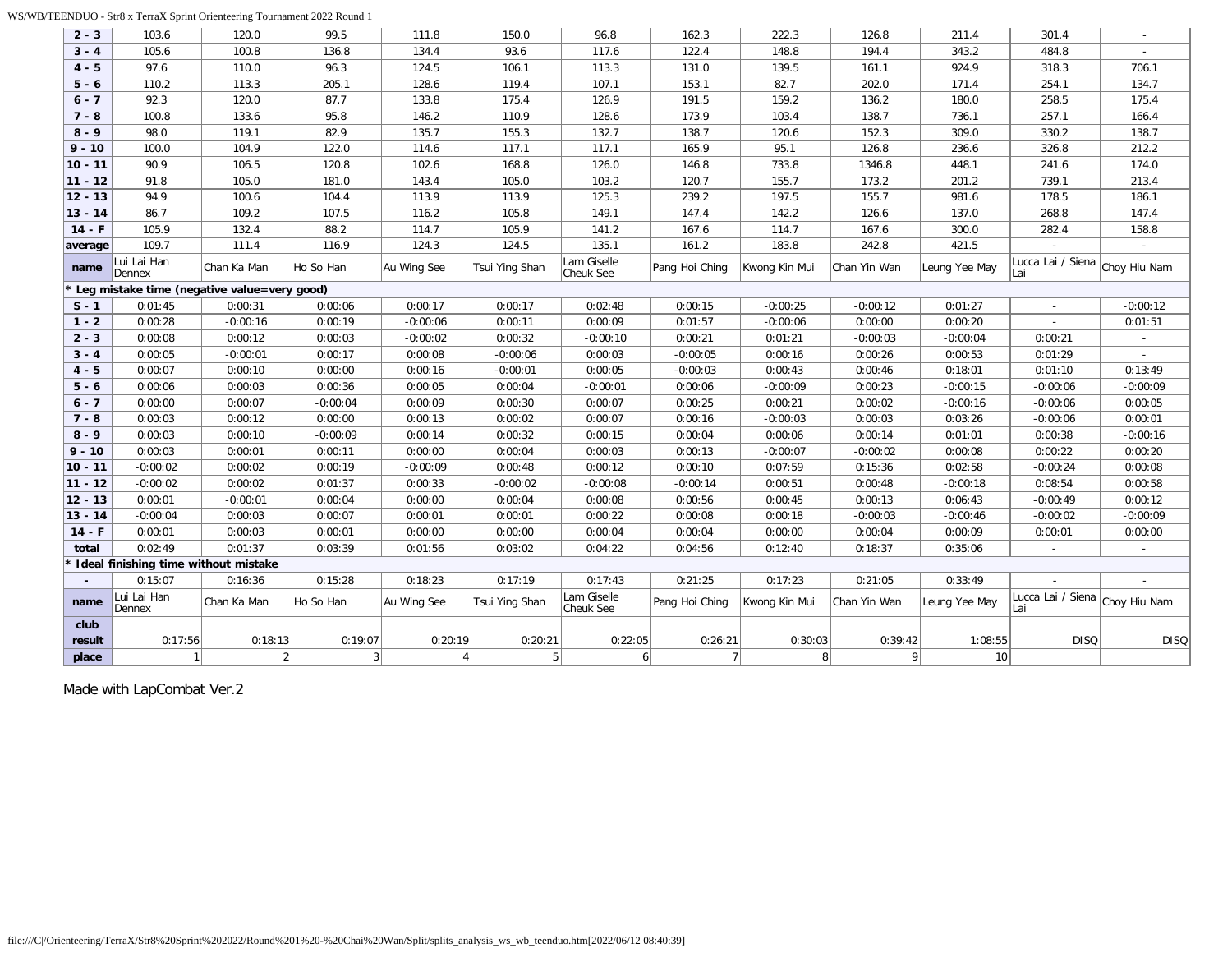| | | | | | | | | | | | | |
|---|---|---|---|---|---|---|---|---|---|---|---|---|
| **2 - 3** | 103.6 | 120.0 | 99.5 | 111.8 | 150.0 | 96.8 | 162.3 | 222.3 | 126.8 | 211.4 | 301.4 | - |
| **3 - 4** | 105.6 | 100.8 | 136.8 | 134.4 | 93.6 | 117.6 | 122.4 | 148.8 | 194.4 | 343.2 | 484.8 | - |
| **4 - 5** | 97.6 | 110.0 | 96.3 | 124.5 | 106.1 | 113.3 | 131.0 | 139.5 | 161.1 | 924.9 | 318.3 | 706.1 |
| **5 - 6** | 110.2 | 113.3 | 205.1 | 128.6 | 119.4 | 107.1 | 153.1 | 82.7 | 202.0 | 171.4 | 254.1 | 134.7 |
| **6 - 7** | 92.3 | 120.0 | 87.7 | 133.8 | 175.4 | 126.9 | 191.5 | 159.2 | 136.2 | 180.0 | 258.5 | 175.4 |
| **7 - 8** | 100.8 | 133.6 | 95.8 | 146.2 | 110.9 | 128.6 | 173.9 | 103.4 | 138.7 | 736.1 | 257.1 | 166.4 |
| **8 - 9** | 98.0 | 119.1 | 82.9 | 135.7 | 155.3 | 132.7 | 138.7 | 120.6 | 152.3 | 309.0 | 330.2 | 138.7 |
| **9 - 10** | 100.0 | 104.9 | 122.0 | 114.6 | 117.1 | 117.1 | 165.9 | 95.1 | 126.8 | 236.6 | 326.8 | 212.2 |
| **10 - 11** | 90.9 | 106.5 | 120.8 | 102.6 | 168.8 | 126.0 | 146.8 | 733.8 | 1346.8 | 448.1 | 241.6 | 174.0 |
| **11 - 12** | 91.8 | 105.0 | 181.0 | 143.4 | 105.0 | 103.2 | 120.7 | 155.7 | 173.2 | 201.2 | 739.1 | 213.4 |
| **12 - 13** | 94.9 | 100.6 | 104.4 | 113.9 | 113.9 | 125.3 | 239.2 | 197.5 | 155.7 | 981.6 | 178.5 | 186.1 |
| **13 - 14** | 86.7 | 109.2 | 107.5 | 116.2 | 105.8 | 149.1 | 147.4 | 142.2 | 126.6 | 137.0 | 268.8 | 147.4 |
| **14 - F** | 105.9 | 132.4 | 88.2 | 114.7 | 105.9 | 141.2 | 167.6 | 114.7 | 167.6 | 300.0 | 282.4 | 158.8 |
| **average** | 109.7 | 111.4 | 116.9 | 124.3 | 124.5 | 135.1 | 161.2 | 183.8 | 242.8 | 421.5 | - | - |
| **name** | Lui Lai Han Dennex | Chan Ka Man | Ho So Han | Au Wing See | Tsui Ying Shan | Lam Giselle Cheuk See | Pang Hoi Ching | Kwong Kin Mui | Chan Yin Wan | Leung Yee May | Lucca Lai / Siena Lai | Choy Hiu Nam |
| **\* Leg mistake time (negative value=very good)** | | | | | | | | | | | | |
| **S - 1** | 0:01:45 | 0:00:31 | 0:00:06 | 0:00:17 | 0:00:17 | 0:02:48 | 0:00:15 | -0:00:25 | -0:00:12 | 0:01:27 | - | -0:00:12 |
| **1 - 2** | 0:00:28 | -0:00:16 | 0:00:19 | -0:00:06 | 0:00:11 | 0:00:09 | 0:01:57 | -0:00:06 | 0:00:00 | 0:00:20 | - | 0:01:51 |
| **2 - 3** | 0:00:08 | 0:00:12 | 0:00:03 | -0:00:02 | 0:00:32 | -0:00:10 | 0:00:21 | 0:01:21 | -0:00:03 | -0:00:04 | 0:00:21 | - |
| **3 - 4** | 0:00:05 | -0:00:01 | 0:00:17 | 0:00:08 | -0:00:06 | 0:00:03 | -0:00:05 | 0:00:16 | 0:00:26 | 0:00:53 | 0:01:29 | - |
| **4 - 5** | 0:00:07 | 0:00:10 | 0:00:00 | 0:00:16 | -0:00:01 | 0:00:05 | -0:00:03 | 0:00:43 | 0:00:46 | 0:18:01 | 0:01:10 | 0:13:49 |
| **5 - 6** | 0:00:06 | 0:00:03 | 0:00:36 | 0:00:05 | 0:00:04 | -0:00:01 | 0:00:06 | -0:00:09 | 0:00:23 | -0:00:15 | -0:00:06 | -0:00:09 |
| **6 - 7** | 0:00:00 | 0:00:07 | -0:00:04 | 0:00:09 | 0:00:30 | 0:00:07 | 0:00:25 | 0:00:21 | 0:00:02 | -0:00:16 | -0:00:06 | 0:00:05 |
| **7 - 8** | 0:00:03 | 0:00:12 | 0:00:00 | 0:00:13 | 0:00:02 | 0:00:07 | 0:00:16 | -0:00:03 | 0:00:03 | 0:03:26 | -0:00:06 | 0:00:01 |
| **8 - 9** | 0:00:03 | 0:00:10 | -0:00:09 | 0:00:14 | 0:00:32 | 0:00:15 | 0:00:04 | 0:00:06 | 0:00:14 | 0:01:01 | 0:00:38 | -0:00:16 |
| **9 - 10** | 0:00:03 | 0:00:01 | 0:00:11 | 0:00:00 | 0:00:04 | 0:00:03 | 0:00:13 | -0:00:07 | -0:00:02 | 0:00:08 | 0:00:22 | 0:00:20 |
| **10 - 11** | -0:00:02 | 0:00:02 | 0:00:19 | -0:00:09 | 0:00:48 | 0:00:12 | 0:00:10 | 0:07:59 | 0:15:36 | 0:02:58 | -0:00:24 | 0:00:08 |
| **11 - 12** | -0:00:02 | 0:00:02 | 0:01:37 | 0:00:33 | -0:00:02 | -0:00:08 | -0:00:14 | 0:00:51 | 0:00:48 | -0:00:18 | 0:08:54 | 0:00:58 |
| **12 - 13** | 0:00:01 | -0:00:01 | 0:00:04 | 0:00:00 | 0:00:04 | 0:00:08 | 0:00:56 | 0:00:45 | 0:00:13 | 0:06:43 | -0:00:49 | 0:00:12 |
| **13 - 14** | -0:00:04 | 0:00:03 | 0:00:07 | 0:00:01 | 0:00:01 | 0:00:22 | 0:00:08 | 0:00:18 | -0:00:03 | -0:00:46 | -0:00:02 | -0:00:09 |
| **14 - F** | 0:00:01 | 0:00:03 | 0:00:01 | 0:00:00 | 0:00:00 | 0:00:04 | 0:00:04 | 0:00:00 | 0:00:04 | 0:00:09 | 0:00:01 | 0:00:00 |
| **total** | 0:02:49 | 0:01:37 | 0:03:39 | 0:01:56 | 0:03:02 | 0:04:22 | 0:04:56 | 0:12:40 | 0:18:37 | 0:35:06 | - | - |
| **\* Ideal finishing time without mistake** | | | | | | | | | | | | |
| **-** | 0:15:07 | 0:16:36 | 0:15:28 | 0:18:23 | 0:17:19 | 0:17:43 | 0:21:25 | 0:17:23 | 0:21:05 | 0:33:49 | - | - |
| **name** | Lui Lai Han Dennex | Chan Ka Man | Ho So Han | Au Wing See | Tsui Ying Shan | Lam Giselle Cheuk See | Pang Hoi Ching | Kwong Kin Mui | Chan Yin Wan | Leung Yee May | Lucca Lai / Siena Lai | Choy Hiu Nam |
| **club** | | | | | | | | | | | | |
| **result** | 0:17:56 | 0:18:13 | 0:19:07 | 0:20:19 | 0:20:21 | 0:22:05 | 0:26:21 | 0:30:03 | 0:39:42 | 1:08:55 | DISQ | DISQ |
| **place** | 1 | 2 | 3 | 4 | 5 | 6 | 7 | 8 | 9 | 10 | | |

Made with LapCombat Ver.2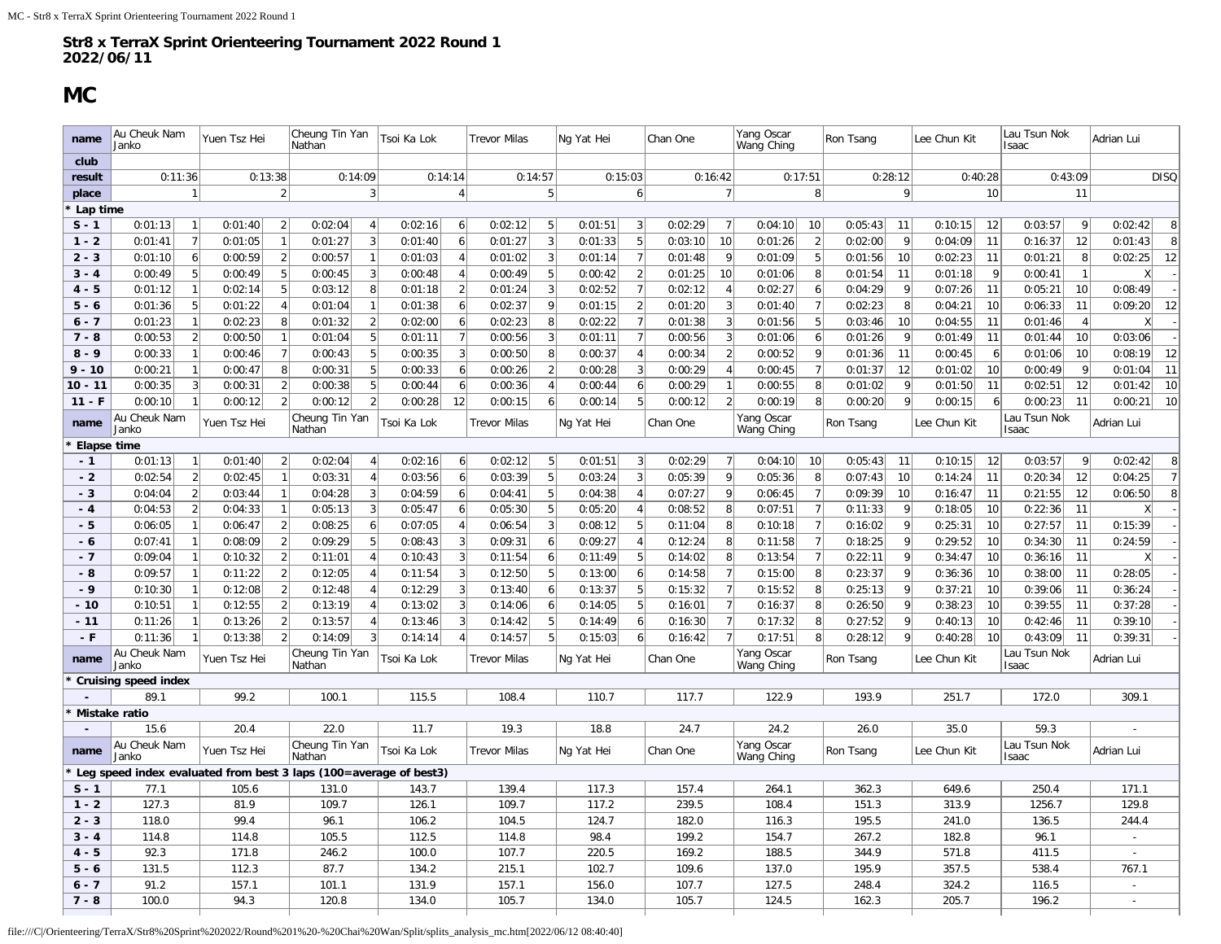# Str8 x TerraX Sprint Orienteering Tournament 2022 Round 1
2022/06/11

## MC

| name | Au Cheuk Nam Janko | | Yuen Tsz Hei | | Cheung Tin Yan Nathan | | Tsoi Ka Lok | | Trevor Milas | | Ng Yat Hei | | Chan One | | Yang Oscar Wang Ching | | Ron Tsang | | Lee Chun Kit | | Lau Tsun Nok Isaac | | Adrian Lui | |
|---|---|---|---|---|---|---|---|---|---|---|---|---|---|---|---|---|---|---|---|---|---|---|---|---|
| club | | | | | | | | | | | | | | | | | | | | | | | | |
| result | 0:11:36 | | 0:13:38 | | 0:14:09 | | 0:14:14 | | 0:14:57 | | 0:15:03 | | 0:16:42 | | 0:17:51 | | 0:28:12 | | 0:40:28 | | 0:43:09 | | DISQ | |
| place | 1 | | 2 | | 3 | | 4 | | 5 | | 6 | | 7 | | 8 | | 9 | | 10 | | 11 | | | |
| * Lap time | | | | | | | | | | | | | | | | | | | | | | | | |
| S - 1 | 0:01:13 | 1 | 0:01:40 | 2 | 0:02:04 | 4 | 0:02:16 | 6 | 0:02:12 | 5 | 0:01:51 | 3 | 0:02:29 | 7 | 0:04:10 | 10 | 0:05:43 | 11 | 0:10:15 | 12 | 0:03:57 | 9 | 0:02:42 | 8 |
| 1 - 2 | 0:01:41 | 7 | 0:01:05 | 1 | 0:01:27 | 3 | 0:01:40 | 6 | 0:01:27 | 3 | 0:01:33 | 5 | 0:03:10 | 10 | 0:01:26 | 2 | 0:02:00 | 9 | 0:04:09 | 11 | 0:16:37 | 12 | 0:01:43 | 8 |
| 2 - 3 | 0:01:10 | 6 | 0:00:59 | 2 | 0:00:57 | 1 | 0:01:03 | 4 | 0:01:02 | 3 | 0:01:14 | 7 | 0:01:48 | 9 | 0:01:09 | 5 | 0:01:56 | 10 | 0:02:23 | 11 | 0:01:21 | 8 | 0:02:25 | 12 |
| 3 - 4 | 0:00:49 | 5 | 0:00:49 | 5 | 0:00:45 | 3 | 0:00:48 | 4 | 0:00:49 | 5 | 0:00:42 | 2 | 0:01:25 | 10 | 0:01:06 | 8 | 0:01:54 | 11 | 0:01:18 | 9 | 0:00:41 | 1 | X | - |
| 4 - 5 | 0:01:12 | 1 | 0:02:14 | 5 | 0:03:12 | 8 | 0:01:18 | 2 | 0:01:24 | 3 | 0:02:52 | 7 | 0:02:12 | 4 | 0:02:27 | 6 | 0:04:29 | 9 | 0:07:26 | 11 | 0:05:21 | 10 | 0:08:49 | - |
| 5 - 6 | 0:01:36 | 5 | 0:01:22 | 4 | 0:01:04 | 1 | 0:01:38 | 6 | 0:02:37 | 9 | 0:01:15 | 2 | 0:01:20 | 3 | 0:01:40 | 7 | 0:02:23 | 8 | 0:04:21 | 10 | 0:06:33 | 11 | 0:09:20 | 12 |
| 6 - 7 | 0:01:23 | 1 | 0:02:23 | 8 | 0:01:32 | 2 | 0:02:00 | 6 | 0:02:23 | 8 | 0:02:22 | 7 | 0:01:38 | 3 | 0:01:56 | 5 | 0:03:46 | 10 | 0:04:55 | 11 | 0:01:46 | 4 | X | - |
| 7 - 8 | 0:00:53 | 2 | 0:00:50 | 1 | 0:01:04 | 5 | 0:01:11 | 7 | 0:00:56 | 3 | 0:01:11 | 7 | 0:00:56 | 3 | 0:01:06 | 6 | 0:01:26 | 9 | 0:01:49 | 11 | 0:01:44 | 10 | 0:03:06 | - |
| 8 - 9 | 0:00:33 | 1 | 0:00:46 | 7 | 0:00:43 | 5 | 0:00:35 | 3 | 0:00:50 | 8 | 0:00:37 | 4 | 0:00:34 | 2 | 0:00:52 | 9 | 0:01:36 | 11 | 0:00:45 | 6 | 0:01:06 | 10 | 0:08:19 | 12 |
| 9 - 10 | 0:00:21 | 1 | 0:00:47 | 8 | 0:00:31 | 5 | 0:00:33 | 6 | 0:00:26 | 2 | 0:00:28 | 3 | 0:00:29 | 4 | 0:00:45 | 7 | 0:01:37 | 12 | 0:01:02 | 10 | 0:00:49 | 9 | 0:01:04 | 11 |
| 10 - 11 | 0:00:35 | 3 | 0:00:31 | 2 | 0:00:38 | 5 | 0:00:44 | 6 | 0:00:36 | 4 | 0:00:44 | 6 | 0:00:29 | 1 | 0:00:55 | 8 | 0:01:02 | 9 | 0:01:50 | 11 | 0:02:51 | 12 | 0:01:42 | 10 |
| 11 - F | 0:00:10 | 1 | 0:00:12 | 2 | 0:00:12 | 2 | 0:00:28 | 12 | 0:00:15 | 6 | 0:00:14 | 5 | 0:00:12 | 2 | 0:00:19 | 8 | 0:00:20 | 9 | 0:00:15 | 6 | 0:00:23 | 11 | 0:00:21 | 10 |
| name | Au Cheuk Nam Janko | | Yuen Tsz Hei | | Cheung Tin Yan Nathan | | Tsoi Ka Lok | | Trevor Milas | | Ng Yat Hei | | Chan One | | Yang Oscar Wang Ching | | Ron Tsang | | Lee Chun Kit | | Lau Tsun Nok Isaac | | Adrian Lui | |
| * Elapse time | | | | | | | | | | | | | | | | | | | | | | | | |
| - 1 | 0:01:13 | 1 | 0:01:40 | 2 | 0:02:04 | 4 | 0:02:16 | 6 | 0:02:12 | 5 | 0:01:51 | 3 | 0:02:29 | 7 | 0:04:10 | 10 | 0:05:43 | 11 | 0:10:15 | 12 | 0:03:57 | 9 | 0:02:42 | 8 |
| - 2 | 0:02:54 | 2 | 0:02:45 | 1 | 0:03:31 | 4 | 0:03:56 | 6 | 0:03:39 | 5 | 0:03:24 | 3 | 0:05:39 | 9 | 0:05:36 | 8 | 0:07:43 | 10 | 0:14:24 | 11 | 0:20:34 | 12 | 0:04:25 | 7 |
| - 3 | 0:04:04 | 2 | 0:03:44 | 1 | 0:04:28 | 3 | 0:04:59 | 6 | 0:04:41 | 5 | 0:04:38 | 4 | 0:07:27 | 9 | 0:06:45 | 7 | 0:09:39 | 10 | 0:16:47 | 11 | 0:21:55 | 12 | 0:06:50 | 8 |
| - 4 | 0:04:53 | 2 | 0:04:33 | 1 | 0:05:13 | 3 | 0:05:47 | 6 | 0:05:30 | 5 | 0:05:20 | 4 | 0:08:52 | 8 | 0:07:51 | 7 | 0:11:33 | 9 | 0:18:05 | 10 | 0:22:36 | 11 | X | - |
| - 5 | 0:06:05 | 1 | 0:06:47 | 2 | 0:08:25 | 6 | 0:07:05 | 4 | 0:06:54 | 3 | 0:08:12 | 5 | 0:11:04 | 8 | 0:10:18 | 7 | 0:16:02 | 9 | 0:25:31 | 10 | 0:27:57 | 11 | 0:15:39 | - |
| - 6 | 0:07:41 | 1 | 0:08:09 | 2 | 0:09:29 | 5 | 0:08:43 | 3 | 0:09:31 | 6 | 0:09:27 | 4 | 0:12:24 | 8 | 0:11:58 | 7 | 0:18:25 | 9 | 0:29:52 | 10 | 0:34:30 | 11 | 0:24:59 | - |
| - 7 | 0:09:04 | 1 | 0:10:32 | 2 | 0:11:01 | 4 | 0:10:43 | 3 | 0:11:54 | 6 | 0:11:49 | 5 | 0:14:02 | 8 | 0:13:54 | 7 | 0:22:11 | 9 | 0:34:47 | 10 | 0:36:16 | 11 | X | - |
| - 8 | 0:09:57 | 1 | 0:11:22 | 2 | 0:12:05 | 4 | 0:11:54 | 3 | 0:12:50 | 5 | 0:13:00 | 6 | 0:14:58 | 7 | 0:15:00 | 8 | 0:23:37 | 9 | 0:36:36 | 10 | 0:38:00 | 11 | 0:28:05 | - |
| - 9 | 0:10:30 | 1 | 0:12:08 | 2 | 0:12:48 | 4 | 0:12:29 | 3 | 0:13:40 | 6 | 0:13:37 | 5 | 0:15:32 | 7 | 0:15:52 | 8 | 0:25:13 | 9 | 0:37:21 | 10 | 0:39:06 | 11 | 0:36:24 | - |
| - 10 | 0:10:51 | 1 | 0:12:55 | 2 | 0:13:19 | 4 | 0:13:02 | 3 | 0:14:06 | 6 | 0:14:05 | 5 | 0:16:01 | 7 | 0:16:37 | 8 | 0:26:50 | 9 | 0:38:23 | 10 | 0:39:55 | 11 | 0:37:28 | - |
| - 11 | 0:11:26 | 1 | 0:13:26 | 2 | 0:13:57 | 4 | 0:13:46 | 3 | 0:14:42 | 5 | 0:14:49 | 6 | 0:16:30 | 7 | 0:17:32 | 8 | 0:27:52 | 9 | 0:40:13 | 10 | 0:42:46 | 11 | 0:39:10 | - |
| - F | 0:11:36 | 1 | 0:13:38 | 2 | 0:14:09 | 3 | 0:14:14 | 4 | 0:14:57 | 5 | 0:15:03 | 6 | 0:16:42 | 7 | 0:17:51 | 8 | 0:28:12 | 9 | 0:40:28 | 10 | 0:43:09 | 11 | 0:39:31 | - |
| name | Au Cheuk Nam Janko | | Yuen Tsz Hei | | Cheung Tin Yan Nathan | | Tsoi Ka Lok | | Trevor Milas | | Ng Yat Hei | | Chan One | | Yang Oscar Wang Ching | | Ron Tsang | | Lee Chun Kit | | Lau Tsun Nok Isaac | | Adrian Lui | |
| * Cruising speed index | | | | | | | | | | | | | | | | | | | | | | | | |
| - | 89.1 | | 99.2 | | 100.1 | | 115.5 | | 108.4 | | 110.7 | | 117.7 | | 122.9 | | 193.9 | | 251.7 | | 172.0 | | 309.1 | |
| * Mistake ratio | | | | | | | | | | | | | | | | | | | | | | | | |
| - | 15.6 | | 20.4 | | 22.0 | | 11.7 | | 19.3 | | 18.8 | | 24.7 | | 24.2 | | 26.0 | | 35.0 | | 59.3 | | - | |
| name | Au Cheuk Nam Janko | | Yuen Tsz Hei | | Cheung Tin Yan Nathan | | Tsoi Ka Lok | | Trevor Milas | | Ng Yat Hei | | Chan One | | Yang Oscar Wang Ching | | Ron Tsang | | Lee Chun Kit | | Lau Tsun Nok Isaac | | Adrian Lui | |
| * Leg speed index evaluated from best 3 laps (100=average of best3) | | | | | | | | | | | | | | | | | | | | | | | | |
| S - 1 | 77.1 | | 105.6 | | 131.0 | | 143.7 | | 139.4 | | 117.3 | | 157.4 | | 264.1 | | 362.3 | | 649.6 | | 250.4 | | 171.1 | |
| 1 - 2 | 127.3 | | 81.9 | | 109.7 | | 126.1 | | 109.7 | | 117.2 | | 239.5 | | 108.4 | | 151.3 | | 313.9 | | 1256.7 | | 129.8 | |
| 2 - 3 | 118.0 | | 99.4 | | 96.1 | | 106.2 | | 104.5 | | 124.7 | | 182.0 | | 116.3 | | 195.5 | | 241.0 | | 136.5 | | 244.4 | |
| 3 - 4 | 114.8 | | 114.8 | | 105.5 | | 112.5 | | 114.8 | | 98.4 | | 199.2 | | 154.7 | | 267.2 | | 182.8 | | 96.1 | | - | |
| 4 - 5 | 92.3 | | 171.8 | | 246.2 | | 100.0 | | 107.7 | | 220.5 | | 169.2 | | 188.5 | | 344.9 | | 571.8 | | 411.5 | | - | |
| 5 - 6 | 131.5 | | 112.3 | | 87.7 | | 134.2 | | 215.1 | | 102.7 | | 109.6 | | 137.0 | | 195.9 | | 357.5 | | 538.4 | | 767.1 | |
| 6 - 7 | 91.2 | | 157.1 | | 101.1 | | 131.9 | | 157.1 | | 156.0 | | 107.7 | | 127.5 | | 248.4 | | 324.2 | | 116.5 | | - | |
| 7 - 8 | 100.0 | | 94.3 | | 120.8 | | 134.0 | | 105.7 | | 134.0 | | 105.7 | | 124.5 | | 162.3 | | 205.7 | | 196.2 | | - | |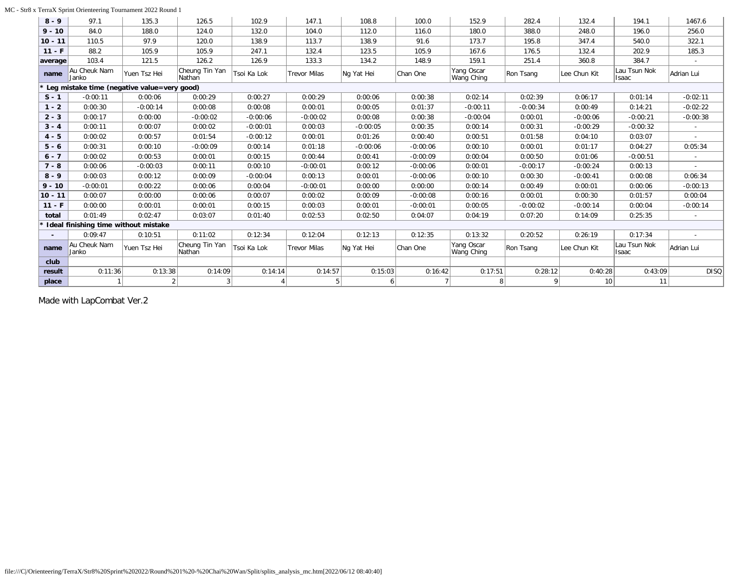| 8 - 9 | 97.1 | 135.3 | 126.5 | 102.9 | 147.1 | 108.8 | 100.0 | 152.9 | 282.4 | 132.4 | 194.1 | 1467.6 |
|---|---|---|---|---|---|---|---|---|---|---|---|---|
| 9 - 10 | 84.0 | 188.0 | 124.0 | 132.0 | 104.0 | 112.0 | 116.0 | 180.0 | 388.0 | 248.0 | 196.0 | 256.0 |
| 10 - 11 | 110.5 | 97.9 | 120.0 | 138.9 | 113.7 | 138.9 | 91.6 | 173.7 | 195.8 | 347.4 | 540.0 | 322.1 |
| 11 - F | 88.2 | 105.9 | 105.9 | 247.1 | 132.4 | 123.5 | 105.9 | 167.6 | 176.5 | 132.4 | 202.9 | 185.3 |
| average | 103.4 | 121.5 | 126.2 | 126.9 | 133.3 | 134.2 | 148.9 | 159.1 | 251.4 | 360.8 | 384.7 | - |
| name | Au Cheuk Nam Janko | Yuen Tsz Hei | Cheung Tin Yan Nathan | Tsoi Ka Lok | Trevor Milas | Ng Yat Hei | Chan One | Yang Oscar Wang Ching | Ron Tsang | Lee Chun Kit | Lau Tsun Nok Isaac | Adrian Lui |
| * Leg mistake time (negative value=very good) | | | | | | | | | | | | |
| S - 1 | -0:00:11 | 0:00:06 | 0:00:29 | 0:00:27 | 0:00:29 | 0:00:06 | 0:00:38 | 0:02:14 | 0:02:39 | 0:06:17 | 0:01:14 | -0:02:11 |
| 1 - 2 | 0:00:30 | -0:00:14 | 0:00:08 | 0:00:08 | 0:00:01 | 0:00:05 | 0:01:37 | -0:00:11 | -0:00:34 | 0:00:49 | 0:14:21 | -0:02:22 |
| 2 - 3 | 0:00:17 | 0:00:00 | -0:00:02 | -0:00:06 | -0:00:02 | 0:00:08 | 0:00:38 | -0:00:04 | 0:00:01 | -0:00:06 | -0:00:21 | -0:00:38 |
| 3 - 4 | 0:00:11 | 0:00:07 | 0:00:02 | -0:00:01 | 0:00:03 | -0:00:05 | 0:00:35 | 0:00:14 | 0:00:31 | -0:00:29 | -0:00:32 | - |
| 4 - 5 | 0:00:02 | 0:00:57 | 0:01:54 | -0:00:12 | 0:00:01 | 0:01:26 | 0:00:40 | 0:00:51 | 0:01:58 | 0:04:10 | 0:03:07 | - |
| 5 - 6 | 0:00:31 | 0:00:10 | -0:00:09 | 0:00:14 | 0:01:18 | -0:00:06 | -0:00:06 | 0:00:10 | 0:00:01 | 0:01:17 | 0:04:27 | 0:05:34 |
| 6 - 7 | 0:00:02 | 0:00:53 | 0:00:01 | 0:00:15 | 0:00:44 | 0:00:41 | -0:00:09 | 0:00:04 | 0:00:50 | 0:01:06 | -0:00:51 | - |
| 7 - 8 | 0:00:06 | -0:00:03 | 0:00:11 | 0:00:10 | -0:00:01 | 0:00:12 | -0:00:06 | 0:00:01 | -0:00:17 | -0:00:24 | 0:00:13 | - |
| 8 - 9 | 0:00:03 | 0:00:12 | 0:00:09 | -0:00:04 | 0:00:13 | 0:00:01 | -0:00:06 | 0:00:10 | 0:00:30 | -0:00:41 | 0:00:08 | 0:06:34 |
| 9 - 10 | -0:00:01 | 0:00:22 | 0:00:06 | 0:00:04 | -0:00:01 | 0:00:00 | 0:00:00 | 0:00:14 | 0:00:49 | 0:00:01 | 0:00:06 | -0:00:13 |
| 10 - 11 | 0:00:07 | 0:00:00 | 0:00:06 | 0:00:07 | 0:00:02 | 0:00:09 | -0:00:08 | 0:00:16 | 0:00:01 | 0:00:30 | 0:01:57 | 0:00:04 |
| 11 - F | 0:00:00 | 0:00:01 | 0:00:01 | 0:00:15 | 0:00:03 | 0:00:01 | -0:00:01 | 0:00:05 | -0:00:02 | -0:00:14 | 0:00:04 | -0:00:14 |
| total | 0:01:49 | 0:02:47 | 0:03:07 | 0:01:40 | 0:02:53 | 0:02:50 | 0:04:07 | 0:04:19 | 0:07:20 | 0:14:09 | 0:25:35 | - |
| * Ideal finishing time without mistake | | | | | | | | | | | | |
| - | 0:09:47 | 0:10:51 | 0:11:02 | 0:12:34 | 0:12:04 | 0:12:13 | 0:12:35 | 0:13:32 | 0:20:52 | 0:26:19 | 0:17:34 | - |
| name | Au Cheuk Nam Janko | Yuen Tsz Hei | Cheung Tin Yan Nathan | Tsoi Ka Lok | Trevor Milas | Ng Yat Hei | Chan One | Yang Oscar Wang Ching | Ron Tsang | Lee Chun Kit | Lau Tsun Nok Isaac | Adrian Lui |
| club | | | | | | | | | | | | |
| result | 0:11:36 | 0:13:38 | 0:14:09 | 0:14:14 | 0:14:57 | 0:15:03 | 0:16:42 | 0:17:51 | 0:28:12 | 0:40:28 | 0:43:09 | DISQ |
| place | 1 | 2 | 3 | 4 | 5 | 6 | 7 | 8 | 9 | 10 | 11 | |

Made with LapCombat Ver.2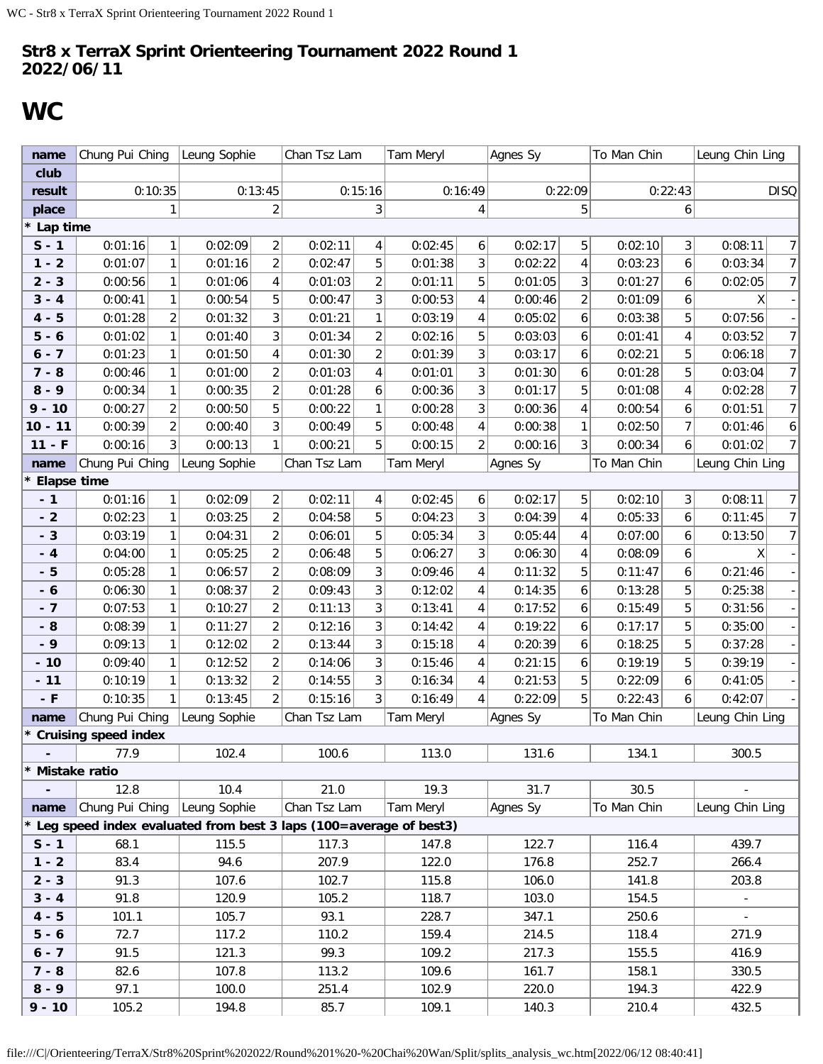# Str8 x TerraX Sprint Orienteering Tournament 2022 Round 1
2022/06/11

# WC

| name | Chung Pui Ching | | Leung Sophie | | Chan Tsz Lam | | Tam Meryl | | Agnes Sy | | To Man Chin | | Leung Chin Ling | |
|---|---|---|---|---|---|---|---|---|---|---|---|---|---|---|
| club | | | | | | | | | | | | | | |
| result | 0:10:35 | | 0:13:45 | | 0:15:16 | | 0:16:49 | | 0:22:09 | | 0:22:43 | | DISQ | |
| place | 1 | | 2 | | 3 | | 4 | | 5 | | 6 | | | |
| **\* Lap time** | | | | | | | | | | | | | | |
| S - 1 | 0:01:16 | 1 | 0:02:09 | 2 | 0:02:11 | 4 | 0:02:45 | 6 | 0:02:17 | 5 | 0:02:10 | 3 | 0:08:11 | 7 |
| 1 - 2 | 0:01:07 | 1 | 0:01:16 | 2 | 0:02:47 | 5 | 0:01:38 | 3 | 0:02:22 | 4 | 0:03:23 | 6 | 0:03:34 | 7 |
| 2 - 3 | 0:00:56 | 1 | 0:01:06 | 4 | 0:01:03 | 2 | 0:01:11 | 5 | 0:01:05 | 3 | 0:01:27 | 6 | 0:02:05 | 7 |
| 3 - 4 | 0:00:41 | 1 | 0:00:54 | 5 | 0:00:47 | 3 | 0:00:53 | 4 | 0:00:46 | 2 | 0:01:09 | 6 | X | - |
| 4 - 5 | 0:01:28 | 2 | 0:01:32 | 3 | 0:01:21 | 1 | 0:03:19 | 4 | 0:05:02 | 6 | 0:03:38 | 5 | 0:07:56 | - |
| 5 - 6 | 0:01:02 | 1 | 0:01:40 | 3 | 0:01:34 | 2 | 0:02:16 | 5 | 0:03:03 | 6 | 0:01:41 | 4 | 0:03:52 | 7 |
| 6 - 7 | 0:01:23 | 1 | 0:01:50 | 4 | 0:01:30 | 2 | 0:01:39 | 3 | 0:03:17 | 6 | 0:02:21 | 5 | 0:06:18 | 7 |
| 7 - 8 | 0:00:46 | 1 | 0:01:00 | 2 | 0:01:03 | 4 | 0:01:01 | 3 | 0:01:30 | 6 | 0:01:28 | 5 | 0:03:04 | 7 |
| 8 - 9 | 0:00:34 | 1 | 0:00:35 | 2 | 0:01:28 | 6 | 0:00:36 | 3 | 0:01:17 | 5 | 0:01:08 | 4 | 0:02:28 | 7 |
| 9 - 10 | 0:00:27 | 2 | 0:00:50 | 5 | 0:00:22 | 1 | 0:00:28 | 3 | 0:00:36 | 4 | 0:00:54 | 6 | 0:01:51 | 7 |
| 10 - 11 | 0:00:39 | 2 | 0:00:40 | 3 | 0:00:49 | 5 | 0:00:48 | 4 | 0:00:38 | 1 | 0:02:50 | 7 | 0:01:46 | 6 |
| 11 - F | 0:00:16 | 3 | 0:00:13 | 1 | 0:00:21 | 5 | 0:00:15 | 2 | 0:00:16 | 3 | 0:00:34 | 6 | 0:01:02 | 7 |
| name | Chung Pui Ching | | Leung Sophie | | Chan Tsz Lam | | Tam Meryl | | Agnes Sy | | To Man Chin | | Leung Chin Ling | |
| **\* Elapse time** | | | | | | | | | | | | | | |
| - 1 | 0:01:16 | 1 | 0:02:09 | 2 | 0:02:11 | 4 | 0:02:45 | 6 | 0:02:17 | 5 | 0:02:10 | 3 | 0:08:11 | 7 |
| - 2 | 0:02:23 | 1 | 0:03:25 | 2 | 0:04:58 | 5 | 0:04:23 | 3 | 0:04:39 | 4 | 0:05:33 | 6 | 0:11:45 | 7 |
| - 3 | 0:03:19 | 1 | 0:04:31 | 2 | 0:06:01 | 5 | 0:05:34 | 3 | 0:05:44 | 4 | 0:07:00 | 6 | 0:13:50 | 7 |
| - 4 | 0:04:00 | 1 | 0:05:25 | 2 | 0:06:48 | 5 | 0:06:27 | 3 | 0:06:30 | 4 | 0:08:09 | 6 | X | - |
| - 5 | 0:05:28 | 1 | 0:06:57 | 2 | 0:08:09 | 3 | 0:09:46 | 4 | 0:11:32 | 5 | 0:11:47 | 6 | 0:21:46 | - |
| - 6 | 0:06:30 | 1 | 0:08:37 | 2 | 0:09:43 | 3 | 0:12:02 | 4 | 0:14:35 | 6 | 0:13:28 | 5 | 0:25:38 | - |
| - 7 | 0:07:53 | 1 | 0:10:27 | 2 | 0:11:13 | 3 | 0:13:41 | 4 | 0:17:52 | 6 | 0:15:49 | 5 | 0:31:56 | - |
| - 8 | 0:08:39 | 1 | 0:11:27 | 2 | 0:12:16 | 3 | 0:14:42 | 4 | 0:19:22 | 6 | 0:17:17 | 5 | 0:35:00 | - |
| - 9 | 0:09:13 | 1 | 0:12:02 | 2 | 0:13:44 | 3 | 0:15:18 | 4 | 0:20:39 | 6 | 0:18:25 | 5 | 0:37:28 | - |
| - 10 | 0:09:40 | 1 | 0:12:52 | 2 | 0:14:06 | 3 | 0:15:46 | 4 | 0:21:15 | 6 | 0:19:19 | 5 | 0:39:19 | - |
| - 11 | 0:10:19 | 1 | 0:13:32 | 2 | 0:14:55 | 3 | 0:16:34 | 4 | 0:21:53 | 5 | 0:22:09 | 6 | 0:41:05 | - |
| - F | 0:10:35 | 1 | 0:13:45 | 2 | 0:15:16 | 3 | 0:16:49 | 4 | 0:22:09 | 5 | 0:22:43 | 6 | 0:42:07 | - |
| name | Chung Pui Ching | | Leung Sophie | | Chan Tsz Lam | | Tam Meryl | | Agnes Sy | | To Man Chin | | Leung Chin Ling | |
| **\* Cruising speed index** | | | | | | | | | | | | | | |
| - | 77.9 | | 102.4 | | 100.6 | | 113.0 | | 131.6 | | 134.1 | | 300.5 | |
| **\* Mistake ratio** | | | | | | | | | | | | | | |
| - | 12.8 | | 10.4 | | 21.0 | | 19.3 | | 31.7 | | 30.5 | | - | |
| name | Chung Pui Ching | | Leung Sophie | | Chan Tsz Lam | | Tam Meryl | | Agnes Sy | | To Man Chin | | Leung Chin Ling | |
| **\* Leg speed index evaluated from best 3 laps (100=average of best3)** | | | | | | | | | | | | | | |
| S - 1 | 68.1 | | 115.5 | | 117.3 | | 147.8 | | 122.7 | | 116.4 | | 439.7 | |
| 1 - 2 | 83.4 | | 94.6 | | 207.9 | | 122.0 | | 176.8 | | 252.7 | | 266.4 | |
| 2 - 3 | 91.3 | | 107.6 | | 102.7 | | 115.8 | | 106.0 | | 141.8 | | 203.8 | |
| 3 - 4 | 91.8 | | 120.9 | | 105.2 | | 118.7 | | 103.0 | | 154.5 | | - | |
| 4 - 5 | 101.1 | | 105.7 | | 93.1 | | 228.7 | | 347.1 | | 250.6 | | - | |
| 5 - 6 | 72.7 | | 117.2 | | 110.2 | | 159.4 | | 214.5 | | 118.4 | | 271.9 | |
| 6 - 7 | 91.5 | | 121.3 | | 99.3 | | 109.2 | | 217.3 | | 155.5 | | 416.9 | |
| 7 - 8 | 82.6 | | 107.8 | | 113.2 | | 109.6 | | 161.7 | | 158.1 | | 330.5 | |
| 8 - 9 | 97.1 | | 100.0 | | 251.4 | | 102.9 | | 220.0 | | 194.3 | | 422.9 | |
| 9 - 10 | 105.2 | | 194.8 | | 85.7 | | 109.1 | | 140.3 | | 210.4 | | 432.5 | |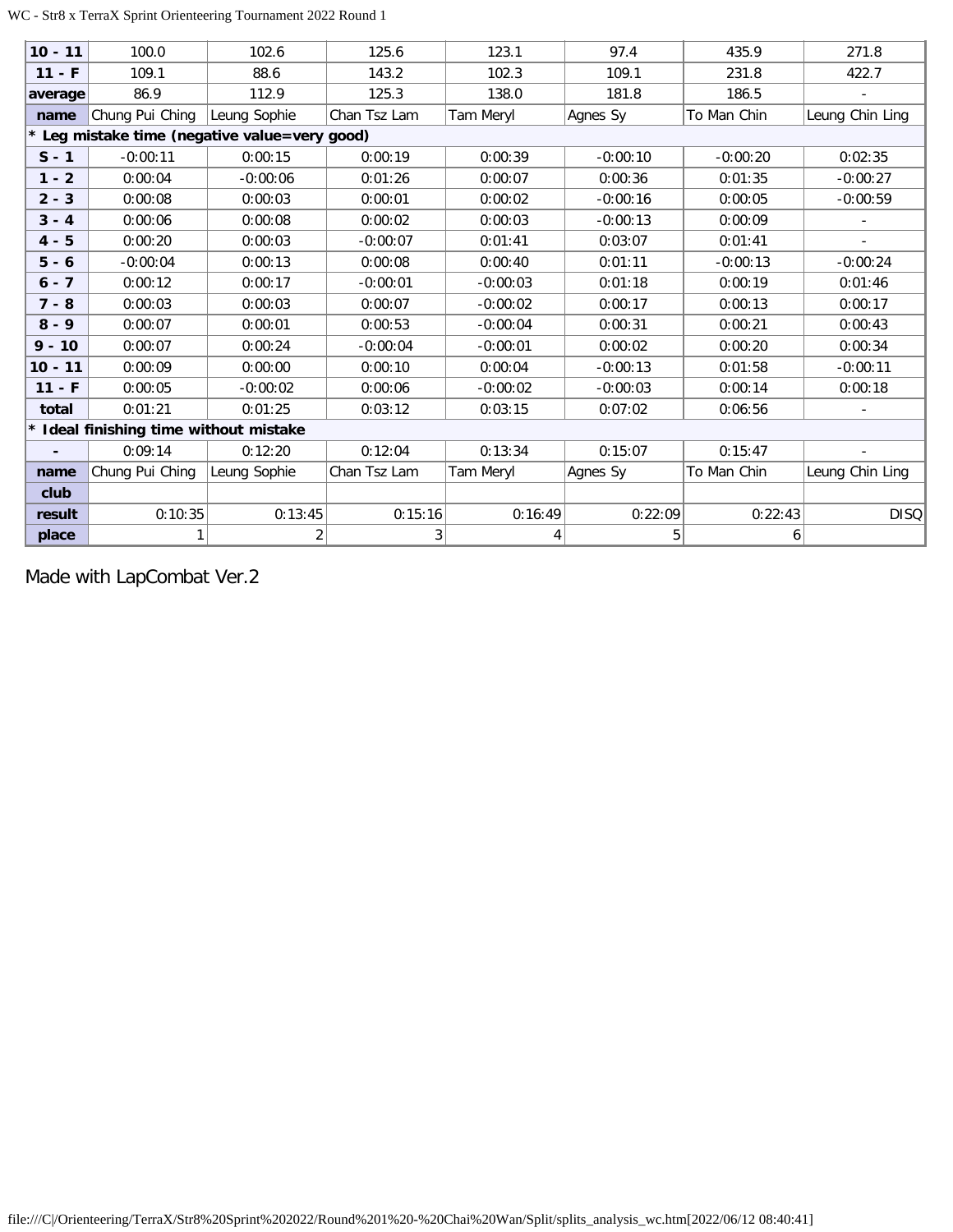| 10 - 11 | 100.0 | 102.6 | 125.6 | 123.1 | 97.4 | 435.9 | 271.8 |
|---|---|---|---|---|---|---|---|
| 11 - F | 109.1 | 88.6 | 143.2 | 102.3 | 109.1 | 231.8 | 422.7 |
| average | 86.9 | 112.9 | 125.3 | 138.0 | 181.8 | 186.5 | - |
| name | Chung Pui Ching | Leung Sophie | Chan Tsz Lam | Tam Meryl | Agnes Sy | To Man Chin | Leung Chin Ling |
| * Leg mistake time (negative value=very good) | | | | | | | |
| S - 1 | -0:00:11 | 0:00:15 | 0:00:19 | 0:00:39 | -0:00:10 | -0:00:20 | 0:02:35 |
| 1 - 2 | 0:00:04 | -0:00:06 | 0:01:26 | 0:00:07 | 0:00:36 | 0:01:35 | -0:00:27 |
| 2 - 3 | 0:00:08 | 0:00:03 | 0:00:01 | 0:00:02 | -0:00:16 | 0:00:05 | -0:00:59 |
| 3 - 4 | 0:00:06 | 0:00:08 | 0:00:02 | 0:00:03 | -0:00:13 | 0:00:09 | - |
| 4 - 5 | 0:00:20 | 0:00:03 | -0:00:07 | 0:01:41 | 0:03:07 | 0:01:41 | - |
| 5 - 6 | -0:00:04 | 0:00:13 | 0:00:08 | 0:00:40 | 0:01:11 | -0:00:13 | -0:00:24 |
| 6 - 7 | 0:00:12 | 0:00:17 | -0:00:01 | -0:00:03 | 0:01:18 | 0:00:19 | 0:01:46 |
| 7 - 8 | 0:00:03 | 0:00:03 | 0:00:07 | -0:00:02 | 0:00:17 | 0:00:13 | 0:00:17 |
| 8 - 9 | 0:00:07 | 0:00:01 | 0:00:53 | -0:00:04 | 0:00:31 | 0:00:21 | 0:00:43 |
| 9 - 10 | 0:00:07 | 0:00:24 | -0:00:04 | -0:00:01 | 0:00:02 | 0:00:20 | 0:00:34 |
| 10 - 11 | 0:00:09 | 0:00:00 | 0:00:10 | 0:00:04 | -0:00:13 | 0:01:58 | -0:00:11 |
| 11 - F | 0:00:05 | -0:00:02 | 0:00:06 | -0:00:02 | -0:00:03 | 0:00:14 | 0:00:18 |
| total | 0:01:21 | 0:01:25 | 0:03:12 | 0:03:15 | 0:07:02 | 0:06:56 | - |
| * Ideal finishing time without mistake | | | | | | | |
| - | 0:09:14 | 0:12:20 | 0:12:04 | 0:13:34 | 0:15:07 | 0:15:47 | - |
| name | Chung Pui Ching | Leung Sophie | Chan Tsz Lam | Tam Meryl | Agnes Sy | To Man Chin | Leung Chin Ling |
| club | | | | | | | |
| result | 0:10:35 | 0:13:45 | 0:15:16 | 0:16:49 | 0:22:09 | 0:22:43 | DISQ |
| place | 1 | 2 | 3 | 4 | 5 | 6 | |

Made with LapCombat Ver.2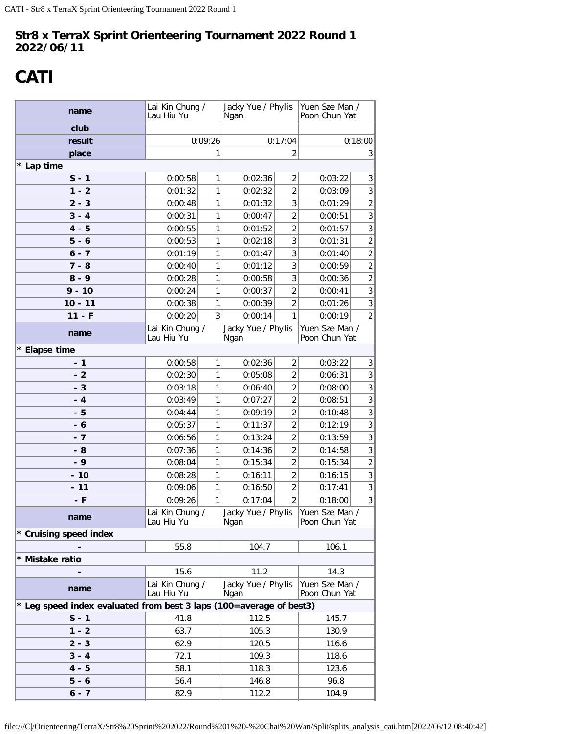**Str8 x TerraX Sprint Orienteering Tournament 2022 Round 1**
**2022/06/11**

# CATI

| name | Lai Kin Chung / Lau Hiu Yu | | Jacky Yue / Phyllis Ngan | | Yuen Sze Man / Poon Chun Yat | |
|---|---|---|---|---|---|---|
| club | | | | | | |
| result | 0:09:26 | | 0:17:04 | | 0:18:00 | |
| place | 1 | | 2 | | 3 | |
| * Lap time | | | | | | |
| S - 1 | 0:00:58 | 1 | 0:02:36 | 2 | 0:03:22 | 3 |
| 1 - 2 | 0:01:32 | 1 | 0:02:32 | 2 | 0:03:09 | 3 |
| 2 - 3 | 0:00:48 | 1 | 0:01:32 | 3 | 0:01:29 | 2 |
| 3 - 4 | 0:00:31 | 1 | 0:00:47 | 2 | 0:00:51 | 3 |
| 4 - 5 | 0:00:55 | 1 | 0:01:52 | 2 | 0:01:57 | 3 |
| 5 - 6 | 0:00:53 | 1 | 0:02:18 | 3 | 0:01:31 | 2 |
| 6 - 7 | 0:01:19 | 1 | 0:01:47 | 3 | 0:01:40 | 2 |
| 7 - 8 | 0:00:40 | 1 | 0:01:12 | 3 | 0:00:59 | 2 |
| 8 - 9 | 0:00:28 | 1 | 0:00:58 | 3 | 0:00:36 | 2 |
| 9 - 10 | 0:00:24 | 1 | 0:00:37 | 2 | 0:00:41 | 3 |
| 10 - 11 | 0:00:38 | 1 | 0:00:39 | 2 | 0:01:26 | 3 |
| 11 - F | 0:00:20 | 3 | 0:00:14 | 1 | 0:00:19 | 2 |
| name | Lai Kin Chung / Lau Hiu Yu | | Jacky Yue / Phyllis Ngan | | Yuen Sze Man / Poon Chun Yat | |
| * Elapse time | | | | | | |
| - 1 | 0:00:58 | 1 | 0:02:36 | 2 | 0:03:22 | 3 |
| - 2 | 0:02:30 | 1 | 0:05:08 | 2 | 0:06:31 | 3 |
| - 3 | 0:03:18 | 1 | 0:06:40 | 2 | 0:08:00 | 3 |
| - 4 | 0:03:49 | 1 | 0:07:27 | 2 | 0:08:51 | 3 |
| - 5 | 0:04:44 | 1 | 0:09:19 | 2 | 0:10:48 | 3 |
| - 6 | 0:05:37 | 1 | 0:11:37 | 2 | 0:12:19 | 3 |
| - 7 | 0:06:56 | 1 | 0:13:24 | 2 | 0:13:59 | 3 |
| - 8 | 0:07:36 | 1 | 0:14:36 | 2 | 0:14:58 | 3 |
| - 9 | 0:08:04 | 1 | 0:15:34 | 2 | 0:15:34 | 2 |
| - 10 | 0:08:28 | 1 | 0:16:11 | 2 | 0:16:15 | 3 |
| - 11 | 0:09:06 | 1 | 0:16:50 | 2 | 0:17:41 | 3 |
| - F | 0:09:26 | 1 | 0:17:04 | 2 | 0:18:00 | 3 |
| name | Lai Kin Chung / Lau Hiu Yu | | Jacky Yue / Phyllis Ngan | | Yuen Sze Man / Poon Chun Yat | |
| * Cruising speed index | | | | | | |
| - | 55.8 | | 104.7 | | 106.1 | |
| * Mistake ratio | | | | | | |
| - | 15.6 | | 11.2 | | 14.3 | |
| name | Lai Kin Chung / Lau Hiu Yu | | Jacky Yue / Phyllis Ngan | | Yuen Sze Man / Poon Chun Yat | |
| * Leg speed index evaluated from best 3 laps (100=average of best3) | | | | | | |
| S - 1 | 41.8 | | 112.5 | | 145.7 | |
| 1 - 2 | 63.7 | | 105.3 | | 130.9 | |
| 2 - 3 | 62.9 | | 120.5 | | 116.6 | |
| 3 - 4 | 72.1 | | 109.3 | | 118.6 | |
| 4 - 5 | 58.1 | | 118.3 | | 123.6 | |
| 5 - 6 | 56.4 | | 146.8 | | 96.8 | |
| 6 - 7 | 82.9 | | 112.2 | | 104.9 | |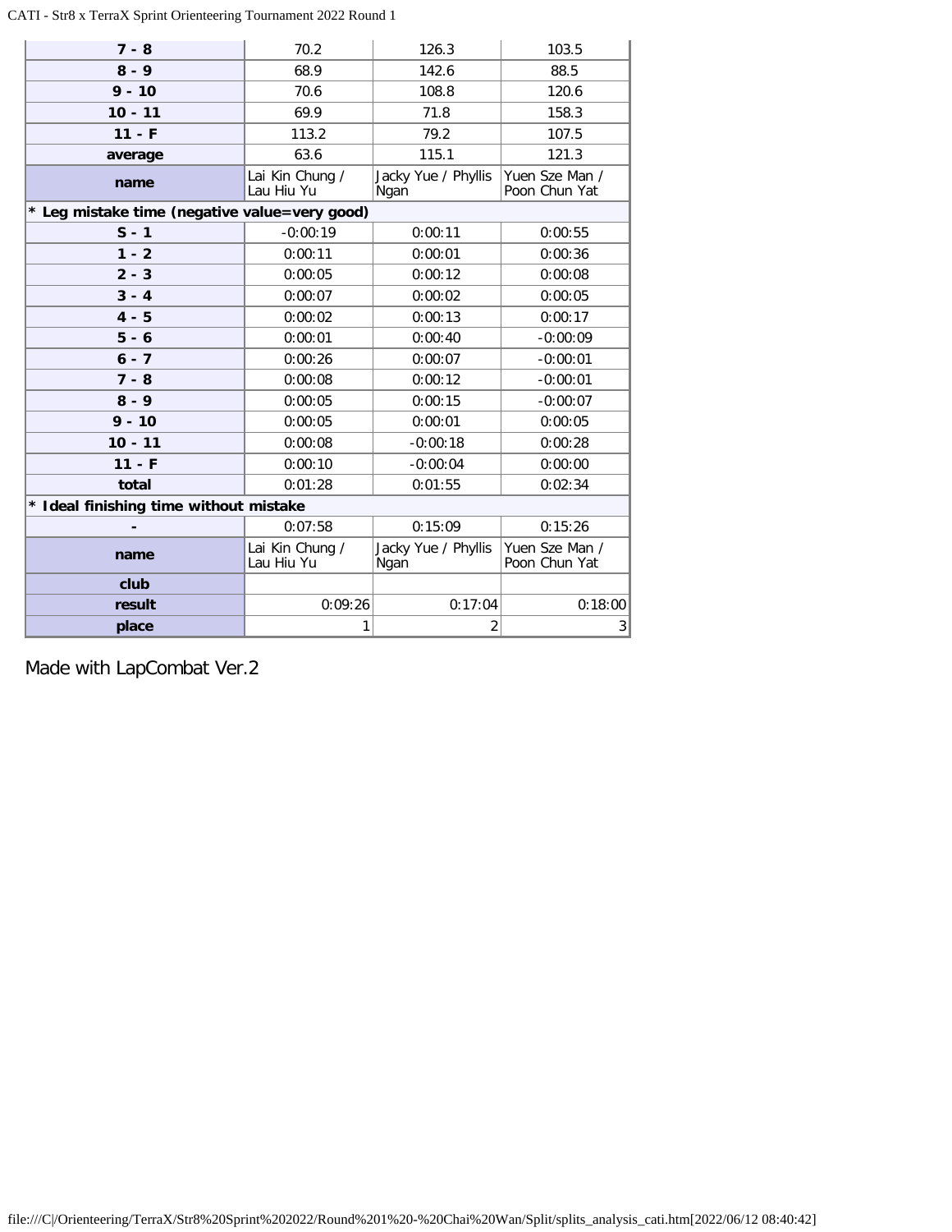| 7 - 8 | 70.2 | 126.3 | 103.5 |
|---|---|---|---|
| 8 - 9 | 68.9 | 142.6 | 88.5 |
| 9 - 10 | 70.6 | 108.8 | 120.6 |
| 10 - 11 | 69.9 | 71.8 | 158.3 |
| 11 - F | 113.2 | 79.2 | 107.5 |
| average | 63.6 | 115.1 | 121.3 |
| name | Lai Kin Chung / Lau Hiu Yu | Jacky Yue / Phyllis Ngan | Yuen Sze Man / Poon Chun Yat |
| * Leg mistake time (negative value=very good) | | | |
| S - 1 | -0:00:19 | 0:00:11 | 0:00:55 |
| 1 - 2 | 0:00:11 | 0:00:01 | 0:00:36 |
| 2 - 3 | 0:00:05 | 0:00:12 | 0:00:08 |
| 3 - 4 | 0:00:07 | 0:00:02 | 0:00:05 |
| 4 - 5 | 0:00:02 | 0:00:13 | 0:00:17 |
| 5 - 6 | 0:00:01 | 0:00:40 | -0:00:09 |
| 6 - 7 | 0:00:26 | 0:00:07 | -0:00:01 |
| 7 - 8 | 0:00:08 | 0:00:12 | -0:00:01 |
| 8 - 9 | 0:00:05 | 0:00:15 | -0:00:07 |
| 9 - 10 | 0:00:05 | 0:00:01 | 0:00:05 |
| 10 - 11 | 0:00:08 | -0:00:18 | 0:00:28 |
| 11 - F | 0:00:10 | -0:00:04 | 0:00:00 |
| total | 0:01:28 | 0:01:55 | 0:02:34 |
| * Ideal finishing time without mistake | | | |
| - | 0:07:58 | 0:15:09 | 0:15:26 |
| name | Lai Kin Chung / Lau Hiu Yu | Jacky Yue / Phyllis Ngan | Yuen Sze Man / Poon Chun Yat |
| club | | | |
| result | 0:09:26 | 0:17:04 | 0:18:00 |
| place | 1 | 2 | 3 |

Made with LapCombat Ver.2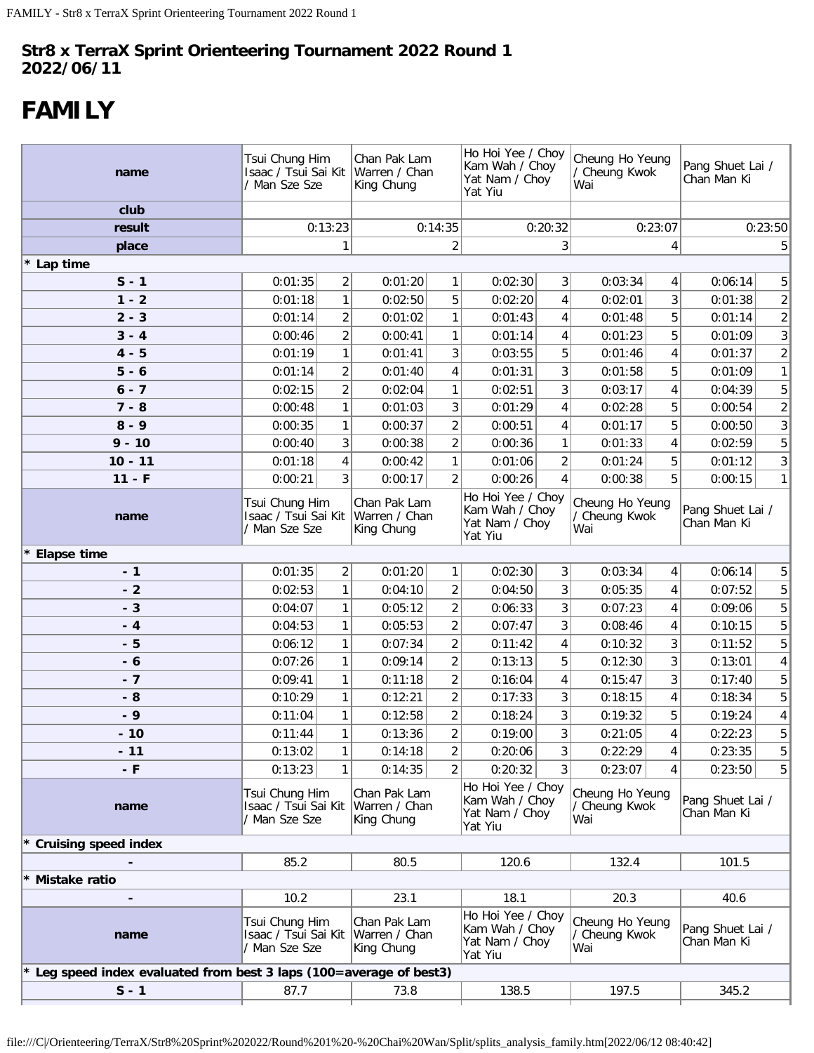**Str8 x TerraX Sprint Orienteering Tournament 2022 Round 1**
**2022/06/11**

# FAMILY

| name | Tsui Chung Him Isaac / Tsui Sai Kit / Man Sze Sze | | Chan Pak Lam Warren / Chan King Chung | | Ho Hoi Yee / Choy Kam Wah / Choy Yat Nam / Choy Yat Yiu | | Cheung Ho Yeung / Cheung Kwok Wai | | Pang Shuet Lai / Chan Man Ki | |
|---|---|---|---|---|---|---|---|---|---|---|
| club | | | | | | | | | | |
| result | 0:13:23 | | 0:14:35 | | 0:20:32 | | 0:23:07 | | 0:23:50 | |
| place | 1 | | 2 | | 3 | | 4 | | 5 | |
| * Lap time | | | | | | | | | | |
| S - 1 | 0:01:35 | 2 | 0:01:20 | 1 | 0:02:30 | 3 | 0:03:34 | 4 | 0:06:14 | 5 |
| 1 - 2 | 0:01:18 | 1 | 0:02:50 | 5 | 0:02:20 | 4 | 0:02:01 | 3 | 0:01:38 | 2 |
| 2 - 3 | 0:01:14 | 2 | 0:01:02 | 1 | 0:01:43 | 4 | 0:01:48 | 5 | 0:01:14 | 2 |
| 3 - 4 | 0:00:46 | 2 | 0:00:41 | 1 | 0:01:14 | 4 | 0:01:23 | 5 | 0:01:09 | 3 |
| 4 - 5 | 0:01:19 | 1 | 0:01:41 | 3 | 0:03:55 | 5 | 0:01:46 | 4 | 0:01:37 | 2 |
| 5 - 6 | 0:01:14 | 2 | 0:01:40 | 4 | 0:01:31 | 3 | 0:01:58 | 5 | 0:01:09 | 1 |
| 6 - 7 | 0:02:15 | 2 | 0:02:04 | 1 | 0:02:51 | 3 | 0:03:17 | 4 | 0:04:39 | 5 |
| 7 - 8 | 0:00:48 | 1 | 0:01:03 | 3 | 0:01:29 | 4 | 0:02:28 | 5 | 0:00:54 | 2 |
| 8 - 9 | 0:00:35 | 1 | 0:00:37 | 2 | 0:00:51 | 4 | 0:01:17 | 5 | 0:00:50 | 3 |
| 9 - 10 | 0:00:40 | 3 | 0:00:38 | 2 | 0:00:36 | 1 | 0:01:33 | 4 | 0:02:59 | 5 |
| 10 - 11 | 0:01:18 | 4 | 0:00:42 | 1 | 0:01:06 | 2 | 0:01:24 | 5 | 0:01:12 | 3 |
| 11 - F | 0:00:21 | 3 | 0:00:17 | 2 | 0:00:26 | 4 | 0:00:38 | 5 | 0:00:15 | 1 |
| name | Tsui Chung Him Isaac / Tsui Sai Kit / Man Sze Sze | | Chan Pak Lam Warren / Chan King Chung | | Ho Hoi Yee / Choy Kam Wah / Choy Yat Nam / Choy Yat Yiu | | Cheung Ho Yeung / Cheung Kwok Wai | | Pang Shuet Lai / Chan Man Ki | |
| * Elapse time | | | | | | | | | | |
| - 1 | 0:01:35 | 2 | 0:01:20 | 1 | 0:02:30 | 3 | 0:03:34 | 4 | 0:06:14 | 5 |
| - 2 | 0:02:53 | 1 | 0:04:10 | 2 | 0:04:50 | 3 | 0:05:35 | 4 | 0:07:52 | 5 |
| - 3 | 0:04:07 | 1 | 0:05:12 | 2 | 0:06:33 | 3 | 0:07:23 | 4 | 0:09:06 | 5 |
| - 4 | 0:04:53 | 1 | 0:05:53 | 2 | 0:07:47 | 3 | 0:08:46 | 4 | 0:10:15 | 5 |
| - 5 | 0:06:12 | 1 | 0:07:34 | 2 | 0:11:42 | 4 | 0:10:32 | 3 | 0:11:52 | 5 |
| - 6 | 0:07:26 | 1 | 0:09:14 | 2 | 0:13:13 | 5 | 0:12:30 | 3 | 0:13:01 | 4 |
| - 7 | 0:09:41 | 1 | 0:11:18 | 2 | 0:16:04 | 4 | 0:15:47 | 3 | 0:17:40 | 5 |
| - 8 | 0:10:29 | 1 | 0:12:21 | 2 | 0:17:33 | 3 | 0:18:15 | 4 | 0:18:34 | 5 |
| - 9 | 0:11:04 | 1 | 0:12:58 | 2 | 0:18:24 | 3 | 0:19:32 | 5 | 0:19:24 | 4 |
| - 10 | 0:11:44 | 1 | 0:13:36 | 2 | 0:19:00 | 3 | 0:21:05 | 4 | 0:22:23 | 5 |
| - 11 | 0:13:02 | 1 | 0:14:18 | 2 | 0:20:06 | 3 | 0:22:29 | 4 | 0:23:35 | 5 |
| - F | 0:13:23 | 1 | 0:14:35 | 2 | 0:20:32 | 3 | 0:23:07 | 4 | 0:23:50 | 5 |
| name | Tsui Chung Him Isaac / Tsui Sai Kit / Man Sze Sze | | Chan Pak Lam Warren / Chan King Chung | | Ho Hoi Yee / Choy Kam Wah / Choy Yat Nam / Choy Yat Yiu | | Cheung Ho Yeung / Cheung Kwok Wai | | Pang Shuet Lai / Chan Man Ki | |
| * Cruising speed index | | | | | | | | | | |
| - | 85.2 | | 80.5 | | 120.6 | | 132.4 | | 101.5 | |
| * Mistake ratio | | | | | | | | | | |
| - | 10.2 | | 23.1 | | 18.1 | | 20.3 | | 40.6 | |
| name | Tsui Chung Him Isaac / Tsui Sai Kit / Man Sze Sze | | Chan Pak Lam Warren / Chan King Chung | | Ho Hoi Yee / Choy Kam Wah / Choy Yat Nam / Choy Yat Yiu | | Cheung Ho Yeung / Cheung Kwok Wai | | Pang Shuet Lai / Chan Man Ki | |
| * Leg speed index evaluated from best 3 laps (100=average of best3) | | | | | | | | | | |
| S - 1 | 87.7 | | 73.8 | | 138.5 | | 197.5 | | 345.2 | |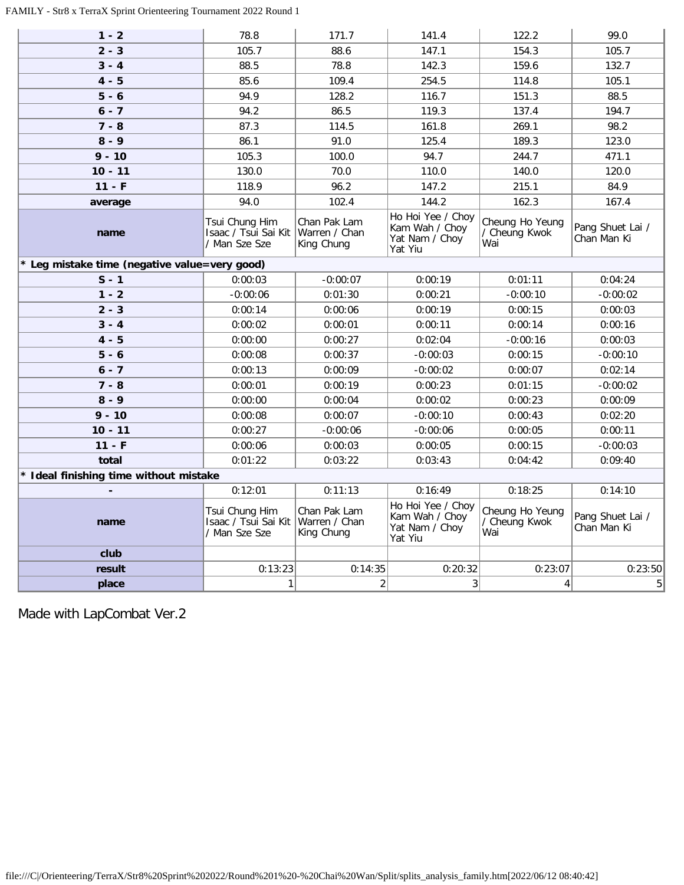| | | | | | |
|---|---|---|---|---|---|
| **1 - 2** | 78.8 | 171.7 | 141.4 | 122.2 | 99.0 |
| **2 - 3** | 105.7 | 88.6 | 147.1 | 154.3 | 105.7 |
| **3 - 4** | 88.5 | 78.8 | 142.3 | 159.6 | 132.7 |
| **4 - 5** | 85.6 | 109.4 | 254.5 | 114.8 | 105.1 |
| **5 - 6** | 94.9 | 128.2 | 116.7 | 151.3 | 88.5 |
| **6 - 7** | 94.2 | 86.5 | 119.3 | 137.4 | 194.7 |
| **7 - 8** | 87.3 | 114.5 | 161.8 | 269.1 | 98.2 |
| **8 - 9** | 86.1 | 91.0 | 125.4 | 189.3 | 123.0 |
| **9 - 10** | 105.3 | 100.0 | 94.7 | 244.7 | 471.1 |
| **10 - 11** | 130.0 | 70.0 | 110.0 | 140.0 | 120.0 |
| **11 - F** | 118.9 | 96.2 | 147.2 | 215.1 | 84.9 |
| **average** | 94.0 | 102.4 | 144.2 | 162.3 | 167.4 |
| **name** | Tsui Chung Him Isaac / Tsui Sai Kit / Man Sze Sze | Chan Pak Lam Warren / Chan King Chung | Ho Hoi Yee / Choy Kam Wah / Choy Yat Nam / Choy Yat Yiu | Cheung Ho Yeung / Cheung Kwok Wai | Pang Shuet Lai / Chan Man Ki |
| **\* Leg mistake time (negative value=very good)** | | | | | |
| **S - 1** | 0:00:03 | -0:00:07 | 0:00:19 | 0:01:11 | 0:04:24 |
| **1 - 2** | -0:00:06 | 0:01:30 | 0:00:21 | -0:00:10 | -0:00:02 |
| **2 - 3** | 0:00:14 | 0:00:06 | 0:00:19 | 0:00:15 | 0:00:03 |
| **3 - 4** | 0:00:02 | 0:00:01 | 0:00:11 | 0:00:14 | 0:00:16 |
| **4 - 5** | 0:00:00 | 0:00:27 | 0:02:04 | -0:00:16 | 0:00:03 |
| **5 - 6** | 0:00:08 | 0:00:37 | -0:00:03 | 0:00:15 | -0:00:10 |
| **6 - 7** | 0:00:13 | 0:00:09 | -0:00:02 | 0:00:07 | 0:02:14 |
| **7 - 8** | 0:00:01 | 0:00:19 | 0:00:23 | 0:01:15 | -0:00:02 |
| **8 - 9** | 0:00:00 | 0:00:04 | 0:00:02 | 0:00:23 | 0:00:09 |
| **9 - 10** | 0:00:08 | 0:00:07 | -0:00:10 | 0:00:43 | 0:02:20 |
| **10 - 11** | 0:00:27 | -0:00:06 | -0:00:06 | 0:00:05 | 0:00:11 |
| **11 - F** | 0:00:06 | 0:00:03 | 0:00:05 | 0:00:15 | -0:00:03 |
| **total** | 0:01:22 | 0:03:22 | 0:03:43 | 0:04:42 | 0:09:40 |
| **\* Ideal finishing time without mistake** | | | | | |
| **-** | 0:12:01 | 0:11:13 | 0:16:49 | 0:18:25 | 0:14:10 |
| **name** | Tsui Chung Him Isaac / Tsui Sai Kit / Man Sze Sze | Chan Pak Lam Warren / Chan King Chung | Ho Hoi Yee / Choy Kam Wah / Choy Yat Nam / Choy Yat Yiu | Cheung Ho Yeung / Cheung Kwok Wai | Pang Shuet Lai / Chan Man Ki |
| **club** | | | | | |
| **result** | 0:13:23 | 0:14:35 | 0:20:32 | 0:23:07 | 0:23:50 |
| **place** | 1 | 2 | 3 | 4 | 5 |

Made with LapCombat Ver.2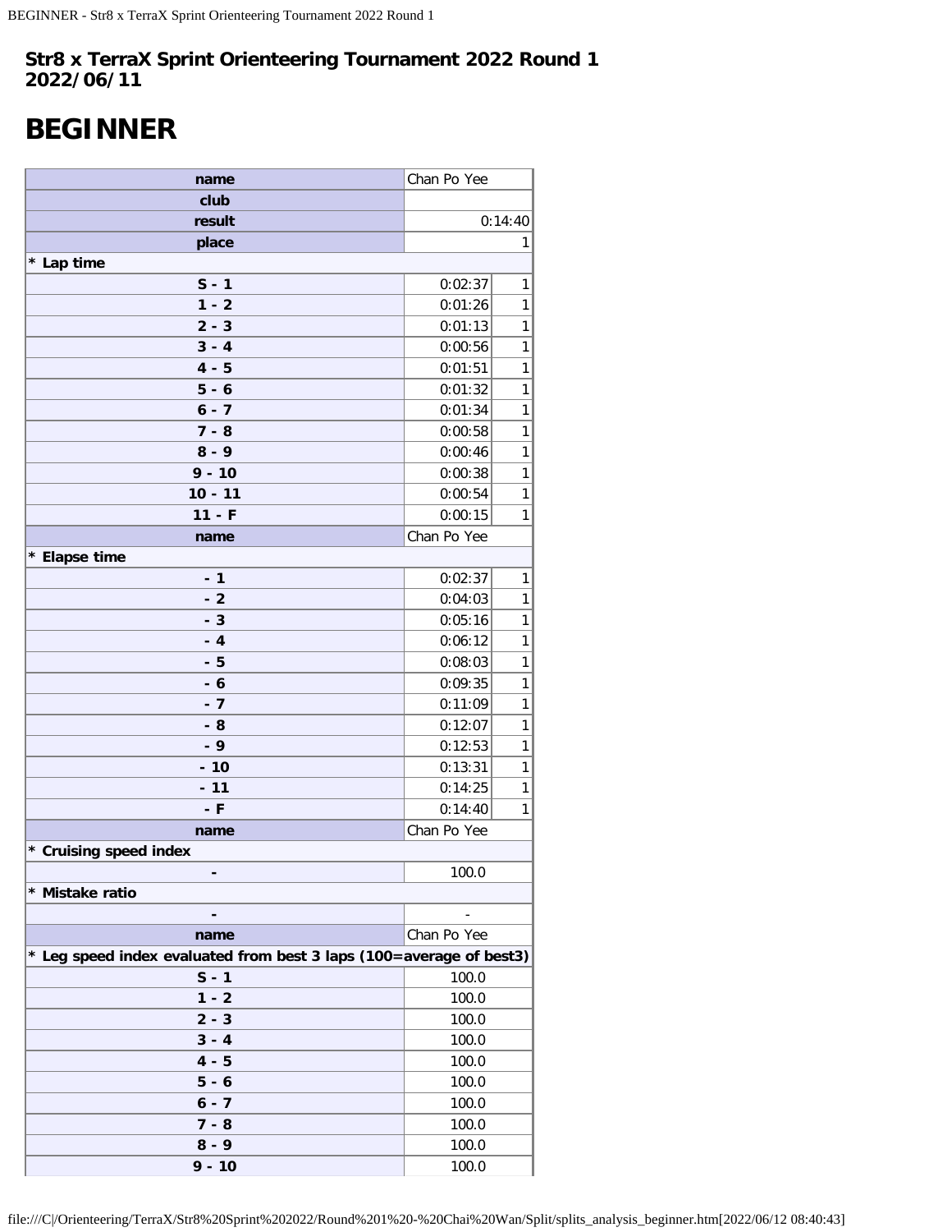**Str8 x TerraX Sprint Orienteering Tournament 2022 Round 1**
**2022/06/11**

# BEGINNER

| name | Chan Po Yee | |
|---|---|---|
| club | | |
| result | 0:14:40 | |
| place | 1 | |
| * Lap time | | |
| S - 1 | 0:02:37 | 1 |
| 1 - 2 | 0:01:26 | 1 |
| 2 - 3 | 0:01:13 | 1 |
| 3 - 4 | 0:00:56 | 1 |
| 4 - 5 | 0:01:51 | 1 |
| 5 - 6 | 0:01:32 | 1 |
| 6 - 7 | 0:01:34 | 1 |
| 7 - 8 | 0:00:58 | 1 |
| 8 - 9 | 0:00:46 | 1 |
| 9 - 10 | 0:00:38 | 1 |
| 10 - 11 | 0:00:54 | 1 |
| 11 - F | 0:00:15 | 1 |
| name | Chan Po Yee | |
| * Elapse time | | |
| - 1 | 0:02:37 | 1 |
| - 2 | 0:04:03 | 1 |
| - 3 | 0:05:16 | 1 |
| - 4 | 0:06:12 | 1 |
| - 5 | 0:08:03 | 1 |
| - 6 | 0:09:35 | 1 |
| - 7 | 0:11:09 | 1 |
| - 8 | 0:12:07 | 1 |
| - 9 | 0:12:53 | 1 |
| - 10 | 0:13:31 | 1 |
| - 11 | 0:14:25 | 1 |
| - F | 0:14:40 | 1 |
| name | Chan Po Yee | |
| * Cruising speed index | | |
| - | 100.0 | |
| * Mistake ratio | | |
| - | - | |
| name | Chan Po Yee | |
| * Leg speed index evaluated from best 3 laps (100=average of best3) | | |
| S - 1 | 100.0 | |
| 1 - 2 | 100.0 | |
| 2 - 3 | 100.0 | |
| 3 - 4 | 100.0 | |
| 4 - 5 | 100.0 | |
| 5 - 6 | 100.0 | |
| 6 - 7 | 100.0 | |
| 7 - 8 | 100.0 | |
| 8 - 9 | 100.0 | |
| 9 - 10 | 100.0 | |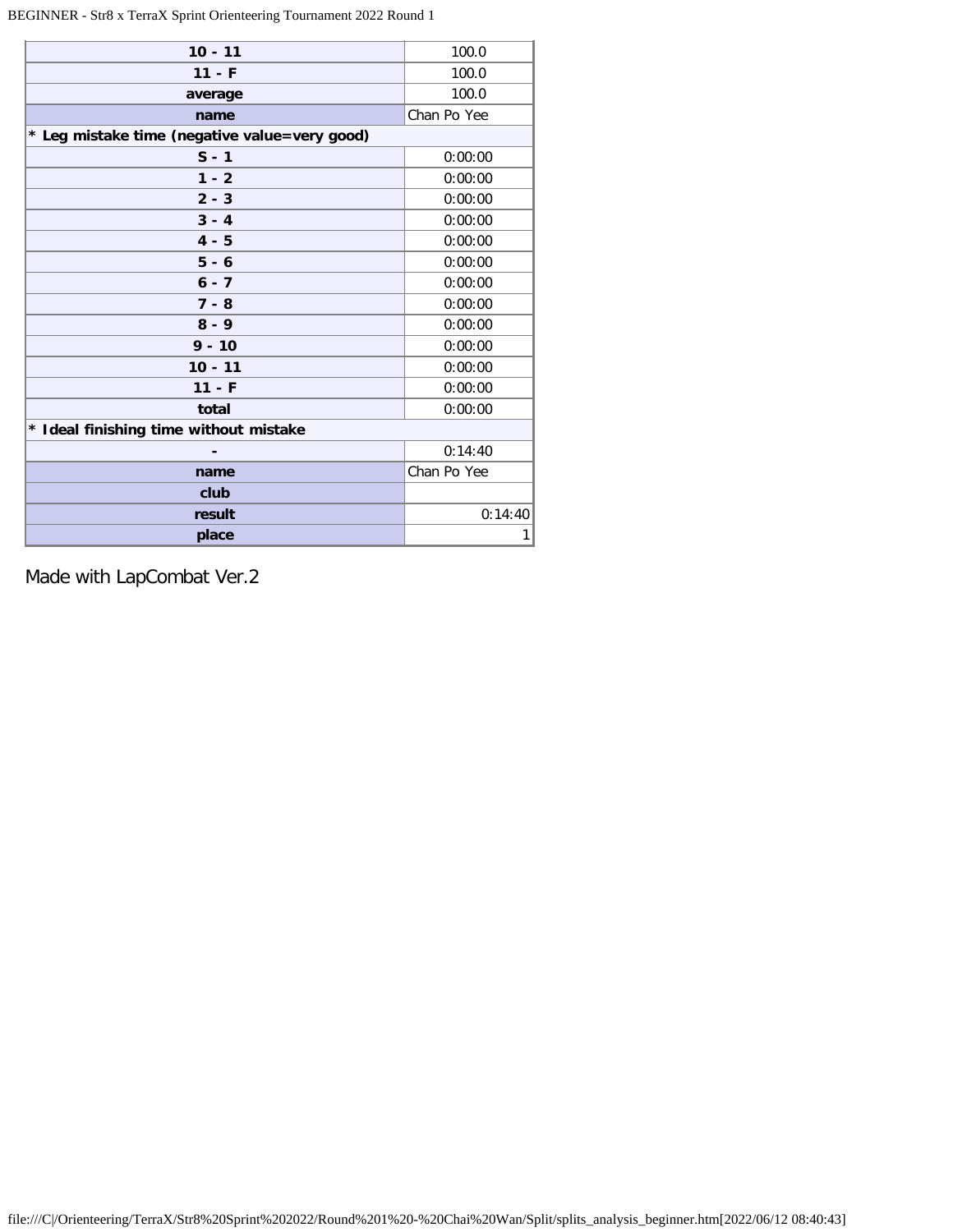| | |
|---|---|
| **10 - 11** | 100.0 |
| **11 - F** | 100.0 |
| **average** | 100.0 |
| **name** | Chan Po Yee |
| **\* Leg mistake time (negative value=very good)** | |
| **S - 1** | 0:00:00 |
| **1 - 2** | 0:00:00 |
| **2 - 3** | 0:00:00 |
| **3 - 4** | 0:00:00 |
| **4 - 5** | 0:00:00 |
| **5 - 6** | 0:00:00 |
| **6 - 7** | 0:00:00 |
| **7 - 8** | 0:00:00 |
| **8 - 9** | 0:00:00 |
| **9 - 10** | 0:00:00 |
| **10 - 11** | 0:00:00 |
| **11 - F** | 0:00:00 |
| **total** | 0:00:00 |
| **\* Ideal finishing time without mistake** | |
| **-** | 0:14:40 |
| **name** | Chan Po Yee |
| **club** | |
| **result** | 0:14:40 |
| **place** | 1 |

Made with LapCombat Ver.2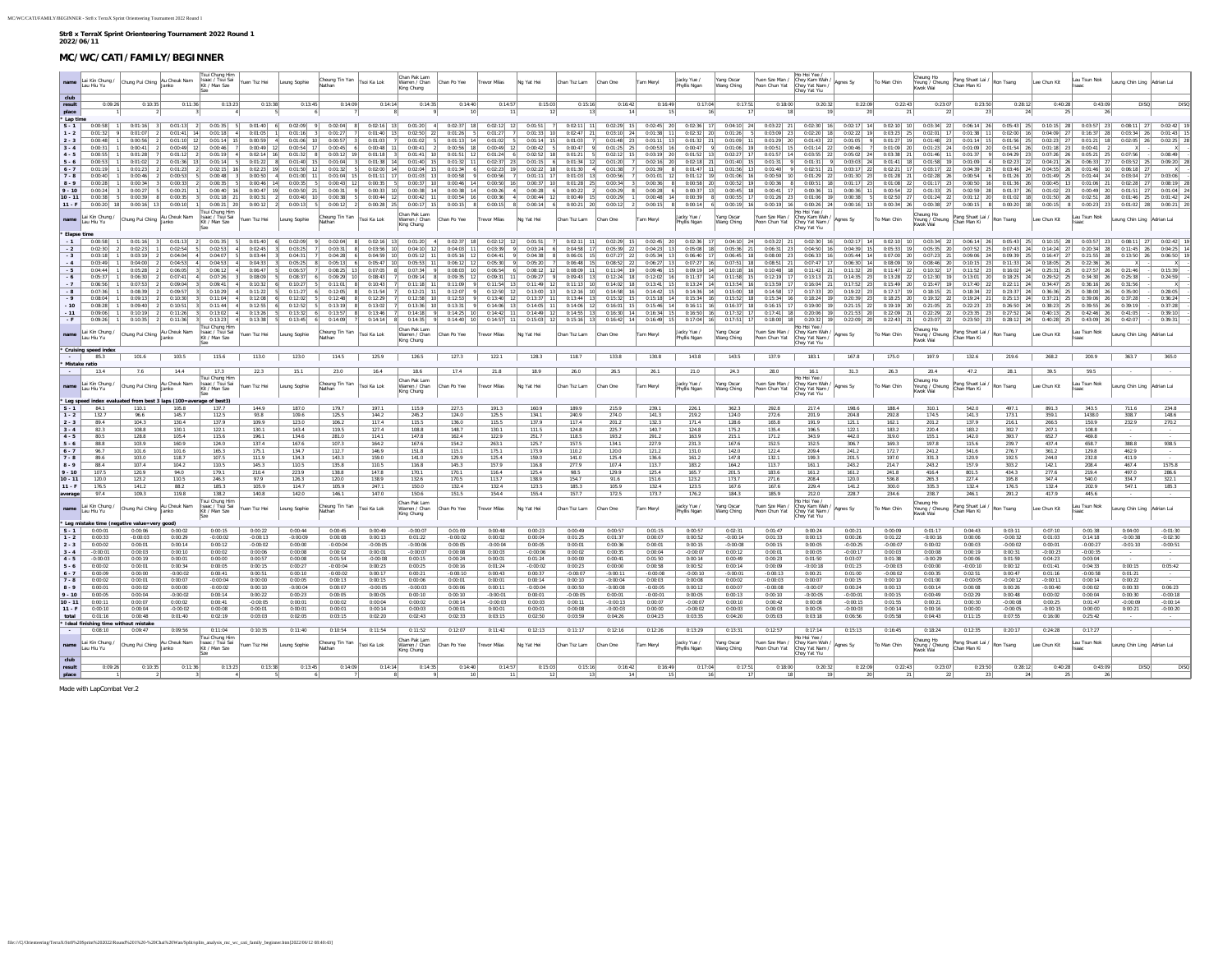**Str8 x TerraX Sprint Orienteering Tournament 2022 Round 1**
**2022/06/11**

## MC/WC/CATI/FAMILY/BEGINNER

| name | result | place | Cruising speed index | Mistake ratio | Ideal finishing time | Total time loss |
|---|---|---|---|---|---|---|
| Lai Kin Chung / Lau Hiu Yu | 0:09:26 | 1 | 85.3 | 13.4 | 0:08:10 | 0:01:16 |
| Chung Pui Ching | 0:10:35 | 2 | 101.6 | 7.6 | 0:09:47 | 0:00:48 |
| Au Cheuk Nam Janko | 0:11:36 | 3 | 103.5 | 14.4 | 0:09:56 | 0:01:40 |
| Tsui Chung Him Isaac / Tsui Sai Kit / Man Sze Sze | 0:13:23 | 4 | 115.6 | 17.3 | 0:11:04 | 0:02:19 |
| Yuen Tsz Hei | 0:13:38 | 5 | 113.0 | 22.3 | 0:10:35 | 0:03:03 |
| Leung Sophie | 0:13:45 | 6 | 123.0 | 15.1 | 0:11:40 | 0:02:05 |
| Cheung Tin Yan Nathan | 0:14:09 | 7 | 114.5 | 23.0 | 0:10:54 | 0:03:15 |
| Tsoi Ka Lok | 0:14:14 | 8 | 125.9 | 16.4 | 0:11:54 | 0:02:20 |
| Chan Pak Lam Warren / Chan King Chung | 0:14:35 | 9 | 126.5 | 18.6 | 0:11:52 | 0:02:43 |
| Chan Po Yee | 0:14:40 | 10 | 127.3 | 17.4 | 0:12:07 | 0:02:33 |
| Trevor Milas | 0:14:57 | 11 | 122.1 | 21.8 | 0:11:42 | 0:03:15 |
| Ng Yat Hei | 0:15:03 | 12 | 128.3 | 18.9 | 0:12:13 | 0:02:50 |
| Chan Tsz Lam | 0:15:16 | 13 | 118.7 | 26.0 | 0:11:17 | 0:03:59 |
| Chan One | 0:16:42 | 14 | 133.8 | 26.5 | 0:12:16 | 0:04:26 |
| Tam Meryl | 0:16:49 | 15 | 130.8 | 26.1 | 0:12:26 | 0:04:23 |
| Jacky Yue / Phyllis Ngan | 0:17:04 | 16 | 143.8 | 21.0 | 0:13:29 | 0:03:35 |
| Yang Oscar Wang Ching | 0:17:51 | 17 | 143.5 | 24.3 | 0:13:31 | 0:04:20 |
| Yuen Sze Man / Poon Chun Yat | 0:18:00 | 18 | 137.9 | 28.0 | 0:12:57 | 0:05:03 |
| Ho Hoi Yee / Choy Kam Wah / Choy Yat Yan / Choy Yat Yiu | 0:20:32 | 19 | 183.1 | 16.1 | 0:17:14 | 0:03:18 |
| Agnes Sy | 0:22:09 | 20 | 167.8 | 31.3 | 0:15:13 | 0:06:56 |
| To Man Chin | 0:22:43 | 21 | 175.0 | 26.3 | 0:16:45 | 0:05:58 |
| Cheung Ho Yeung / Cheung Kwok Wai | 0:23:07 | 22 | 197.9 | 20.4 | 0:18:24 | 0:04:43 |
| Pang Shuet Lai / Chan Man Ki | 0:23:50 | 23 | 132.6 | 47.2 | 0:12:35 | 0:11:15 |
| Ron Tsang | 0:28:12 | 24 | 219.6 | 28.1 | 0:20:17 | 0:07:55 |
| Lee Chun Kit | 0:40:28 | 25 | 268.2 | 39.5 | 0:24:28 | 0:16:00 |
| Lau Tsun Nok Isaac | 0:43:09 | 26 | 200.9 | 59.5 | 0:17:27 | 0:25:42 |
| Leung Chin Ling | DISQ | | 363.7 | - | - | - |
| Adrian Lui | DISQ | | 365.0 | - | - | - |

Made with LapCombat V2